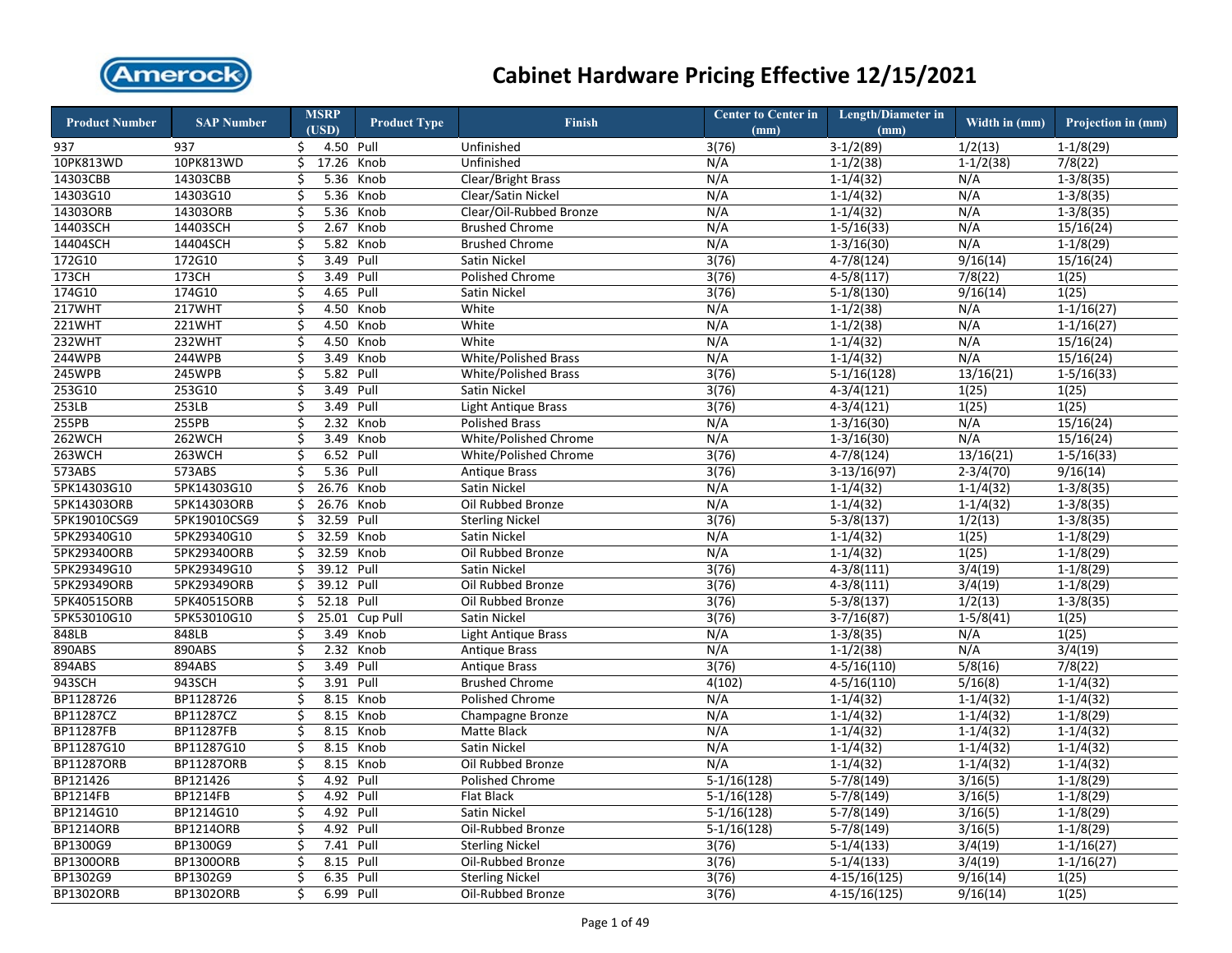# Cabinet Hardware Pricing Effective 12/15/2021

| Product Number | SAP Number | MSRP (USD) | Product Type | Finish | Center to Center in (mm) | Length/Diameter in (mm) | Width in (mm) | Projection in (mm) |
|---|---|---|---|---|---|---|---|---|
| 937 | 937 | $ 4.50 | Pull | Unfinished | 3(76) | 3-1/2(89) | 1/2(13) | 1-1/8(29) |
| 10PK813WD | 10PK813WD | $ 17.26 | Knob | Unfinished | N/A | 1-1/2(38) | 1-1/2(38) | 7/8(22) |
| 14303CBB | 14303CBB | $ 5.36 | Knob | Clear/Bright Brass | N/A | 1-1/4(32) | N/A | 1-3/8(35) |
| 14303G10 | 14303G10 | $ 5.36 | Knob | Clear/Satin Nickel | N/A | 1-1/4(32) | N/A | 1-3/8(35) |
| 14303ORB | 14303ORB | $ 5.36 | Knob | Clear/Oil-Rubbed Bronze | N/A | 1-1/4(32) | N/A | 1-3/8(35) |
| 14403SCH | 14403SCH | $ 2.67 | Knob | Brushed Chrome | N/A | 1-5/16(33) | N/A | 15/16(24) |
| 14404SCH | 14404SCH | $ 5.82 | Knob | Brushed Chrome | N/A | 1-3/16(30) | N/A | 1-1/8(29) |
| 172G10 | 172G10 | $ 3.49 | Pull | Satin Nickel | 3(76) | 4-7/8(124) | 9/16(14) | 15/16(24) |
| 173CH | 173CH | $ 3.49 | Pull | Polished Chrome | 3(76) | 4-5/8(117) | 7/8(22) | 1(25) |
| 174G10 | 174G10 | $ 4.65 | Pull | Satin Nickel | 3(76) | 5-1/8(130) | 9/16(14) | 1(25) |
| 217WHT | 217WHT | $ 4.50 | Knob | White | N/A | 1-1/2(38) | N/A | 1-1/16(27) |
| 221WHT | 221WHT | $ 4.50 | Knob | White | N/A | 1-1/2(38) | N/A | 1-1/16(27) |
| 232WHT | 232WHT | $ 4.50 | Knob | White | N/A | 1-1/4(32) | N/A | 15/16(24) |
| 244WPB | 244WPB | $ 3.49 | Knob | White/Polished Brass | N/A | 1-1/4(32) | N/A | 15/16(24) |
| 245WPB | 245WPB | $ 5.82 | Pull | White/Polished Brass | 3(76) | 5-1/16(128) | 13/16(21) | 1-5/16(33) |
| 253G10 | 253G10 | $ 3.49 | Pull | Satin Nickel | 3(76) | 4-3/4(121) | 1(25) | 1(25) |
| 253LB | 253LB | $ 3.49 | Pull | Light Antique Brass | 3(76) | 4-3/4(121) | 1(25) | 1(25) |
| 255PB | 255PB | $ 2.32 | Knob | Polished Brass | N/A | 1-3/16(30) | N/A | 15/16(24) |
| 262WCH | 262WCH | $ 3.49 | Knob | White/Polished Chrome | N/A | 1-3/16(30) | N/A | 15/16(24) |
| 263WCH | 263WCH | $ 6.52 | Pull | White/Polished Chrome | 3(76) | 4-7/8(124) | 13/16(21) | 1-5/16(33) |
| 573ABS | 573ABS | $ 5.36 | Pull | Antique Brass | 3(76) | 3-13/16(97) | 2-3/4(70) | 9/16(14) |
| 5PK14303G10 | 5PK14303G10 | $ 26.76 | Knob | Satin Nickel | N/A | 1-1/4(32) | 1-1/4(32) | 1-3/8(35) |
| 5PK14303ORB | 5PK14303ORB | $ 26.76 | Knob | Oil Rubbed Bronze | N/A | 1-1/4(32) | 1-1/4(32) | 1-3/8(35) |
| 5PK19010CSG9 | 5PK19010CSG9 | $ 32.59 | Pull | Sterling Nickel | 3(76) | 5-3/8(137) | 1/2(13) | 1-3/8(35) |
| 5PK29340G10 | 5PK29340G10 | $ 32.59 | Knob | Satin Nickel | N/A | 1-1/4(32) | 1(25) | 1-1/8(29) |
| 5PK29340ORB | 5PK29340ORB | $ 32.59 | Knob | Oil Rubbed Bronze | N/A | 1-1/4(32) | 1(25) | 1-1/8(29) |
| 5PK29349G10 | 5PK29349G10 | $ 39.12 | Pull | Satin Nickel | 3(76) | 4-3/8(111) | 3/4(19) | 1-1/8(29) |
| 5PK29349ORB | 5PK29349ORB | $ 39.12 | Pull | Oil Rubbed Bronze | 3(76) | 4-3/8(111) | 3/4(19) | 1-1/8(29) |
| 5PK40515ORB | 5PK40515ORB | $ 52.18 | Pull | Oil Rubbed Bronze | 3(76) | 5-3/8(137) | 1/2(13) | 1-3/8(35) |
| 5PK53010G10 | 5PK53010G10 | $ 25.01 | Cup Pull | Satin Nickel | 3(76) | 3-7/16(87) | 1-5/8(41) | 1(25) |
| 848LB | 848LB | $ 3.49 | Knob | Light Antique Brass | N/A | 1-3/8(35) | N/A | 1(25) |
| 890ABS | 890ABS | $ 2.32 | Knob | Antique Brass | N/A | 1-1/2(38) | N/A | 3/4(19) |
| 894ABS | 894ABS | $ 3.49 | Pull | Antique Brass | 3(76) | 4-5/16(110) | 5/8(16) | 7/8(22) |
| 943SCH | 943SCH | $ 3.91 | Pull | Brushed Chrome | 4(102) | 4-5/16(110) | 5/16(8) | 1-1/4(32) |
| BP1128726 | BP1128726 | $ 8.15 | Knob | Polished Chrome | N/A | 1-1/4(32) | 1-1/4(32) | 1-1/4(32) |
| BP11287CZ | BP11287CZ | $ 8.15 | Knob | Champagne Bronze | N/A | 1-1/4(32) | 1-1/4(32) | 1-1/8(29) |
| BP11287FB | BP11287FB | $ 8.15 | Knob | Matte Black | N/A | 1-1/4(32) | 1-1/4(32) | 1-1/4(32) |
| BP11287G10 | BP11287G10 | $ 8.15 | Knob | Satin Nickel | N/A | 1-1/4(32) | 1-1/4(32) | 1-1/4(32) |
| BP11287ORB | BP11287ORB | $ 8.15 | Knob | Oil Rubbed Bronze | N/A | 1-1/4(32) | 1-1/4(32) | 1-1/4(32) |
| BP121426 | BP121426 | $ 4.92 | Pull | Polished Chrome | 5-1/16(128) | 5-7/8(149) | 3/16(5) | 1-1/8(29) |
| BP1214FB | BP1214FB | $ 4.92 | Pull | Flat Black | 5-1/16(128) | 5-7/8(149) | 3/16(5) | 1-1/8(29) |
| BP1214G10 | BP1214G10 | $ 4.92 | Pull | Satin Nickel | 5-1/16(128) | 5-7/8(149) | 3/16(5) | 1-1/8(29) |
| BP1214ORB | BP1214ORB | $ 4.92 | Pull | Oil-Rubbed Bronze | 5-1/16(128) | 5-7/8(149) | 3/16(5) | 1-1/8(29) |
| BP1300G9 | BP1300G9 | $ 7.41 | Pull | Sterling Nickel | 3(76) | 5-1/4(133) | 3/4(19) | 1-1/16(27) |
| BP1300ORB | BP1300ORB | $ 8.15 | Pull | Oil-Rubbed Bronze | 3(76) | 5-1/4(133) | 3/4(19) | 1-1/16(27) |
| BP1302G9 | BP1302G9 | $ 6.35 | Pull | Sterling Nickel | 3(76) | 4-15/16(125) | 9/16(14) | 1(25) |
| BP1302ORB | BP1302ORB | $ 6.99 | Pull | Oil-Rubbed Bronze | 3(76) | 4-15/16(125) | 9/16(14) | 1(25) |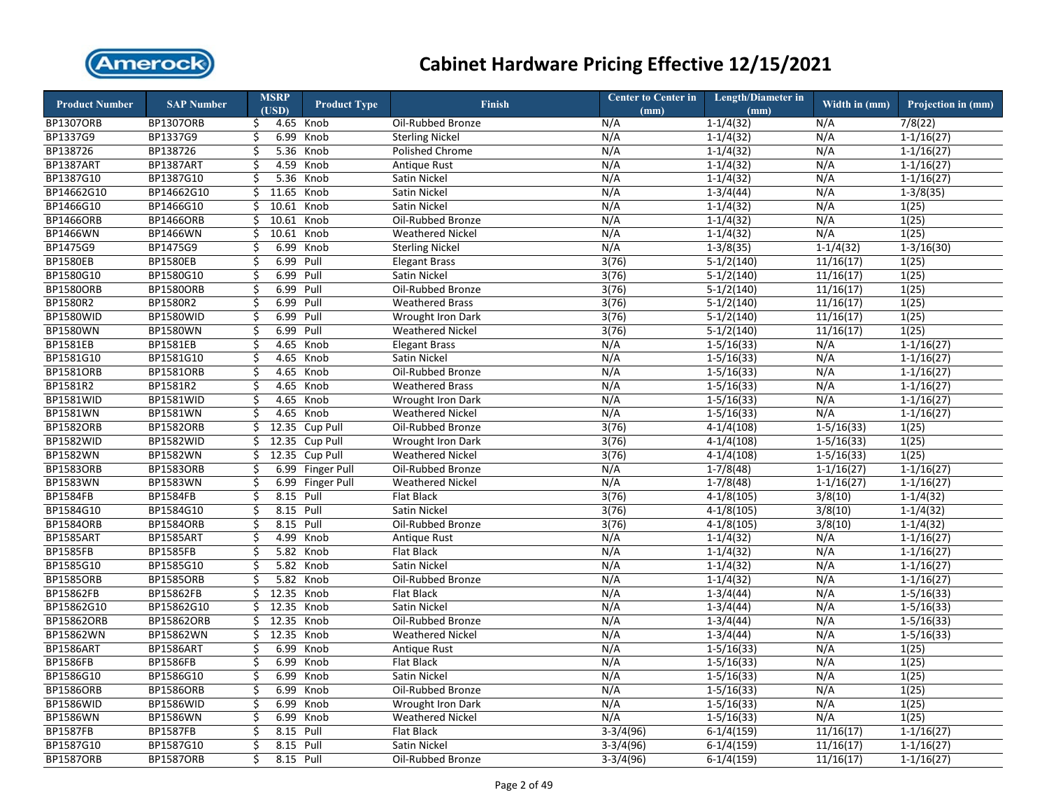# Cabinet Hardware Pricing Effective 12/15/2021

| Product Number | SAP Number | MSRP (USD) | Product Type | Finish | Center to Center in (mm) | Length/Diameter in (mm) | Width in (mm) | Projection in (mm) |
|---|---|---|---|---|---|---|---|---|
| BP1307ORB | BP1307ORB | $ 4.65 | Knob | Oil-Rubbed Bronze | N/A | 1-1/4(32) | N/A | 7/8(22) |
| BP1337G9 | BP1337G9 | $ 6.99 | Knob | Sterling Nickel | N/A | 1-1/4(32) | N/A | 1-1/16(27) |
| BP138726 | BP138726 | $ 5.36 | Knob | Polished Chrome | N/A | 1-1/4(32) | N/A | 1-1/16(27) |
| BP1387ART | BP1387ART | $ 4.59 | Knob | Antique Rust | N/A | 1-1/4(32) | N/A | 1-1/16(27) |
| BP1387G10 | BP1387G10 | $ 5.36 | Knob | Satin Nickel | N/A | 1-1/4(32) | N/A | 1-1/16(27) |
| BP14662G10 | BP14662G10 | $ 11.65 | Knob | Satin Nickel | N/A | 1-3/4(44) | N/A | 1-3/8(35) |
| BP1466G10 | BP1466G10 | $ 10.61 | Knob | Satin Nickel | N/A | 1-1/4(32) | N/A | 1(25) |
| BP1466ORB | BP1466ORB | $ 10.61 | Knob | Oil-Rubbed Bronze | N/A | 1-1/4(32) | N/A | 1(25) |
| BP1466WN | BP1466WN | $ 10.61 | Knob | Weathered Nickel | N/A | 1-1/4(32) | N/A | 1(25) |
| BP1475G9 | BP1475G9 | $ 6.99 | Knob | Sterling Nickel | N/A | 1-3/8(35) | 1-1/4(32) | 1-3/16(30) |
| BP1580EB | BP1580EB | $ 6.99 | Pull | Elegant Brass | 3(76) | 5-1/2(140) | 11/16(17) | 1(25) |
| BP1580G10 | BP1580G10 | $ 6.99 | Pull | Satin Nickel | 3(76) | 5-1/2(140) | 11/16(17) | 1(25) |
| BP1580ORB | BP1580ORB | $ 6.99 | Pull | Oil-Rubbed Bronze | 3(76) | 5-1/2(140) | 11/16(17) | 1(25) |
| BP1580R2 | BP1580R2 | $ 6.99 | Pull | Weathered Brass | 3(76) | 5-1/2(140) | 11/16(17) | 1(25) |
| BP1580WID | BP1580WID | $ 6.99 | Pull | Wrought Iron Dark | 3(76) | 5-1/2(140) | 11/16(17) | 1(25) |
| BP1580WN | BP1580WN | $ 6.99 | Pull | Weathered Nickel | 3(76) | 5-1/2(140) | 11/16(17) | 1(25) |
| BP1581EB | BP1581EB | $ 4.65 | Knob | Elegant Brass | N/A | 1-5/16(33) | N/A | 1-1/16(27) |
| BP1581G10 | BP1581G10 | $ 4.65 | Knob | Satin Nickel | N/A | 1-5/16(33) | N/A | 1-1/16(27) |
| BP1581ORB | BP1581ORB | $ 4.65 | Knob | Oil-Rubbed Bronze | N/A | 1-5/16(33) | N/A | 1-1/16(27) |
| BP1581R2 | BP1581R2 | $ 4.65 | Knob | Weathered Brass | N/A | 1-5/16(33) | N/A | 1-1/16(27) |
| BP1581WID | BP1581WID | $ 4.65 | Knob | Wrought Iron Dark | N/A | 1-5/16(33) | N/A | 1-1/16(27) |
| BP1581WN | BP1581WN | $ 4.65 | Knob | Weathered Nickel | N/A | 1-5/16(33) | N/A | 1-1/16(27) |
| BP1582ORB | BP1582ORB | $ 12.35 | Cup Pull | Oil-Rubbed Bronze | 3(76) | 4-1/4(108) | 1-5/16(33) | 1(25) |
| BP1582WID | BP1582WID | $ 12.35 | Cup Pull | Wrought Iron Dark | 3(76) | 4-1/4(108) | 1-5/16(33) | 1(25) |
| BP1582WN | BP1582WN | $ 12.35 | Cup Pull | Weathered Nickel | 3(76) | 4-1/4(108) | 1-5/16(33) | 1(25) |
| BP1583ORB | BP1583ORB | $ 6.99 | Finger Pull | Oil-Rubbed Bronze | N/A | 1-7/8(48) | 1-1/16(27) | 1-1/16(27) |
| BP1583WN | BP1583WN | $ 6.99 | Finger Pull | Weathered Nickel | N/A | 1-7/8(48) | 1-1/16(27) | 1-1/16(27) |
| BP1584FB | BP1584FB | $ 8.15 | Pull | Flat Black | 3(76) | 4-1/8(105) | 3/8(10) | 1-1/4(32) |
| BP1584G10 | BP1584G10 | $ 8.15 | Pull | Satin Nickel | 3(76) | 4-1/8(105) | 3/8(10) | 1-1/4(32) |
| BP1584ORB | BP1584ORB | $ 8.15 | Pull | Oil-Rubbed Bronze | 3(76) | 4-1/8(105) | 3/8(10) | 1-1/4(32) |
| BP1585ART | BP1585ART | $ 4.99 | Knob | Antique Rust | N/A | 1-1/4(32) | N/A | 1-1/16(27) |
| BP1585FB | BP1585FB | $ 5.82 | Knob | Flat Black | N/A | 1-1/4(32) | N/A | 1-1/16(27) |
| BP1585G10 | BP1585G10 | $ 5.82 | Knob | Satin Nickel | N/A | 1-1/4(32) | N/A | 1-1/16(27) |
| BP1585ORB | BP1585ORB | $ 5.82 | Knob | Oil-Rubbed Bronze | N/A | 1-1/4(32) | N/A | 1-1/16(27) |
| BP15862FB | BP15862FB | $ 12.35 | Knob | Flat Black | N/A | 1-3/4(44) | N/A | 1-5/16(33) |
| BP15862G10 | BP15862G10 | $ 12.35 | Knob | Satin Nickel | N/A | 1-3/4(44) | N/A | 1-5/16(33) |
| BP15862ORB | BP15862ORB | $ 12.35 | Knob | Oil-Rubbed Bronze | N/A | 1-3/4(44) | N/A | 1-5/16(33) |
| BP15862WN | BP15862WN | $ 12.35 | Knob | Weathered Nickel | N/A | 1-3/4(44) | N/A | 1-5/16(33) |
| BP1586ART | BP1586ART | $ 6.99 | Knob | Antique Rust | N/A | 1-5/16(33) | N/A | 1(25) |
| BP1586FB | BP1586FB | $ 6.99 | Knob | Flat Black | N/A | 1-5/16(33) | N/A | 1(25) |
| BP1586G10 | BP1586G10 | $ 6.99 | Knob | Satin Nickel | N/A | 1-5/16(33) | N/A | 1(25) |
| BP1586ORB | BP1586ORB | $ 6.99 | Knob | Oil-Rubbed Bronze | N/A | 1-5/16(33) | N/A | 1(25) |
| BP1586WID | BP1586WID | $ 6.99 | Knob | Wrought Iron Dark | N/A | 1-5/16(33) | N/A | 1(25) |
| BP1586WN | BP1586WN | $ 6.99 | Knob | Weathered Nickel | N/A | 1-5/16(33) | N/A | 1(25) |
| BP1587FB | BP1587FB | $ 8.15 | Pull | Flat Black | 3-3/4(96) | 6-1/4(159) | 11/16(17) | 1-1/16(27) |
| BP1587G10 | BP1587G10 | $ 8.15 | Pull | Satin Nickel | 3-3/4(96) | 6-1/4(159) | 11/16(17) | 1-1/16(27) |
| BP1587ORB | BP1587ORB | $ 8.15 | Pull | Oil-Rubbed Bronze | 3-3/4(96) | 6-1/4(159) | 11/16(17) | 1-1/16(27) |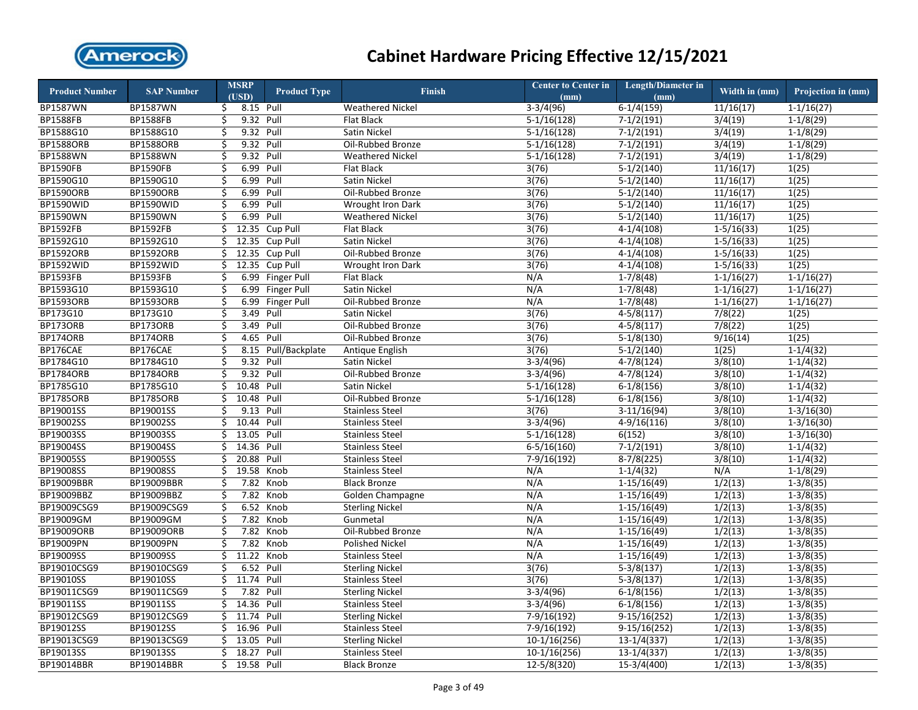# Cabinet Hardware Pricing Effective 12/15/2021

| Product Number | SAP Number | MSRP (USD) | Product Type | Finish | Center to Center in (mm) | Length/Diameter in (mm) | Width in (mm) | Projection in (mm) |
|---|---|---|---|---|---|---|---|---|
| BP1587WN | BP1587WN | $ 8.15 | Pull | Weathered Nickel | 3-3/4(96) | 6-1/4(159) | 11/16(17) | 1-1/16(27) |
| BP1588FB | BP1588FB | $ 9.32 | Pull | Flat Black | 5-1/16(128) | 7-1/2(191) | 3/4(19) | 1-1/8(29) |
| BP1588G10 | BP1588G10 | $ 9.32 | Pull | Satin Nickel | 5-1/16(128) | 7-1/2(191) | 3/4(19) | 1-1/8(29) |
| BP1588ORB | BP1588ORB | $ 9.32 | Pull | Oil-Rubbed Bronze | 5-1/16(128) | 7-1/2(191) | 3/4(19) | 1-1/8(29) |
| BP1588WN | BP1588WN | $ 9.32 | Pull | Weathered Nickel | 5-1/16(128) | 7-1/2(191) | 3/4(19) | 1-1/8(29) |
| BP1590FB | BP1590FB | $ 6.99 | Pull | Flat Black | 3(76) | 5-1/2(140) | 11/16(17) | 1(25) |
| BP1590G10 | BP1590G10 | $ 6.99 | Pull | Satin Nickel | 3(76) | 5-1/2(140) | 11/16(17) | 1(25) |
| BP1590ORB | BP1590ORB | $ 6.99 | Pull | Oil-Rubbed Bronze | 3(76) | 5-1/2(140) | 11/16(17) | 1(25) |
| BP1590WID | BP1590WID | $ 6.99 | Pull | Wrought Iron Dark | 3(76) | 5-1/2(140) | 11/16(17) | 1(25) |
| BP1590WN | BP1590WN | $ 6.99 | Pull | Weathered Nickel | 3(76) | 5-1/2(140) | 11/16(17) | 1(25) |
| BP1592FB | BP1592FB | $ 12.35 | Cup Pull | Flat Black | 3(76) | 4-1/4(108) | 1-5/16(33) | 1(25) |
| BP1592G10 | BP1592G10 | $ 12.35 | Cup Pull | Satin Nickel | 3(76) | 4-1/4(108) | 1-5/16(33) | 1(25) |
| BP1592ORB | BP1592ORB | $ 12.35 | Cup Pull | Oil-Rubbed Bronze | 3(76) | 4-1/4(108) | 1-5/16(33) | 1(25) |
| BP1592WID | BP1592WID | $ 12.35 | Cup Pull | Wrought Iron Dark | 3(76) | 4-1/4(108) | 1-5/16(33) | 1(25) |
| BP1593FB | BP1593FB | $ 6.99 | Finger Pull | Flat Black | N/A | 1-7/8(48) | 1-1/16(27) | 1-1/16(27) |
| BP1593G10 | BP1593G10 | $ 6.99 | Finger Pull | Satin Nickel | N/A | 1-7/8(48) | 1-1/16(27) | 1-1/16(27) |
| BP1593ORB | BP1593ORB | $ 6.99 | Finger Pull | Oil-Rubbed Bronze | N/A | 1-7/8(48) | 1-1/16(27) | 1-1/16(27) |
| BP173G10 | BP173G10 | $ 3.49 | Pull | Satin Nickel | 3(76) | 4-5/8(117) | 7/8(22) | 1(25) |
| BP173ORB | BP173ORB | $ 3.49 | Pull | Oil-Rubbed Bronze | 3(76) | 4-5/8(117) | 7/8(22) | 1(25) |
| BP174ORB | BP174ORB | $ 4.65 | Pull | Oil-Rubbed Bronze | 3(76) | 5-1/8(130) | 9/16(14) | 1(25) |
| BP176CAE | BP176CAE | $ 8.15 | Pull/Backplate | Antique English | 3(76) | 5-1/2(140) | 1(25) | 1-1/4(32) |
| BP1784G10 | BP1784G10 | $ 9.32 | Pull | Satin Nickel | 3-3/4(96) | 4-7/8(124) | 3/8(10) | 1-1/4(32) |
| BP1784ORB | BP1784ORB | $ 9.32 | Pull | Oil-Rubbed Bronze | 3-3/4(96) | 4-7/8(124) | 3/8(10) | 1-1/4(32) |
| BP1785G10 | BP1785G10 | $ 10.48 | Pull | Satin Nickel | 5-1/16(128) | 6-1/8(156) | 3/8(10) | 1-1/4(32) |
| BP1785ORB | BP1785ORB | $ 10.48 | Pull | Oil-Rubbed Bronze | 5-1/16(128) | 6-1/8(156) | 3/8(10) | 1-1/4(32) |
| BP19001SS | BP19001SS | $ 9.13 | Pull | Stainless Steel | 3(76) | 3-11/16(94) | 3/8(10) | 1-3/16(30) |
| BP19002SS | BP19002SS | $ 10.44 | Pull | Stainless Steel | 3-3/4(96) | 4-9/16(116) | 3/8(10) | 1-3/16(30) |
| BP19003SS | BP19003SS | $ 13.05 | Pull | Stainless Steel | 5-1/16(128) | 6(152) | 3/8(10) | 1-3/16(30) |
| BP19004SS | BP19004SS | $ 14.36 | Pull | Stainless Steel | 6-5/16(160) | 7-1/2(191) | 3/8(10) | 1-1/4(32) |
| BP19005SS | BP19005SS | $ 20.88 | Pull | Stainless Steel | 7-9/16(192) | 8-7/8(225) | 3/8(10) | 1-1/4(32) |
| BP19008SS | BP19008SS | $ 19.58 | Knob | Stainless Steel | N/A | 1-1/4(32) | N/A | 1-1/8(29) |
| BP19009BBR | BP19009BBR | $ 7.82 | Knob | Black Bronze | N/A | 1-15/16(49) | 1/2(13) | 1-3/8(35) |
| BP19009BBZ | BP19009BBZ | $ 7.82 | Knob | Golden Champagne | N/A | 1-15/16(49) | 1/2(13) | 1-3/8(35) |
| BP19009CSG9 | BP19009CSG9 | $ 6.52 | Knob | Sterling Nickel | N/A | 1-15/16(49) | 1/2(13) | 1-3/8(35) |
| BP19009GM | BP19009GM | $ 7.82 | Knob | Gunmetal | N/A | 1-15/16(49) | 1/2(13) | 1-3/8(35) |
| BP19009ORB | BP19009ORB | $ 7.82 | Knob | Oil-Rubbed Bronze | N/A | 1-15/16(49) | 1/2(13) | 1-3/8(35) |
| BP19009PN | BP19009PN | $ 7.82 | Knob | Polished Nickel | N/A | 1-15/16(49) | 1/2(13) | 1-3/8(35) |
| BP19009SS | BP19009SS | $ 11.22 | Knob | Stainless Steel | N/A | 1-15/16(49) | 1/2(13) | 1-3/8(35) |
| BP19010CSG9 | BP19010CSG9 | $ 6.52 | Pull | Sterling Nickel | 3(76) | 5-3/8(137) | 1/2(13) | 1-3/8(35) |
| BP19010SS | BP19010SS | $ 11.74 | Pull | Stainless Steel | 3(76) | 5-3/8(137) | 1/2(13) | 1-3/8(35) |
| BP19011CSG9 | BP19011CSG9 | $ 7.82 | Pull | Sterling Nickel | 3-3/4(96) | 6-1/8(156) | 1/2(13) | 1-3/8(35) |
| BP19011SS | BP19011SS | $ 14.36 | Pull | Stainless Steel | 3-3/4(96) | 6-1/8(156) | 1/2(13) | 1-3/8(35) |
| BP19012CSG9 | BP19012CSG9 | $ 11.74 | Pull | Sterling Nickel | 7-9/16(192) | 9-15/16(252) | 1/2(13) | 1-3/8(35) |
| BP19012SS | BP19012SS | $ 16.96 | Pull | Stainless Steel | 7-9/16(192) | 9-15/16(252) | 1/2(13) | 1-3/8(35) |
| BP19013CSG9 | BP19013CSG9 | $ 13.05 | Pull | Sterling Nickel | 10-1/16(256) | 13-1/4(337) | 1/2(13) | 1-3/8(35) |
| BP19013SS | BP19013SS | $ 18.27 | Pull | Stainless Steel | 10-1/16(256) | 13-1/4(337) | 1/2(13) | 1-3/8(35) |
| BP19014BBR | BP19014BBR | $ 19.58 | Pull | Black Bronze | 12-5/8(320) | 15-3/4(400) | 1/2(13) | 1-3/8(35) |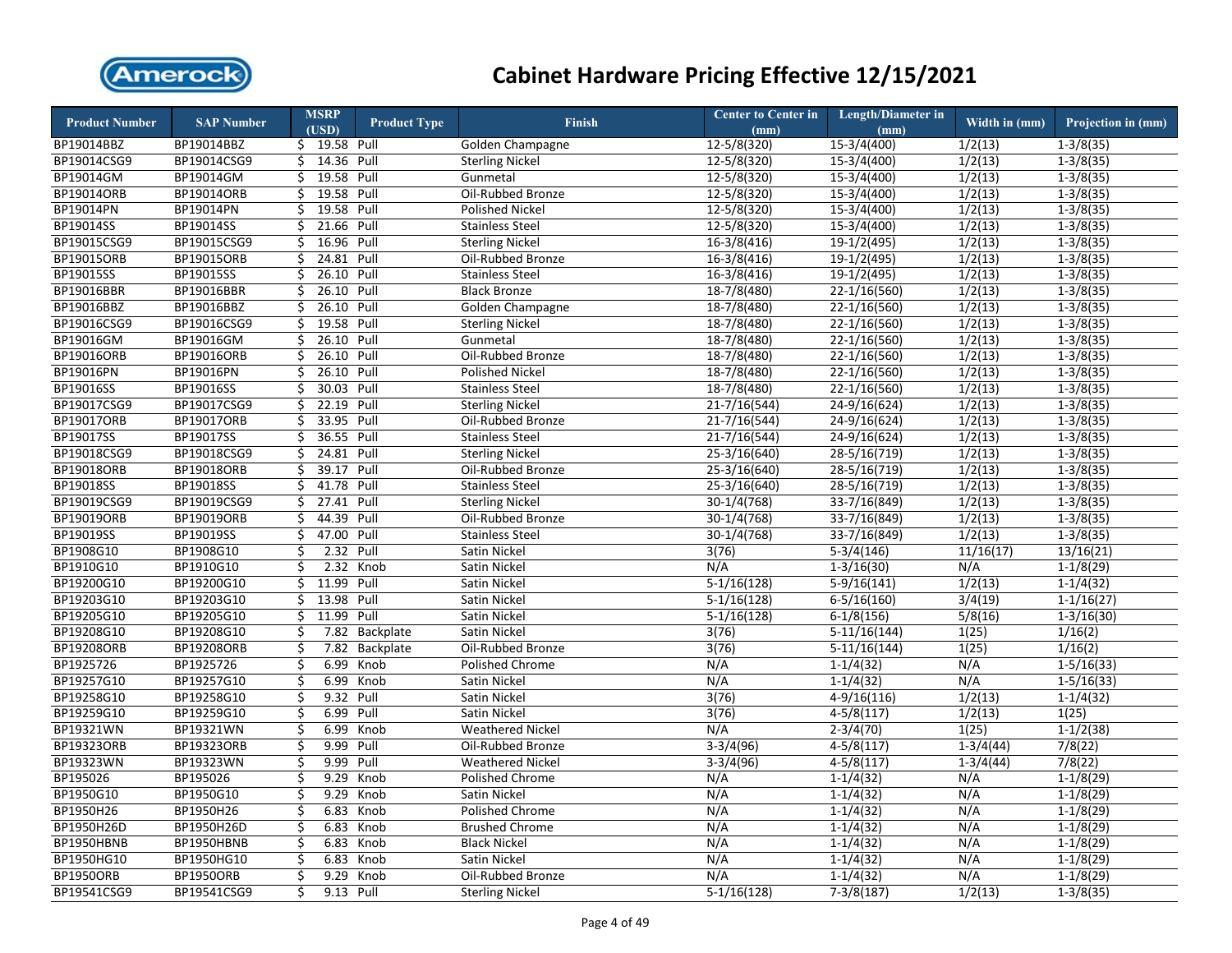# Cabinet Hardware Pricing Effective 12/15/2021

| Product Number | SAP Number | MSRP (USD) | Product Type | Finish | Center to Center in (mm) | Length/Diameter in (mm) | Width in (mm) | Projection in (mm) |
|---|---|---|---|---|---|---|---|---|
| BP19014BBZ | BP19014BBZ | $ 19.58 | Pull | Golden Champagne | 12-5/8(320) | 15-3/4(400) | 1/2(13) | 1-3/8(35) |
| BP19014CSG9 | BP19014CSG9 | $ 14.36 | Pull | Sterling Nickel | 12-5/8(320) | 15-3/4(400) | 1/2(13) | 1-3/8(35) |
| BP19014GM | BP19014GM | $ 19.58 | Pull | Gunmetal | 12-5/8(320) | 15-3/4(400) | 1/2(13) | 1-3/8(35) |
| BP19014ORB | BP19014ORB | $ 19.58 | Pull | Oil-Rubbed Bronze | 12-5/8(320) | 15-3/4(400) | 1/2(13) | 1-3/8(35) |
| BP19014PN | BP19014PN | $ 19.58 | Pull | Polished Nickel | 12-5/8(320) | 15-3/4(400) | 1/2(13) | 1-3/8(35) |
| BP19014SS | BP19014SS | $ 21.66 | Pull | Stainless Steel | 12-5/8(320) | 15-3/4(400) | 1/2(13) | 1-3/8(35) |
| BP19015CSG9 | BP19015CSG9 | $ 16.96 | Pull | Sterling Nickel | 16-3/8(416) | 19-1/2(495) | 1/2(13) | 1-3/8(35) |
| BP19015ORB | BP19015ORB | $ 24.81 | Pull | Oil-Rubbed Bronze | 16-3/8(416) | 19-1/2(495) | 1/2(13) | 1-3/8(35) |
| BP19015SS | BP19015SS | $ 26.10 | Pull | Stainless Steel | 16-3/8(416) | 19-1/2(495) | 1/2(13) | 1-3/8(35) |
| BP19016BBR | BP19016BBR | $ 26.10 | Pull | Black Bronze | 18-7/8(480) | 22-1/16(560) | 1/2(13) | 1-3/8(35) |
| BP19016BBZ | BP19016BBZ | $ 26.10 | Pull | Golden Champagne | 18-7/8(480) | 22-1/16(560) | 1/2(13) | 1-3/8(35) |
| BP19016CSG9 | BP19016CSG9 | $ 19.58 | Pull | Sterling Nickel | 18-7/8(480) | 22-1/16(560) | 1/2(13) | 1-3/8(35) |
| BP19016GM | BP19016GM | $ 26.10 | Pull | Gunmetal | 18-7/8(480) | 22-1/16(560) | 1/2(13) | 1-3/8(35) |
| BP19016ORB | BP19016ORB | $ 26.10 | Pull | Oil-Rubbed Bronze | 18-7/8(480) | 22-1/16(560) | 1/2(13) | 1-3/8(35) |
| BP19016PN | BP19016PN | $ 26.10 | Pull | Polished Nickel | 18-7/8(480) | 22-1/16(560) | 1/2(13) | 1-3/8(35) |
| BP19016SS | BP19016SS | $ 30.03 | Pull | Stainless Steel | 18-7/8(480) | 22-1/16(560) | 1/2(13) | 1-3/8(35) |
| BP19017CSG9 | BP19017CSG9 | $ 22.19 | Pull | Sterling Nickel | 21-7/16(544) | 24-9/16(624) | 1/2(13) | 1-3/8(35) |
| BP19017ORB | BP19017ORB | $ 33.95 | Pull | Oil-Rubbed Bronze | 21-7/16(544) | 24-9/16(624) | 1/2(13) | 1-3/8(35) |
| BP19017SS | BP19017SS | $ 36.55 | Pull | Stainless Steel | 21-7/16(544) | 24-9/16(624) | 1/2(13) | 1-3/8(35) |
| BP19018CSG9 | BP19018CSG9 | $ 24.81 | Pull | Sterling Nickel | 25-3/16(640) | 28-5/16(719) | 1/2(13) | 1-3/8(35) |
| BP19018ORB | BP19018ORB | $ 39.17 | Pull | Oil-Rubbed Bronze | 25-3/16(640) | 28-5/16(719) | 1/2(13) | 1-3/8(35) |
| BP19018SS | BP19018SS | $ 41.78 | Pull | Stainless Steel | 25-3/16(640) | 28-5/16(719) | 1/2(13) | 1-3/8(35) |
| BP19019CSG9 | BP19019CSG9 | $ 27.41 | Pull | Sterling Nickel | 30-1/4(768) | 33-7/16(849) | 1/2(13) | 1-3/8(35) |
| BP19019ORB | BP19019ORB | $ 44.39 | Pull | Oil-Rubbed Bronze | 30-1/4(768) | 33-7/16(849) | 1/2(13) | 1-3/8(35) |
| BP19019SS | BP19019SS | $ 47.00 | Pull | Stainless Steel | 30-1/4(768) | 33-7/16(849) | 1/2(13) | 1-3/8(35) |
| BP1908G10 | BP1908G10 | $ 2.32 | Pull | Satin Nickel | 3(76) | 5-3/4(146) | 11/16(17) | 13/16(21) |
| BP1910G10 | BP1910G10 | $ 2.32 | Knob | Satin Nickel | N/A | 1-3/16(30) | N/A | 1-1/8(29) |
| BP19200G10 | BP19200G10 | $ 11.99 | Pull | Satin Nickel | 5-1/16(128) | 5-9/16(141) | 1/2(13) | 1-1/4(32) |
| BP19203G10 | BP19203G10 | $ 13.98 | Pull | Satin Nickel | 5-1/16(128) | 6-5/16(160) | 3/4(19) | 1-1/16(27) |
| BP19205G10 | BP19205G10 | $ 11.99 | Pull | Satin Nickel | 5-1/16(128) | 6-1/8(156) | 5/8(16) | 1-3/16(30) |
| BP19208G10 | BP19208G10 | $ 7.82 | Backplate | Satin Nickel | 3(76) | 5-11/16(144) | 1(25) | 1/16(2) |
| BP19208ORB | BP19208ORB | $ 7.82 | Backplate | Oil-Rubbed Bronze | 3(76) | 5-11/16(144) | 1(25) | 1/16(2) |
| BP1925726 | BP1925726 | $ 6.99 | Knob | Polished Chrome | N/A | 1-1/4(32) | N/A | 1-5/16(33) |
| BP19257G10 | BP19257G10 | $ 6.99 | Knob | Satin Nickel | N/A | 1-1/4(32) | N/A | 1-5/16(33) |
| BP19258G10 | BP19258G10 | $ 9.32 | Pull | Satin Nickel | 3(76) | 4-9/16(116) | 1/2(13) | 1-1/4(32) |
| BP19259G10 | BP19259G10 | $ 6.99 | Pull | Satin Nickel | 3(76) | 4-5/8(117) | 1/2(13) | 1(25) |
| BP19321WN | BP19321WN | $ 6.99 | Knob | Weathered Nickel | N/A | 2-3/4(70) | 1(25) | 1-1/2(38) |
| BP19323ORB | BP19323ORB | $ 9.99 | Pull | Oil-Rubbed Bronze | 3-3/4(96) | 4-5/8(117) | 1-3/4(44) | 7/8(22) |
| BP19323WN | BP19323WN | $ 9.99 | Pull | Weathered Nickel | 3-3/4(96) | 4-5/8(117) | 1-3/4(44) | 7/8(22) |
| BP195026 | BP195026 | $ 9.29 | Knob | Polished Chrome | N/A | 1-1/4(32) | N/A | 1-1/8(29) |
| BP1950G10 | BP1950G10 | $ 9.29 | Knob | Satin Nickel | N/A | 1-1/4(32) | N/A | 1-1/8(29) |
| BP1950H26 | BP1950H26 | $ 6.83 | Knob | Polished Chrome | N/A | 1-1/4(32) | N/A | 1-1/8(29) |
| BP1950H26D | BP1950H26D | $ 6.83 | Knob | Brushed Chrome | N/A | 1-1/4(32) | N/A | 1-1/8(29) |
| BP1950HBNB | BP1950HBNB | $ 6.83 | Knob | Black Nickel | N/A | 1-1/4(32) | N/A | 1-1/8(29) |
| BP1950HG10 | BP1950HG10 | $ 6.83 | Knob | Satin Nickel | N/A | 1-1/4(32) | N/A | 1-1/8(29) |
| BP1950ORB | BP1950ORB | $ 9.29 | Knob | Oil-Rubbed Bronze | N/A | 1-1/4(32) | N/A | 1-1/8(29) |
| BP19541CSG9 | BP19541CSG9 | $ 9.13 | Pull | Sterling Nickel | 5-1/16(128) | 7-3/8(187) | 1/2(13) | 1-3/8(35) |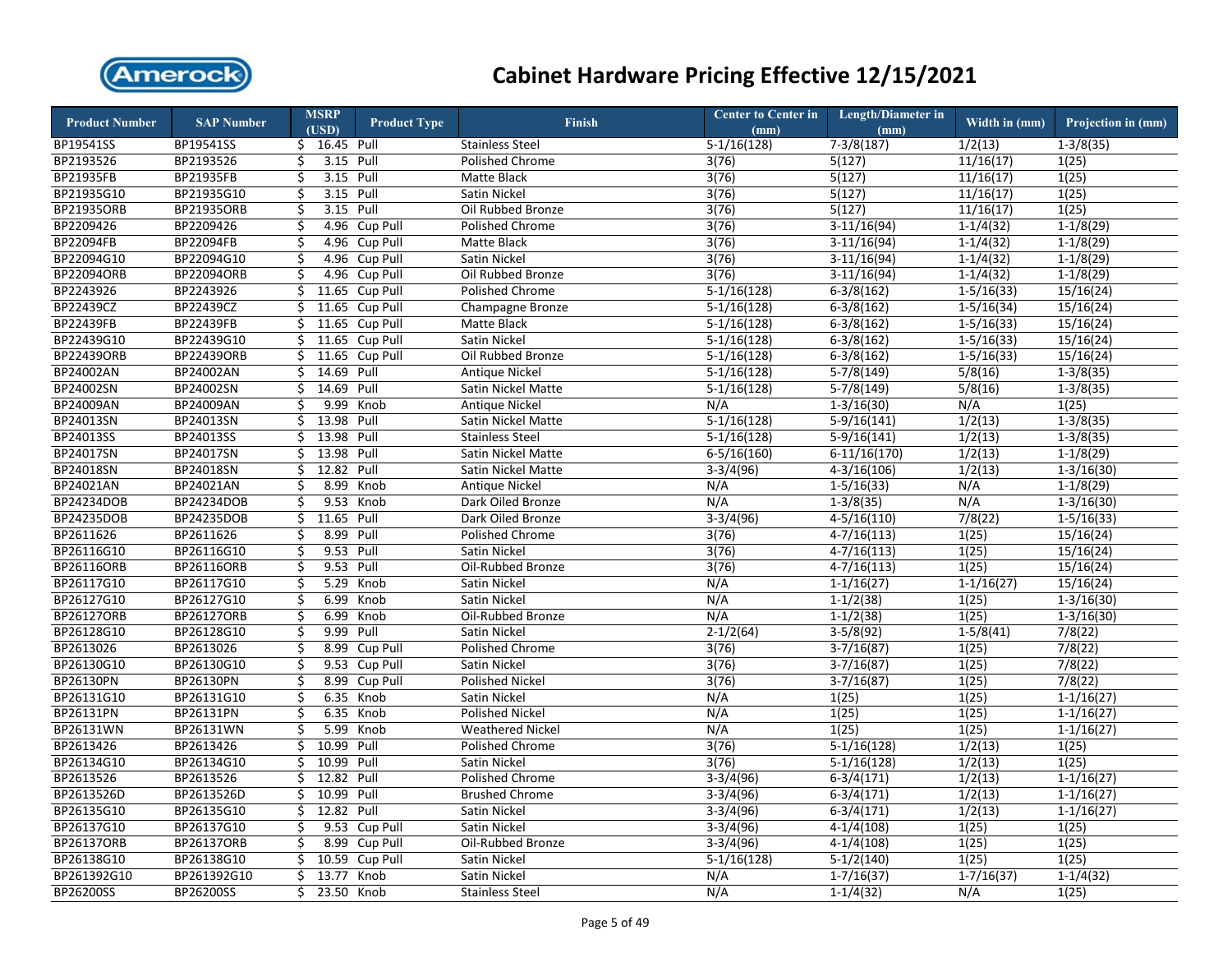# Cabinet Hardware Pricing Effective 12/15/2021

| Product Number | SAP Number | MSRP (USD) | Product Type | Finish | Center to Center in (mm) | Length/Diameter in (mm) | Width in (mm) | Projection in (mm) |
|---|---|---|---|---|---|---|---|---|
| BP19541SS | BP19541SS | $ 16.45 | Pull | Stainless Steel | 5-1/16(128) | 7-3/8(187) | 1/2(13) | 1-3/8(35) |
| BP2193526 | BP2193526 | $ 3.15 | Pull | Polished Chrome | 3(76) | 5(127) | 11/16(17) | 1(25) |
| BP21935FB | BP21935FB | $ 3.15 | Pull | Matte Black | 3(76) | 5(127) | 11/16(17) | 1(25) |
| BP21935G10 | BP21935G10 | $ 3.15 | Pull | Satin Nickel | 3(76) | 5(127) | 11/16(17) | 1(25) |
| BP21935ORB | BP21935ORB | $ 3.15 | Pull | Oil Rubbed Bronze | 3(76) | 5(127) | 11/16(17) | 1(25) |
| BP2209426 | BP2209426 | $ 4.96 | Cup Pull | Polished Chrome | 3(76) | 3-11/16(94) | 1-1/4(32) | 1-1/8(29) |
| BP22094FB | BP22094FB | $ 4.96 | Cup Pull | Matte Black | 3(76) | 3-11/16(94) | 1-1/4(32) | 1-1/8(29) |
| BP22094G10 | BP22094G10 | $ 4.96 | Cup Pull | Satin Nickel | 3(76) | 3-11/16(94) | 1-1/4(32) | 1-1/8(29) |
| BP22094ORB | BP22094ORB | $ 4.96 | Cup Pull | Oil Rubbed Bronze | 3(76) | 3-11/16(94) | 1-1/4(32) | 1-1/8(29) |
| BP2243926 | BP2243926 | $ 11.65 | Cup Pull | Polished Chrome | 5-1/16(128) | 6-3/8(162) | 1-5/16(33) | 15/16(24) |
| BP22439CZ | BP22439CZ | $ 11.65 | Cup Pull | Champagne Bronze | 5-1/16(128) | 6-3/8(162) | 1-5/16(34) | 15/16(24) |
| BP22439FB | BP22439FB | $ 11.65 | Cup Pull | Matte Black | 5-1/16(128) | 6-3/8(162) | 1-5/16(33) | 15/16(24) |
| BP22439G10 | BP22439G10 | $ 11.65 | Cup Pull | Satin Nickel | 5-1/16(128) | 6-3/8(162) | 1-5/16(33) | 15/16(24) |
| BP22439ORB | BP22439ORB | $ 11.65 | Cup Pull | Oil Rubbed Bronze | 5-1/16(128) | 6-3/8(162) | 1-5/16(33) | 15/16(24) |
| BP24002AN | BP24002AN | $ 14.69 | Pull | Antique Nickel | 5-1/16(128) | 5-7/8(149) | 5/8(16) | 1-3/8(35) |
| BP24002SN | BP24002SN | $ 14.69 | Pull | Satin Nickel Matte | 5-1/16(128) | 5-7/8(149) | 5/8(16) | 1-3/8(35) |
| BP24009AN | BP24009AN | $ 9.99 | Knob | Antique Nickel | N/A | 1-3/16(30) | N/A | 1(25) |
| BP24013SN | BP24013SN | $ 13.98 | Pull | Satin Nickel Matte | 5-1/16(128) | 5-9/16(141) | 1/2(13) | 1-3/8(35) |
| BP24013SS | BP24013SS | $ 13.98 | Pull | Stainless Steel | 5-1/16(128) | 5-9/16(141) | 1/2(13) | 1-3/8(35) |
| BP24017SN | BP24017SN | $ 13.98 | Pull | Satin Nickel Matte | 6-5/16(160) | 6-11/16(170) | 1/2(13) | 1-1/8(29) |
| BP24018SN | BP24018SN | $ 12.82 | Pull | Satin Nickel Matte | 3-3/4(96) | 4-3/16(106) | 1/2(13) | 1-3/16(30) |
| BP24021AN | BP24021AN | $ 8.99 | Knob | Antique Nickel | N/A | 1-5/16(33) | N/A | 1-1/8(29) |
| BP24234DOB | BP24234DOB | $ 9.53 | Knob | Dark Oiled Bronze | N/A | 1-3/8(35) | N/A | 1-3/16(30) |
| BP24235DOB | BP24235DOB | $ 11.65 | Pull | Dark Oiled Bronze | 3-3/4(96) | 4-5/16(110) | 7/8(22) | 1-5/16(33) |
| BP2611626 | BP2611626 | $ 8.99 | Pull | Polished Chrome | 3(76) | 4-7/16(113) | 1(25) | 15/16(24) |
| BP26116G10 | BP26116G10 | $ 9.53 | Pull | Satin Nickel | 3(76) | 4-7/16(113) | 1(25) | 15/16(24) |
| BP26116ORB | BP26116ORB | $ 9.53 | Pull | Oil-Rubbed Bronze | 3(76) | 4-7/16(113) | 1(25) | 15/16(24) |
| BP26117G10 | BP26117G10 | $ 5.29 | Knob | Satin Nickel | N/A | 1-1/16(27) | 1-1/16(27) | 15/16(24) |
| BP26127G10 | BP26127G10 | $ 6.99 | Knob | Satin Nickel | N/A | 1-1/2(38) | 1(25) | 1-3/16(30) |
| BP26127ORB | BP26127ORB | $ 6.99 | Knob | Oil-Rubbed Bronze | N/A | 1-1/2(38) | 1(25) | 1-3/16(30) |
| BP26128G10 | BP26128G10 | $ 9.99 | Pull | Satin Nickel | 2-1/2(64) | 3-5/8(92) | 1-5/8(41) | 7/8(22) |
| BP2613026 | BP2613026 | $ 8.99 | Cup Pull | Polished Chrome | 3(76) | 3-7/16(87) | 1(25) | 7/8(22) |
| BP26130G10 | BP26130G10 | $ 9.53 | Cup Pull | Satin Nickel | 3(76) | 3-7/16(87) | 1(25) | 7/8(22) |
| BP26130PN | BP26130PN | $ 8.99 | Cup Pull | Polished Nickel | 3(76) | 3-7/16(87) | 1(25) | 7/8(22) |
| BP26131G10 | BP26131G10 | $ 6.35 | Knob | Satin Nickel | N/A | 1(25) | 1(25) | 1-1/16(27) |
| BP26131PN | BP26131PN | $ 6.35 | Knob | Polished Nickel | N/A | 1(25) | 1(25) | 1-1/16(27) |
| BP26131WN | BP26131WN | $ 5.99 | Knob | Weathered Nickel | N/A | 1(25) | 1(25) | 1-1/16(27) |
| BP2613426 | BP2613426 | $ 10.99 | Pull | Polished Chrome | 3(76) | 5-1/16(128) | 1/2(13) | 1(25) |
| BP26134G10 | BP26134G10 | $ 10.99 | Pull | Satin Nickel | 3(76) | 5-1/16(128) | 1/2(13) | 1(25) |
| BP2613526 | BP2613526 | $ 12.82 | Pull | Polished Chrome | 3-3/4(96) | 6-3/4(171) | 1/2(13) | 1-1/16(27) |
| BP2613526D | BP2613526D | $ 10.99 | Pull | Brushed Chrome | 3-3/4(96) | 6-3/4(171) | 1/2(13) | 1-1/16(27) |
| BP26135G10 | BP26135G10 | $ 12.82 | Pull | Satin Nickel | 3-3/4(96) | 6-3/4(171) | 1/2(13) | 1-1/16(27) |
| BP26137G10 | BP26137G10 | $ 9.53 | Cup Pull | Satin Nickel | 3-3/4(96) | 4-1/4(108) | 1(25) | 1(25) |
| BP26137ORB | BP26137ORB | $ 8.99 | Cup Pull | Oil-Rubbed Bronze | 3-3/4(96) | 4-1/4(108) | 1(25) | 1(25) |
| BP26138G10 | BP26138G10 | $ 10.59 | Cup Pull | Satin Nickel | 5-1/16(128) | 5-1/2(140) | 1(25) | 1(25) |
| BP261392G10 | BP261392G10 | $ 13.77 | Knob | Satin Nickel | N/A | 1-7/16(37) | 1-7/16(37) | 1-1/4(32) |
| BP26200SS | BP26200SS | $ 23.50 | Knob | Stainless Steel | N/A | 1-1/4(32) | N/A | 1(25) |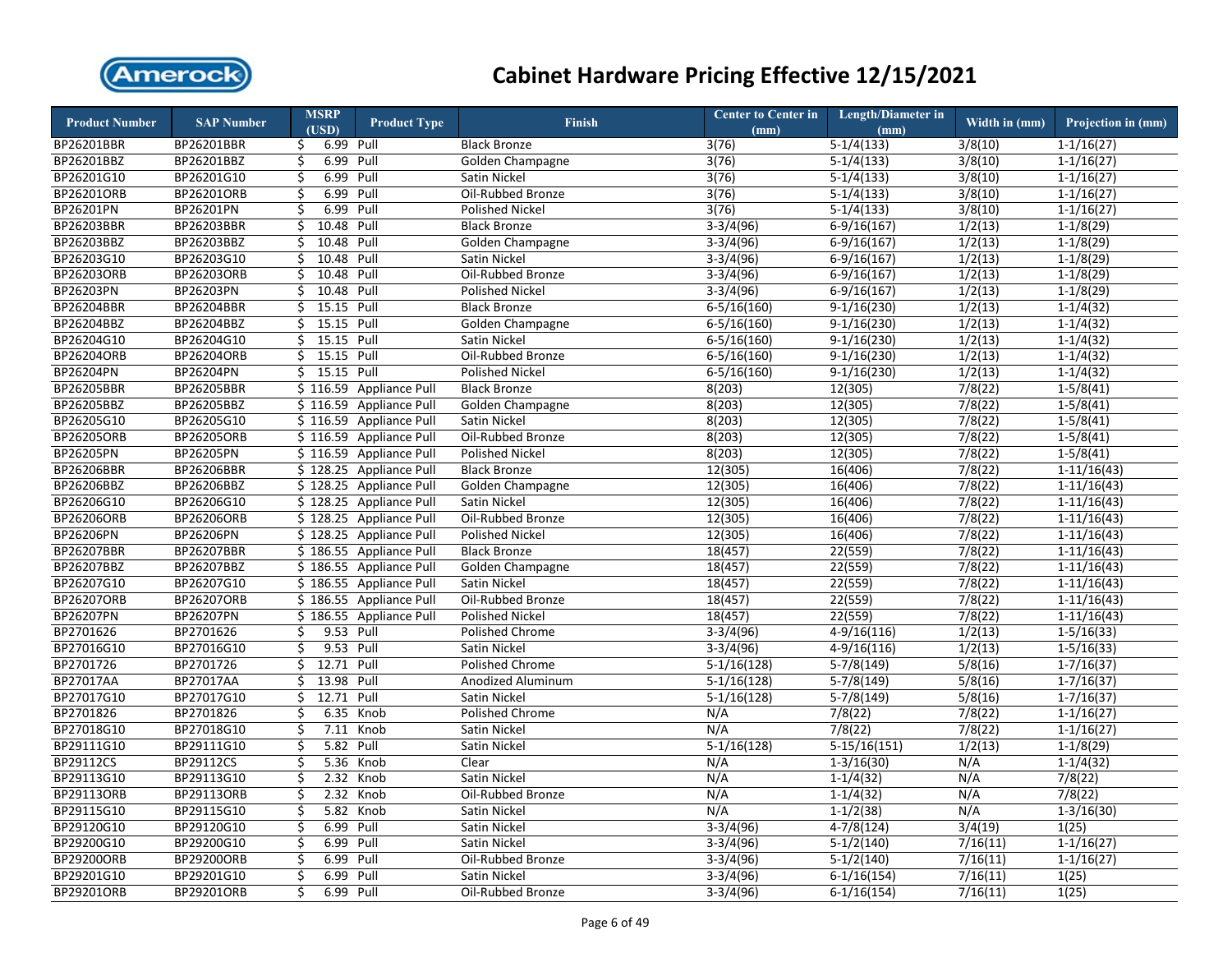# Cabinet Hardware Pricing Effective 12/15/2021

| Product Number | SAP Number | MSRP (USD) | Product Type | Finish | Center to Center in (mm) | Length/Diameter in (mm) | Width in (mm) | Projection in (mm) |
|---|---|---|---|---|---|---|---|---|
| BP26201BBR | BP26201BBR | $ 6.99 | Pull | Black Bronze | 3(76) | 5-1/4(133) | 3/8(10) | 1-1/16(27) |
| BP26201BBZ | BP26201BBZ | $ 6.99 | Pull | Golden Champagne | 3(76) | 5-1/4(133) | 3/8(10) | 1-1/16(27) |
| BP26201G10 | BP26201G10 | $ 6.99 | Pull | Satin Nickel | 3(76) | 5-1/4(133) | 3/8(10) | 1-1/16(27) |
| BP26201ORB | BP26201ORB | $ 6.99 | Pull | Oil-Rubbed Bronze | 3(76) | 5-1/4(133) | 3/8(10) | 1-1/16(27) |
| BP26201PN | BP26201PN | $ 6.99 | Pull | Polished Nickel | 3(76) | 5-1/4(133) | 3/8(10) | 1-1/16(27) |
| BP26203BBR | BP26203BBR | $ 10.48 | Pull | Black Bronze | 3-3/4(96) | 6-9/16(167) | 1/2(13) | 1-1/8(29) |
| BP26203BBZ | BP26203BBZ | $ 10.48 | Pull | Golden Champagne | 3-3/4(96) | 6-9/16(167) | 1/2(13) | 1-1/8(29) |
| BP26203G10 | BP26203G10 | $ 10.48 | Pull | Satin Nickel | 3-3/4(96) | 6-9/16(167) | 1/2(13) | 1-1/8(29) |
| BP26203ORB | BP26203ORB | $ 10.48 | Pull | Oil-Rubbed Bronze | 3-3/4(96) | 6-9/16(167) | 1/2(13) | 1-1/8(29) |
| BP26203PN | BP26203PN | $ 10.48 | Pull | Polished Nickel | 3-3/4(96) | 6-9/16(167) | 1/2(13) | 1-1/8(29) |
| BP26204BBR | BP26204BBR | $ 15.15 | Pull | Black Bronze | 6-5/16(160) | 9-1/16(230) | 1/2(13) | 1-1/4(32) |
| BP26204BBZ | BP26204BBZ | $ 15.15 | Pull | Golden Champagne | 6-5/16(160) | 9-1/16(230) | 1/2(13) | 1-1/4(32) |
| BP26204G10 | BP26204G10 | $ 15.15 | Pull | Satin Nickel | 6-5/16(160) | 9-1/16(230) | 1/2(13) | 1-1/4(32) |
| BP26204ORB | BP26204ORB | $ 15.15 | Pull | Oil-Rubbed Bronze | 6-5/16(160) | 9-1/16(230) | 1/2(13) | 1-1/4(32) |
| BP26204PN | BP26204PN | $ 15.15 | Pull | Polished Nickel | 6-5/16(160) | 9-1/16(230) | 1/2(13) | 1-1/4(32) |
| BP26205BBR | BP26205BBR | $ 116.59 | Appliance Pull | Black Bronze | 8(203) | 12(305) | 7/8(22) | 1-5/8(41) |
| BP26205BBZ | BP26205BBZ | $ 116.59 | Appliance Pull | Golden Champagne | 8(203) | 12(305) | 7/8(22) | 1-5/8(41) |
| BP26205G10 | BP26205G10 | $ 116.59 | Appliance Pull | Satin Nickel | 8(203) | 12(305) | 7/8(22) | 1-5/8(41) |
| BP26205ORB | BP26205ORB | $ 116.59 | Appliance Pull | Oil-Rubbed Bronze | 8(203) | 12(305) | 7/8(22) | 1-5/8(41) |
| BP26205PN | BP26205PN | $ 116.59 | Appliance Pull | Polished Nickel | 8(203) | 12(305) | 7/8(22) | 1-5/8(41) |
| BP26206BBR | BP26206BBR | $ 128.25 | Appliance Pull | Black Bronze | 12(305) | 16(406) | 7/8(22) | 1-11/16(43) |
| BP26206BBZ | BP26206BBZ | $ 128.25 | Appliance Pull | Golden Champagne | 12(305) | 16(406) | 7/8(22) | 1-11/16(43) |
| BP26206G10 | BP26206G10 | $ 128.25 | Appliance Pull | Satin Nickel | 12(305) | 16(406) | 7/8(22) | 1-11/16(43) |
| BP26206ORB | BP26206ORB | $ 128.25 | Appliance Pull | Oil-Rubbed Bronze | 12(305) | 16(406) | 7/8(22) | 1-11/16(43) |
| BP26206PN | BP26206PN | $ 128.25 | Appliance Pull | Polished Nickel | 12(305) | 16(406) | 7/8(22) | 1-11/16(43) |
| BP26207BBR | BP26207BBR | $ 186.55 | Appliance Pull | Black Bronze | 18(457) | 22(559) | 7/8(22) | 1-11/16(43) |
| BP26207BBZ | BP26207BBZ | $ 186.55 | Appliance Pull | Golden Champagne | 18(457) | 22(559) | 7/8(22) | 1-11/16(43) |
| BP26207G10 | BP26207G10 | $ 186.55 | Appliance Pull | Satin Nickel | 18(457) | 22(559) | 7/8(22) | 1-11/16(43) |
| BP26207ORB | BP26207ORB | $ 186.55 | Appliance Pull | Oil-Rubbed Bronze | 18(457) | 22(559) | 7/8(22) | 1-11/16(43) |
| BP26207PN | BP26207PN | $ 186.55 | Appliance Pull | Polished Nickel | 18(457) | 22(559) | 7/8(22) | 1-11/16(43) |
| BP2701626 | BP2701626 | $ 9.53 | Pull | Polished Chrome | 3-3/4(96) | 4-9/16(116) | 1/2(13) | 1-5/16(33) |
| BP27016G10 | BP27016G10 | $ 9.53 | Pull | Satin Nickel | 3-3/4(96) | 4-9/16(116) | 1/2(13) | 1-5/16(33) |
| BP2701726 | BP2701726 | $ 12.71 | Pull | Polished Chrome | 5-1/16(128) | 5-7/8(149) | 5/8(16) | 1-7/16(37) |
| BP27017AA | BP27017AA | $ 13.98 | Pull | Anodized Aluminum | 5-1/16(128) | 5-7/8(149) | 5/8(16) | 1-7/16(37) |
| BP27017G10 | BP27017G10 | $ 12.71 | Pull | Satin Nickel | 5-1/16(128) | 5-7/8(149) | 5/8(16) | 1-7/16(37) |
| BP2701826 | BP2701826 | $ 6.35 | Knob | Polished Chrome | N/A | 7/8(22) | 7/8(22) | 1-1/16(27) |
| BP27018G10 | BP27018G10 | $ 7.11 | Knob | Satin Nickel | N/A | 7/8(22) | 7/8(22) | 1-1/16(27) |
| BP29111G10 | BP29111G10 | $ 5.82 | Pull | Satin Nickel | 5-1/16(128) | 5-15/16(151) | 1/2(13) | 1-1/8(29) |
| BP29112CS | BP29112CS | $ 5.36 | Knob | Clear | N/A | 1-3/16(30) | N/A | 1-1/4(32) |
| BP29113G10 | BP29113G10 | $ 2.32 | Knob | Satin Nickel | N/A | 1-1/4(32) | N/A | 7/8(22) |
| BP29113ORB | BP29113ORB | $ 2.32 | Knob | Oil-Rubbed Bronze | N/A | 1-1/4(32) | N/A | 7/8(22) |
| BP29115G10 | BP29115G10 | $ 5.82 | Knob | Satin Nickel | N/A | 1-1/2(38) | N/A | 1-3/16(30) |
| BP29120G10 | BP29120G10 | $ 6.99 | Pull | Satin Nickel | 3-3/4(96) | 4-7/8(124) | 3/4(19) | 1(25) |
| BP29200G10 | BP29200G10 | $ 6.99 | Pull | Satin Nickel | 3-3/4(96) | 5-1/2(140) | 7/16(11) | 1-1/16(27) |
| BP29200ORB | BP29200ORB | $ 6.99 | Pull | Oil-Rubbed Bronze | 3-3/4(96) | 5-1/2(140) | 7/16(11) | 1-1/16(27) |
| BP29201G10 | BP29201G10 | $ 6.99 | Pull | Satin Nickel | 3-3/4(96) | 6-1/16(154) | 7/16(11) | 1(25) |
| BP29201ORB | BP29201ORB | $ 6.99 | Pull | Oil-Rubbed Bronze | 3-3/4(96) | 6-1/16(154) | 7/16(11) | 1(25) |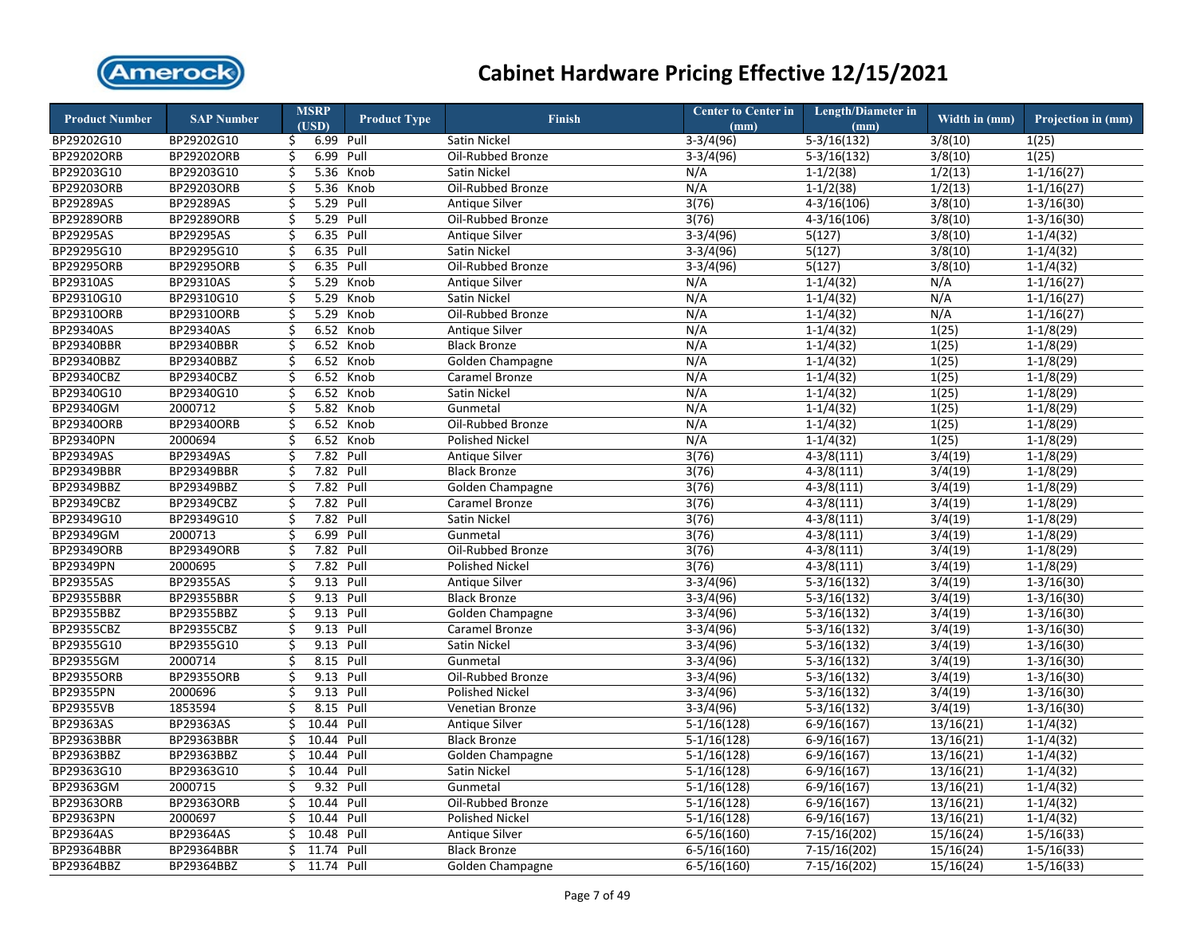# Cabinet Hardware Pricing Effective 12/15/2021

| Product Number | SAP Number | MSRP (USD) | Product Type | Finish | Center to Center in (mm) | Length/Diameter in (mm) | Width in (mm) | Projection in (mm) |
|---|---|---|---|---|---|---|---|---|
| BP29202G10 | BP29202G10 | $ 6.99 | Pull | Satin Nickel | 3-3/4(96) | 5-3/16(132) | 3/8(10) | 1(25) |
| BP29202ORB | BP29202ORB | $ 6.99 | Pull | Oil-Rubbed Bronze | 3-3/4(96) | 5-3/16(132) | 3/8(10) | 1(25) |
| BP29203G10 | BP29203G10 | $ 5.36 | Knob | Satin Nickel | N/A | 1-1/2(38) | 1/2(13) | 1-1/16(27) |
| BP29203ORB | BP29203ORB | $ 5.36 | Knob | Oil-Rubbed Bronze | N/A | 1-1/2(38) | 1/2(13) | 1-1/16(27) |
| BP29289AS | BP29289AS | $ 5.29 | Pull | Antique Silver | 3(76) | 4-3/16(106) | 3/8(10) | 1-3/16(30) |
| BP29289ORB | BP29289ORB | $ 5.29 | Pull | Oil-Rubbed Bronze | 3(76) | 4-3/16(106) | 3/8(10) | 1-3/16(30) |
| BP29295AS | BP29295AS | $ 6.35 | Pull | Antique Silver | 3-3/4(96) | 5(127) | 3/8(10) | 1-1/4(32) |
| BP29295G10 | BP29295G10 | $ 6.35 | Pull | Satin Nickel | 3-3/4(96) | 5(127) | 3/8(10) | 1-1/4(32) |
| BP29295ORB | BP29295ORB | $ 6.35 | Pull | Oil-Rubbed Bronze | 3-3/4(96) | 5(127) | 3/8(10) | 1-1/4(32) |
| BP29310AS | BP29310AS | $ 5.29 | Knob | Antique Silver | N/A | 1-1/4(32) | N/A | 1-1/16(27) |
| BP29310G10 | BP29310G10 | $ 5.29 | Knob | Satin Nickel | N/A | 1-1/4(32) | N/A | 1-1/16(27) |
| BP29310ORB | BP29310ORB | $ 5.29 | Knob | Oil-Rubbed Bronze | N/A | 1-1/4(32) | N/A | 1-1/16(27) |
| BP29340AS | BP29340AS | $ 6.52 | Knob | Antique Silver | N/A | 1-1/4(32) | 1(25) | 1-1/8(29) |
| BP29340BBR | BP29340BBR | $ 6.52 | Knob | Black Bronze | N/A | 1-1/4(32) | 1(25) | 1-1/8(29) |
| BP29340BBZ | BP29340BBZ | $ 6.52 | Knob | Golden Champagne | N/A | 1-1/4(32) | 1(25) | 1-1/8(29) |
| BP29340CBZ | BP29340CBZ | $ 6.52 | Knob | Caramel Bronze | N/A | 1-1/4(32) | 1(25) | 1-1/8(29) |
| BP29340G10 | BP29340G10 | $ 6.52 | Knob | Satin Nickel | N/A | 1-1/4(32) | 1(25) | 1-1/8(29) |
| BP29340GM | 2000712 | $ 5.82 | Knob | Gunmetal | N/A | 1-1/4(32) | 1(25) | 1-1/8(29) |
| BP29340ORB | BP29340ORB | $ 6.52 | Knob | Oil-Rubbed Bronze | N/A | 1-1/4(32) | 1(25) | 1-1/8(29) |
| BP29340PN | 2000694 | $ 6.52 | Knob | Polished Nickel | N/A | 1-1/4(32) | 1(25) | 1-1/8(29) |
| BP29349AS | BP29349AS | $ 7.82 | Pull | Antique Silver | 3(76) | 4-3/8(111) | 3/4(19) | 1-1/8(29) |
| BP29349BBR | BP29349BBR | $ 7.82 | Pull | Black Bronze | 3(76) | 4-3/8(111) | 3/4(19) | 1-1/8(29) |
| BP29349BBZ | BP29349BBZ | $ 7.82 | Pull | Golden Champagne | 3(76) | 4-3/8(111) | 3/4(19) | 1-1/8(29) |
| BP29349CBZ | BP29349CBZ | $ 7.82 | Pull | Caramel Bronze | 3(76) | 4-3/8(111) | 3/4(19) | 1-1/8(29) |
| BP29349G10 | BP29349G10 | $ 7.82 | Pull | Satin Nickel | 3(76) | 4-3/8(111) | 3/4(19) | 1-1/8(29) |
| BP29349GM | 2000713 | $ 6.99 | Pull | Gunmetal | 3(76) | 4-3/8(111) | 3/4(19) | 1-1/8(29) |
| BP29349ORB | BP29349ORB | $ 7.82 | Pull | Oil-Rubbed Bronze | 3(76) | 4-3/8(111) | 3/4(19) | 1-1/8(29) |
| BP29349PN | 2000695 | $ 7.82 | Pull | Polished Nickel | 3(76) | 4-3/8(111) | 3/4(19) | 1-1/8(29) |
| BP29355AS | BP29355AS | $ 9.13 | Pull | Antique Silver | 3-3/4(96) | 5-3/16(132) | 3/4(19) | 1-3/16(30) |
| BP29355BBR | BP29355BBR | $ 9.13 | Pull | Black Bronze | 3-3/4(96) | 5-3/16(132) | 3/4(19) | 1-3/16(30) |
| BP29355BBZ | BP29355BBZ | $ 9.13 | Pull | Golden Champagne | 3-3/4(96) | 5-3/16(132) | 3/4(19) | 1-3/16(30) |
| BP29355CBZ | BP29355CBZ | $ 9.13 | Pull | Caramel Bronze | 3-3/4(96) | 5-3/16(132) | 3/4(19) | 1-3/16(30) |
| BP29355G10 | BP29355G10 | $ 9.13 | Pull | Satin Nickel | 3-3/4(96) | 5-3/16(132) | 3/4(19) | 1-3/16(30) |
| BP29355GM | 2000714 | $ 8.15 | Pull | Gunmetal | 3-3/4(96) | 5-3/16(132) | 3/4(19) | 1-3/16(30) |
| BP29355ORB | BP29355ORB | $ 9.13 | Pull | Oil-Rubbed Bronze | 3-3/4(96) | 5-3/16(132) | 3/4(19) | 1-3/16(30) |
| BP29355PN | 2000696 | $ 9.13 | Pull | Polished Nickel | 3-3/4(96) | 5-3/16(132) | 3/4(19) | 1-3/16(30) |
| BP29355VB | 1853594 | $ 8.15 | Pull | Venetian Bronze | 3-3/4(96) | 5-3/16(132) | 3/4(19) | 1-3/16(30) |
| BP29363AS | BP29363AS | $ 10.44 | Pull | Antique Silver | 5-1/16(128) | 6-9/16(167) | 13/16(21) | 1-1/4(32) |
| BP29363BBR | BP29363BBR | $ 10.44 | Pull | Black Bronze | 5-1/16(128) | 6-9/16(167) | 13/16(21) | 1-1/4(32) |
| BP29363BBZ | BP29363BBZ | $ 10.44 | Pull | Golden Champagne | 5-1/16(128) | 6-9/16(167) | 13/16(21) | 1-1/4(32) |
| BP29363G10 | BP29363G10 | $ 10.44 | Pull | Satin Nickel | 5-1/16(128) | 6-9/16(167) | 13/16(21) | 1-1/4(32) |
| BP29363GM | 2000715 | $ 9.32 | Pull | Gunmetal | 5-1/16(128) | 6-9/16(167) | 13/16(21) | 1-1/4(32) |
| BP29363ORB | BP29363ORB | $ 10.44 | Pull | Oil-Rubbed Bronze | 5-1/16(128) | 6-9/16(167) | 13/16(21) | 1-1/4(32) |
| BP29363PN | 2000697 | $ 10.44 | Pull | Polished Nickel | 5-1/16(128) | 6-9/16(167) | 13/16(21) | 1-1/4(32) |
| BP29364AS | BP29364AS | $ 10.48 | Pull | Antique Silver | 6-5/16(160) | 7-15/16(202) | 15/16(24) | 1-5/16(33) |
| BP29364BBR | BP29364BBR | $ 11.74 | Pull | Black Bronze | 6-5/16(160) | 7-15/16(202) | 15/16(24) | 1-5/16(33) |
| BP29364BBZ | BP29364BBZ | $ 11.74 | Pull | Golden Champagne | 6-5/16(160) | 7-15/16(202) | 15/16(24) | 1-5/16(33) |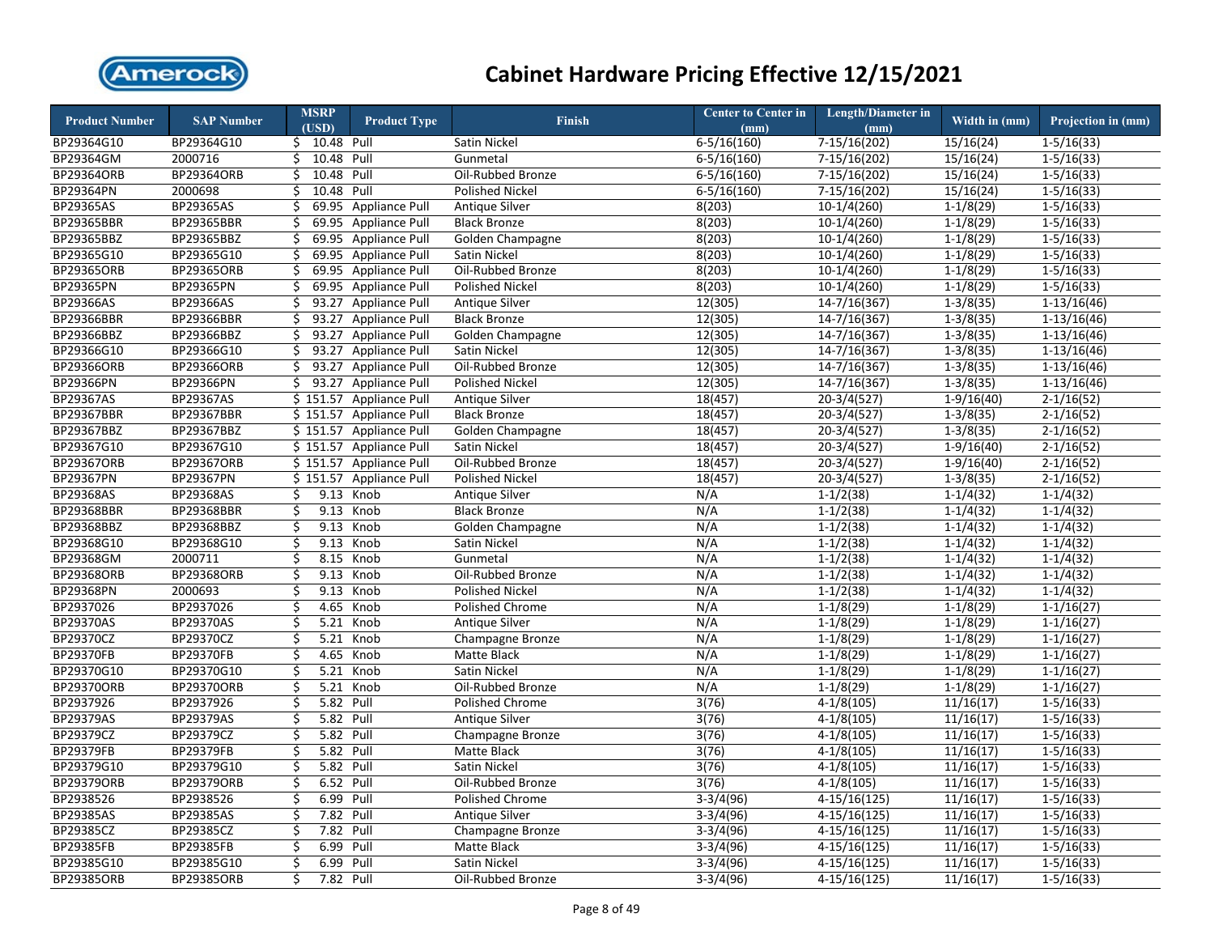# Cabinet Hardware Pricing Effective 12/15/2021

| Product Number | SAP Number | MSRP (USD) | Product Type | Finish | Center to Center in (mm) | Length/Diameter in (mm) | Width in (mm) | Projection in (mm) |
|---|---|---|---|---|---|---|---|---|
| BP29364G10 | BP29364G10 | $ 10.48 | Pull | Satin Nickel | 6-5/16(160) | 7-15/16(202) | 15/16(24) | 1-5/16(33) |
| BP29364GM | 2000716 | $ 10.48 | Pull | Gunmetal | 6-5/16(160) | 7-15/16(202) | 15/16(24) | 1-5/16(33) |
| BP29364ORB | BP29364ORB | $ 10.48 | Pull | Oil-Rubbed Bronze | 6-5/16(160) | 7-15/16(202) | 15/16(24) | 1-5/16(33) |
| BP29364PN | 2000698 | $ 10.48 | Pull | Polished Nickel | 6-5/16(160) | 7-15/16(202) | 15/16(24) | 1-5/16(33) |
| BP29365AS | BP29365AS | $ 69.95 | Appliance Pull | Antique Silver | 8(203) | 10-1/4(260) | 1-1/8(29) | 1-5/16(33) |
| BP29365BBR | BP29365BBR | $ 69.95 | Appliance Pull | Black Bronze | 8(203) | 10-1/4(260) | 1-1/8(29) | 1-5/16(33) |
| BP29365BBZ | BP29365BBZ | $ 69.95 | Appliance Pull | Golden Champagne | 8(203) | 10-1/4(260) | 1-1/8(29) | 1-5/16(33) |
| BP29365G10 | BP29365G10 | $ 69.95 | Appliance Pull | Satin Nickel | 8(203) | 10-1/4(260) | 1-1/8(29) | 1-5/16(33) |
| BP29365ORB | BP29365ORB | $ 69.95 | Appliance Pull | Oil-Rubbed Bronze | 8(203) | 10-1/4(260) | 1-1/8(29) | 1-5/16(33) |
| BP29365PN | BP29365PN | $ 69.95 | Appliance Pull | Polished Nickel | 8(203) | 10-1/4(260) | 1-1/8(29) | 1-5/16(33) |
| BP29366AS | BP29366AS | $ 93.27 | Appliance Pull | Antique Silver | 12(305) | 14-7/16(367) | 1-3/8(35) | 1-13/16(46) |
| BP29366BBR | BP29366BBR | $ 93.27 | Appliance Pull | Black Bronze | 12(305) | 14-7/16(367) | 1-3/8(35) | 1-13/16(46) |
| BP29366BBZ | BP29366BBZ | $ 93.27 | Appliance Pull | Golden Champagne | 12(305) | 14-7/16(367) | 1-3/8(35) | 1-13/16(46) |
| BP29366G10 | BP29366G10 | $ 93.27 | Appliance Pull | Satin Nickel | 12(305) | 14-7/16(367) | 1-3/8(35) | 1-13/16(46) |
| BP29366ORB | BP29366ORB | $ 93.27 | Appliance Pull | Oil-Rubbed Bronze | 12(305) | 14-7/16(367) | 1-3/8(35) | 1-13/16(46) |
| BP29366PN | BP29366PN | $ 93.27 | Appliance Pull | Polished Nickel | 12(305) | 14-7/16(367) | 1-3/8(35) | 1-13/16(46) |
| BP29367AS | BP29367AS | $ 151.57 | Appliance Pull | Antique Silver | 18(457) | 20-3/4(527) | 1-9/16(40) | 2-1/16(52) |
| BP29367BBR | BP29367BBR | $ 151.57 | Appliance Pull | Black Bronze | 18(457) | 20-3/4(527) | 1-3/8(35) | 2-1/16(52) |
| BP29367BBZ | BP29367BBZ | $ 151.57 | Appliance Pull | Golden Champagne | 18(457) | 20-3/4(527) | 1-3/8(35) | 2-1/16(52) |
| BP29367G10 | BP29367G10 | $ 151.57 | Appliance Pull | Satin Nickel | 18(457) | 20-3/4(527) | 1-9/16(40) | 2-1/16(52) |
| BP29367ORB | BP29367ORB | $ 151.57 | Appliance Pull | Oil-Rubbed Bronze | 18(457) | 20-3/4(527) | 1-9/16(40) | 2-1/16(52) |
| BP29367PN | BP29367PN | $ 151.57 | Appliance Pull | Polished Nickel | 18(457) | 20-3/4(527) | 1-3/8(35) | 2-1/16(52) |
| BP29368AS | BP29368AS | $ 9.13 | Knob | Antique Silver | N/A | 1-1/2(38) | 1-1/4(32) | 1-1/4(32) |
| BP29368BBR | BP29368BBR | $ 9.13 | Knob | Black Bronze | N/A | 1-1/2(38) | 1-1/4(32) | 1-1/4(32) |
| BP29368BBZ | BP29368BBZ | $ 9.13 | Knob | Golden Champagne | N/A | 1-1/2(38) | 1-1/4(32) | 1-1/4(32) |
| BP29368G10 | BP29368G10 | $ 9.13 | Knob | Satin Nickel | N/A | 1-1/2(38) | 1-1/4(32) | 1-1/4(32) |
| BP29368GM | 2000711 | $ 8.15 | Knob | Gunmetal | N/A | 1-1/2(38) | 1-1/4(32) | 1-1/4(32) |
| BP29368ORB | BP29368ORB | $ 9.13 | Knob | Oil-Rubbed Bronze | N/A | 1-1/2(38) | 1-1/4(32) | 1-1/4(32) |
| BP29368PN | 2000693 | $ 9.13 | Knob | Polished Nickel | N/A | 1-1/2(38) | 1-1/4(32) | 1-1/4(32) |
| BP2937026 | BP2937026 | $ 4.65 | Knob | Polished Chrome | N/A | 1-1/8(29) | 1-1/8(29) | 1-1/16(27) |
| BP29370AS | BP29370AS | $ 5.21 | Knob | Antique Silver | N/A | 1-1/8(29) | 1-1/8(29) | 1-1/16(27) |
| BP29370CZ | BP29370CZ | $ 5.21 | Knob | Champagne Bronze | N/A | 1-1/8(29) | 1-1/8(29) | 1-1/16(27) |
| BP29370FB | BP29370FB | $ 4.65 | Knob | Matte Black | N/A | 1-1/8(29) | 1-1/8(29) | 1-1/16(27) |
| BP29370G10 | BP29370G10 | $ 5.21 | Knob | Satin Nickel | N/A | 1-1/8(29) | 1-1/8(29) | 1-1/16(27) |
| BP29370ORB | BP29370ORB | $ 5.21 | Knob | Oil-Rubbed Bronze | N/A | 1-1/8(29) | 1-1/8(29) | 1-1/16(27) |
| BP2937926 | BP2937926 | $ 5.82 | Pull | Polished Chrome | 3(76) | 4-1/8(105) | 11/16(17) | 1-5/16(33) |
| BP29379AS | BP29379AS | $ 5.82 | Pull | Antique Silver | 3(76) | 4-1/8(105) | 11/16(17) | 1-5/16(33) |
| BP29379CZ | BP29379CZ | $ 5.82 | Pull | Champagne Bronze | 3(76) | 4-1/8(105) | 11/16(17) | 1-5/16(33) |
| BP29379FB | BP29379FB | $ 5.82 | Pull | Matte Black | 3(76) | 4-1/8(105) | 11/16(17) | 1-5/16(33) |
| BP29379G10 | BP29379G10 | $ 5.82 | Pull | Satin Nickel | 3(76) | 4-1/8(105) | 11/16(17) | 1-5/16(33) |
| BP29379ORB | BP29379ORB | $ 6.52 | Pull | Oil-Rubbed Bronze | 3(76) | 4-1/8(105) | 11/16(17) | 1-5/16(33) |
| BP2938526 | BP2938526 | $ 6.99 | Pull | Polished Chrome | 3-3/4(96) | 4-15/16(125) | 11/16(17) | 1-5/16(33) |
| BP29385AS | BP29385AS | $ 7.82 | Pull | Antique Silver | 3-3/4(96) | 4-15/16(125) | 11/16(17) | 1-5/16(33) |
| BP29385CZ | BP29385CZ | $ 7.82 | Pull | Champagne Bronze | 3-3/4(96) | 4-15/16(125) | 11/16(17) | 1-5/16(33) |
| BP29385FB | BP29385FB | $ 6.99 | Pull | Matte Black | 3-3/4(96) | 4-15/16(125) | 11/16(17) | 1-5/16(33) |
| BP29385G10 | BP29385G10 | $ 6.99 | Pull | Satin Nickel | 3-3/4(96) | 4-15/16(125) | 11/16(17) | 1-5/16(33) |
| BP29385ORB | BP29385ORB | $ 7.82 | Pull | Oil-Rubbed Bronze | 3-3/4(96) | 4-15/16(125) | 11/16(17) | 1-5/16(33) |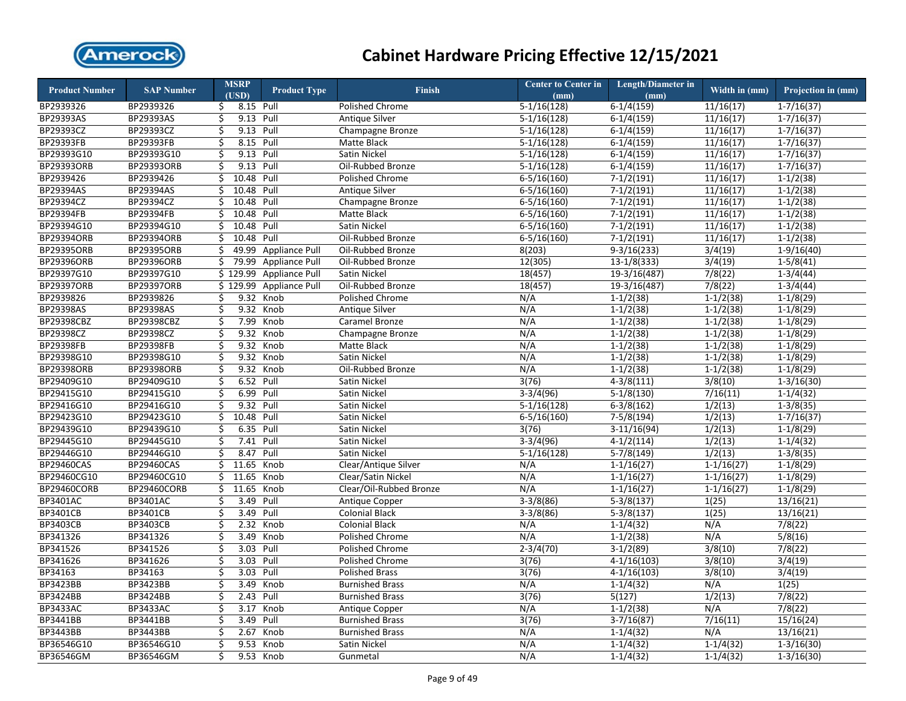# Cabinet Hardware Pricing Effective 12/15/2021

| Product Number | SAP Number | MSRP (USD) | Product Type | Finish | Center to Center in (mm) | Length/Diameter in (mm) | Width in (mm) | Projection in (mm) |
|---|---|---|---|---|---|---|---|---|
| BP2939326 | BP2939326 | $ 8.15 | Pull | Polished Chrome | 5-1/16(128) | 6-1/4(159) | 11/16(17) | 1-7/16(37) |
| BP29393AS | BP29393AS | $ 9.13 | Pull | Antique Silver | 5-1/16(128) | 6-1/4(159) | 11/16(17) | 1-7/16(37) |
| BP29393CZ | BP29393CZ | $ 9.13 | Pull | Champagne Bronze | 5-1/16(128) | 6-1/4(159) | 11/16(17) | 1-7/16(37) |
| BP29393FB | BP29393FB | $ 8.15 | Pull | Matte Black | 5-1/16(128) | 6-1/4(159) | 11/16(17) | 1-7/16(37) |
| BP29393G10 | BP29393G10 | $ 9.13 | Pull | Satin Nickel | 5-1/16(128) | 6-1/4(159) | 11/16(17) | 1-7/16(37) |
| BP29393ORB | BP29393ORB | $ 9.13 | Pull | Oil-Rubbed Bronze | 5-1/16(128) | 6-1/4(159) | 11/16(17) | 1-7/16(37) |
| BP2939426 | BP2939426 | $ 10.48 | Pull | Polished Chrome | 6-5/16(160) | 7-1/2(191) | 11/16(17) | 1-1/2(38) |
| BP29394AS | BP29394AS | $ 10.48 | Pull | Antique Silver | 6-5/16(160) | 7-1/2(191) | 11/16(17) | 1-1/2(38) |
| BP29394CZ | BP29394CZ | $ 10.48 | Pull | Champagne Bronze | 6-5/16(160) | 7-1/2(191) | 11/16(17) | 1-1/2(38) |
| BP29394FB | BP29394FB | $ 10.48 | Pull | Matte Black | 6-5/16(160) | 7-1/2(191) | 11/16(17) | 1-1/2(38) |
| BP29394G10 | BP29394G10 | $ 10.48 | Pull | Satin Nickel | 6-5/16(160) | 7-1/2(191) | 11/16(17) | 1-1/2(38) |
| BP29394ORB | BP29394ORB | $ 10.48 | Pull | Oil-Rubbed Bronze | 6-5/16(160) | 7-1/2(191) | 11/16(17) | 1-1/2(38) |
| BP29395ORB | BP29395ORB | $ 49.99 | Appliance Pull | Oil-Rubbed Bronze | 8(203) | 9-3/16(233) | 3/4(19) | 1-9/16(40) |
| BP29396ORB | BP29396ORB | $ 79.99 | Appliance Pull | Oil-Rubbed Bronze | 12(305) | 13-1/8(333) | 3/4(19) | 1-5/8(41) |
| BP29397G10 | BP29397G10 | $ 129.99 | Appliance Pull | Satin Nickel | 18(457) | 19-3/16(487) | 7/8(22) | 1-3/4(44) |
| BP29397ORB | BP29397ORB | $ 129.99 | Appliance Pull | Oil-Rubbed Bronze | 18(457) | 19-3/16(487) | 7/8(22) | 1-3/4(44) |
| BP2939826 | BP2939826 | $ 9.32 | Knob | Polished Chrome | N/A | 1-1/2(38) | 1-1/2(38) | 1-1/8(29) |
| BP29398AS | BP29398AS | $ 9.32 | Knob | Antique Silver | N/A | 1-1/2(38) | 1-1/2(38) | 1-1/8(29) |
| BP29398CBZ | BP29398CBZ | $ 7.99 | Knob | Caramel Bronze | N/A | 1-1/2(38) | 1-1/2(38) | 1-1/8(29) |
| BP29398CZ | BP29398CZ | $ 9.32 | Knob | Champagne Bronze | N/A | 1-1/2(38) | 1-1/2(38) | 1-1/8(29) |
| BP29398FB | BP29398FB | $ 9.32 | Knob | Matte Black | N/A | 1-1/2(38) | 1-1/2(38) | 1-1/8(29) |
| BP29398G10 | BP29398G10 | $ 9.32 | Knob | Satin Nickel | N/A | 1-1/2(38) | 1-1/2(38) | 1-1/8(29) |
| BP29398ORB | BP29398ORB | $ 9.32 | Knob | Oil-Rubbed Bronze | N/A | 1-1/2(38) | 1-1/2(38) | 1-1/8(29) |
| BP29409G10 | BP29409G10 | $ 6.52 | Pull | Satin Nickel | 3(76) | 4-3/8(111) | 3/8(10) | 1-3/16(30) |
| BP29415G10 | BP29415G10 | $ 6.99 | Pull | Satin Nickel | 3-3/4(96) | 5-1/8(130) | 7/16(11) | 1-1/4(32) |
| BP29416G10 | BP29416G10 | $ 9.32 | Pull | Satin Nickel | 5-1/16(128) | 6-3/8(162) | 1/2(13) | 1-3/8(35) |
| BP29423G10 | BP29423G10 | $ 10.48 | Pull | Satin Nickel | 6-5/16(160) | 7-5/8(194) | 1/2(13) | 1-7/16(37) |
| BP29439G10 | BP29439G10 | $ 6.35 | Pull | Satin Nickel | 3(76) | 3-11/16(94) | 1/2(13) | 1-1/8(29) |
| BP29445G10 | BP29445G10 | $ 7.41 | Pull | Satin Nickel | 3-3/4(96) | 4-1/2(114) | 1/2(13) | 1-1/4(32) |
| BP29446G10 | BP29446G10 | $ 8.47 | Pull | Satin Nickel | 5-1/16(128) | 5-7/8(149) | 1/2(13) | 1-3/8(35) |
| BP29460CAS | BP29460CAS | $ 11.65 | Knob | Clear/Antique Silver | N/A | 1-1/16(27) | 1-1/16(27) | 1-1/8(29) |
| BP29460CG10 | BP29460CG10 | $ 11.65 | Knob | Clear/Satin Nickel | N/A | 1-1/16(27) | 1-1/16(27) | 1-1/8(29) |
| BP29460CORB | BP29460CORB | $ 11.65 | Knob | Clear/Oil-Rubbed Bronze | N/A | 1-1/16(27) | 1-1/16(27) | 1-1/8(29) |
| BP3401AC | BP3401AC | $ 3.49 | Pull | Antique Copper | 3-3/8(86) | 5-3/8(137) | 1(25) | 13/16(21) |
| BP3401CB | BP3401CB | $ 3.49 | Pull | Colonial Black | 3-3/8(86) | 5-3/8(137) | 1(25) | 13/16(21) |
| BP3403CB | BP3403CB | $ 2.32 | Knob | Colonial Black | N/A | 1-1/4(32) | N/A | 7/8(22) |
| BP341326 | BP341326 | $ 3.49 | Knob | Polished Chrome | N/A | 1-1/2(38) | N/A | 5/8(16) |
| BP341526 | BP341526 | $ 3.03 | Pull | Polished Chrome | 2-3/4(70) | 3-1/2(89) | 3/8(10) | 7/8(22) |
| BP341626 | BP341626 | $ 3.03 | Pull | Polished Chrome | 3(76) | 4-1/16(103) | 3/8(10) | 3/4(19) |
| BP34163 | BP34163 | $ 3.03 | Pull | Polished Brass | 3(76) | 4-1/16(103) | 3/8(10) | 3/4(19) |
| BP3423BB | BP3423BB | $ 3.49 | Knob | Burnished Brass | N/A | 1-1/4(32) | N/A | 1(25) |
| BP3424BB | BP3424BB | $ 2.43 | Pull | Burnished Brass | 3(76) | 5(127) | 1/2(13) | 7/8(22) |
| BP3433AC | BP3433AC | $ 3.17 | Knob | Antique Copper | N/A | 1-1/2(38) | N/A | 7/8(22) |
| BP3441BB | BP3441BB | $ 3.49 | Pull | Burnished Brass | 3(76) | 3-7/16(87) | 7/16(11) | 15/16(24) |
| BP3443BB | BP3443BB | $ 2.67 | Knob | Burnished Brass | N/A | 1-1/4(32) | N/A | 13/16(21) |
| BP36546G10 | BP36546G10 | $ 9.53 | Knob | Satin Nickel | N/A | 1-1/4(32) | 1-1/4(32) | 1-3/16(30) |
| BP36546GM | BP36546GM | $ 9.53 | Knob | Gunmetal | N/A | 1-1/4(32) | 1-1/4(32) | 1-3/16(30) |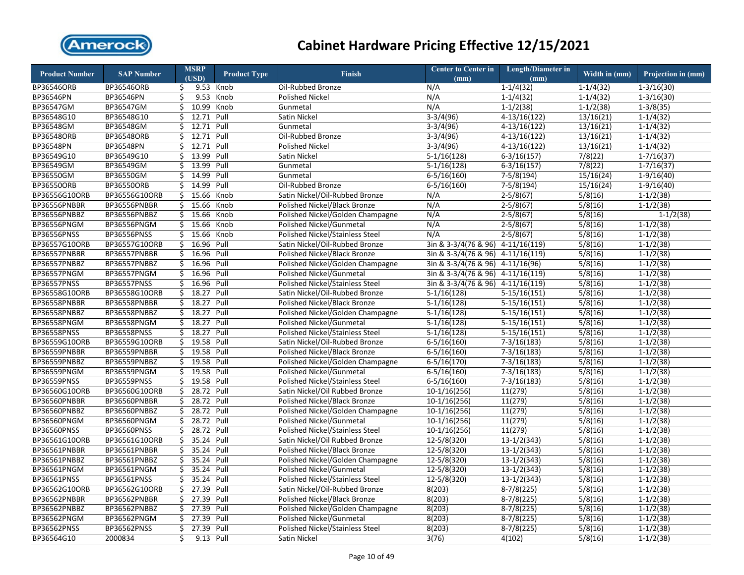# Cabinet Hardware Pricing Effective 12/15/2021

| Product Number | SAP Number | MSRP (USD) | Product Type | Finish | Center to Center in (mm) | Length/Diameter in (mm) | Width in (mm) | Projection in (mm) |
|---|---|---|---|---|---|---|---|---|
| BP36546ORB | BP36546ORB | $ 9.53 | Knob | Oil-Rubbed Bronze | N/A | 1-1/4(32) | 1-1/4(32) | 1-3/16(30) |
| BP36546PN | BP36546PN | $ 9.53 | Knob | Polished Nickel | N/A | 1-1/4(32) | 1-1/4(32) | 1-3/16(30) |
| BP36547GM | BP36547GM | $ 10.99 | Knob | Gunmetal | N/A | 1-1/2(38) | 1-1/2(38) | 1-3/8(35) |
| BP36548G10 | BP36548G10 | $ 12.71 | Pull | Satin Nickel | 3-3/4(96) | 4-13/16(122) | 13/16(21) | 1-1/4(32) |
| BP36548GM | BP36548GM | $ 12.71 | Pull | Gunmetal | 3-3/4(96) | 4-13/16(122) | 13/16(21) | 1-1/4(32) |
| BP36548ORB | BP36548ORB | $ 12.71 | Pull | Oil-Rubbed Bronze | 3-3/4(96) | 4-13/16(122) | 13/16(21) | 1-1/4(32) |
| BP36548PN | BP36548PN | $ 12.71 | Pull | Polished Nickel | 3-3/4(96) | 4-13/16(122) | 13/16(21) | 1-1/4(32) |
| BP36549G10 | BP36549G10 | $ 13.99 | Pull | Satin Nickel | 5-1/16(128) | 6-3/16(157) | 7/8(22) | 1-7/16(37) |
| BP36549GM | BP36549GM | $ 13.99 | Pull | Gunmetal | 5-1/16(128) | 6-3/16(157) | 7/8(22) | 1-7/16(37) |
| BP36550GM | BP36550GM | $ 14.99 | Pull | Gunmetal | 6-5/16(160) | 7-5/8(194) | 15/16(24) | 1-9/16(40) |
| BP36550ORB | BP36550ORB | $ 14.99 | Pull | Oil-Rubbed Bronze | 6-5/16(160) | 7-5/8(194) | 15/16(24) | 1-9/16(40) |
| BP36556G10ORB | BP36556G10ORB | $ 15.66 | Knob | Satin Nickel/Oil-Rubbed Bronze | N/A | 2-5/8(67) | 5/8(16) | 1-1/2(38) |
| BP36556PNBBR | BP36556PNBBR | $ 15.66 | Knob | Polished Nickel/Black Bronze | N/A | 2-5/8(67) | 5/8(16) | 1-1/2(38) |
| BP36556PNBBZ | BP36556PNBBZ | $ 15.66 | Knob | Polished Nickel/Golden Champagne | N/A | 2-5/8(67) | 5/8(16) | 1-1/2(38) |
| BP36556PNGM | BP36556PNGM | $ 15.66 | Knob | Polished Nickel/Gunmetal | N/A | 2-5/8(67) | 5/8(16) | 1-1/2(38) |
| BP36556PNSS | BP36556PNSS | $ 15.66 | Knob | Polished Nickel/Stainless Steel | N/A | 2-5/8(67) | 5/8(16) | 1-1/2(38) |
| BP36557G10ORB | BP36557G10ORB | $ 16.96 | Pull | Satin Nickel/Oil-Rubbed Bronze | 3in & 3-3/4(76 & 96) | 4-11/16(119) | 5/8(16) | 1-1/2(38) |
| BP36557PNBBR | BP36557PNBBR | $ 16.96 | Pull | Polished Nickel/Black Bronze | 3in & 3-3/4(76 & 96) | 4-11/16(119) | 5/8(16) | 1-1/2(38) |
| BP36557PNBBZ | BP36557PNBBZ | $ 16.96 | Pull | Polished Nickel/Golden Champagne | 3in & 3-3/4(76 & 96) | 4-11/16(96) | 5/8(16) | 1-1/2(38) |
| BP36557PNGM | BP36557PNGM | $ 16.96 | Pull | Polished Nickel/Gunmetal | 3in & 3-3/4(76 & 96) | 4-11/16(119) | 5/8(16) | 1-1/2(38) |
| BP36557PNSS | BP36557PNSS | $ 16.96 | Pull | Polished Nickel/Stainless Steel | 3in & 3-3/4(76 & 96) | 4-11/16(119) | 5/8(16) | 1-1/2(38) |
| BP36558G10ORB | BP36558G10ORB | $ 18.27 | Pull | Satin Nickel/Oil-Rubbed Bronze | 5-1/16(128) | 5-15/16(151) | 5/8(16) | 1-1/2(38) |
| BP36558PNBBR | BP36558PNBBR | $ 18.27 | Pull | Polished Nickel/Black Bronze | 5-1/16(128) | 5-15/16(151) | 5/8(16) | 1-1/2(38) |
| BP36558PNBBZ | BP36558PNBBZ | $ 18.27 | Pull | Polished Nickel/Golden Champagne | 5-1/16(128) | 5-15/16(151) | 5/8(16) | 1-1/2(38) |
| BP36558PNGM | BP36558PNGM | $ 18.27 | Pull | Polished Nickel/Gunmetal | 5-1/16(128) | 5-15/16(151) | 5/8(16) | 1-1/2(38) |
| BP36558PNSS | BP36558PNSS | $ 18.27 | Pull | Polished Nickel/Stainless Steel | 5-1/16(128) | 5-15/16(151) | 5/8(16) | 1-1/2(38) |
| BP36559G10ORB | BP36559G10ORB | $ 19.58 | Pull | Satin Nickel/Oil-Rubbed Bronze | 6-5/16(160) | 7-3/16(183) | 5/8(16) | 1-1/2(38) |
| BP36559PNBBR | BP36559PNBBR | $ 19.58 | Pull | Polished Nickel/Black Bronze | 6-5/16(160) | 7-3/16(183) | 5/8(16) | 1-1/2(38) |
| BP36559PNBBZ | BP36559PNBBZ | $ 19.58 | Pull | Polished Nickel/Golden Champagne | 6-5/16(170) | 7-3/16(183) | 5/8(16) | 1-1/2(38) |
| BP36559PNGM | BP36559PNGM | $ 19.58 | Pull | Polished Nickel/Gunmetal | 6-5/16(160) | 7-3/16(183) | 5/8(16) | 1-1/2(38) |
| BP36559PNSS | BP36559PNSS | $ 19.58 | Pull | Polished Nickel/Stainless Steel | 6-5/16(160) | 7-3/16(183) | 5/8(16) | 1-1/2(38) |
| BP36560G10ORB | BP36560G10ORB | $ 28.72 | Pull | Satin Nickel/Oil Rubbed Bronze | 10-1/16(256) | 11(279) | 5/8(16) | 1-1/2(38) |
| BP36560PNBBR | BP36560PNBBR | $ 28.72 | Pull | Polished Nickel/Black Bronze | 10-1/16(256) | 11(279) | 5/8(16) | 1-1/2(38) |
| BP36560PNBBZ | BP36560PNBBZ | $ 28.72 | Pull | Polished Nickel/Golden Champagne | 10-1/16(256) | 11(279) | 5/8(16) | 1-1/2(38) |
| BP36560PNGM | BP36560PNGM | $ 28.72 | Pull | Polished Nickel/Gunmetal | 10-1/16(256) | 11(279) | 5/8(16) | 1-1/2(38) |
| BP36560PNSS | BP36560PNSS | $ 28.72 | Pull | Polished Nickel/Stainless Steel | 10-1/16(256) | 11(279) | 5/8(16) | 1-1/2(38) |
| BP36561G10ORB | BP36561G10ORB | $ 35.24 | Pull | Satin Nickel/Oil Rubbed Bronze | 12-5/8(320) | 13-1/2(343) | 5/8(16) | 1-1/2(38) |
| BP36561PNBBR | BP36561PNBBR | $ 35.24 | Pull | Polished Nickel/Black Bronze | 12-5/8(320) | 13-1/2(343) | 5/8(16) | 1-1/2(38) |
| BP36561PNBBZ | BP36561PNBBZ | $ 35.24 | Pull | Polished Nickel/Golden Champagne | 12-5/8(320) | 13-1/2(343) | 5/8(16) | 1-1/2(38) |
| BP36561PNGM | BP36561PNGM | $ 35.24 | Pull | Polished Nickel/Gunmetal | 12-5/8(320) | 13-1/2(343) | 5/8(16) | 1-1/2(38) |
| BP36561PNSS | BP36561PNSS | $ 35.24 | Pull | Polished Nickel/Stainless Steel | 12-5/8(320) | 13-1/2(343) | 5/8(16) | 1-1/2(38) |
| BP36562G10ORB | BP36562G10ORB | $ 27.39 | Pull | Satin Nickel/Oil-Rubbed Bronze | 8(203) | 8-7/8(225) | 5/8(16) | 1-1/2(38) |
| BP36562PNBBR | BP36562PNBBR | $ 27.39 | Pull | Polished Nickel/Black Bronze | 8(203) | 8-7/8(225) | 5/8(16) | 1-1/2(38) |
| BP36562PNBBZ | BP36562PNBBZ | $ 27.39 | Pull | Polished Nickel/Golden Champagne | 8(203) | 8-7/8(225) | 5/8(16) | 1-1/2(38) |
| BP36562PNGM | BP36562PNGM | $ 27.39 | Pull | Polished Nickel/Gunmetal | 8(203) | 8-7/8(225) | 5/8(16) | 1-1/2(38) |
| BP36562PNSS | BP36562PNSS | $ 27.39 | Pull | Polished Nickel/Stainless Steel | 8(203) | 8-7/8(225) | 5/8(16) | 1-1/2(38) |
| BP36564G10 | 2000834 | $ 9.13 | Pull | Satin Nickel | 3(76) | 4(102) | 5/8(16) | 1-1/2(38) |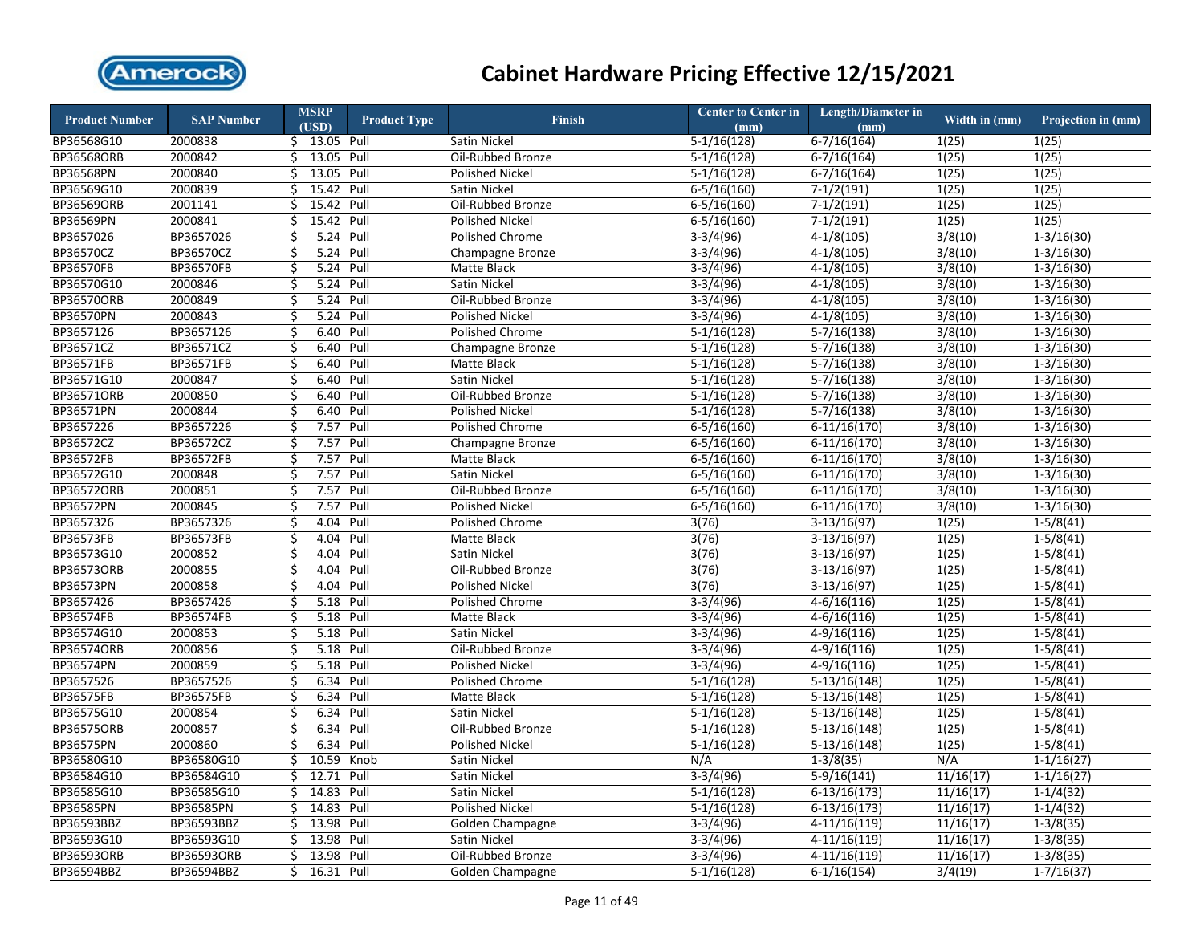# Cabinet Hardware Pricing Effective 12/15/2021

| Product Number | SAP Number | MSRP (USD) | Product Type | Finish | Center to Center in (mm) | Length/Diameter in (mm) | Width in (mm) | Projection in (mm) |
|---|---|---|---|---|---|---|---|---|
| BP36568G10 | 2000838 | $ 13.05 | Pull | Satin Nickel | 5-1/16(128) | 6-7/16(164) | 1(25) | 1(25) |
| BP36568ORB | 2000842 | $ 13.05 | Pull | Oil-Rubbed Bronze | 5-1/16(128) | 6-7/16(164) | 1(25) | 1(25) |
| BP36568PN | 2000840 | $ 13.05 | Pull | Polished Nickel | 5-1/16(128) | 6-7/16(164) | 1(25) | 1(25) |
| BP36569G10 | 2000839 | $ 15.42 | Pull | Satin Nickel | 6-5/16(160) | 7-1/2(191) | 1(25) | 1(25) |
| BP36569ORB | 2001141 | $ 15.42 | Pull | Oil-Rubbed Bronze | 6-5/16(160) | 7-1/2(191) | 1(25) | 1(25) |
| BP36569PN | 2000841 | $ 15.42 | Pull | Polished Nickel | 6-5/16(160) | 7-1/2(191) | 1(25) | 1(25) |
| BP3657026 | BP3657026 | $ 5.24 | Pull | Polished Chrome | 3-3/4(96) | 4-1/8(105) | 3/8(10) | 1-3/16(30) |
| BP36570CZ | BP36570CZ | $ 5.24 | Pull | Champagne Bronze | 3-3/4(96) | 4-1/8(105) | 3/8(10) | 1-3/16(30) |
| BP36570FB | BP36570FB | $ 5.24 | Pull | Matte Black | 3-3/4(96) | 4-1/8(105) | 3/8(10) | 1-3/16(30) |
| BP36570G10 | 2000846 | $ 5.24 | Pull | Satin Nickel | 3-3/4(96) | 4-1/8(105) | 3/8(10) | 1-3/16(30) |
| BP36570ORB | 2000849 | $ 5.24 | Pull | Oil-Rubbed Bronze | 3-3/4(96) | 4-1/8(105) | 3/8(10) | 1-3/16(30) |
| BP36570PN | 2000843 | $ 5.24 | Pull | Polished Nickel | 3-3/4(96) | 4-1/8(105) | 3/8(10) | 1-3/16(30) |
| BP3657126 | BP3657126 | $ 6.40 | Pull | Polished Chrome | 5-1/16(128) | 5-7/16(138) | 3/8(10) | 1-3/16(30) |
| BP36571CZ | BP36571CZ | $ 6.40 | Pull | Champagne Bronze | 5-1/16(128) | 5-7/16(138) | 3/8(10) | 1-3/16(30) |
| BP36571FB | BP36571FB | $ 6.40 | Pull | Matte Black | 5-1/16(128) | 5-7/16(138) | 3/8(10) | 1-3/16(30) |
| BP36571G10 | 2000847 | $ 6.40 | Pull | Satin Nickel | 5-1/16(128) | 5-7/16(138) | 3/8(10) | 1-3/16(30) |
| BP36571ORB | 2000850 | $ 6.40 | Pull | Oil-Rubbed Bronze | 5-1/16(128) | 5-7/16(138) | 3/8(10) | 1-3/16(30) |
| BP36571PN | 2000844 | $ 6.40 | Pull | Polished Nickel | 5-1/16(128) | 5-7/16(138) | 3/8(10) | 1-3/16(30) |
| BP3657226 | BP3657226 | $ 7.57 | Pull | Polished Chrome | 6-5/16(160) | 6-11/16(170) | 3/8(10) | 1-3/16(30) |
| BP36572CZ | BP36572CZ | $ 7.57 | Pull | Champagne Bronze | 6-5/16(160) | 6-11/16(170) | 3/8(10) | 1-3/16(30) |
| BP36572FB | BP36572FB | $ 7.57 | Pull | Matte Black | 6-5/16(160) | 6-11/16(170) | 3/8(10) | 1-3/16(30) |
| BP36572G10 | 2000848 | $ 7.57 | Pull | Satin Nickel | 6-5/16(160) | 6-11/16(170) | 3/8(10) | 1-3/16(30) |
| BP36572ORB | 2000851 | $ 7.57 | Pull | Oil-Rubbed Bronze | 6-5/16(160) | 6-11/16(170) | 3/8(10) | 1-3/16(30) |
| BP36572PN | 2000845 | $ 7.57 | Pull | Polished Nickel | 6-5/16(160) | 6-11/16(170) | 3/8(10) | 1-3/16(30) |
| BP3657326 | BP3657326 | $ 4.04 | Pull | Polished Chrome | 3(76) | 3-13/16(97) | 1(25) | 1-5/8(41) |
| BP36573FB | BP36573FB | $ 4.04 | Pull | Matte Black | 3(76) | 3-13/16(97) | 1(25) | 1-5/8(41) |
| BP36573G10 | 2000852 | $ 4.04 | Pull | Satin Nickel | 3(76) | 3-13/16(97) | 1(25) | 1-5/8(41) |
| BP36573ORB | 2000855 | $ 4.04 | Pull | Oil-Rubbed Bronze | 3(76) | 3-13/16(97) | 1(25) | 1-5/8(41) |
| BP36573PN | 2000858 | $ 4.04 | Pull | Polished Nickel | 3(76) | 3-13/16(97) | 1(25) | 1-5/8(41) |
| BP3657426 | BP3657426 | $ 5.18 | Pull | Polished Chrome | 3-3/4(96) | 4-6/16(116) | 1(25) | 1-5/8(41) |
| BP36574FB | BP36574FB | $ 5.18 | Pull | Matte Black | 3-3/4(96) | 4-6/16(116) | 1(25) | 1-5/8(41) |
| BP36574G10 | 2000853 | $ 5.18 | Pull | Satin Nickel | 3-3/4(96) | 4-9/16(116) | 1(25) | 1-5/8(41) |
| BP36574ORB | 2000856 | $ 5.18 | Pull | Oil-Rubbed Bronze | 3-3/4(96) | 4-9/16(116) | 1(25) | 1-5/8(41) |
| BP36574PN | 2000859 | $ 5.18 | Pull | Polished Nickel | 3-3/4(96) | 4-9/16(116) | 1(25) | 1-5/8(41) |
| BP3657526 | BP3657526 | $ 6.34 | Pull | Polished Chrome | 5-1/16(128) | 5-13/16(148) | 1(25) | 1-5/8(41) |
| BP36575FB | BP36575FB | $ 6.34 | Pull | Matte Black | 5-1/16(128) | 5-13/16(148) | 1(25) | 1-5/8(41) |
| BP36575G10 | 2000854 | $ 6.34 | Pull | Satin Nickel | 5-1/16(128) | 5-13/16(148) | 1(25) | 1-5/8(41) |
| BP36575ORB | 2000857 | $ 6.34 | Pull | Oil-Rubbed Bronze | 5-1/16(128) | 5-13/16(148) | 1(25) | 1-5/8(41) |
| BP36575PN | 2000860 | $ 6.34 | Pull | Polished Nickel | 5-1/16(128) | 5-13/16(148) | 1(25) | 1-5/8(41) |
| BP36580G10 | BP36580G10 | $ 10.59 | Knob | Satin Nickel | N/A | 1-3/8(35) | N/A | 1-1/16(27) |
| BP36584G10 | BP36584G10 | $ 12.71 | Pull | Satin Nickel | 3-3/4(96) | 5-9/16(141) | 11/16(17) | 1-1/16(27) |
| BP36585G10 | BP36585G10 | $ 14.83 | Pull | Satin Nickel | 5-1/16(128) | 6-13/16(173) | 11/16(17) | 1-1/4(32) |
| BP36585PN | BP36585PN | $ 14.83 | Pull | Polished Nickel | 5-1/16(128) | 6-13/16(173) | 11/16(17) | 1-1/4(32) |
| BP36593BBZ | BP36593BBZ | $ 13.98 | Pull | Golden Champagne | 3-3/4(96) | 4-11/16(119) | 11/16(17) | 1-3/8(35) |
| BP36593G10 | BP36593G10 | $ 13.98 | Pull | Satin Nickel | 3-3/4(96) | 4-11/16(119) | 11/16(17) | 1-3/8(35) |
| BP36593ORB | BP36593ORB | $ 13.98 | Pull | Oil-Rubbed Bronze | 3-3/4(96) | 4-11/16(119) | 11/16(17) | 1-3/8(35) |
| BP36594BBZ | BP36594BBZ | $ 16.31 | Pull | Golden Champagne | 5-1/16(128) | 6-1/16(154) | 3/4(19) | 1-7/16(37) |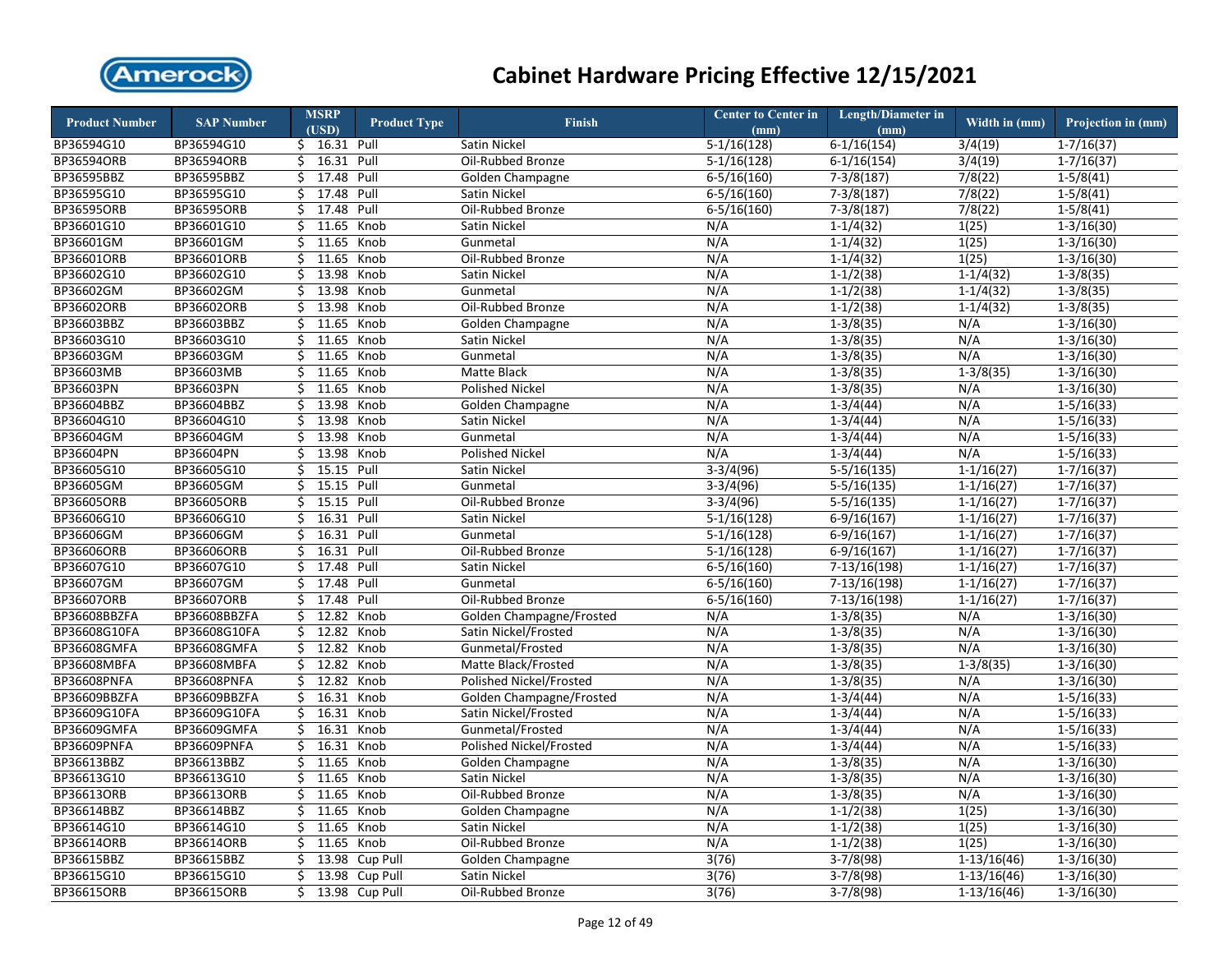# Cabinet Hardware Pricing Effective 12/15/2021

| Product Number | SAP Number | MSRP (USD) | Product Type | Finish | Center to Center in (mm) | Length/Diameter in (mm) | Width in (mm) | Projection in (mm) |
|---|---|---|---|---|---|---|---|---|
| BP36594G10 | BP36594G10 | $ 16.31 | Pull | Satin Nickel | 5-1/16(128) | 6-1/16(154) | 3/4(19) | 1-7/16(37) |
| BP36594ORB | BP36594ORB | $ 16.31 | Pull | Oil-Rubbed Bronze | 5-1/16(128) | 6-1/16(154) | 3/4(19) | 1-7/16(37) |
| BP36595BBZ | BP36595BBZ | $ 17.48 | Pull | Golden Champagne | 6-5/16(160) | 7-3/8(187) | 7/8(22) | 1-5/8(41) |
| BP36595G10 | BP36595G10 | $ 17.48 | Pull | Satin Nickel | 6-5/16(160) | 7-3/8(187) | 7/8(22) | 1-5/8(41) |
| BP36595ORB | BP36595ORB | $ 17.48 | Pull | Oil-Rubbed Bronze | 6-5/16(160) | 7-3/8(187) | 7/8(22) | 1-5/8(41) |
| BP36601G10 | BP36601G10 | $ 11.65 | Knob | Satin Nickel | N/A | 1-1/4(32) | 1(25) | 1-3/16(30) |
| BP36601GM | BP36601GM | $ 11.65 | Knob | Gunmetal | N/A | 1-1/4(32) | 1(25) | 1-3/16(30) |
| BP36601ORB | BP36601ORB | $ 11.65 | Knob | Oil-Rubbed Bronze | N/A | 1-1/4(32) | 1(25) | 1-3/16(30) |
| BP36602G10 | BP36602G10 | $ 13.98 | Knob | Satin Nickel | N/A | 1-1/2(38) | 1-1/4(32) | 1-3/8(35) |
| BP36602GM | BP36602GM | $ 13.98 | Knob | Gunmetal | N/A | 1-1/2(38) | 1-1/4(32) | 1-3/8(35) |
| BP36602ORB | BP36602ORB | $ 13.98 | Knob | Oil-Rubbed Bronze | N/A | 1-1/2(38) | 1-1/4(32) | 1-3/8(35) |
| BP36603BBZ | BP36603BBZ | $ 11.65 | Knob | Golden Champagne | N/A | 1-3/8(35) | N/A | 1-3/16(30) |
| BP36603G10 | BP36603G10 | $ 11.65 | Knob | Satin Nickel | N/A | 1-3/8(35) | N/A | 1-3/16(30) |
| BP36603GM | BP36603GM | $ 11.65 | Knob | Gunmetal | N/A | 1-3/8(35) | N/A | 1-3/16(30) |
| BP36603MB | BP36603MB | $ 11.65 | Knob | Matte Black | N/A | 1-3/8(35) | 1-3/8(35) | 1-3/16(30) |
| BP36603PN | BP36603PN | $ 11.65 | Knob | Polished Nickel | N/A | 1-3/8(35) | N/A | 1-3/16(30) |
| BP36604BBZ | BP36604BBZ | $ 13.98 | Knob | Golden Champagne | N/A | 1-3/4(44) | N/A | 1-5/16(33) |
| BP36604G10 | BP36604G10 | $ 13.98 | Knob | Satin Nickel | N/A | 1-3/4(44) | N/A | 1-5/16(33) |
| BP36604GM | BP36604GM | $ 13.98 | Knob | Gunmetal | N/A | 1-3/4(44) | N/A | 1-5/16(33) |
| BP36604PN | BP36604PN | $ 13.98 | Knob | Polished Nickel | N/A | 1-3/4(44) | N/A | 1-5/16(33) |
| BP36605G10 | BP36605G10 | $ 15.15 | Pull | Satin Nickel | 3-3/4(96) | 5-5/16(135) | 1-1/16(27) | 1-7/16(37) |
| BP36605GM | BP36605GM | $ 15.15 | Pull | Gunmetal | 3-3/4(96) | 5-5/16(135) | 1-1/16(27) | 1-7/16(37) |
| BP36605ORB | BP36605ORB | $ 15.15 | Pull | Oil-Rubbed Bronze | 3-3/4(96) | 5-5/16(135) | 1-1/16(27) | 1-7/16(37) |
| BP36606G10 | BP36606G10 | $ 16.31 | Pull | Satin Nickel | 5-1/16(128) | 6-9/16(167) | 1-1/16(27) | 1-7/16(37) |
| BP36606GM | BP36606GM | $ 16.31 | Pull | Gunmetal | 5-1/16(128) | 6-9/16(167) | 1-1/16(27) | 1-7/16(37) |
| BP36606ORB | BP36606ORB | $ 16.31 | Pull | Oil-Rubbed Bronze | 5-1/16(128) | 6-9/16(167) | 1-1/16(27) | 1-7/16(37) |
| BP36607G10 | BP36607G10 | $ 17.48 | Pull | Satin Nickel | 6-5/16(160) | 7-13/16(198) | 1-1/16(27) | 1-7/16(37) |
| BP36607GM | BP36607GM | $ 17.48 | Pull | Gunmetal | 6-5/16(160) | 7-13/16(198) | 1-1/16(27) | 1-7/16(37) |
| BP36607ORB | BP36607ORB | $ 17.48 | Pull | Oil-Rubbed Bronze | 6-5/16(160) | 7-13/16(198) | 1-1/16(27) | 1-7/16(37) |
| BP36608BBZFA | BP36608BBZFA | $ 12.82 | Knob | Golden Champagne/Frosted | N/A | 1-3/8(35) | N/A | 1-3/16(30) |
| BP36608G10FA | BP36608G10FA | $ 12.82 | Knob | Satin Nickel/Frosted | N/A | 1-3/8(35) | N/A | 1-3/16(30) |
| BP36608GMFA | BP36608GMFA | $ 12.82 | Knob | Gunmetal/Frosted | N/A | 1-3/8(35) | N/A | 1-3/16(30) |
| BP36608MBFA | BP36608MBFA | $ 12.82 | Knob | Matte Black/Frosted | N/A | 1-3/8(35) | 1-3/8(35) | 1-3/16(30) |
| BP36608PNFA | BP36608PNFA | $ 12.82 | Knob | Polished Nickel/Frosted | N/A | 1-3/8(35) | N/A | 1-3/16(30) |
| BP36609BBZFA | BP36609BBZFA | $ 16.31 | Knob | Golden Champagne/Frosted | N/A | 1-3/4(44) | N/A | 1-5/16(33) |
| BP36609G10FA | BP36609G10FA | $ 16.31 | Knob | Satin Nickel/Frosted | N/A | 1-3/4(44) | N/A | 1-5/16(33) |
| BP36609GMFA | BP36609GMFA | $ 16.31 | Knob | Gunmetal/Frosted | N/A | 1-3/4(44) | N/A | 1-5/16(33) |
| BP36609PNFA | BP36609PNFA | $ 16.31 | Knob | Polished Nickel/Frosted | N/A | 1-3/4(44) | N/A | 1-5/16(33) |
| BP36613BBZ | BP36613BBZ | $ 11.65 | Knob | Golden Champagne | N/A | 1-3/8(35) | N/A | 1-3/16(30) |
| BP36613G10 | BP36613G10 | $ 11.65 | Knob | Satin Nickel | N/A | 1-3/8(35) | N/A | 1-3/16(30) |
| BP36613ORB | BP36613ORB | $ 11.65 | Knob | Oil-Rubbed Bronze | N/A | 1-3/8(35) | N/A | 1-3/16(30) |
| BP36614BBZ | BP36614BBZ | $ 11.65 | Knob | Golden Champagne | N/A | 1-1/2(38) | 1(25) | 1-3/16(30) |
| BP36614G10 | BP36614G10 | $ 11.65 | Knob | Satin Nickel | N/A | 1-1/2(38) | 1(25) | 1-3/16(30) |
| BP36614ORB | BP36614ORB | $ 11.65 | Knob | Oil-Rubbed Bronze | N/A | 1-1/2(38) | 1(25) | 1-3/16(30) |
| BP36615BBZ | BP36615BBZ | $ 13.98 | Cup Pull | Golden Champagne | 3(76) | 3-7/8(98) | 1-13/16(46) | 1-3/16(30) |
| BP36615G10 | BP36615G10 | $ 13.98 | Cup Pull | Satin Nickel | 3(76) | 3-7/8(98) | 1-13/16(46) | 1-3/16(30) |
| BP36615ORB | BP36615ORB | $ 13.98 | Cup Pull | Oil-Rubbed Bronze | 3(76) | 3-7/8(98) | 1-13/16(46) | 1-3/16(30) |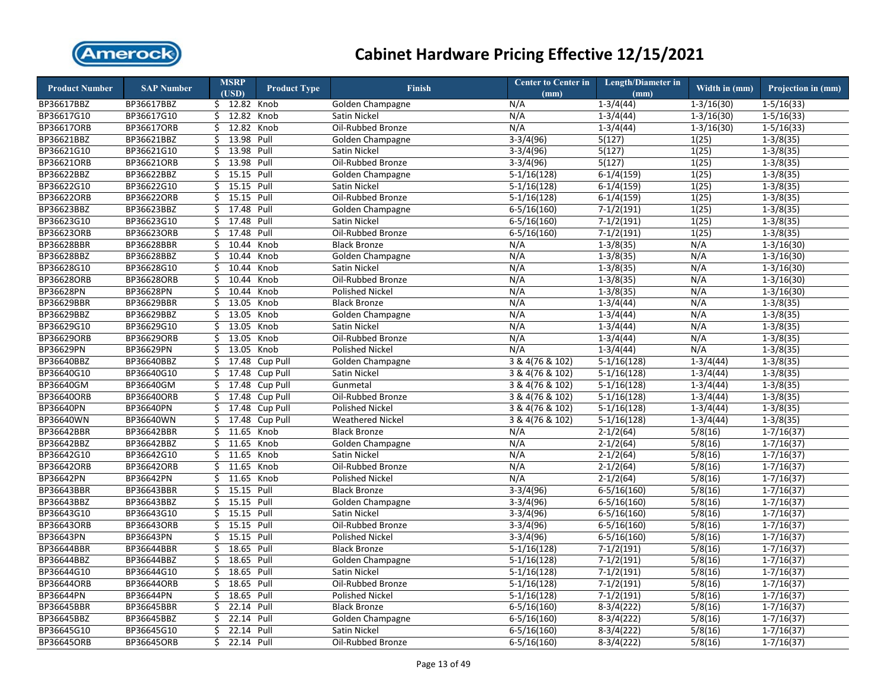# Cabinet Hardware Pricing Effective 12/15/2021

| Product Number | SAP Number | MSRP (USD) | Product Type | Finish | Center to Center in (mm) | Length/Diameter in (mm) | Width in (mm) | Projection in (mm) |
|---|---|---|---|---|---|---|---|---|
| BP36617BBZ | BP36617BBZ | $ 12.82 | Knob | Golden Champagne | N/A | 1-3/4(44) | 1-3/16(30) | 1-5/16(33) |
| BP36617G10 | BP36617G10 | $ 12.82 | Knob | Satin Nickel | N/A | 1-3/4(44) | 1-3/16(30) | 1-5/16(33) |
| BP36617ORB | BP36617ORB | $ 12.82 | Knob | Oil-Rubbed Bronze | N/A | 1-3/4(44) | 1-3/16(30) | 1-5/16(33) |
| BP36621BBZ | BP36621BBZ | $ 13.98 | Pull | Golden Champagne | 3-3/4(96) | 5(127) | 1(25) | 1-3/8(35) |
| BP36621G10 | BP36621G10 | $ 13.98 | Pull | Satin Nickel | 3-3/4(96) | 5(127) | 1(25) | 1-3/8(35) |
| BP36621ORB | BP36621ORB | $ 13.98 | Pull | Oil-Rubbed Bronze | 3-3/4(96) | 5(127) | 1(25) | 1-3/8(35) |
| BP36622BBZ | BP36622BBZ | $ 15.15 | Pull | Golden Champagne | 5-1/16(128) | 6-1/4(159) | 1(25) | 1-3/8(35) |
| BP36622G10 | BP36622G10 | $ 15.15 | Pull | Satin Nickel | 5-1/16(128) | 6-1/4(159) | 1(25) | 1-3/8(35) |
| BP36622ORB | BP36622ORB | $ 15.15 | Pull | Oil-Rubbed Bronze | 5-1/16(128) | 6-1/4(159) | 1(25) | 1-3/8(35) |
| BP36623BBZ | BP36623BBZ | $ 17.48 | Pull | Golden Champagne | 6-5/16(160) | 7-1/2(191) | 1(25) | 1-3/8(35) |
| BP36623G10 | BP36623G10 | $ 17.48 | Pull | Satin Nickel | 6-5/16(160) | 7-1/2(191) | 1(25) | 1-3/8(35) |
| BP36623ORB | BP36623ORB | $ 17.48 | Pull | Oil-Rubbed Bronze | 6-5/16(160) | 7-1/2(191) | 1(25) | 1-3/8(35) |
| BP36628BBR | BP36628BBR | $ 10.44 | Knob | Black Bronze | N/A | 1-3/8(35) | N/A | 1-3/16(30) |
| BP36628BBZ | BP36628BBZ | $ 10.44 | Knob | Golden Champagne | N/A | 1-3/8(35) | N/A | 1-3/16(30) |
| BP36628G10 | BP36628G10 | $ 10.44 | Knob | Satin Nickel | N/A | 1-3/8(35) | N/A | 1-3/16(30) |
| BP36628ORB | BP36628ORB | $ 10.44 | Knob | Oil-Rubbed Bronze | N/A | 1-3/8(35) | N/A | 1-3/16(30) |
| BP36628PN | BP36628PN | $ 10.44 | Knob | Polished Nickel | N/A | 1-3/8(35) | N/A | 1-3/16(30) |
| BP36629BBR | BP36629BBR | $ 13.05 | Knob | Black Bronze | N/A | 1-3/4(44) | N/A | 1-3/8(35) |
| BP36629BBZ | BP36629BBZ | $ 13.05 | Knob | Golden Champagne | N/A | 1-3/4(44) | N/A | 1-3/8(35) |
| BP36629G10 | BP36629G10 | $ 13.05 | Knob | Satin Nickel | N/A | 1-3/4(44) | N/A | 1-3/8(35) |
| BP36629ORB | BP36629ORB | $ 13.05 | Knob | Oil-Rubbed Bronze | N/A | 1-3/4(44) | N/A | 1-3/8(35) |
| BP36629PN | BP36629PN | $ 13.05 | Knob | Polished Nickel | N/A | 1-3/4(44) | N/A | 1-3/8(35) |
| BP36640BBZ | BP36640BBZ | $ 17.48 | Cup Pull | Golden Champagne | 3 & 4(76 & 102) | 5-1/16(128) | 1-3/4(44) | 1-3/8(35) |
| BP36640G10 | BP36640G10 | $ 17.48 | Cup Pull | Satin Nickel | 3 & 4(76 & 102) | 5-1/16(128) | 1-3/4(44) | 1-3/8(35) |
| BP36640GM | BP36640GM | $ 17.48 | Cup Pull | Gunmetal | 3 & 4(76 & 102) | 5-1/16(128) | 1-3/4(44) | 1-3/8(35) |
| BP36640ORB | BP36640ORB | $ 17.48 | Cup Pull | Oil-Rubbed Bronze | 3 & 4(76 & 102) | 5-1/16(128) | 1-3/4(44) | 1-3/8(35) |
| BP36640PN | BP36640PN | $ 17.48 | Cup Pull | Polished Nickel | 3 & 4(76 & 102) | 5-1/16(128) | 1-3/4(44) | 1-3/8(35) |
| BP36640WN | BP36640WN | $ 17.48 | Cup Pull | Weathered Nickel | 3 & 4(76 & 102) | 5-1/16(128) | 1-3/4(44) | 1-3/8(35) |
| BP36642BBR | BP36642BBR | $ 11.65 | Knob | Black Bronze | N/A | 2-1/2(64) | 5/8(16) | 1-7/16(37) |
| BP36642BBZ | BP36642BBZ | $ 11.65 | Knob | Golden Champagne | N/A | 2-1/2(64) | 5/8(16) | 1-7/16(37) |
| BP36642G10 | BP36642G10 | $ 11.65 | Knob | Satin Nickel | N/A | 2-1/2(64) | 5/8(16) | 1-7/16(37) |
| BP36642ORB | BP36642ORB | $ 11.65 | Knob | Oil-Rubbed Bronze | N/A | 2-1/2(64) | 5/8(16) | 1-7/16(37) |
| BP36642PN | BP36642PN | $ 11.65 | Knob | Polished Nickel | N/A | 2-1/2(64) | 5/8(16) | 1-7/16(37) |
| BP36643BBR | BP36643BBR | $ 15.15 | Pull | Black Bronze | 3-3/4(96) | 6-5/16(160) | 5/8(16) | 1-7/16(37) |
| BP36643BBZ | BP36643BBZ | $ 15.15 | Pull | Golden Champagne | 3-3/4(96) | 6-5/16(160) | 5/8(16) | 1-7/16(37) |
| BP36643G10 | BP36643G10 | $ 15.15 | Pull | Satin Nickel | 3-3/4(96) | 6-5/16(160) | 5/8(16) | 1-7/16(37) |
| BP36643ORB | BP36643ORB | $ 15.15 | Pull | Oil-Rubbed Bronze | 3-3/4(96) | 6-5/16(160) | 5/8(16) | 1-7/16(37) |
| BP36643PN | BP36643PN | $ 15.15 | Pull | Polished Nickel | 3-3/4(96) | 6-5/16(160) | 5/8(16) | 1-7/16(37) |
| BP36644BBR | BP36644BBR | $ 18.65 | Pull | Black Bronze | 5-1/16(128) | 7-1/2(191) | 5/8(16) | 1-7/16(37) |
| BP36644BBZ | BP36644BBZ | $ 18.65 | Pull | Golden Champagne | 5-1/16(128) | 7-1/2(191) | 5/8(16) | 1-7/16(37) |
| BP36644G10 | BP36644G10 | $ 18.65 | Pull | Satin Nickel | 5-1/16(128) | 7-1/2(191) | 5/8(16) | 1-7/16(37) |
| BP36644ORB | BP36644ORB | $ 18.65 | Pull | Oil-Rubbed Bronze | 5-1/16(128) | 7-1/2(191) | 5/8(16) | 1-7/16(37) |
| BP36644PN | BP36644PN | $ 18.65 | Pull | Polished Nickel | 5-1/16(128) | 7-1/2(191) | 5/8(16) | 1-7/16(37) |
| BP36645BBR | BP36645BBR | $ 22.14 | Pull | Black Bronze | 6-5/16(160) | 8-3/4(222) | 5/8(16) | 1-7/16(37) |
| BP36645BBZ | BP36645BBZ | $ 22.14 | Pull | Golden Champagne | 6-5/16(160) | 8-3/4(222) | 5/8(16) | 1-7/16(37) |
| BP36645G10 | BP36645G10 | $ 22.14 | Pull | Satin Nickel | 6-5/16(160) | 8-3/4(222) | 5/8(16) | 1-7/16(37) |
| BP36645ORB | BP36645ORB | $ 22.14 | Pull | Oil-Rubbed Bronze | 6-5/16(160) | 8-3/4(222) | 5/8(16) | 1-7/16(37) |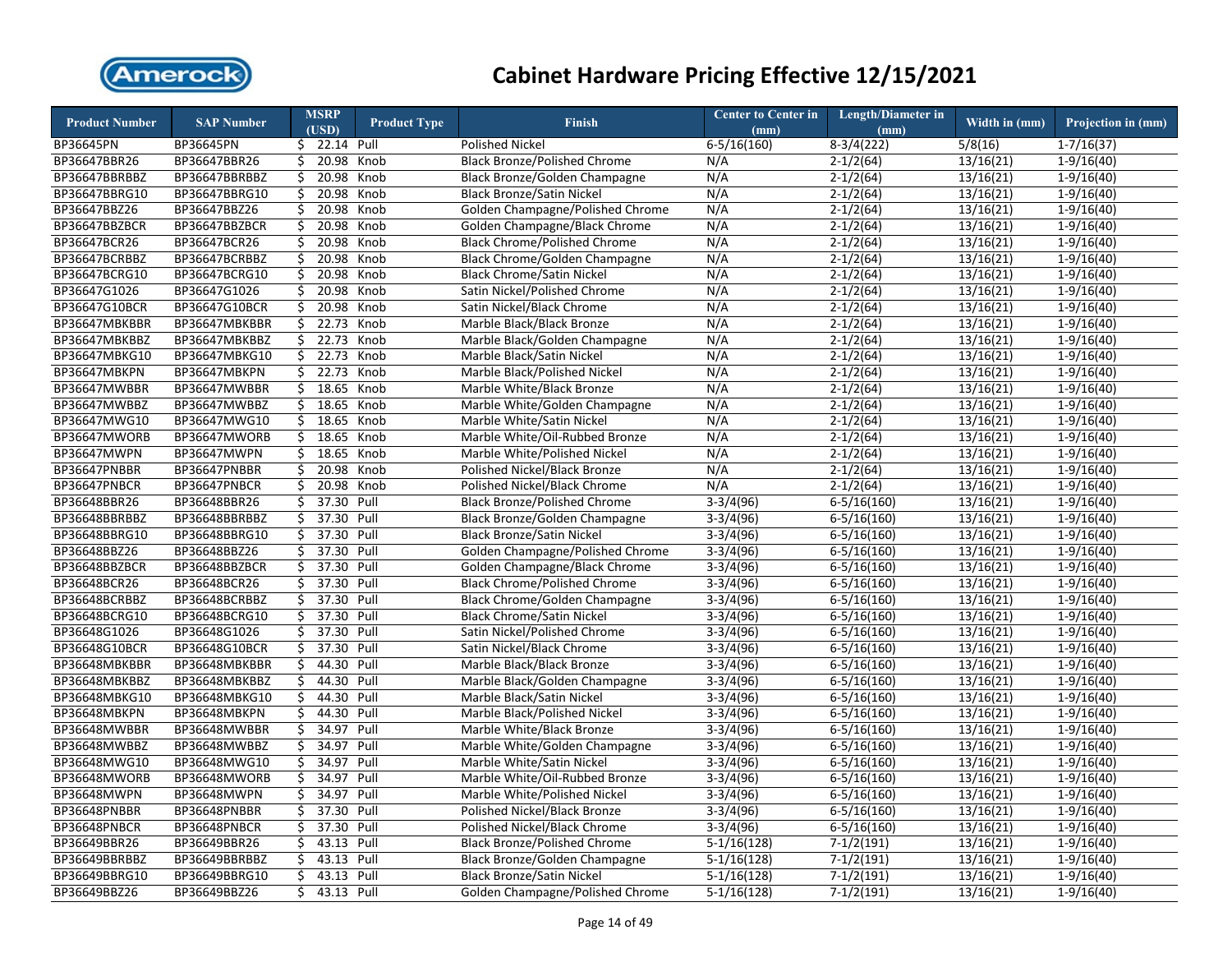# Cabinet Hardware Pricing Effective 12/15/2021

| Product Number | SAP Number | MSRP (USD) | Product Type | Finish | Center to Center in (mm) | Length/Diameter in (mm) | Width in (mm) | Projection in (mm) |
|---|---|---|---|---|---|---|---|---|
| BP36645PN | BP36645PN | $ 22.14 | Pull | Polished Nickel | 6-5/16(160) | 8-3/4(222) | 5/8(16) | 1-7/16(37) |
| BP36647BBR26 | BP36647BBR26 | $ 20.98 | Knob | Black Bronze/Polished Chrome | N/A | 2-1/2(64) | 13/16(21) | 1-9/16(40) |
| BP36647BBRBBZ | BP36647BBRBBZ | $ 20.98 | Knob | Black Bronze/Golden Champagne | N/A | 2-1/2(64) | 13/16(21) | 1-9/16(40) |
| BP36647BBRG10 | BP36647BBRG10 | $ 20.98 | Knob | Black Bronze/Satin Nickel | N/A | 2-1/2(64) | 13/16(21) | 1-9/16(40) |
| BP36647BBZ26 | BP36647BBZ26 | $ 20.98 | Knob | Golden Champagne/Polished Chrome | N/A | 2-1/2(64) | 13/16(21) | 1-9/16(40) |
| BP36647BBZBCR | BP36647BBZBCR | $ 20.98 | Knob | Golden Champagne/Black Chrome | N/A | 2-1/2(64) | 13/16(21) | 1-9/16(40) |
| BP36647BCR26 | BP36647BCR26 | $ 20.98 | Knob | Black Chrome/Polished Chrome | N/A | 2-1/2(64) | 13/16(21) | 1-9/16(40) |
| BP36647BCRBBZ | BP36647BCRBBZ | $ 20.98 | Knob | Black Chrome/Golden Champagne | N/A | 2-1/2(64) | 13/16(21) | 1-9/16(40) |
| BP36647BCRG10 | BP36647BCRG10 | $ 20.98 | Knob | Black Chrome/Satin Nickel | N/A | 2-1/2(64) | 13/16(21) | 1-9/16(40) |
| BP36647G1026 | BP36647G1026 | $ 20.98 | Knob | Satin Nickel/Polished Chrome | N/A | 2-1/2(64) | 13/16(21) | 1-9/16(40) |
| BP36647G10BCR | BP36647G10BCR | $ 20.98 | Knob | Satin Nickel/Black Chrome | N/A | 2-1/2(64) | 13/16(21) | 1-9/16(40) |
| BP36647MBKBBR | BP36647MBKBBR | $ 22.73 | Knob | Marble Black/Black Bronze | N/A | 2-1/2(64) | 13/16(21) | 1-9/16(40) |
| BP36647MBKBBZ | BP36647MBKBBZ | $ 22.73 | Knob | Marble Black/Golden Champagne | N/A | 2-1/2(64) | 13/16(21) | 1-9/16(40) |
| BP36647MBKG10 | BP36647MBKG10 | $ 22.73 | Knob | Marble Black/Satin Nickel | N/A | 2-1/2(64) | 13/16(21) | 1-9/16(40) |
| BP36647MBKPN | BP36647MBKPN | $ 22.73 | Knob | Marble Black/Polished Nickel | N/A | 2-1/2(64) | 13/16(21) | 1-9/16(40) |
| BP36647MWBBR | BP36647MWBBR | $ 18.65 | Knob | Marble White/Black Bronze | N/A | 2-1/2(64) | 13/16(21) | 1-9/16(40) |
| BP36647MWBBZ | BP36647MWBBZ | $ 18.65 | Knob | Marble White/Golden Champagne | N/A | 2-1/2(64) | 13/16(21) | 1-9/16(40) |
| BP36647MWG10 | BP36647MWG10 | $ 18.65 | Knob | Marble White/Satin Nickel | N/A | 2-1/2(64) | 13/16(21) | 1-9/16(40) |
| BP36647MWORB | BP36647MWORB | $ 18.65 | Knob | Marble White/Oil-Rubbed Bronze | N/A | 2-1/2(64) | 13/16(21) | 1-9/16(40) |
| BP36647MWPN | BP36647MWPN | $ 18.65 | Knob | Marble White/Polished Nickel | N/A | 2-1/2(64) | 13/16(21) | 1-9/16(40) |
| BP36647PNBBR | BP36647PNBBR | $ 20.98 | Knob | Polished Nickel/Black Bronze | N/A | 2-1/2(64) | 13/16(21) | 1-9/16(40) |
| BP36647PNBCR | BP36647PNBCR | $ 20.98 | Knob | Polished Nickel/Black Chrome | N/A | 2-1/2(64) | 13/16(21) | 1-9/16(40) |
| BP36648BBR26 | BP36648BBR26 | $ 37.30 | Pull | Black Bronze/Polished Chrome | 3-3/4(96) | 6-5/16(160) | 13/16(21) | 1-9/16(40) |
| BP36648BBRBBZ | BP36648BBRBBZ | $ 37.30 | Pull | Black Bronze/Golden Champagne | 3-3/4(96) | 6-5/16(160) | 13/16(21) | 1-9/16(40) |
| BP36648BBRG10 | BP36648BBRG10 | $ 37.30 | Pull | Black Bronze/Satin Nickel | 3-3/4(96) | 6-5/16(160) | 13/16(21) | 1-9/16(40) |
| BP36648BBZ26 | BP36648BBZ26 | $ 37.30 | Pull | Golden Champagne/Polished Chrome | 3-3/4(96) | 6-5/16(160) | 13/16(21) | 1-9/16(40) |
| BP36648BBZBCR | BP36648BBZBCR | $ 37.30 | Pull | Golden Champagne/Black Chrome | 3-3/4(96) | 6-5/16(160) | 13/16(21) | 1-9/16(40) |
| BP36648BCR26 | BP36648BCR26 | $ 37.30 | Pull | Black Chrome/Polished Chrome | 3-3/4(96) | 6-5/16(160) | 13/16(21) | 1-9/16(40) |
| BP36648BCRBBZ | BP36648BCRBBZ | $ 37.30 | Pull | Black Chrome/Golden Champagne | 3-3/4(96) | 6-5/16(160) | 13/16(21) | 1-9/16(40) |
| BP36648BCRG10 | BP36648BCRG10 | $ 37.30 | Pull | Black Chrome/Satin Nickel | 3-3/4(96) | 6-5/16(160) | 13/16(21) | 1-9/16(40) |
| BP36648G1026 | BP36648G1026 | $ 37.30 | Pull | Satin Nickel/Polished Chrome | 3-3/4(96) | 6-5/16(160) | 13/16(21) | 1-9/16(40) |
| BP36648G10BCR | BP36648G10BCR | $ 37.30 | Pull | Satin Nickel/Black Chrome | 3-3/4(96) | 6-5/16(160) | 13/16(21) | 1-9/16(40) |
| BP36648MBKBBR | BP36648MBKBBR | $ 44.30 | Pull | Marble Black/Black Bronze | 3-3/4(96) | 6-5/16(160) | 13/16(21) | 1-9/16(40) |
| BP36648MBKBBZ | BP36648MBKBBZ | $ 44.30 | Pull | Marble Black/Golden Champagne | 3-3/4(96) | 6-5/16(160) | 13/16(21) | 1-9/16(40) |
| BP36648MBKG10 | BP36648MBKG10 | $ 44.30 | Pull | Marble Black/Satin Nickel | 3-3/4(96) | 6-5/16(160) | 13/16(21) | 1-9/16(40) |
| BP36648MBKPN | BP36648MBKPN | $ 44.30 | Pull | Marble Black/Polished Nickel | 3-3/4(96) | 6-5/16(160) | 13/16(21) | 1-9/16(40) |
| BP36648MWBBR | BP36648MWBBR | $ 34.97 | Pull | Marble White/Black Bronze | 3-3/4(96) | 6-5/16(160) | 13/16(21) | 1-9/16(40) |
| BP36648MWBBZ | BP36648MWBBZ | $ 34.97 | Pull | Marble White/Golden Champagne | 3-3/4(96) | 6-5/16(160) | 13/16(21) | 1-9/16(40) |
| BP36648MWG10 | BP36648MWG10 | $ 34.97 | Pull | Marble White/Satin Nickel | 3-3/4(96) | 6-5/16(160) | 13/16(21) | 1-9/16(40) |
| BP36648MWORB | BP36648MWORB | $ 34.97 | Pull | Marble White/Oil-Rubbed Bronze | 3-3/4(96) | 6-5/16(160) | 13/16(21) | 1-9/16(40) |
| BP36648MWPN | BP36648MWPN | $ 34.97 | Pull | Marble White/Polished Nickel | 3-3/4(96) | 6-5/16(160) | 13/16(21) | 1-9/16(40) |
| BP36648PNBBR | BP36648PNBBR | $ 37.30 | Pull | Polished Nickel/Black Bronze | 3-3/4(96) | 6-5/16(160) | 13/16(21) | 1-9/16(40) |
| BP36648PNBCR | BP36648PNBCR | $ 37.30 | Pull | Polished Nickel/Black Chrome | 3-3/4(96) | 6-5/16(160) | 13/16(21) | 1-9/16(40) |
| BP36649BBR26 | BP36649BBR26 | $ 43.13 | Pull | Black Bronze/Polished Chrome | 5-1/16(128) | 7-1/2(191) | 13/16(21) | 1-9/16(40) |
| BP36649BBRBBZ | BP36649BBRBBZ | $ 43.13 | Pull | Black Bronze/Golden Champagne | 5-1/16(128) | 7-1/2(191) | 13/16(21) | 1-9/16(40) |
| BP36649BBRG10 | BP36649BBRG10 | $ 43.13 | Pull | Black Bronze/Satin Nickel | 5-1/16(128) | 7-1/2(191) | 13/16(21) | 1-9/16(40) |
| BP36649BBZ26 | BP36649BBZ26 | $ 43.13 | Pull | Golden Champagne/Polished Chrome | 5-1/16(128) | 7-1/2(191) | 13/16(21) | 1-9/16(40) |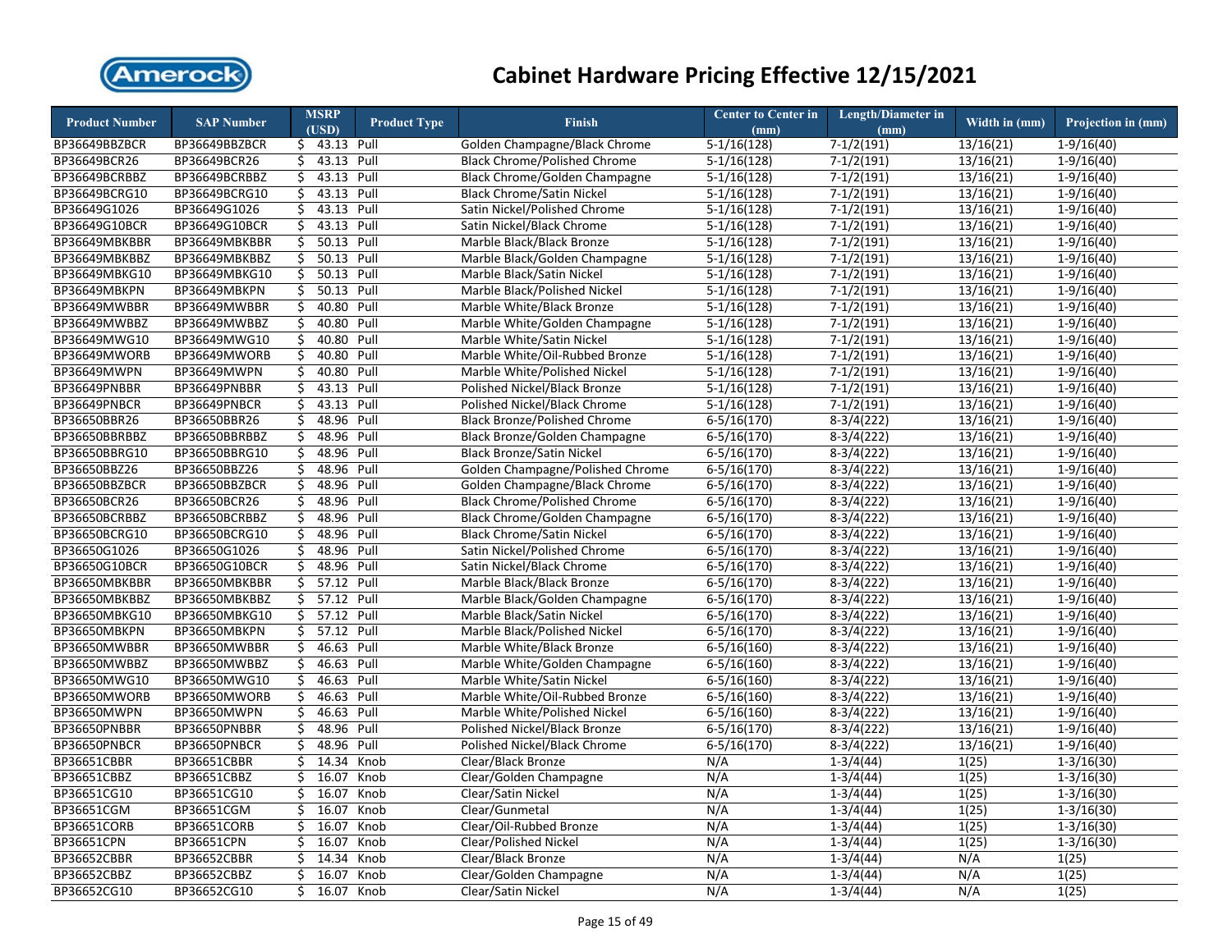# Cabinet Hardware Pricing Effective 12/15/2021

| Product Number | SAP Number | MSRP (USD) | Product Type | Finish | Center to Center in (mm) | Length/Diameter in (mm) | Width in (mm) | Projection in (mm) |
|---|---|---|---|---|---|---|---|---|
| BP36649BBZBCR | BP36649BBZBCR | $ 43.13 | Pull | Golden Champagne/Black Chrome | 5-1/16(128) | 7-1/2(191) | 13/16(21) | 1-9/16(40) |
| BP36649BCR26 | BP36649BCR26 | $ 43.13 | Pull | Black Chrome/Polished Chrome | 5-1/16(128) | 7-1/2(191) | 13/16(21) | 1-9/16(40) |
| BP36649BCRBBZ | BP36649BCRBBZ | $ 43.13 | Pull | Black Chrome/Golden Champagne | 5-1/16(128) | 7-1/2(191) | 13/16(21) | 1-9/16(40) |
| BP36649BCRG10 | BP36649BCRG10 | $ 43.13 | Pull | Black Chrome/Satin Nickel | 5-1/16(128) | 7-1/2(191) | 13/16(21) | 1-9/16(40) |
| BP36649G1026 | BP36649G1026 | $ 43.13 | Pull | Satin Nickel/Polished Chrome | 5-1/16(128) | 7-1/2(191) | 13/16(21) | 1-9/16(40) |
| BP36649G10BCR | BP36649G10BCR | $ 43.13 | Pull | Satin Nickel/Black Chrome | 5-1/16(128) | 7-1/2(191) | 13/16(21) | 1-9/16(40) |
| BP36649MBKBBR | BP36649MBKBBR | $ 50.13 | Pull | Marble Black/Black Bronze | 5-1/16(128) | 7-1/2(191) | 13/16(21) | 1-9/16(40) |
| BP36649MBKBBZ | BP36649MBKBBZ | $ 50.13 | Pull | Marble Black/Golden Champagne | 5-1/16(128) | 7-1/2(191) | 13/16(21) | 1-9/16(40) |
| BP36649MBKG10 | BP36649MBKG10 | $ 50.13 | Pull | Marble Black/Satin Nickel | 5-1/16(128) | 7-1/2(191) | 13/16(21) | 1-9/16(40) |
| BP36649MBKPN | BP36649MBKPN | $ 50.13 | Pull | Marble Black/Polished Nickel | 5-1/16(128) | 7-1/2(191) | 13/16(21) | 1-9/16(40) |
| BP36649MWBBR | BP36649MWBBR | $ 40.80 | Pull | Marble White/Black Bronze | 5-1/16(128) | 7-1/2(191) | 13/16(21) | 1-9/16(40) |
| BP36649MWBBZ | BP36649MWBBZ | $ 40.80 | Pull | Marble White/Golden Champagne | 5-1/16(128) | 7-1/2(191) | 13/16(21) | 1-9/16(40) |
| BP36649MWG10 | BP36649MWG10 | $ 40.80 | Pull | Marble White/Satin Nickel | 5-1/16(128) | 7-1/2(191) | 13/16(21) | 1-9/16(40) |
| BP36649MWORB | BP36649MWORB | $ 40.80 | Pull | Marble White/Oil-Rubbed Bronze | 5-1/16(128) | 7-1/2(191) | 13/16(21) | 1-9/16(40) |
| BP36649MWPN | BP36649MWPN | $ 40.80 | Pull | Marble White/Polished Nickel | 5-1/16(128) | 7-1/2(191) | 13/16(21) | 1-9/16(40) |
| BP36649PNBBR | BP36649PNBBR | $ 43.13 | Pull | Polished Nickel/Black Bronze | 5-1/16(128) | 7-1/2(191) | 13/16(21) | 1-9/16(40) |
| BP36649PNBCR | BP36649PNBCR | $ 43.13 | Pull | Polished Nickel/Black Chrome | 5-1/16(128) | 7-1/2(191) | 13/16(21) | 1-9/16(40) |
| BP36650BBR26 | BP36650BBR26 | $ 48.96 | Pull | Black Bronze/Polished Chrome | 6-5/16(170) | 8-3/4(222) | 13/16(21) | 1-9/16(40) |
| BP36650BBRBBZ | BP36650BBRBBZ | $ 48.96 | Pull | Black Bronze/Golden Champagne | 6-5/16(170) | 8-3/4(222) | 13/16(21) | 1-9/16(40) |
| BP36650BBRG10 | BP36650BBRG10 | $ 48.96 | Pull | Black Bronze/Satin Nickel | 6-5/16(170) | 8-3/4(222) | 13/16(21) | 1-9/16(40) |
| BP36650BBZ26 | BP36650BBZ26 | $ 48.96 | Pull | Golden Champagne/Polished Chrome | 6-5/16(170) | 8-3/4(222) | 13/16(21) | 1-9/16(40) |
| BP36650BBZBCR | BP36650BBZBCR | $ 48.96 | Pull | Golden Champagne/Black Chrome | 6-5/16(170) | 8-3/4(222) | 13/16(21) | 1-9/16(40) |
| BP36650BCR26 | BP36650BCR26 | $ 48.96 | Pull | Black Chrome/Polished Chrome | 6-5/16(170) | 8-3/4(222) | 13/16(21) | 1-9/16(40) |
| BP36650BCRBBZ | BP36650BCRBBZ | $ 48.96 | Pull | Black Chrome/Golden Champagne | 6-5/16(170) | 8-3/4(222) | 13/16(21) | 1-9/16(40) |
| BP36650BCRG10 | BP36650BCRG10 | $ 48.96 | Pull | Black Chrome/Satin Nickel | 6-5/16(170) | 8-3/4(222) | 13/16(21) | 1-9/16(40) |
| BP36650G1026 | BP36650G1026 | $ 48.96 | Pull | Satin Nickel/Polished Chrome | 6-5/16(170) | 8-3/4(222) | 13/16(21) | 1-9/16(40) |
| BP36650G10BCR | BP36650G10BCR | $ 48.96 | Pull | Satin Nickel/Black Chrome | 6-5/16(170) | 8-3/4(222) | 13/16(21) | 1-9/16(40) |
| BP36650MBKBBR | BP36650MBKBBR | $ 57.12 | Pull | Marble Black/Black Bronze | 6-5/16(170) | 8-3/4(222) | 13/16(21) | 1-9/16(40) |
| BP36650MBKBBZ | BP36650MBKBBZ | $ 57.12 | Pull | Marble Black/Golden Champagne | 6-5/16(170) | 8-3/4(222) | 13/16(21) | 1-9/16(40) |
| BP36650MBKG10 | BP36650MBKG10 | $ 57.12 | Pull | Marble Black/Satin Nickel | 6-5/16(170) | 8-3/4(222) | 13/16(21) | 1-9/16(40) |
| BP36650MBKPN | BP36650MBKPN | $ 57.12 | Pull | Marble Black/Polished Nickel | 6-5/16(170) | 8-3/4(222) | 13/16(21) | 1-9/16(40) |
| BP36650MWBBR | BP36650MWBBR | $ 46.63 | Pull | Marble White/Black Bronze | 6-5/16(160) | 8-3/4(222) | 13/16(21) | 1-9/16(40) |
| BP36650MWBBZ | BP36650MWBBZ | $ 46.63 | Pull | Marble White/Golden Champagne | 6-5/16(160) | 8-3/4(222) | 13/16(21) | 1-9/16(40) |
| BP36650MWG10 | BP36650MWG10 | $ 46.63 | Pull | Marble White/Satin Nickel | 6-5/16(160) | 8-3/4(222) | 13/16(21) | 1-9/16(40) |
| BP36650MWORB | BP36650MWORB | $ 46.63 | Pull | Marble White/Oil-Rubbed Bronze | 6-5/16(160) | 8-3/4(222) | 13/16(21) | 1-9/16(40) |
| BP36650MWPN | BP36650MWPN | $ 46.63 | Pull | Marble White/Polished Nickel | 6-5/16(160) | 8-3/4(222) | 13/16(21) | 1-9/16(40) |
| BP36650PNBBR | BP36650PNBBR | $ 48.96 | Pull | Polished Nickel/Black Bronze | 6-5/16(170) | 8-3/4(222) | 13/16(21) | 1-9/16(40) |
| BP36650PNBCR | BP36650PNBCR | $ 48.96 | Pull | Polished Nickel/Black Chrome | 6-5/16(170) | 8-3/4(222) | 13/16(21) | 1-9/16(40) |
| BP36651CBBR | BP36651CBBR | $ 14.34 | Knob | Clear/Black Bronze | N/A | 1-3/4(44) | 1(25) | 1-3/16(30) |
| BP36651CBBZ | BP36651CBBZ | $ 16.07 | Knob | Clear/Golden Champagne | N/A | 1-3/4(44) | 1(25) | 1-3/16(30) |
| BP36651CG10 | BP36651CG10 | $ 16.07 | Knob | Clear/Satin Nickel | N/A | 1-3/4(44) | 1(25) | 1-3/16(30) |
| BP36651CGM | BP36651CGM | $ 16.07 | Knob | Clear/Gunmetal | N/A | 1-3/4(44) | 1(25) | 1-3/16(30) |
| BP36651CORB | BP36651CORB | $ 16.07 | Knob | Clear/Oil-Rubbed Bronze | N/A | 1-3/4(44) | 1(25) | 1-3/16(30) |
| BP36651CPN | BP36651CPN | $ 16.07 | Knob | Clear/Polished Nickel | N/A | 1-3/4(44) | 1(25) | 1-3/16(30) |
| BP36652CBBR | BP36652CBBR | $ 14.34 | Knob | Clear/Black Bronze | N/A | 1-3/4(44) | N/A | 1(25) |
| BP36652CBBZ | BP36652CBBZ | $ 16.07 | Knob | Clear/Golden Champagne | N/A | 1-3/4(44) | N/A | 1(25) |
| BP36652CG10 | BP36652CG10 | $ 16.07 | Knob | Clear/Satin Nickel | N/A | 1-3/4(44) | N/A | 1(25) |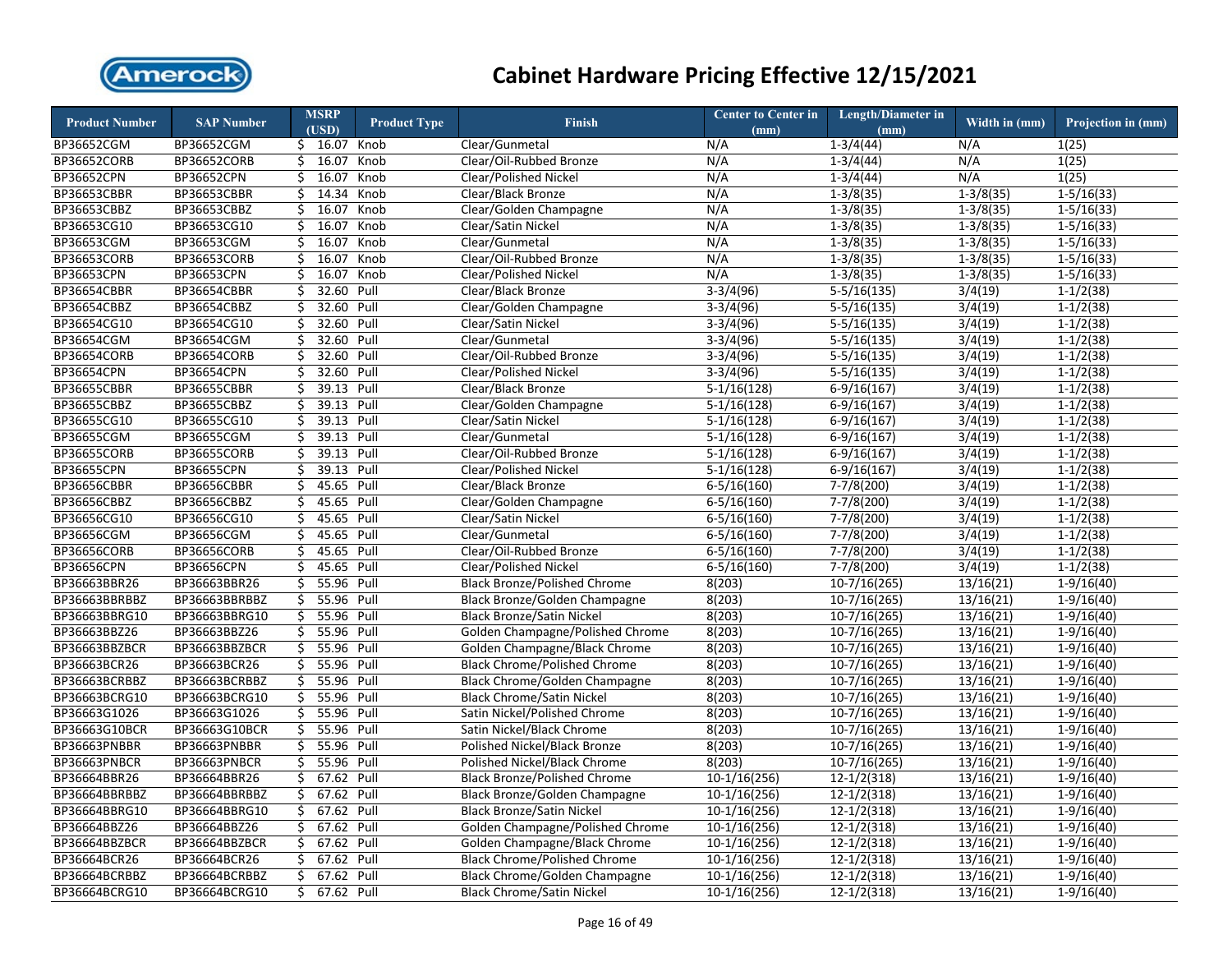# Cabinet Hardware Pricing Effective 12/15/2021

| Product Number | SAP Number | MSRP (USD) | Product Type | Finish | Center to Center in (mm) | Length/Diameter in (mm) | Width in (mm) | Projection in (mm) |
|---|---|---|---|---|---|---|---|---|
| BP36652CGM | BP36652CGM | $ 16.07 | Knob | Clear/Gunmetal | N/A | 1-3/4(44) | N/A | 1(25) |
| BP36652CORB | BP36652CORB | $ 16.07 | Knob | Clear/Oil-Rubbed Bronze | N/A | 1-3/4(44) | N/A | 1(25) |
| BP36652CPN | BP36652CPN | $ 16.07 | Knob | Clear/Polished Nickel | N/A | 1-3/4(44) | N/A | 1(25) |
| BP36653CBBR | BP36653CBBR | $ 14.34 | Knob | Clear/Black Bronze | N/A | 1-3/8(35) | 1-3/8(35) | 1-5/16(33) |
| BP36653CBBZ | BP36653CBBZ | $ 16.07 | Knob | Clear/Golden Champagne | N/A | 1-3/8(35) | 1-3/8(35) | 1-5/16(33) |
| BP36653CG10 | BP36653CG10 | $ 16.07 | Knob | Clear/Satin Nickel | N/A | 1-3/8(35) | 1-3/8(35) | 1-5/16(33) |
| BP36653CGM | BP36653CGM | $ 16.07 | Knob | Clear/Gunmetal | N/A | 1-3/8(35) | 1-3/8(35) | 1-5/16(33) |
| BP36653CORB | BP36653CORB | $ 16.07 | Knob | Clear/Oil-Rubbed Bronze | N/A | 1-3/8(35) | 1-3/8(35) | 1-5/16(33) |
| BP36653CPN | BP36653CPN | $ 16.07 | Knob | Clear/Polished Nickel | N/A | 1-3/8(35) | 1-3/8(35) | 1-5/16(33) |
| BP36654CBBR | BP36654CBBR | $ 32.60 | Pull | Clear/Black Bronze | 3-3/4(96) | 5-5/16(135) | 3/4(19) | 1-1/2(38) |
| BP36654CBBZ | BP36654CBBZ | $ 32.60 | Pull | Clear/Golden Champagne | 3-3/4(96) | 5-5/16(135) | 3/4(19) | 1-1/2(38) |
| BP36654CG10 | BP36654CG10 | $ 32.60 | Pull | Clear/Satin Nickel | 3-3/4(96) | 5-5/16(135) | 3/4(19) | 1-1/2(38) |
| BP36654CGM | BP36654CGM | $ 32.60 | Pull | Clear/Gunmetal | 3-3/4(96) | 5-5/16(135) | 3/4(19) | 1-1/2(38) |
| BP36654CORB | BP36654CORB | $ 32.60 | Pull | Clear/Oil-Rubbed Bronze | 3-3/4(96) | 5-5/16(135) | 3/4(19) | 1-1/2(38) |
| BP36654CPN | BP36654CPN | $ 32.60 | Pull | Clear/Polished Nickel | 3-3/4(96) | 5-5/16(135) | 3/4(19) | 1-1/2(38) |
| BP36655CBBR | BP36655CBBR | $ 39.13 | Pull | Clear/Black Bronze | 5-1/16(128) | 6-9/16(167) | 3/4(19) | 1-1/2(38) |
| BP36655CBBZ | BP36655CBBZ | $ 39.13 | Pull | Clear/Golden Champagne | 5-1/16(128) | 6-9/16(167) | 3/4(19) | 1-1/2(38) |
| BP36655CG10 | BP36655CG10 | $ 39.13 | Pull | Clear/Satin Nickel | 5-1/16(128) | 6-9/16(167) | 3/4(19) | 1-1/2(38) |
| BP36655CGM | BP36655CGM | $ 39.13 | Pull | Clear/Gunmetal | 5-1/16(128) | 6-9/16(167) | 3/4(19) | 1-1/2(38) |
| BP36655CORB | BP36655CORB | $ 39.13 | Pull | Clear/Oil-Rubbed Bronze | 5-1/16(128) | 6-9/16(167) | 3/4(19) | 1-1/2(38) |
| BP36655CPN | BP36655CPN | $ 39.13 | Pull | Clear/Polished Nickel | 5-1/16(128) | 6-9/16(167) | 3/4(19) | 1-1/2(38) |
| BP36656CBBR | BP36656CBBR | $ 45.65 | Pull | Clear/Black Bronze | 6-5/16(160) | 7-7/8(200) | 3/4(19) | 1-1/2(38) |
| BP36656CBBZ | BP36656CBBZ | $ 45.65 | Pull | Clear/Golden Champagne | 6-5/16(160) | 7-7/8(200) | 3/4(19) | 1-1/2(38) |
| BP36656CG10 | BP36656CG10 | $ 45.65 | Pull | Clear/Satin Nickel | 6-5/16(160) | 7-7/8(200) | 3/4(19) | 1-1/2(38) |
| BP36656CGM | BP36656CGM | $ 45.65 | Pull | Clear/Gunmetal | 6-5/16(160) | 7-7/8(200) | 3/4(19) | 1-1/2(38) |
| BP36656CORB | BP36656CORB | $ 45.65 | Pull | Clear/Oil-Rubbed Bronze | 6-5/16(160) | 7-7/8(200) | 3/4(19) | 1-1/2(38) |
| BP36656CPN | BP36656CPN | $ 45.65 | Pull | Clear/Polished Nickel | 6-5/16(160) | 7-7/8(200) | 3/4(19) | 1-1/2(38) |
| BP36663BBR26 | BP36663BBR26 | $ 55.96 | Pull | Black Bronze/Polished Chrome | 8(203) | 10-7/16(265) | 13/16(21) | 1-9/16(40) |
| BP36663BBRBBZ | BP36663BBRBBZ | $ 55.96 | Pull | Black Bronze/Golden Champagne | 8(203) | 10-7/16(265) | 13/16(21) | 1-9/16(40) |
| BP36663BBRG10 | BP36663BBRG10 | $ 55.96 | Pull | Black Bronze/Satin Nickel | 8(203) | 10-7/16(265) | 13/16(21) | 1-9/16(40) |
| BP36663BBZ26 | BP36663BBZ26 | $ 55.96 | Pull | Golden Champagne/Polished Chrome | 8(203) | 10-7/16(265) | 13/16(21) | 1-9/16(40) |
| BP36663BBZBCR | BP36663BBZBCR | $ 55.96 | Pull | Golden Champagne/Black Chrome | 8(203) | 10-7/16(265) | 13/16(21) | 1-9/16(40) |
| BP36663BCR26 | BP36663BCR26 | $ 55.96 | Pull | Black Chrome/Polished Chrome | 8(203) | 10-7/16(265) | 13/16(21) | 1-9/16(40) |
| BP36663BCRBBZ | BP36663BCRBBZ | $ 55.96 | Pull | Black Chrome/Golden Champagne | 8(203) | 10-7/16(265) | 13/16(21) | 1-9/16(40) |
| BP36663BCRG10 | BP36663BCRG10 | $ 55.96 | Pull | Black Chrome/Satin Nickel | 8(203) | 10-7/16(265) | 13/16(21) | 1-9/16(40) |
| BP36663G1026 | BP36663G1026 | $ 55.96 | Pull | Satin Nickel/Polished Chrome | 8(203) | 10-7/16(265) | 13/16(21) | 1-9/16(40) |
| BP36663G10BCR | BP36663G10BCR | $ 55.96 | Pull | Satin Nickel/Black Chrome | 8(203) | 10-7/16(265) | 13/16(21) | 1-9/16(40) |
| BP36663PNBBR | BP36663PNBBR | $ 55.96 | Pull | Polished Nickel/Black Bronze | 8(203) | 10-7/16(265) | 13/16(21) | 1-9/16(40) |
| BP36663PNBCR | BP36663PNBCR | $ 55.96 | Pull | Polished Nickel/Black Chrome | 8(203) | 10-7/16(265) | 13/16(21) | 1-9/16(40) |
| BP36664BBR26 | BP36664BBR26 | $ 67.62 | Pull | Black Bronze/Polished Chrome | 10-1/16(256) | 12-1/2(318) | 13/16(21) | 1-9/16(40) |
| BP36664BBRBBZ | BP36664BBRBBZ | $ 67.62 | Pull | Black Bronze/Golden Champagne | 10-1/16(256) | 12-1/2(318) | 13/16(21) | 1-9/16(40) |
| BP36664BBRG10 | BP36664BBRG10 | $ 67.62 | Pull | Black Bronze/Satin Nickel | 10-1/16(256) | 12-1/2(318) | 13/16(21) | 1-9/16(40) |
| BP36664BBZ26 | BP36664BBZ26 | $ 67.62 | Pull | Golden Champagne/Polished Chrome | 10-1/16(256) | 12-1/2(318) | 13/16(21) | 1-9/16(40) |
| BP36664BBZBCR | BP36664BBZBCR | $ 67.62 | Pull | Golden Champagne/Black Chrome | 10-1/16(256) | 12-1/2(318) | 13/16(21) | 1-9/16(40) |
| BP36664BCR26 | BP36664BCR26 | $ 67.62 | Pull | Black Chrome/Polished Chrome | 10-1/16(256) | 12-1/2(318) | 13/16(21) | 1-9/16(40) |
| BP36664BCRBBZ | BP36664BCRBBZ | $ 67.62 | Pull | Black Chrome/Golden Champagne | 10-1/16(256) | 12-1/2(318) | 13/16(21) | 1-9/16(40) |
| BP36664BCRG10 | BP36664BCRG10 | $ 67.62 | Pull | Black Chrome/Satin Nickel | 10-1/16(256) | 12-1/2(318) | 13/16(21) | 1-9/16(40) |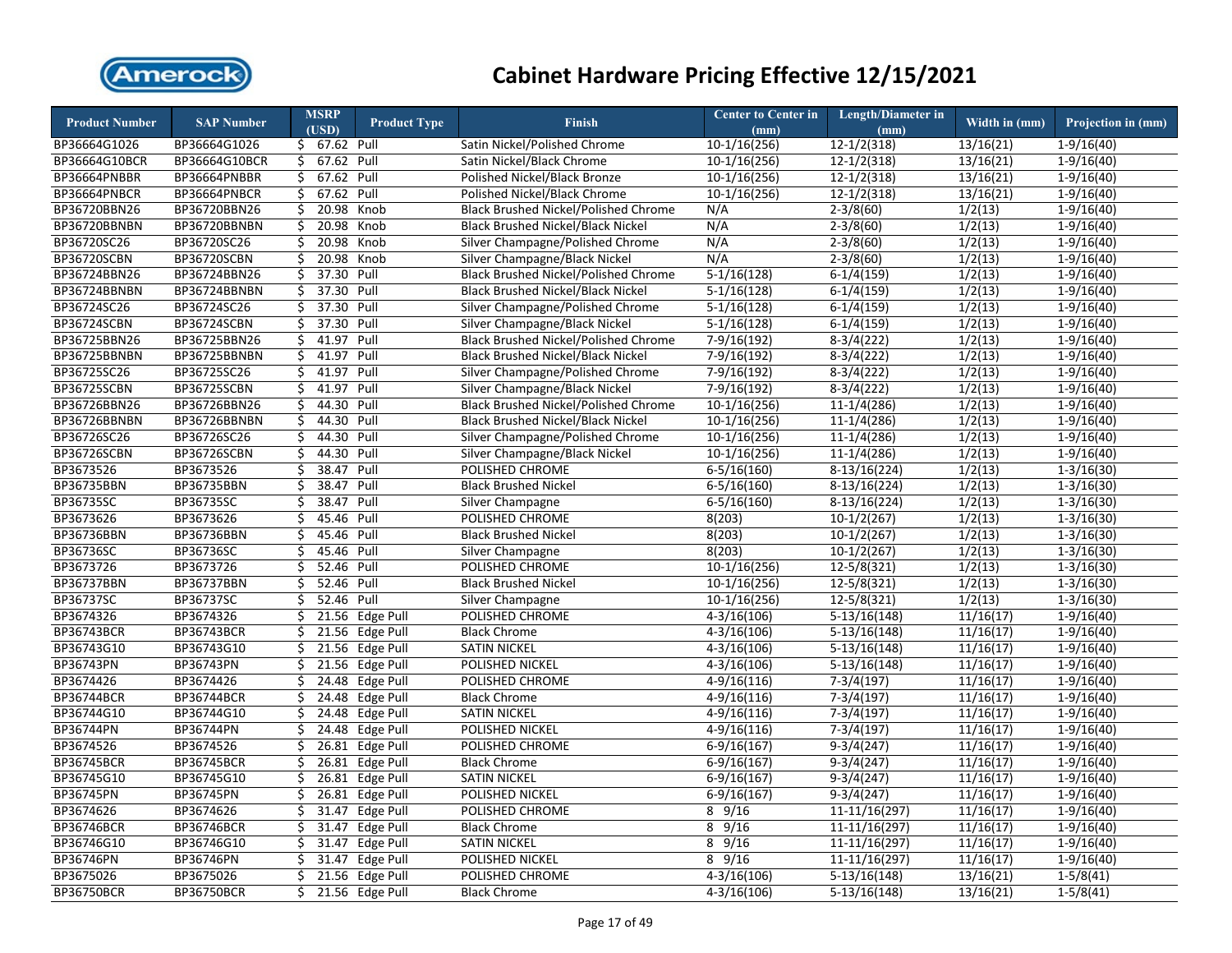# Cabinet Hardware Pricing Effective 12/15/2021

| Product Number | SAP Number | MSRP (USD) | Product Type | Finish | Center to Center in (mm) | Length/Diameter in (mm) | Width in (mm) | Projection in (mm) |
|---|---|---|---|---|---|---|---|---|
| BP36664G1026 | BP36664G1026 | $ 67.62 | Pull | Satin Nickel/Polished Chrome | 10-1/16(256) | 12-1/2(318) | 13/16(21) | 1-9/16(40) |
| BP36664G10BCR | BP36664G10BCR | $ 67.62 | Pull | Satin Nickel/Black Chrome | 10-1/16(256) | 12-1/2(318) | 13/16(21) | 1-9/16(40) |
| BP36664PNBBR | BP36664PNBBR | $ 67.62 | Pull | Polished Nickel/Black Bronze | 10-1/16(256) | 12-1/2(318) | 13/16(21) | 1-9/16(40) |
| BP36664PNBCR | BP36664PNBCR | $ 67.62 | Pull | Polished Nickel/Black Chrome | 10-1/16(256) | 12-1/2(318) | 13/16(21) | 1-9/16(40) |
| BP36720BBN26 | BP36720BBN26 | $ 20.98 | Knob | Black Brushed Nickel/Polished Chrome | N/A | 2-3/8(60) | 1/2(13) | 1-9/16(40) |
| BP36720BBNBN | BP36720BBNBN | $ 20.98 | Knob | Black Brushed Nickel/Black Nickel | N/A | 2-3/8(60) | 1/2(13) | 1-9/16(40) |
| BP36720SC26 | BP36720SC26 | $ 20.98 | Knob | Silver Champagne/Polished Chrome | N/A | 2-3/8(60) | 1/2(13) | 1-9/16(40) |
| BP36720SCBN | BP36720SCBN | $ 20.98 | Knob | Silver Champagne/Black Nickel | N/A | 2-3/8(60) | 1/2(13) | 1-9/16(40) |
| BP36724BBN26 | BP36724BBN26 | $ 37.30 | Pull | Black Brushed Nickel/Polished Chrome | 5-1/16(128) | 6-1/4(159) | 1/2(13) | 1-9/16(40) |
| BP36724BBNBN | BP36724BBNBN | $ 37.30 | Pull | Black Brushed Nickel/Black Nickel | 5-1/16(128) | 6-1/4(159) | 1/2(13) | 1-9/16(40) |
| BP36724SC26 | BP36724SC26 | $ 37.30 | Pull | Silver Champagne/Polished Chrome | 5-1/16(128) | 6-1/4(159) | 1/2(13) | 1-9/16(40) |
| BP36724SCBN | BP36724SCBN | $ 37.30 | Pull | Silver Champagne/Black Nickel | 5-1/16(128) | 6-1/4(159) | 1/2(13) | 1-9/16(40) |
| BP36725BBN26 | BP36725BBN26 | $ 41.97 | Pull | Black Brushed Nickel/Polished Chrome | 7-9/16(192) | 8-3/4(222) | 1/2(13) | 1-9/16(40) |
| BP36725BBNBN | BP36725BBNBN | $ 41.97 | Pull | Black Brushed Nickel/Black Nickel | 7-9/16(192) | 8-3/4(222) | 1/2(13) | 1-9/16(40) |
| BP36725SC26 | BP36725SC26 | $ 41.97 | Pull | Silver Champagne/Polished Chrome | 7-9/16(192) | 8-3/4(222) | 1/2(13) | 1-9/16(40) |
| BP36725SCBN | BP36725SCBN | $ 41.97 | Pull | Silver Champagne/Black Nickel | 7-9/16(192) | 8-3/4(222) | 1/2(13) | 1-9/16(40) |
| BP36726BBN26 | BP36726BBN26 | $ 44.30 | Pull | Black Brushed Nickel/Polished Chrome | 10-1/16(256) | 11-1/4(286) | 1/2(13) | 1-9/16(40) |
| BP36726BBNBN | BP36726BBNBN | $ 44.30 | Pull | Black Brushed Nickel/Black Nickel | 10-1/16(256) | 11-1/4(286) | 1/2(13) | 1-9/16(40) |
| BP36726SC26 | BP36726SC26 | $ 44.30 | Pull | Silver Champagne/Polished Chrome | 10-1/16(256) | 11-1/4(286) | 1/2(13) | 1-9/16(40) |
| BP36726SCBN | BP36726SCBN | $ 44.30 | Pull | Silver Champagne/Black Nickel | 10-1/16(256) | 11-1/4(286) | 1/2(13) | 1-9/16(40) |
| BP3673526 | BP3673526 | $ 38.47 | Pull | POLISHED CHROME | 6-5/16(160) | 8-13/16(224) | 1/2(13) | 1-3/16(30) |
| BP36735BBN | BP36735BBN | $ 38.47 | Pull | Black Brushed Nickel | 6-5/16(160) | 8-13/16(224) | 1/2(13) | 1-3/16(30) |
| BP36735SC | BP36735SC | $ 38.47 | Pull | Silver Champagne | 6-5/16(160) | 8-13/16(224) | 1/2(13) | 1-3/16(30) |
| BP3673626 | BP3673626 | $ 45.46 | Pull | POLISHED CHROME | 8(203) | 10-1/2(267) | 1/2(13) | 1-3/16(30) |
| BP36736BBN | BP36736BBN | $ 45.46 | Pull | Black Brushed Nickel | 8(203) | 10-1/2(267) | 1/2(13) | 1-3/16(30) |
| BP36736SC | BP36736SC | $ 45.46 | Pull | Silver Champagne | 8(203) | 10-1/2(267) | 1/2(13) | 1-3/16(30) |
| BP3673726 | BP3673726 | $ 52.46 | Pull | POLISHED CHROME | 10-1/16(256) | 12-5/8(321) | 1/2(13) | 1-3/16(30) |
| BP36737BBN | BP36737BBN | $ 52.46 | Pull | Black Brushed Nickel | 10-1/16(256) | 12-5/8(321) | 1/2(13) | 1-3/16(30) |
| BP36737SC | BP36737SC | $ 52.46 | Pull | Silver Champagne | 10-1/16(256) | 12-5/8(321) | 1/2(13) | 1-3/16(30) |
| BP3674326 | BP3674326 | $ 21.56 | Edge Pull | POLISHED CHROME | 4-3/16(106) | 5-13/16(148) | 11/16(17) | 1-9/16(40) |
| BP36743BCR | BP36743BCR | $ 21.56 | Edge Pull | Black Chrome | 4-3/16(106) | 5-13/16(148) | 11/16(17) | 1-9/16(40) |
| BP36743G10 | BP36743G10 | $ 21.56 | Edge Pull | SATIN NICKEL | 4-3/16(106) | 5-13/16(148) | 11/16(17) | 1-9/16(40) |
| BP36743PN | BP36743PN | $ 21.56 | Edge Pull | POLISHED NICKEL | 4-3/16(106) | 5-13/16(148) | 11/16(17) | 1-9/16(40) |
| BP3674426 | BP3674426 | $ 24.48 | Edge Pull | POLISHED CHROME | 4-9/16(116) | 7-3/4(197) | 11/16(17) | 1-9/16(40) |
| BP36744BCR | BP36744BCR | $ 24.48 | Edge Pull | Black Chrome | 4-9/16(116) | 7-3/4(197) | 11/16(17) | 1-9/16(40) |
| BP36744G10 | BP36744G10 | $ 24.48 | Edge Pull | SATIN NICKEL | 4-9/16(116) | 7-3/4(197) | 11/16(17) | 1-9/16(40) |
| BP36744PN | BP36744PN | $ 24.48 | Edge Pull | POLISHED NICKEL | 4-9/16(116) | 7-3/4(197) | 11/16(17) | 1-9/16(40) |
| BP3674526 | BP3674526 | $ 26.81 | Edge Pull | POLISHED CHROME | 6-9/16(167) | 9-3/4(247) | 11/16(17) | 1-9/16(40) |
| BP36745BCR | BP36745BCR | $ 26.81 | Edge Pull | Black Chrome | 6-9/16(167) | 9-3/4(247) | 11/16(17) | 1-9/16(40) |
| BP36745G10 | BP36745G10 | $ 26.81 | Edge Pull | SATIN NICKEL | 6-9/16(167) | 9-3/4(247) | 11/16(17) | 1-9/16(40) |
| BP36745PN | BP36745PN | $ 26.81 | Edge Pull | POLISHED NICKEL | 6-9/16(167) | 9-3/4(247) | 11/16(17) | 1-9/16(40) |
| BP3674626 | BP3674626 | $ 31.47 | Edge Pull | POLISHED CHROME | 8 9/16 | 11-11/16(297) | 11/16(17) | 1-9/16(40) |
| BP36746BCR | BP36746BCR | $ 31.47 | Edge Pull | Black Chrome | 8 9/16 | 11-11/16(297) | 11/16(17) | 1-9/16(40) |
| BP36746G10 | BP36746G10 | $ 31.47 | Edge Pull | SATIN NICKEL | 8 9/16 | 11-11/16(297) | 11/16(17) | 1-9/16(40) |
| BP36746PN | BP36746PN | $ 31.47 | Edge Pull | POLISHED NICKEL | 8 9/16 | 11-11/16(297) | 11/16(17) | 1-9/16(40) |
| BP3675026 | BP3675026 | $ 21.56 | Edge Pull | POLISHED CHROME | 4-3/16(106) | 5-13/16(148) | 13/16(21) | 1-5/8(41) |
| BP36750BCR | BP36750BCR | $ 21.56 | Edge Pull | Black Chrome | 4-3/16(106) | 5-13/16(148) | 13/16(21) | 1-5/8(41) |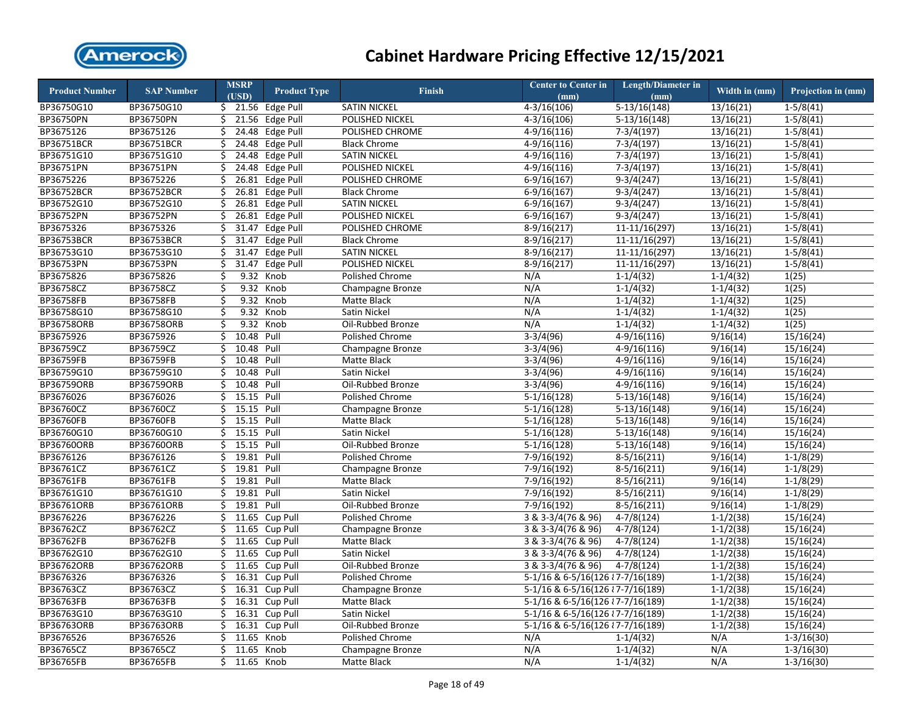# Cabinet Hardware Pricing Effective 12/15/2021

| Product Number | SAP Number | MSRP (USD) | Product Type | Finish | Center to Center in (mm) | Length/Diameter in (mm) | Width in (mm) | Projection in (mm) |
|---|---|---|---|---|---|---|---|---|
| BP36750G10 | BP36750G10 | $ 21.56 | Edge Pull | SATIN NICKEL | 4-3/16(106) | 5-13/16(148) | 13/16(21) | 1-5/8(41) |
| BP36750PN | BP36750PN | $ 21.56 | Edge Pull | POLISHED NICKEL | 4-3/16(106) | 5-13/16(148) | 13/16(21) | 1-5/8(41) |
| BP3675126 | BP3675126 | $ 24.48 | Edge Pull | POLISHED CHROME | 4-9/16(116) | 7-3/4(197) | 13/16(21) | 1-5/8(41) |
| BP36751BCR | BP36751BCR | $ 24.48 | Edge Pull | Black Chrome | 4-9/16(116) | 7-3/4(197) | 13/16(21) | 1-5/8(41) |
| BP36751G10 | BP36751G10 | $ 24.48 | Edge Pull | SATIN NICKEL | 4-9/16(116) | 7-3/4(197) | 13/16(21) | 1-5/8(41) |
| BP36751PN | BP36751PN | $ 24.48 | Edge Pull | POLISHED NICKEL | 4-9/16(116) | 7-3/4(197) | 13/16(21) | 1-5/8(41) |
| BP3675226 | BP3675226 | $ 26.81 | Edge Pull | POLISHED CHROME | 6-9/16(167) | 9-3/4(247) | 13/16(21) | 1-5/8(41) |
| BP36752BCR | BP36752BCR | $ 26.81 | Edge Pull | Black Chrome | 6-9/16(167) | 9-3/4(247) | 13/16(21) | 1-5/8(41) |
| BP36752G10 | BP36752G10 | $ 26.81 | Edge Pull | SATIN NICKEL | 6-9/16(167) | 9-3/4(247) | 13/16(21) | 1-5/8(41) |
| BP36752PN | BP36752PN | $ 26.81 | Edge Pull | POLISHED NICKEL | 6-9/16(167) | 9-3/4(247) | 13/16(21) | 1-5/8(41) |
| BP3675326 | BP3675326 | $ 31.47 | Edge Pull | POLISHED CHROME | 8-9/16(217) | 11-11/16(297) | 13/16(21) | 1-5/8(41) |
| BP36753BCR | BP36753BCR | $ 31.47 | Edge Pull | Black Chrome | 8-9/16(217) | 11-11/16(297) | 13/16(21) | 1-5/8(41) |
| BP36753G10 | BP36753G10 | $ 31.47 | Edge Pull | SATIN NICKEL | 8-9/16(217) | 11-11/16(297) | 13/16(21) | 1-5/8(41) |
| BP36753PN | BP36753PN | $ 31.47 | Edge Pull | POLISHED NICKEL | 8-9/16(217) | 11-11/16(297) | 13/16(21) | 1-5/8(41) |
| BP3675826 | BP3675826 | $ 9.32 | Knob | Polished Chrome | N/A | 1-1/4(32) | 1-1/4(32) | 1(25) |
| BP36758CZ | BP36758CZ | $ 9.32 | Knob | Champagne Bronze | N/A | 1-1/4(32) | 1-1/4(32) | 1(25) |
| BP36758FB | BP36758FB | $ 9.32 | Knob | Matte Black | N/A | 1-1/4(32) | 1-1/4(32) | 1(25) |
| BP36758G10 | BP36758G10 | $ 9.32 | Knob | Satin Nickel | N/A | 1-1/4(32) | 1-1/4(32) | 1(25) |
| BP36758ORB | BP36758ORB | $ 9.32 | Knob | Oil-Rubbed Bronze | N/A | 1-1/4(32) | 1-1/4(32) | 1(25) |
| BP3675926 | BP3675926 | $ 10.48 | Pull | Polished Chrome | 3-3/4(96) | 4-9/16(116) | 9/16(14) | 15/16(24) |
| BP36759CZ | BP36759CZ | $ 10.48 | Pull | Champagne Bronze | 3-3/4(96) | 4-9/16(116) | 9/16(14) | 15/16(24) |
| BP36759FB | BP36759FB | $ 10.48 | Pull | Matte Black | 3-3/4(96) | 4-9/16(116) | 9/16(14) | 15/16(24) |
| BP36759G10 | BP36759G10 | $ 10.48 | Pull | Satin Nickel | 3-3/4(96) | 4-9/16(116) | 9/16(14) | 15/16(24) |
| BP36759ORB | BP36759ORB | $ 10.48 | Pull | Oil-Rubbed Bronze | 3-3/4(96) | 4-9/16(116) | 9/16(14) | 15/16(24) |
| BP3676026 | BP3676026 | $ 15.15 | Pull | Polished Chrome | 5-1/16(128) | 5-13/16(148) | 9/16(14) | 15/16(24) |
| BP36760CZ | BP36760CZ | $ 15.15 | Pull | Champagne Bronze | 5-1/16(128) | 5-13/16(148) | 9/16(14) | 15/16(24) |
| BP36760FB | BP36760FB | $ 15.15 | Pull | Matte Black | 5-1/16(128) | 5-13/16(148) | 9/16(14) | 15/16(24) |
| BP36760G10 | BP36760G10 | $ 15.15 | Pull | Satin Nickel | 5-1/16(128) | 5-13/16(148) | 9/16(14) | 15/16(24) |
| BP36760ORB | BP36760ORB | $ 15.15 | Pull | Oil-Rubbed Bronze | 5-1/16(128) | 5-13/16(148) | 9/16(14) | 15/16(24) |
| BP3676126 | BP3676126 | $ 19.81 | Pull | Polished Chrome | 7-9/16(192) | 8-5/16(211) | 9/16(14) | 1-1/8(29) |
| BP36761CZ | BP36761CZ | $ 19.81 | Pull | Champagne Bronze | 7-9/16(192) | 8-5/16(211) | 9/16(14) | 1-1/8(29) |
| BP36761FB | BP36761FB | $ 19.81 | Pull | Matte Black | 7-9/16(192) | 8-5/16(211) | 9/16(14) | 1-1/8(29) |
| BP36761G10 | BP36761G10 | $ 19.81 | Pull | Satin Nickel | 7-9/16(192) | 8-5/16(211) | 9/16(14) | 1-1/8(29) |
| BP36761ORB | BP36761ORB | $ 19.81 | Pull | Oil-Rubbed Bronze | 7-9/16(192) | 8-5/16(211) | 9/16(14) | 1-1/8(29) |
| BP3676226 | BP3676226 | $ 11.65 | Cup Pull | Polished Chrome | 3 & 3-3/4(76 & 96) | 4-7/8(124) | 1-1/2(38) | 15/16(24) |
| BP36762CZ | BP36762CZ | $ 11.65 | Cup Pull | Champagne Bronze | 3 & 3-3/4(76 & 96) | 4-7/8(124) | 1-1/2(38) | 15/16(24) |
| BP36762FB | BP36762FB | $ 11.65 | Cup Pull | Matte Black | 3 & 3-3/4(76 & 96) | 4-7/8(124) | 1-1/2(38) | 15/16(24) |
| BP36762G10 | BP36762G10 | $ 11.65 | Cup Pull | Satin Nickel | 3 & 3-3/4(76 & 96) | 4-7/8(124) | 1-1/2(38) | 15/16(24) |
| BP36762ORB | BP36762ORB | $ 11.65 | Cup Pull | Oil-Rubbed Bronze | 3 & 3-3/4(76 & 96) | 4-7/8(124) | 1-1/2(38) | 15/16(24) |
| BP3676326 | BP3676326 | $ 16.31 | Cup Pull | Polished Chrome | 5-1/16 & 6-5/16(126 & | 7-7/16(189) | 1-1/2(38) | 15/16(24) |
| BP36763CZ | BP36763CZ | $ 16.31 | Cup Pull | Champagne Bronze | 5-1/16 & 6-5/16(126 & | 7-7/16(189) | 1-1/2(38) | 15/16(24) |
| BP36763FB | BP36763FB | $ 16.31 | Cup Pull | Matte Black | 5-1/16 & 6-5/16(126 & | 7-7/16(189) | 1-1/2(38) | 15/16(24) |
| BP36763G10 | BP36763G10 | $ 16.31 | Cup Pull | Satin Nickel | 5-1/16 & 6-5/16(126 & | 7-7/16(189) | 1-1/2(38) | 15/16(24) |
| BP36763ORB | BP36763ORB | $ 16.31 | Cup Pull | Oil-Rubbed Bronze | 5-1/16 & 6-5/16(126 & | 7-7/16(189) | 1-1/2(38) | 15/16(24) |
| BP3676526 | BP3676526 | $ 11.65 | Knob | Polished Chrome | N/A | 1-1/4(32) | N/A | 1-3/16(30) |
| BP36765CZ | BP36765CZ | $ 11.65 | Knob | Champagne Bronze | N/A | 1-1/4(32) | N/A | 1-3/16(30) |
| BP36765FB | BP36765FB | $ 11.65 | Knob | Matte Black | N/A | 1-1/4(32) | N/A | 1-3/16(30) |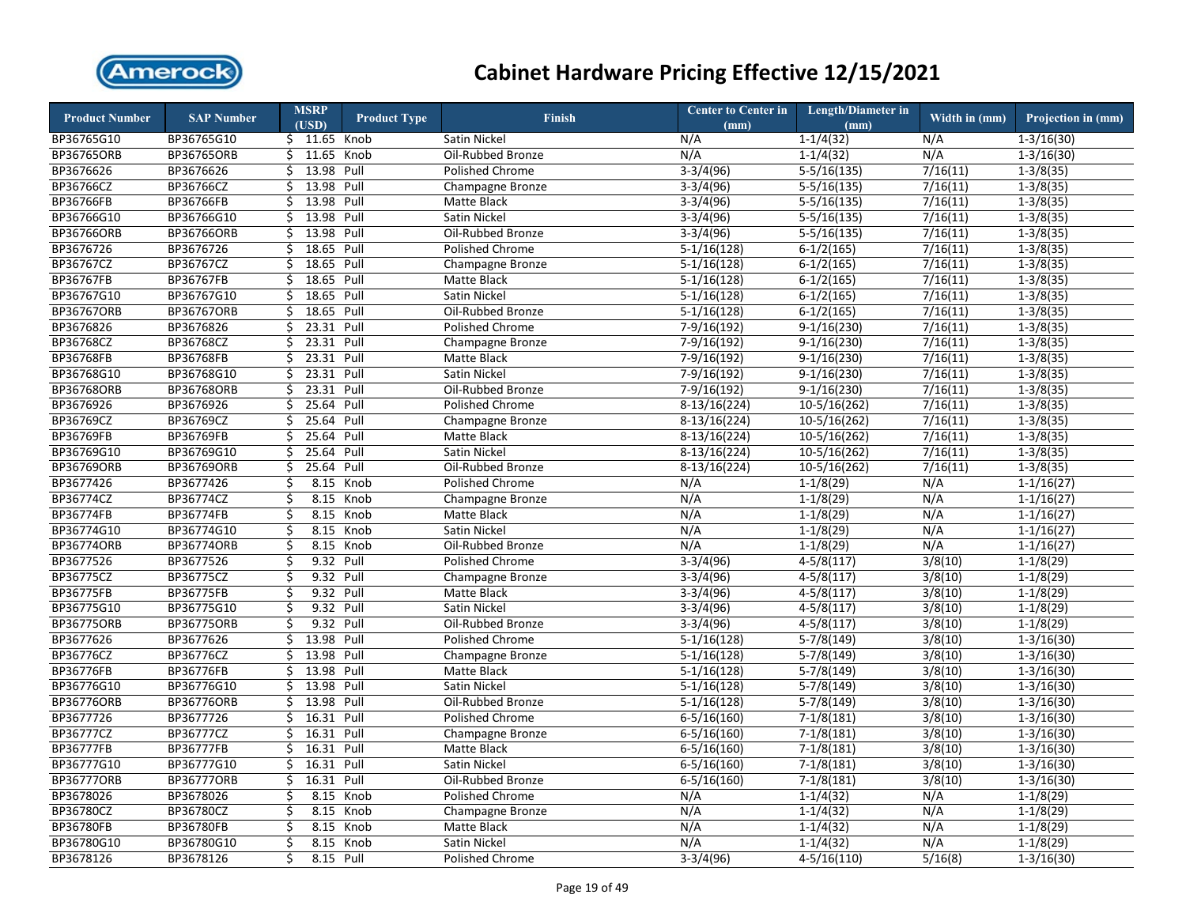# Cabinet Hardware Pricing Effective 12/15/2021

| Product Number | SAP Number | MSRP (USD) | Product Type | Finish | Center to Center in (mm) | Length/Diameter in (mm) | Width in (mm) | Projection in (mm) |
|---|---|---|---|---|---|---|---|---|
| BP36765G10 | BP36765G10 | $ 11.65 | Knob | Satin Nickel | N/A | 1-1/4(32) | N/A | 1-3/16(30) |
| BP36765ORB | BP36765ORB | $ 11.65 | Knob | Oil-Rubbed Bronze | N/A | 1-1/4(32) | N/A | 1-3/16(30) |
| BP3676626 | BP3676626 | $ 13.98 | Pull | Polished Chrome | 3-3/4(96) | 5-5/16(135) | 7/16(11) | 1-3/8(35) |
| BP36766CZ | BP36766CZ | $ 13.98 | Pull | Champagne Bronze | 3-3/4(96) | 5-5/16(135) | 7/16(11) | 1-3/8(35) |
| BP36766FB | BP36766FB | $ 13.98 | Pull | Matte Black | 3-3/4(96) | 5-5/16(135) | 7/16(11) | 1-3/8(35) |
| BP36766G10 | BP36766G10 | $ 13.98 | Pull | Satin Nickel | 3-3/4(96) | 5-5/16(135) | 7/16(11) | 1-3/8(35) |
| BP36766ORB | BP36766ORB | $ 13.98 | Pull | Oil-Rubbed Bronze | 3-3/4(96) | 5-5/16(135) | 7/16(11) | 1-3/8(35) |
| BP3676726 | BP3676726 | $ 18.65 | Pull | Polished Chrome | 5-1/16(128) | 6-1/2(165) | 7/16(11) | 1-3/8(35) |
| BP36767CZ | BP36767CZ | $ 18.65 | Pull | Champagne Bronze | 5-1/16(128) | 6-1/2(165) | 7/16(11) | 1-3/8(35) |
| BP36767FB | BP36767FB | $ 18.65 | Pull | Matte Black | 5-1/16(128) | 6-1/2(165) | 7/16(11) | 1-3/8(35) |
| BP36767G10 | BP36767G10 | $ 18.65 | Pull | Satin Nickel | 5-1/16(128) | 6-1/2(165) | 7/16(11) | 1-3/8(35) |
| BP36767ORB | BP36767ORB | $ 18.65 | Pull | Oil-Rubbed Bronze | 5-1/16(128) | 6-1/2(165) | 7/16(11) | 1-3/8(35) |
| BP3676826 | BP3676826 | $ 23.31 | Pull | Polished Chrome | 7-9/16(192) | 9-1/16(230) | 7/16(11) | 1-3/8(35) |
| BP36768CZ | BP36768CZ | $ 23.31 | Pull | Champagne Bronze | 7-9/16(192) | 9-1/16(230) | 7/16(11) | 1-3/8(35) |
| BP36768FB | BP36768FB | $ 23.31 | Pull | Matte Black | 7-9/16(192) | 9-1/16(230) | 7/16(11) | 1-3/8(35) |
| BP36768G10 | BP36768G10 | $ 23.31 | Pull | Satin Nickel | 7-9/16(192) | 9-1/16(230) | 7/16(11) | 1-3/8(35) |
| BP36768ORB | BP36768ORB | $ 23.31 | Pull | Oil-Rubbed Bronze | 7-9/16(192) | 9-1/16(230) | 7/16(11) | 1-3/8(35) |
| BP3676926 | BP3676926 | $ 25.64 | Pull | Polished Chrome | 8-13/16(224) | 10-5/16(262) | 7/16(11) | 1-3/8(35) |
| BP36769CZ | BP36769CZ | $ 25.64 | Pull | Champagne Bronze | 8-13/16(224) | 10-5/16(262) | 7/16(11) | 1-3/8(35) |
| BP36769FB | BP36769FB | $ 25.64 | Pull | Matte Black | 8-13/16(224) | 10-5/16(262) | 7/16(11) | 1-3/8(35) |
| BP36769G10 | BP36769G10 | $ 25.64 | Pull | Satin Nickel | 8-13/16(224) | 10-5/16(262) | 7/16(11) | 1-3/8(35) |
| BP36769ORB | BP36769ORB | $ 25.64 | Pull | Oil-Rubbed Bronze | 8-13/16(224) | 10-5/16(262) | 7/16(11) | 1-3/8(35) |
| BP3677426 | BP3677426 | $ 8.15 | Knob | Polished Chrome | N/A | 1-1/8(29) | N/A | 1-1/16(27) |
| BP36774CZ | BP36774CZ | $ 8.15 | Knob | Champagne Bronze | N/A | 1-1/8(29) | N/A | 1-1/16(27) |
| BP36774FB | BP36774FB | $ 8.15 | Knob | Matte Black | N/A | 1-1/8(29) | N/A | 1-1/16(27) |
| BP36774G10 | BP36774G10 | $ 8.15 | Knob | Satin Nickel | N/A | 1-1/8(29) | N/A | 1-1/16(27) |
| BP36774ORB | BP36774ORB | $ 8.15 | Knob | Oil-Rubbed Bronze | N/A | 1-1/8(29) | N/A | 1-1/16(27) |
| BP3677526 | BP3677526 | $ 9.32 | Pull | Polished Chrome | 3-3/4(96) | 4-5/8(117) | 3/8(10) | 1-1/8(29) |
| BP36775CZ | BP36775CZ | $ 9.32 | Pull | Champagne Bronze | 3-3/4(96) | 4-5/8(117) | 3/8(10) | 1-1/8(29) |
| BP36775FB | BP36775FB | $ 9.32 | Pull | Matte Black | 3-3/4(96) | 4-5/8(117) | 3/8(10) | 1-1/8(29) |
| BP36775G10 | BP36775G10 | $ 9.32 | Pull | Satin Nickel | 3-3/4(96) | 4-5/8(117) | 3/8(10) | 1-1/8(29) |
| BP36775ORB | BP36775ORB | $ 9.32 | Pull | Oil-Rubbed Bronze | 3-3/4(96) | 4-5/8(117) | 3/8(10) | 1-1/8(29) |
| BP3677626 | BP3677626 | $ 13.98 | Pull | Polished Chrome | 5-1/16(128) | 5-7/8(149) | 3/8(10) | 1-3/16(30) |
| BP36776CZ | BP36776CZ | $ 13.98 | Pull | Champagne Bronze | 5-1/16(128) | 5-7/8(149) | 3/8(10) | 1-3/16(30) |
| BP36776FB | BP36776FB | $ 13.98 | Pull | Matte Black | 5-1/16(128) | 5-7/8(149) | 3/8(10) | 1-3/16(30) |
| BP36776G10 | BP36776G10 | $ 13.98 | Pull | Satin Nickel | 5-1/16(128) | 5-7/8(149) | 3/8(10) | 1-3/16(30) |
| BP36776ORB | BP36776ORB | $ 13.98 | Pull | Oil-Rubbed Bronze | 5-1/16(128) | 5-7/8(149) | 3/8(10) | 1-3/16(30) |
| BP3677726 | BP3677726 | $ 16.31 | Pull | Polished Chrome | 6-5/16(160) | 7-1/8(181) | 3/8(10) | 1-3/16(30) |
| BP36777CZ | BP36777CZ | $ 16.31 | Pull | Champagne Bronze | 6-5/16(160) | 7-1/8(181) | 3/8(10) | 1-3/16(30) |
| BP36777FB | BP36777FB | $ 16.31 | Pull | Matte Black | 6-5/16(160) | 7-1/8(181) | 3/8(10) | 1-3/16(30) |
| BP36777G10 | BP36777G10 | $ 16.31 | Pull | Satin Nickel | 6-5/16(160) | 7-1/8(181) | 3/8(10) | 1-3/16(30) |
| BP36777ORB | BP36777ORB | $ 16.31 | Pull | Oil-Rubbed Bronze | 6-5/16(160) | 7-1/8(181) | 3/8(10) | 1-3/16(30) |
| BP3678026 | BP3678026 | $ 8.15 | Knob | Polished Chrome | N/A | 1-1/4(32) | N/A | 1-1/8(29) |
| BP36780CZ | BP36780CZ | $ 8.15 | Knob | Champagne Bronze | N/A | 1-1/4(32) | N/A | 1-1/8(29) |
| BP36780FB | BP36780FB | $ 8.15 | Knob | Matte Black | N/A | 1-1/4(32) | N/A | 1-1/8(29) |
| BP36780G10 | BP36780G10 | $ 8.15 | Knob | Satin Nickel | N/A | 1-1/4(32) | N/A | 1-1/8(29) |
| BP3678126 | BP3678126 | $ 8.15 | Pull | Polished Chrome | 3-3/4(96) | 4-5/16(110) | 5/16(8) | 1-3/16(30) |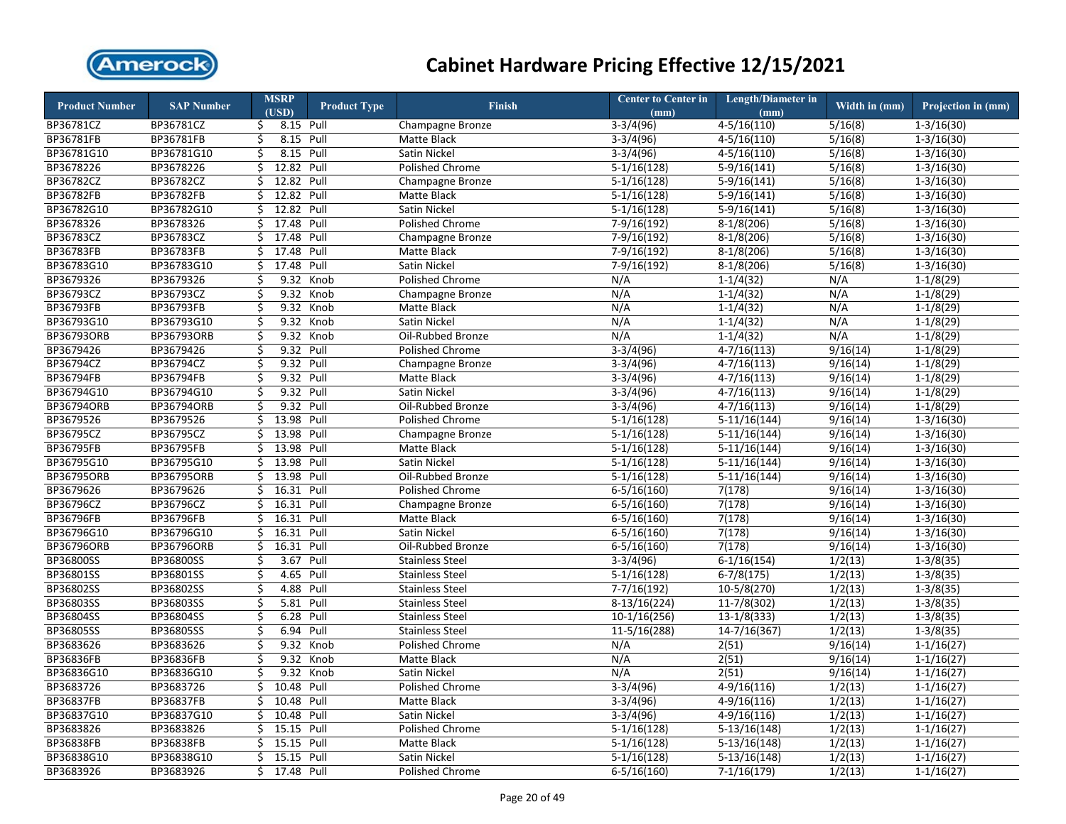# Cabinet Hardware Pricing Effective 12/15/2021

| Product Number | SAP Number | MSRP (USD) | Product Type | Finish | Center to Center in (mm) | Length/Diameter in (mm) | Width in (mm) | Projection in (mm) |
|---|---|---|---|---|---|---|---|---|
| BP36781CZ | BP36781CZ | $ 8.15 | Pull | Champagne Bronze | 3-3/4(96) | 4-5/16(110) | 5/16(8) | 1-3/16(30) |
| BP36781FB | BP36781FB | $ 8.15 | Pull | Matte Black | 3-3/4(96) | 4-5/16(110) | 5/16(8) | 1-3/16(30) |
| BP36781G10 | BP36781G10 | $ 8.15 | Pull | Satin Nickel | 3-3/4(96) | 4-5/16(110) | 5/16(8) | 1-3/16(30) |
| BP3678226 | BP3678226 | $ 12.82 | Pull | Polished Chrome | 5-1/16(128) | 5-9/16(141) | 5/16(8) | 1-3/16(30) |
| BP36782CZ | BP36782CZ | $ 12.82 | Pull | Champagne Bronze | 5-1/16(128) | 5-9/16(141) | 5/16(8) | 1-3/16(30) |
| BP36782FB | BP36782FB | $ 12.82 | Pull | Matte Black | 5-1/16(128) | 5-9/16(141) | 5/16(8) | 1-3/16(30) |
| BP36782G10 | BP36782G10 | $ 12.82 | Pull | Satin Nickel | 5-1/16(128) | 5-9/16(141) | 5/16(8) | 1-3/16(30) |
| BP3678326 | BP3678326 | $ 17.48 | Pull | Polished Chrome | 7-9/16(192) | 8-1/8(206) | 5/16(8) | 1-3/16(30) |
| BP36783CZ | BP36783CZ | $ 17.48 | Pull | Champagne Bronze | 7-9/16(192) | 8-1/8(206) | 5/16(8) | 1-3/16(30) |
| BP36783FB | BP36783FB | $ 17.48 | Pull | Matte Black | 7-9/16(192) | 8-1/8(206) | 5/16(8) | 1-3/16(30) |
| BP36783G10 | BP36783G10 | $ 17.48 | Pull | Satin Nickel | 7-9/16(192) | 8-1/8(206) | 5/16(8) | 1-3/16(30) |
| BP3679326 | BP3679326 | $ 9.32 | Knob | Polished Chrome | N/A | 1-1/4(32) | N/A | 1-1/8(29) |
| BP36793CZ | BP36793CZ | $ 9.32 | Knob | Champagne Bronze | N/A | 1-1/4(32) | N/A | 1-1/8(29) |
| BP36793FB | BP36793FB | $ 9.32 | Knob | Matte Black | N/A | 1-1/4(32) | N/A | 1-1/8(29) |
| BP36793G10 | BP36793G10 | $ 9.32 | Knob | Satin Nickel | N/A | 1-1/4(32) | N/A | 1-1/8(29) |
| BP36793ORB | BP36793ORB | $ 9.32 | Knob | Oil-Rubbed Bronze | N/A | 1-1/4(32) | N/A | 1-1/8(29) |
| BP3679426 | BP3679426 | $ 9.32 | Pull | Polished Chrome | 3-3/4(96) | 4-7/16(113) | 9/16(14) | 1-1/8(29) |
| BP36794CZ | BP36794CZ | $ 9.32 | Pull | Champagne Bronze | 3-3/4(96) | 4-7/16(113) | 9/16(14) | 1-1/8(29) |
| BP36794FB | BP36794FB | $ 9.32 | Pull | Matte Black | 3-3/4(96) | 4-7/16(113) | 9/16(14) | 1-1/8(29) |
| BP36794G10 | BP36794G10 | $ 9.32 | Pull | Satin Nickel | 3-3/4(96) | 4-7/16(113) | 9/16(14) | 1-1/8(29) |
| BP36794ORB | BP36794ORB | $ 9.32 | Pull | Oil-Rubbed Bronze | 3-3/4(96) | 4-7/16(113) | 9/16(14) | 1-1/8(29) |
| BP3679526 | BP3679526 | $ 13.98 | Pull | Polished Chrome | 5-1/16(128) | 5-11/16(144) | 9/16(14) | 1-3/16(30) |
| BP36795CZ | BP36795CZ | $ 13.98 | Pull | Champagne Bronze | 5-1/16(128) | 5-11/16(144) | 9/16(14) | 1-3/16(30) |
| BP36795FB | BP36795FB | $ 13.98 | Pull | Matte Black | 5-1/16(128) | 5-11/16(144) | 9/16(14) | 1-3/16(30) |
| BP36795G10 | BP36795G10 | $ 13.98 | Pull | Satin Nickel | 5-1/16(128) | 5-11/16(144) | 9/16(14) | 1-3/16(30) |
| BP36795ORB | BP36795ORB | $ 13.98 | Pull | Oil-Rubbed Bronze | 5-1/16(128) | 5-11/16(144) | 9/16(14) | 1-3/16(30) |
| BP3679626 | BP3679626 | $ 16.31 | Pull | Polished Chrome | 6-5/16(160) | 7(178) | 9/16(14) | 1-3/16(30) |
| BP36796CZ | BP36796CZ | $ 16.31 | Pull | Champagne Bronze | 6-5/16(160) | 7(178) | 9/16(14) | 1-3/16(30) |
| BP36796FB | BP36796FB | $ 16.31 | Pull | Matte Black | 6-5/16(160) | 7(178) | 9/16(14) | 1-3/16(30) |
| BP36796G10 | BP36796G10 | $ 16.31 | Pull | Satin Nickel | 6-5/16(160) | 7(178) | 9/16(14) | 1-3/16(30) |
| BP36796ORB | BP36796ORB | $ 16.31 | Pull | Oil-Rubbed Bronze | 6-5/16(160) | 7(178) | 9/16(14) | 1-3/16(30) |
| BP36800SS | BP36800SS | $ 3.67 | Pull | Stainless Steel | 3-3/4(96) | 6-1/16(154) | 1/2(13) | 1-3/8(35) |
| BP36801SS | BP36801SS | $ 4.65 | Pull | Stainless Steel | 5-1/16(128) | 6-7/8(175) | 1/2(13) | 1-3/8(35) |
| BP36802SS | BP36802SS | $ 4.88 | Pull | Stainless Steel | 7-7/16(192) | 10-5/8(270) | 1/2(13) | 1-3/8(35) |
| BP36803SS | BP36803SS | $ 5.81 | Pull | Stainless Steel | 8-13/16(224) | 11-7/8(302) | 1/2(13) | 1-3/8(35) |
| BP36804SS | BP36804SS | $ 6.28 | Pull | Stainless Steel | 10-1/16(256) | 13-1/8(333) | 1/2(13) | 1-3/8(35) |
| BP36805SS | BP36805SS | $ 6.94 | Pull | Stainless Steel | 11-5/16(288) | 14-7/16(367) | 1/2(13) | 1-3/8(35) |
| BP3683626 | BP3683626 | $ 9.32 | Knob | Polished Chrome | N/A | 2(51) | 9/16(14) | 1-1/16(27) |
| BP36836FB | BP36836FB | $ 9.32 | Knob | Matte Black | N/A | 2(51) | 9/16(14) | 1-1/16(27) |
| BP36836G10 | BP36836G10 | $ 9.32 | Knob | Satin Nickel | N/A | 2(51) | 9/16(14) | 1-1/16(27) |
| BP3683726 | BP3683726 | $ 10.48 | Pull | Polished Chrome | 3-3/4(96) | 4-9/16(116) | 1/2(13) | 1-1/16(27) |
| BP36837FB | BP36837FB | $ 10.48 | Pull | Matte Black | 3-3/4(96) | 4-9/16(116) | 1/2(13) | 1-1/16(27) |
| BP36837G10 | BP36837G10 | $ 10.48 | Pull | Satin Nickel | 3-3/4(96) | 4-9/16(116) | 1/2(13) | 1-1/16(27) |
| BP3683826 | BP3683826 | $ 15.15 | Pull | Polished Chrome | 5-1/16(128) | 5-13/16(148) | 1/2(13) | 1-1/16(27) |
| BP36838FB | BP36838FB | $ 15.15 | Pull | Matte Black | 5-1/16(128) | 5-13/16(148) | 1/2(13) | 1-1/16(27) |
| BP36838G10 | BP36838G10 | $ 15.15 | Pull | Satin Nickel | 5-1/16(128) | 5-13/16(148) | 1/2(13) | 1-1/16(27) |
| BP3683926 | BP3683926 | $ 17.48 | Pull | Polished Chrome | 6-5/16(160) | 7-1/16(179) | 1/2(13) | 1-1/16(27) |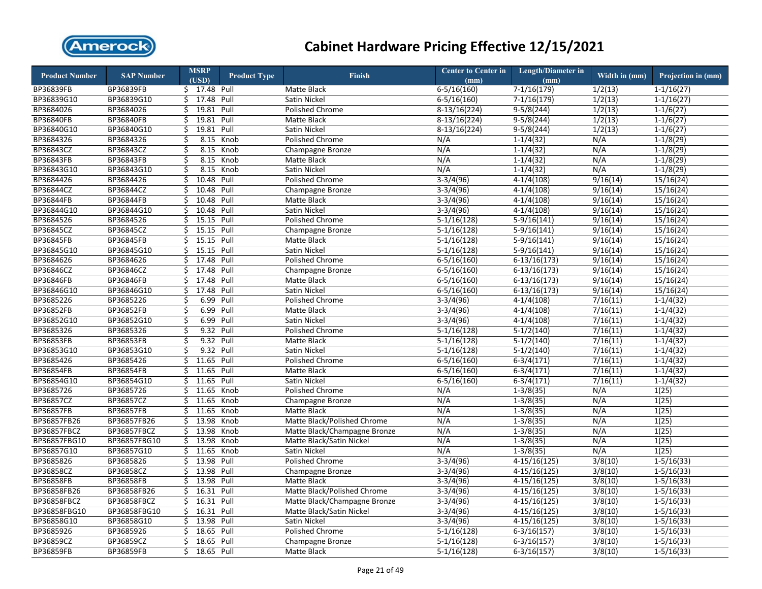# Cabinet Hardware Pricing Effective 12/15/2021

| Product Number | SAP Number | MSRP (USD) | Product Type | Finish | Center to Center in (mm) | Length/Diameter in (mm) | Width in (mm) | Projection in (mm) |
|---|---|---|---|---|---|---|---|---|
| BP36839FB | BP36839FB | $ 17.48 | Pull | Matte Black | 6-5/16(160) | 7-1/16(179) | 1/2(13) | 1-1/16(27) |
| BP36839G10 | BP36839G10 | $ 17.48 | Pull | Satin Nickel | 6-5/16(160) | 7-1/16(179) | 1/2(13) | 1-1/16(27) |
| BP3684026 | BP3684026 | $ 19.81 | Pull | Polished Chrome | 8-13/16(224) | 9-5/8(244) | 1/2(13) | 1-1/6(27) |
| BP36840FB | BP36840FB | $ 19.81 | Pull | Matte Black | 8-13/16(224) | 9-5/8(244) | 1/2(13) | 1-1/6(27) |
| BP36840G10 | BP36840G10 | $ 19.81 | Pull | Satin Nickel | 8-13/16(224) | 9-5/8(244) | 1/2(13) | 1-1/6(27) |
| BP3684326 | BP3684326 | $ 8.15 | Knob | Polished Chrome | N/A | 1-1/4(32) | N/A | 1-1/8(29) |
| BP36843CZ | BP36843CZ | $ 8.15 | Knob | Champagne Bronze | N/A | 1-1/4(32) | N/A | 1-1/8(29) |
| BP36843FB | BP36843FB | $ 8.15 | Knob | Matte Black | N/A | 1-1/4(32) | N/A | 1-1/8(29) |
| BP36843G10 | BP36843G10 | $ 8.15 | Knob | Satin Nickel | N/A | 1-1/4(32) | N/A | 1-1/8(29) |
| BP3684426 | BP3684426 | $ 10.48 | Pull | Polished Chrome | 3-3/4(96) | 4-1/4(108) | 9/16(14) | 15/16(24) |
| BP36844CZ | BP36844CZ | $ 10.48 | Pull | Champagne Bronze | 3-3/4(96) | 4-1/4(108) | 9/16(14) | 15/16(24) |
| BP36844FB | BP36844FB | $ 10.48 | Pull | Matte Black | 3-3/4(96) | 4-1/4(108) | 9/16(14) | 15/16(24) |
| BP36844G10 | BP36844G10 | $ 10.48 | Pull | Satin Nickel | 3-3/4(96) | 4-1/4(108) | 9/16(14) | 15/16(24) |
| BP3684526 | BP3684526 | $ 15.15 | Pull | Polished Chrome | 5-1/16(128) | 5-9/16(141) | 9/16(14) | 15/16(24) |
| BP36845CZ | BP36845CZ | $ 15.15 | Pull | Champagne Bronze | 5-1/16(128) | 5-9/16(141) | 9/16(14) | 15/16(24) |
| BP36845FB | BP36845FB | $ 15.15 | Pull | Matte Black | 5-1/16(128) | 5-9/16(141) | 9/16(14) | 15/16(24) |
| BP36845G10 | BP36845G10 | $ 15.15 | Pull | Satin Nickel | 5-1/16(128) | 5-9/16(141) | 9/16(14) | 15/16(24) |
| BP3684626 | BP3684626 | $ 17.48 | Pull | Polished Chrome | 6-5/16(160) | 6-13/16(173) | 9/16(14) | 15/16(24) |
| BP36846CZ | BP36846CZ | $ 17.48 | Pull | Champagne Bronze | 6-5/16(160) | 6-13/16(173) | 9/16(14) | 15/16(24) |
| BP36846FB | BP36846FB | $ 17.48 | Pull | Matte Black | 6-5/16(160) | 6-13/16(173) | 9/16(14) | 15/16(24) |
| BP36846G10 | BP36846G10 | $ 17.48 | Pull | Satin Nickel | 6-5/16(160) | 6-13/16(173) | 9/16(14) | 15/16(24) |
| BP3685226 | BP3685226 | $ 6.99 | Pull | Polished Chrome | 3-3/4(96) | 4-1/4(108) | 7/16(11) | 1-1/4(32) |
| BP36852FB | BP36852FB | $ 6.99 | Pull | Matte Black | 3-3/4(96) | 4-1/4(108) | 7/16(11) | 1-1/4(32) |
| BP36852G10 | BP36852G10 | $ 6.99 | Pull | Satin Nickel | 3-3/4(96) | 4-1/4(108) | 7/16(11) | 1-1/4(32) |
| BP3685326 | BP3685326 | $ 9.32 | Pull | Polished Chrome | 5-1/16(128) | 5-1/2(140) | 7/16(11) | 1-1/4(32) |
| BP36853FB | BP36853FB | $ 9.32 | Pull | Matte Black | 5-1/16(128) | 5-1/2(140) | 7/16(11) | 1-1/4(32) |
| BP36853G10 | BP36853G10 | $ 9.32 | Pull | Satin Nickel | 5-1/16(128) | 5-1/2(140) | 7/16(11) | 1-1/4(32) |
| BP3685426 | BP3685426 | $ 11.65 | Pull | Polished Chrome | 6-5/16(160) | 6-3/4(171) | 7/16(11) | 1-1/4(32) |
| BP36854FB | BP36854FB | $ 11.65 | Pull | Matte Black | 6-5/16(160) | 6-3/4(171) | 7/16(11) | 1-1/4(32) |
| BP36854G10 | BP36854G10 | $ 11.65 | Pull | Satin Nickel | 6-5/16(160) | 6-3/4(171) | 7/16(11) | 1-1/4(32) |
| BP3685726 | BP3685726 | $ 11.65 | Knob | Polished Chrome | N/A | 1-3/8(35) | N/A | 1(25) |
| BP36857CZ | BP36857CZ | $ 11.65 | Knob | Champagne Bronze | N/A | 1-3/8(35) | N/A | 1(25) |
| BP36857FB | BP36857FB | $ 11.65 | Knob | Matte Black | N/A | 1-3/8(35) | N/A | 1(25) |
| BP36857FB26 | BP36857FB26 | $ 13.98 | Knob | Matte Black/Polished Chrome | N/A | 1-3/8(35) | N/A | 1(25) |
| BP36857FBCZ | BP36857FBCZ | $ 13.98 | Knob | Matte Black/Champagne Bronze | N/A | 1-3/8(35) | N/A | 1(25) |
| BP36857FBG10 | BP36857FBG10 | $ 13.98 | Knob | Matte Black/Satin Nickel | N/A | 1-3/8(35) | N/A | 1(25) |
| BP36857G10 | BP36857G10 | $ 11.65 | Knob | Satin Nickel | N/A | 1-3/8(35) | N/A | 1(25) |
| BP3685826 | BP3685826 | $ 13.98 | Pull | Polished Chrome | 3-3/4(96) | 4-15/16(125) | 3/8(10) | 1-5/16(33) |
| BP36858CZ | BP36858CZ | $ 13.98 | Pull | Champagne Bronze | 3-3/4(96) | 4-15/16(125) | 3/8(10) | 1-5/16(33) |
| BP36858FB | BP36858FB | $ 13.98 | Pull | Matte Black | 3-3/4(96) | 4-15/16(125) | 3/8(10) | 1-5/16(33) |
| BP36858FB26 | BP36858FB26 | $ 16.31 | Pull | Matte Black/Polished Chrome | 3-3/4(96) | 4-15/16(125) | 3/8(10) | 1-5/16(33) |
| BP36858FBCZ | BP36858FBCZ | $ 16.31 | Pull | Matte Black/Champagne Bronze | 3-3/4(96) | 4-15/16(125) | 3/8(10) | 1-5/16(33) |
| BP36858FBG10 | BP36858FBG10 | $ 16.31 | Pull | Matte Black/Satin Nickel | 3-3/4(96) | 4-15/16(125) | 3/8(10) | 1-5/16(33) |
| BP36858G10 | BP36858G10 | $ 13.98 | Pull | Satin Nickel | 3-3/4(96) | 4-15/16(125) | 3/8(10) | 1-5/16(33) |
| BP3685926 | BP3685926 | $ 18.65 | Pull | Polished Chrome | 5-1/16(128) | 6-3/16(157) | 3/8(10) | 1-5/16(33) |
| BP36859CZ | BP36859CZ | $ 18.65 | Pull | Champagne Bronze | 5-1/16(128) | 6-3/16(157) | 3/8(10) | 1-5/16(33) |
| BP36859FB | BP36859FB | $ 18.65 | Pull | Matte Black | 5-1/16(128) | 6-3/16(157) | 3/8(10) | 1-5/16(33) |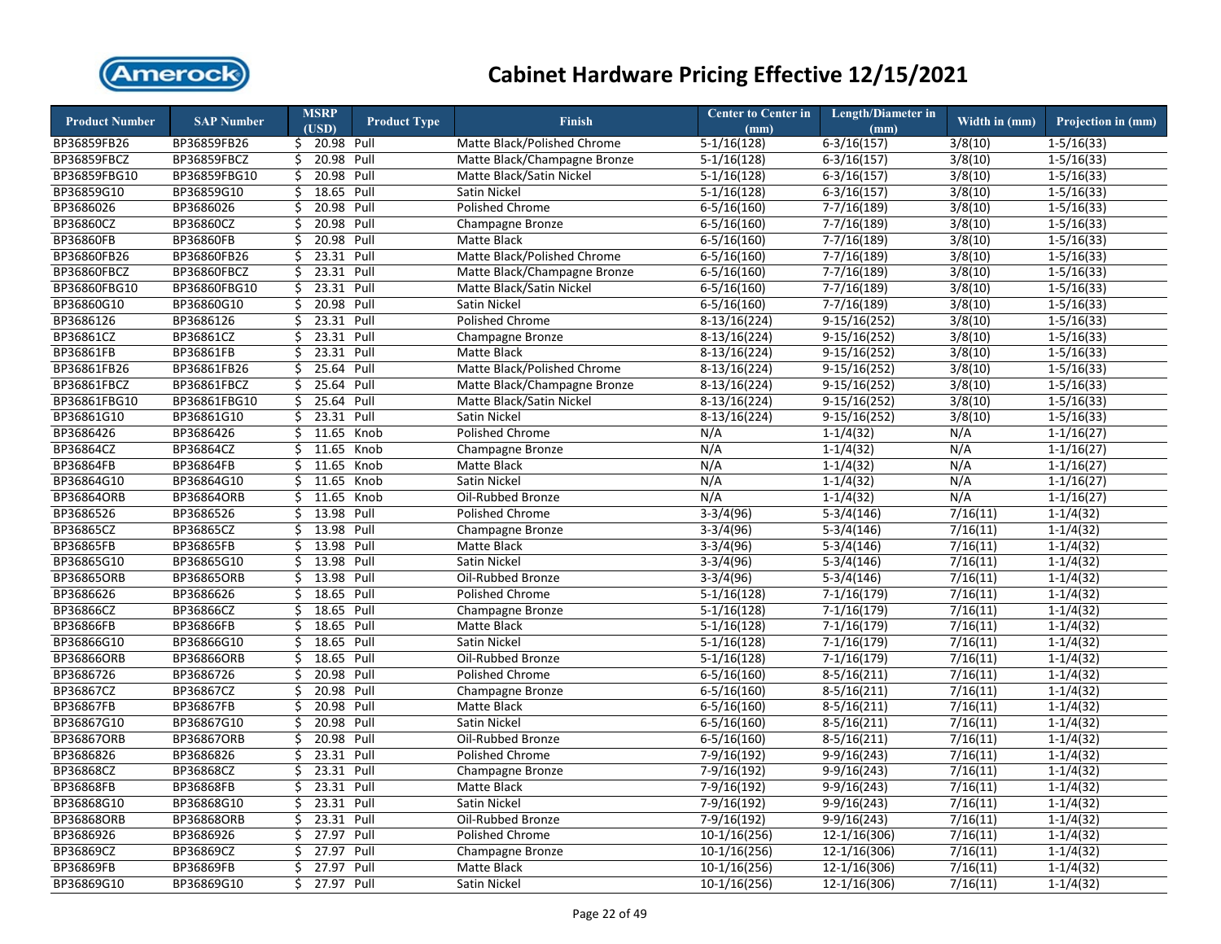# Cabinet Hardware Pricing Effective 12/15/2021

| Product Number | SAP Number | MSRP (USD) | Product Type | Finish | Center to Center in (mm) | Length/Diameter in (mm) | Width in (mm) | Projection in (mm) |
|---|---|---|---|---|---|---|---|---|
| BP36859FB26 | BP36859FB26 | $ 20.98 | Pull | Matte Black/Polished Chrome | 5-1/16(128) | 6-3/16(157) | 3/8(10) | 1-5/16(33) |
| BP36859FBCZ | BP36859FBCZ | $ 20.98 | Pull | Matte Black/Champagne Bronze | 5-1/16(128) | 6-3/16(157) | 3/8(10) | 1-5/16(33) |
| BP36859FBG10 | BP36859FBG10 | $ 20.98 | Pull | Matte Black/Satin Nickel | 5-1/16(128) | 6-3/16(157) | 3/8(10) | 1-5/16(33) |
| BP36859G10 | BP36859G10 | $ 18.65 | Pull | Satin Nickel | 5-1/16(128) | 6-3/16(157) | 3/8(10) | 1-5/16(33) |
| BP3686026 | BP3686026 | $ 20.98 | Pull | Polished Chrome | 6-5/16(160) | 7-7/16(189) | 3/8(10) | 1-5/16(33) |
| BP36860CZ | BP36860CZ | $ 20.98 | Pull | Champagne Bronze | 6-5/16(160) | 7-7/16(189) | 3/8(10) | 1-5/16(33) |
| BP36860FB | BP36860FB | $ 20.98 | Pull | Matte Black | 6-5/16(160) | 7-7/16(189) | 3/8(10) | 1-5/16(33) |
| BP36860FB26 | BP36860FB26 | $ 23.31 | Pull | Matte Black/Polished Chrome | 6-5/16(160) | 7-7/16(189) | 3/8(10) | 1-5/16(33) |
| BP36860FBCZ | BP36860FBCZ | $ 23.31 | Pull | Matte Black/Champagne Bronze | 6-5/16(160) | 7-7/16(189) | 3/8(10) | 1-5/16(33) |
| BP36860FBG10 | BP36860FBG10 | $ 23.31 | Pull | Matte Black/Satin Nickel | 6-5/16(160) | 7-7/16(189) | 3/8(10) | 1-5/16(33) |
| BP36860G10 | BP36860G10 | $ 20.98 | Pull | Satin Nickel | 6-5/16(160) | 7-7/16(189) | 3/8(10) | 1-5/16(33) |
| BP3686126 | BP3686126 | $ 23.31 | Pull | Polished Chrome | 8-13/16(224) | 9-15/16(252) | 3/8(10) | 1-5/16(33) |
| BP36861CZ | BP36861CZ | $ 23.31 | Pull | Champagne Bronze | 8-13/16(224) | 9-15/16(252) | 3/8(10) | 1-5/16(33) |
| BP36861FB | BP36861FB | $ 23.31 | Pull | Matte Black | 8-13/16(224) | 9-15/16(252) | 3/8(10) | 1-5/16(33) |
| BP36861FB26 | BP36861FB26 | $ 25.64 | Pull | Matte Black/Polished Chrome | 8-13/16(224) | 9-15/16(252) | 3/8(10) | 1-5/16(33) |
| BP36861FBCZ | BP36861FBCZ | $ 25.64 | Pull | Matte Black/Champagne Bronze | 8-13/16(224) | 9-15/16(252) | 3/8(10) | 1-5/16(33) |
| BP36861FBG10 | BP36861FBG10 | $ 25.64 | Pull | Matte Black/Satin Nickel | 8-13/16(224) | 9-15/16(252) | 3/8(10) | 1-5/16(33) |
| BP36861G10 | BP36861G10 | $ 23.31 | Pull | Satin Nickel | 8-13/16(224) | 9-15/16(252) | 3/8(10) | 1-5/16(33) |
| BP3686426 | BP3686426 | $ 11.65 | Knob | Polished Chrome | N/A | 1-1/4(32) | N/A | 1-1/16(27) |
| BP36864CZ | BP36864CZ | $ 11.65 | Knob | Champagne Bronze | N/A | 1-1/4(32) | N/A | 1-1/16(27) |
| BP36864FB | BP36864FB | $ 11.65 | Knob | Matte Black | N/A | 1-1/4(32) | N/A | 1-1/16(27) |
| BP36864G10 | BP36864G10 | $ 11.65 | Knob | Satin Nickel | N/A | 1-1/4(32) | N/A | 1-1/16(27) |
| BP36864ORB | BP36864ORB | $ 11.65 | Knob | Oil-Rubbed Bronze | N/A | 1-1/4(32) | N/A | 1-1/16(27) |
| BP3686526 | BP3686526 | $ 13.98 | Pull | Polished Chrome | 3-3/4(96) | 5-3/4(146) | 7/16(11) | 1-1/4(32) |
| BP36865CZ | BP36865CZ | $ 13.98 | Pull | Champagne Bronze | 3-3/4(96) | 5-3/4(146) | 7/16(11) | 1-1/4(32) |
| BP36865FB | BP36865FB | $ 13.98 | Pull | Matte Black | 3-3/4(96) | 5-3/4(146) | 7/16(11) | 1-1/4(32) |
| BP36865G10 | BP36865G10 | $ 13.98 | Pull | Satin Nickel | 3-3/4(96) | 5-3/4(146) | 7/16(11) | 1-1/4(32) |
| BP36865ORB | BP36865ORB | $ 13.98 | Pull | Oil-Rubbed Bronze | 3-3/4(96) | 5-3/4(146) | 7/16(11) | 1-1/4(32) |
| BP3686626 | BP3686626 | $ 18.65 | Pull | Polished Chrome | 5-1/16(128) | 7-1/16(179) | 7/16(11) | 1-1/4(32) |
| BP36866CZ | BP36866CZ | $ 18.65 | Pull | Champagne Bronze | 5-1/16(128) | 7-1/16(179) | 7/16(11) | 1-1/4(32) |
| BP36866FB | BP36866FB | $ 18.65 | Pull | Matte Black | 5-1/16(128) | 7-1/16(179) | 7/16(11) | 1-1/4(32) |
| BP36866G10 | BP36866G10 | $ 18.65 | Pull | Satin Nickel | 5-1/16(128) | 7-1/16(179) | 7/16(11) | 1-1/4(32) |
| BP36866ORB | BP36866ORB | $ 18.65 | Pull | Oil-Rubbed Bronze | 5-1/16(128) | 7-1/16(179) | 7/16(11) | 1-1/4(32) |
| BP3686726 | BP3686726 | $ 20.98 | Pull | Polished Chrome | 6-5/16(160) | 8-5/16(211) | 7/16(11) | 1-1/4(32) |
| BP36867CZ | BP36867CZ | $ 20.98 | Pull | Champagne Bronze | 6-5/16(160) | 8-5/16(211) | 7/16(11) | 1-1/4(32) |
| BP36867FB | BP36867FB | $ 20.98 | Pull | Matte Black | 6-5/16(160) | 8-5/16(211) | 7/16(11) | 1-1/4(32) |
| BP36867G10 | BP36867G10 | $ 20.98 | Pull | Satin Nickel | 6-5/16(160) | 8-5/16(211) | 7/16(11) | 1-1/4(32) |
| BP36867ORB | BP36867ORB | $ 20.98 | Pull | Oil-Rubbed Bronze | 6-5/16(160) | 8-5/16(211) | 7/16(11) | 1-1/4(32) |
| BP3686826 | BP3686826 | $ 23.31 | Pull | Polished Chrome | 7-9/16(192) | 9-9/16(243) | 7/16(11) | 1-1/4(32) |
| BP36868CZ | BP36868CZ | $ 23.31 | Pull | Champagne Bronze | 7-9/16(192) | 9-9/16(243) | 7/16(11) | 1-1/4(32) |
| BP36868FB | BP36868FB | $ 23.31 | Pull | Matte Black | 7-9/16(192) | 9-9/16(243) | 7/16(11) | 1-1/4(32) |
| BP36868G10 | BP36868G10 | $ 23.31 | Pull | Satin Nickel | 7-9/16(192) | 9-9/16(243) | 7/16(11) | 1-1/4(32) |
| BP36868ORB | BP36868ORB | $ 23.31 | Pull | Oil-Rubbed Bronze | 7-9/16(192) | 9-9/16(243) | 7/16(11) | 1-1/4(32) |
| BP3686926 | BP3686926 | $ 27.97 | Pull | Polished Chrome | 10-1/16(256) | 12-1/16(306) | 7/16(11) | 1-1/4(32) |
| BP36869CZ | BP36869CZ | $ 27.97 | Pull | Champagne Bronze | 10-1/16(256) | 12-1/16(306) | 7/16(11) | 1-1/4(32) |
| BP36869FB | BP36869FB | $ 27.97 | Pull | Matte Black | 10-1/16(256) | 12-1/16(306) | 7/16(11) | 1-1/4(32) |
| BP36869G10 | BP36869G10 | $ 27.97 | Pull | Satin Nickel | 10-1/16(256) | 12-1/16(306) | 7/16(11) | 1-1/4(32) |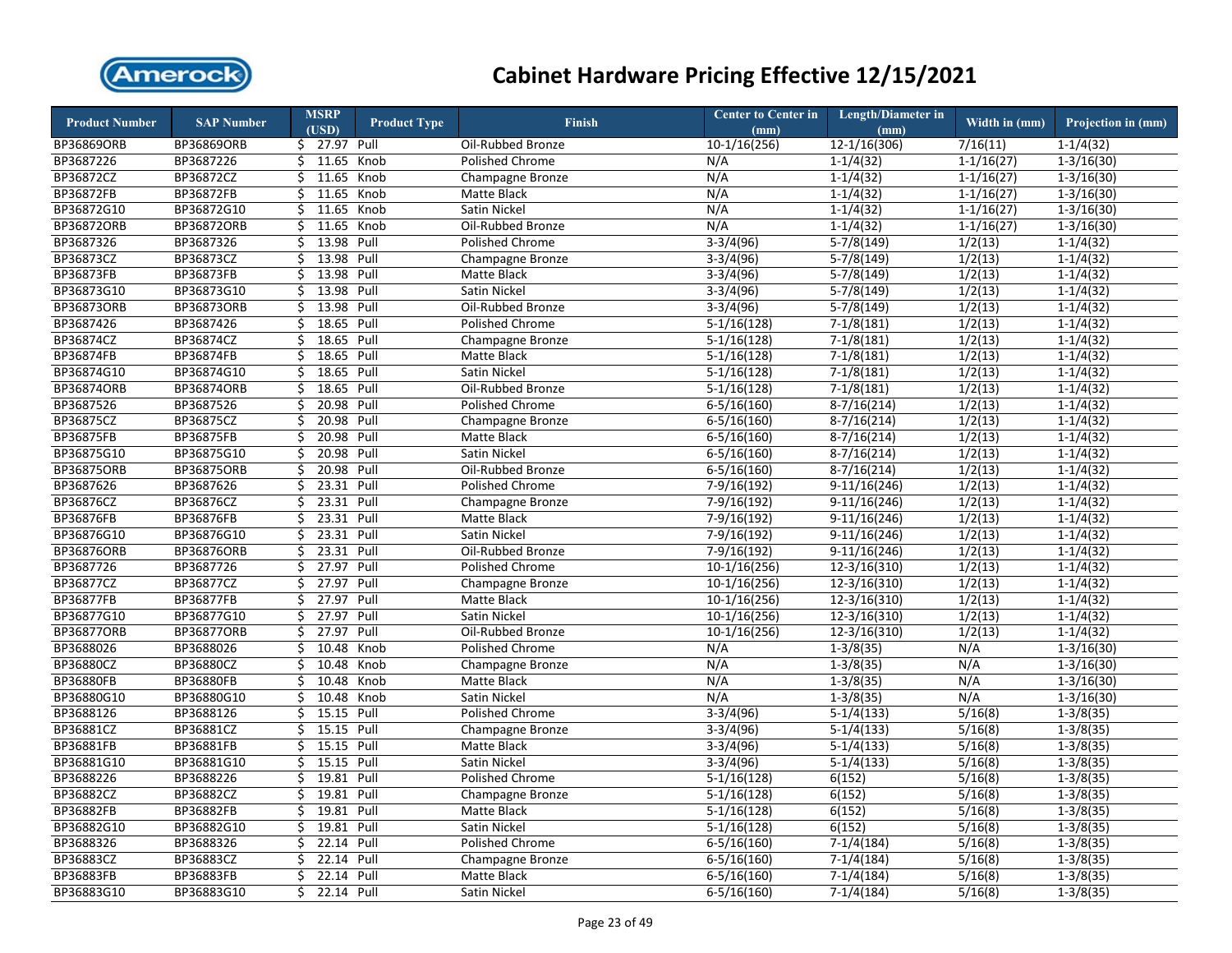# Cabinet Hardware Pricing Effective 12/15/2021

| Product Number | SAP Number | MSRP (USD) | Product Type | Finish | Center to Center in (mm) | Length/Diameter in (mm) | Width in (mm) | Projection in (mm) |
|---|---|---|---|---|---|---|---|---|
| BP36869ORB | BP36869ORB | $ 27.97 | Pull | Oil-Rubbed Bronze | 10-1/16(256) | 12-1/16(306) | 7/16(11) | 1-1/4(32) |
| BP3687226 | BP3687226 | $ 11.65 | Knob | Polished Chrome | N/A | 1-1/4(32) | 1-1/16(27) | 1-3/16(30) |
| BP36872CZ | BP36872CZ | $ 11.65 | Knob | Champagne Bronze | N/A | 1-1/4(32) | 1-1/16(27) | 1-3/16(30) |
| BP36872FB | BP36872FB | $ 11.65 | Knob | Matte Black | N/A | 1-1/4(32) | 1-1/16(27) | 1-3/16(30) |
| BP36872G10 | BP36872G10 | $ 11.65 | Knob | Satin Nickel | N/A | 1-1/4(32) | 1-1/16(27) | 1-3/16(30) |
| BP36872ORB | BP36872ORB | $ 11.65 | Knob | Oil-Rubbed Bronze | N/A | 1-1/4(32) | 1-1/16(27) | 1-3/16(30) |
| BP3687326 | BP3687326 | $ 13.98 | Pull | Polished Chrome | 3-3/4(96) | 5-7/8(149) | 1/2(13) | 1-1/4(32) |
| BP36873CZ | BP36873CZ | $ 13.98 | Pull | Champagne Bronze | 3-3/4(96) | 5-7/8(149) | 1/2(13) | 1-1/4(32) |
| BP36873FB | BP36873FB | $ 13.98 | Pull | Matte Black | 3-3/4(96) | 5-7/8(149) | 1/2(13) | 1-1/4(32) |
| BP36873G10 | BP36873G10 | $ 13.98 | Pull | Satin Nickel | 3-3/4(96) | 5-7/8(149) | 1/2(13) | 1-1/4(32) |
| BP36873ORB | BP36873ORB | $ 13.98 | Pull | Oil-Rubbed Bronze | 3-3/4(96) | 5-7/8(149) | 1/2(13) | 1-1/4(32) |
| BP3687426 | BP3687426 | $ 18.65 | Pull | Polished Chrome | 5-1/16(128) | 7-1/8(181) | 1/2(13) | 1-1/4(32) |
| BP36874CZ | BP36874CZ | $ 18.65 | Pull | Champagne Bronze | 5-1/16(128) | 7-1/8(181) | 1/2(13) | 1-1/4(32) |
| BP36874FB | BP36874FB | $ 18.65 | Pull | Matte Black | 5-1/16(128) | 7-1/8(181) | 1/2(13) | 1-1/4(32) |
| BP36874G10 | BP36874G10 | $ 18.65 | Pull | Satin Nickel | 5-1/16(128) | 7-1/8(181) | 1/2(13) | 1-1/4(32) |
| BP36874ORB | BP36874ORB | $ 18.65 | Pull | Oil-Rubbed Bronze | 5-1/16(128) | 7-1/8(181) | 1/2(13) | 1-1/4(32) |
| BP3687526 | BP3687526 | $ 20.98 | Pull | Polished Chrome | 6-5/16(160) | 8-7/16(214) | 1/2(13) | 1-1/4(32) |
| BP36875CZ | BP36875CZ | $ 20.98 | Pull | Champagne Bronze | 6-5/16(160) | 8-7/16(214) | 1/2(13) | 1-1/4(32) |
| BP36875FB | BP36875FB | $ 20.98 | Pull | Matte Black | 6-5/16(160) | 8-7/16(214) | 1/2(13) | 1-1/4(32) |
| BP36875G10 | BP36875G10 | $ 20.98 | Pull | Satin Nickel | 6-5/16(160) | 8-7/16(214) | 1/2(13) | 1-1/4(32) |
| BP36875ORB | BP36875ORB | $ 20.98 | Pull | Oil-Rubbed Bronze | 6-5/16(160) | 8-7/16(214) | 1/2(13) | 1-1/4(32) |
| BP3687626 | BP3687626 | $ 23.31 | Pull | Polished Chrome | 7-9/16(192) | 9-11/16(246) | 1/2(13) | 1-1/4(32) |
| BP36876CZ | BP36876CZ | $ 23.31 | Pull | Champagne Bronze | 7-9/16(192) | 9-11/16(246) | 1/2(13) | 1-1/4(32) |
| BP36876FB | BP36876FB | $ 23.31 | Pull | Matte Black | 7-9/16(192) | 9-11/16(246) | 1/2(13) | 1-1/4(32) |
| BP36876G10 | BP36876G10 | $ 23.31 | Pull | Satin Nickel | 7-9/16(192) | 9-11/16(246) | 1/2(13) | 1-1/4(32) |
| BP36876ORB | BP36876ORB | $ 23.31 | Pull | Oil-Rubbed Bronze | 7-9/16(192) | 9-11/16(246) | 1/2(13) | 1-1/4(32) |
| BP3687726 | BP3687726 | $ 27.97 | Pull | Polished Chrome | 10-1/16(256) | 12-3/16(310) | 1/2(13) | 1-1/4(32) |
| BP36877CZ | BP36877CZ | $ 27.97 | Pull | Champagne Bronze | 10-1/16(256) | 12-3/16(310) | 1/2(13) | 1-1/4(32) |
| BP36877FB | BP36877FB | $ 27.97 | Pull | Matte Black | 10-1/16(256) | 12-3/16(310) | 1/2(13) | 1-1/4(32) |
| BP36877G10 | BP36877G10 | $ 27.97 | Pull | Satin Nickel | 10-1/16(256) | 12-3/16(310) | 1/2(13) | 1-1/4(32) |
| BP36877ORB | BP36877ORB | $ 27.97 | Pull | Oil-Rubbed Bronze | 10-1/16(256) | 12-3/16(310) | 1/2(13) | 1-1/4(32) |
| BP3688026 | BP3688026 | $ 10.48 | Knob | Polished Chrome | N/A | 1-3/8(35) | N/A | 1-3/16(30) |
| BP36880CZ | BP36880CZ | $ 10.48 | Knob | Champagne Bronze | N/A | 1-3/8(35) | N/A | 1-3/16(30) |
| BP36880FB | BP36880FB | $ 10.48 | Knob | Matte Black | N/A | 1-3/8(35) | N/A | 1-3/16(30) |
| BP36880G10 | BP36880G10 | $ 10.48 | Knob | Satin Nickel | N/A | 1-3/8(35) | N/A | 1-3/16(30) |
| BP3688126 | BP3688126 | $ 15.15 | Pull | Polished Chrome | 3-3/4(96) | 5-1/4(133) | 5/16(8) | 1-3/8(35) |
| BP36881CZ | BP36881CZ | $ 15.15 | Pull | Champagne Bronze | 3-3/4(96) | 5-1/4(133) | 5/16(8) | 1-3/8(35) |
| BP36881FB | BP36881FB | $ 15.15 | Pull | Matte Black | 3-3/4(96) | 5-1/4(133) | 5/16(8) | 1-3/8(35) |
| BP36881G10 | BP36881G10 | $ 15.15 | Pull | Satin Nickel | 3-3/4(96) | 5-1/4(133) | 5/16(8) | 1-3/8(35) |
| BP3688226 | BP3688226 | $ 19.81 | Pull | Polished Chrome | 5-1/16(128) | 6(152) | 5/16(8) | 1-3/8(35) |
| BP36882CZ | BP36882CZ | $ 19.81 | Pull | Champagne Bronze | 5-1/16(128) | 6(152) | 5/16(8) | 1-3/8(35) |
| BP36882FB | BP36882FB | $ 19.81 | Pull | Matte Black | 5-1/16(128) | 6(152) | 5/16(8) | 1-3/8(35) |
| BP36882G10 | BP36882G10 | $ 19.81 | Pull | Satin Nickel | 5-1/16(128) | 6(152) | 5/16(8) | 1-3/8(35) |
| BP3688326 | BP3688326 | $ 22.14 | Pull | Polished Chrome | 6-5/16(160) | 7-1/4(184) | 5/16(8) | 1-3/8(35) |
| BP36883CZ | BP36883CZ | $ 22.14 | Pull | Champagne Bronze | 6-5/16(160) | 7-1/4(184) | 5/16(8) | 1-3/8(35) |
| BP36883FB | BP36883FB | $ 22.14 | Pull | Matte Black | 6-5/16(160) | 7-1/4(184) | 5/16(8) | 1-3/8(35) |
| BP36883G10 | BP36883G10 | $ 22.14 | Pull | Satin Nickel | 6-5/16(160) | 7-1/4(184) | 5/16(8) | 1-3/8(35) |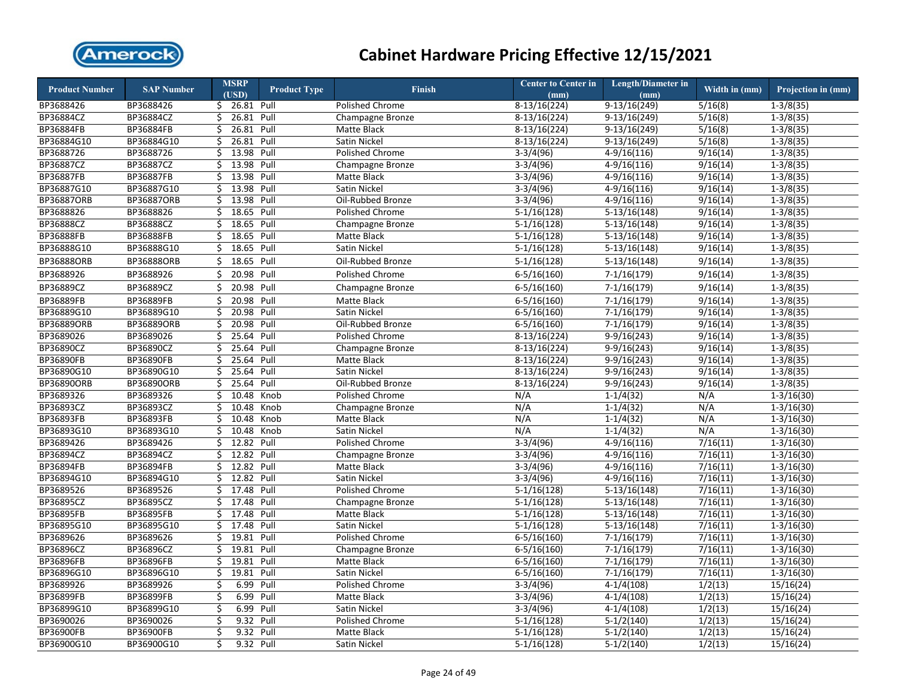# Cabinet Hardware Pricing Effective 12/15/2021

| Product Number | SAP Number | MSRP (USD) | Product Type | Finish | Center to Center in (mm) | Length/Diameter in (mm) | Width in (mm) | Projection in (mm) |
|---|---|---|---|---|---|---|---|---|
| BP3688426 | BP3688426 | $ 26.81 | Pull | Polished Chrome | 8-13/16(224) | 9-13/16(249) | 5/16(8) | 1-3/8(35) |
| BP36884CZ | BP36884CZ | $ 26.81 | Pull | Champagne Bronze | 8-13/16(224) | 9-13/16(249) | 5/16(8) | 1-3/8(35) |
| BP36884FB | BP36884FB | $ 26.81 | Pull | Matte Black | 8-13/16(224) | 9-13/16(249) | 5/16(8) | 1-3/8(35) |
| BP36884G10 | BP36884G10 | $ 26.81 | Pull | Satin Nickel | 8-13/16(224) | 9-13/16(249) | 5/16(8) | 1-3/8(35) |
| BP3688726 | BP3688726 | $ 13.98 | Pull | Polished Chrome | 3-3/4(96) | 4-9/16(116) | 9/16(14) | 1-3/8(35) |
| BP36887CZ | BP36887CZ | $ 13.98 | Pull | Champagne Bronze | 3-3/4(96) | 4-9/16(116) | 9/16(14) | 1-3/8(35) |
| BP36887FB | BP36887FB | $ 13.98 | Pull | Matte Black | 3-3/4(96) | 4-9/16(116) | 9/16(14) | 1-3/8(35) |
| BP36887G10 | BP36887G10 | $ 13.98 | Pull | Satin Nickel | 3-3/4(96) | 4-9/16(116) | 9/16(14) | 1-3/8(35) |
| BP36887ORB | BP36887ORB | $ 13.98 | Pull | Oil-Rubbed Bronze | 3-3/4(96) | 4-9/16(116) | 9/16(14) | 1-3/8(35) |
| BP3688826 | BP3688826 | $ 18.65 | Pull | Polished Chrome | 5-1/16(128) | 5-13/16(148) | 9/16(14) | 1-3/8(35) |
| BP36888CZ | BP36888CZ | $ 18.65 | Pull | Champagne Bronze | 5-1/16(128) | 5-13/16(148) | 9/16(14) | 1-3/8(35) |
| BP36888FB | BP36888FB | $ 18.65 | Pull | Matte Black | 5-1/16(128) | 5-13/16(148) | 9/16(14) | 1-3/8(35) |
| BP36888G10 | BP36888G10 | $ 18.65 | Pull | Satin Nickel | 5-1/16(128) | 5-13/16(148) | 9/16(14) | 1-3/8(35) |
| BP36888ORB | BP36888ORB | $ 18.65 | Pull | Oil-Rubbed Bronze | 5-1/16(128) | 5-13/16(148) | 9/16(14) | 1-3/8(35) |
| BP3688926 | BP3688926 | $ 20.98 | Pull | Polished Chrome | 6-5/16(160) | 7-1/16(179) | 9/16(14) | 1-3/8(35) |
| BP36889CZ | BP36889CZ | $ 20.98 | Pull | Champagne Bronze | 6-5/16(160) | 7-1/16(179) | 9/16(14) | 1-3/8(35) |
| BP36889FB | BP36889FB | $ 20.98 | Pull | Matte Black | 6-5/16(160) | 7-1/16(179) | 9/16(14) | 1-3/8(35) |
| BP36889G10 | BP36889G10 | $ 20.98 | Pull | Satin Nickel | 6-5/16(160) | 7-1/16(179) | 9/16(14) | 1-3/8(35) |
| BP36889ORB | BP36889ORB | $ 20.98 | Pull | Oil-Rubbed Bronze | 6-5/16(160) | 7-1/16(179) | 9/16(14) | 1-3/8(35) |
| BP3689026 | BP3689026 | $ 25.64 | Pull | Polished Chrome | 8-13/16(224) | 9-9/16(243) | 9/16(14) | 1-3/8(35) |
| BP36890CZ | BP36890CZ | $ 25.64 | Pull | Champagne Bronze | 8-13/16(224) | 9-9/16(243) | 9/16(14) | 1-3/8(35) |
| BP36890FB | BP36890FB | $ 25.64 | Pull | Matte Black | 8-13/16(224) | 9-9/16(243) | 9/16(14) | 1-3/8(35) |
| BP36890G10 | BP36890G10 | $ 25.64 | Pull | Satin Nickel | 8-13/16(224) | 9-9/16(243) | 9/16(14) | 1-3/8(35) |
| BP36890ORB | BP36890ORB | $ 25.64 | Pull | Oil-Rubbed Bronze | 8-13/16(224) | 9-9/16(243) | 9/16(14) | 1-3/8(35) |
| BP3689326 | BP3689326 | $ 10.48 | Knob | Polished Chrome | N/A | 1-1/4(32) | N/A | 1-3/16(30) |
| BP36893CZ | BP36893CZ | $ 10.48 | Knob | Champagne Bronze | N/A | 1-1/4(32) | N/A | 1-3/16(30) |
| BP36893FB | BP36893FB | $ 10.48 | Knob | Matte Black | N/A | 1-1/4(32) | N/A | 1-3/16(30) |
| BP36893G10 | BP36893G10 | $ 10.48 | Knob | Satin Nickel | N/A | 1-1/4(32) | N/A | 1-3/16(30) |
| BP3689426 | BP3689426 | $ 12.82 | Pull | Polished Chrome | 3-3/4(96) | 4-9/16(116) | 7/16(11) | 1-3/16(30) |
| BP36894CZ | BP36894CZ | $ 12.82 | Pull | Champagne Bronze | 3-3/4(96) | 4-9/16(116) | 7/16(11) | 1-3/16(30) |
| BP36894FB | BP36894FB | $ 12.82 | Pull | Matte Black | 3-3/4(96) | 4-9/16(116) | 7/16(11) | 1-3/16(30) |
| BP36894G10 | BP36894G10 | $ 12.82 | Pull | Satin Nickel | 3-3/4(96) | 4-9/16(116) | 7/16(11) | 1-3/16(30) |
| BP3689526 | BP3689526 | $ 17.48 | Pull | Polished Chrome | 5-1/16(128) | 5-13/16(148) | 7/16(11) | 1-3/16(30) |
| BP36895CZ | BP36895CZ | $ 17.48 | Pull | Champagne Bronze | 5-1/16(128) | 5-13/16(148) | 7/16(11) | 1-3/16(30) |
| BP36895FB | BP36895FB | $ 17.48 | Pull | Matte Black | 5-1/16(128) | 5-13/16(148) | 7/16(11) | 1-3/16(30) |
| BP36895G10 | BP36895G10 | $ 17.48 | Pull | Satin Nickel | 5-1/16(128) | 5-13/16(148) | 7/16(11) | 1-3/16(30) |
| BP3689626 | BP3689626 | $ 19.81 | Pull | Polished Chrome | 6-5/16(160) | 7-1/16(179) | 7/16(11) | 1-3/16(30) |
| BP36896CZ | BP36896CZ | $ 19.81 | Pull | Champagne Bronze | 6-5/16(160) | 7-1/16(179) | 7/16(11) | 1-3/16(30) |
| BP36896FB | BP36896FB | $ 19.81 | Pull | Matte Black | 6-5/16(160) | 7-1/16(179) | 7/16(11) | 1-3/16(30) |
| BP36896G10 | BP36896G10 | $ 19.81 | Pull | Satin Nickel | 6-5/16(160) | 7-1/16(179) | 7/16(11) | 1-3/16(30) |
| BP3689926 | BP3689926 | $ 6.99 | Pull | Polished Chrome | 3-3/4(96) | 4-1/4(108) | 1/2(13) | 15/16(24) |
| BP36899FB | BP36899FB | $ 6.99 | Pull | Matte Black | 3-3/4(96) | 4-1/4(108) | 1/2(13) | 15/16(24) |
| BP36899G10 | BP36899G10 | $ 6.99 | Pull | Satin Nickel | 3-3/4(96) | 4-1/4(108) | 1/2(13) | 15/16(24) |
| BP3690026 | BP3690026 | $ 9.32 | Pull | Polished Chrome | 5-1/16(128) | 5-1/2(140) | 1/2(13) | 15/16(24) |
| BP36900FB | BP36900FB | $ 9.32 | Pull | Matte Black | 5-1/16(128) | 5-1/2(140) | 1/2(13) | 15/16(24) |
| BP36900G10 | BP36900G10 | $ 9.32 | Pull | Satin Nickel | 5-1/16(128) | 5-1/2(140) | 1/2(13) | 15/16(24) |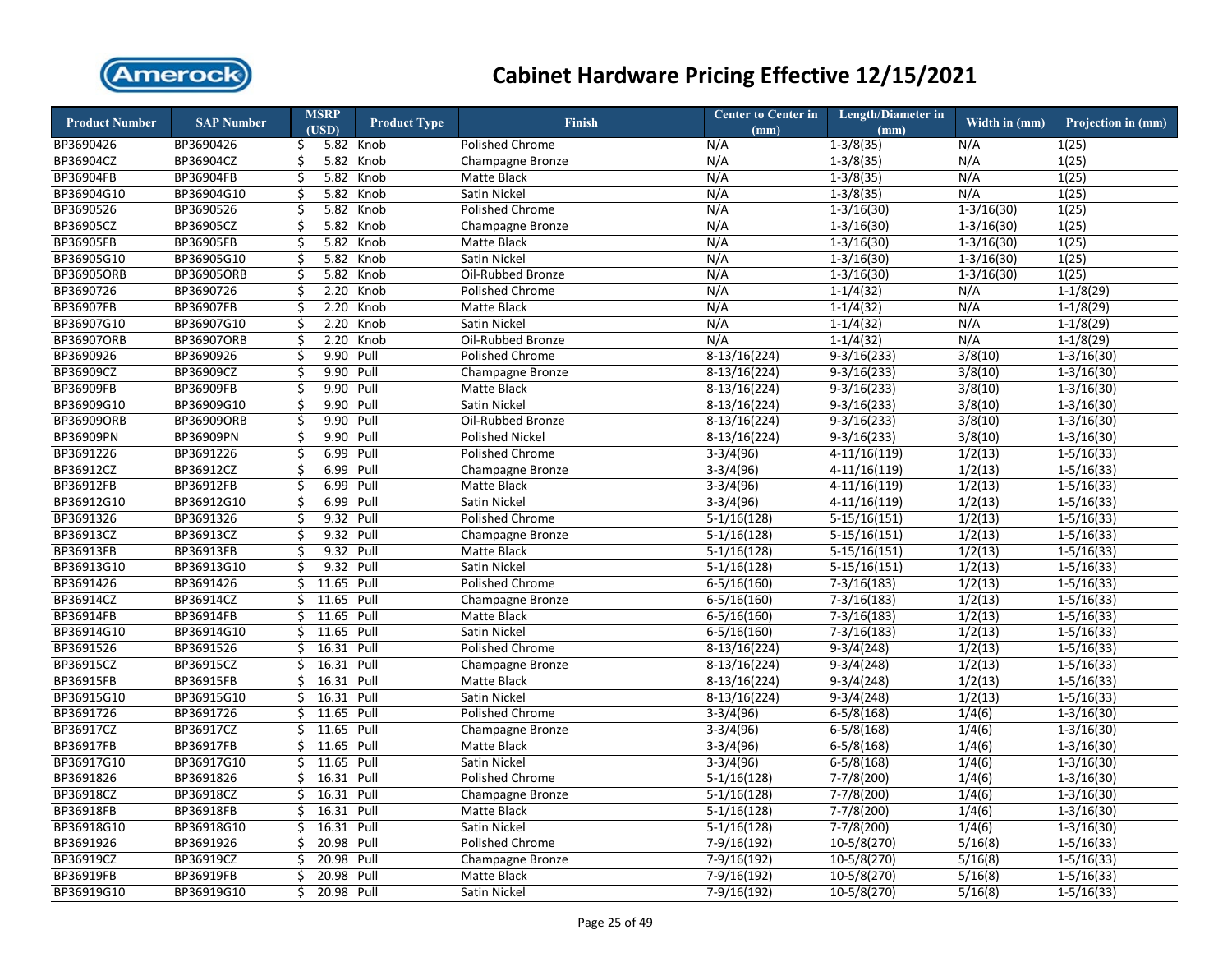# Cabinet Hardware Pricing Effective 12/15/2021

| Product Number | SAP Number | MSRP (USD) | Product Type | Finish | Center to Center in (mm) | Length/Diameter in (mm) | Width in (mm) | Projection in (mm) |
|---|---|---|---|---|---|---|---|---|
| BP3690426 | BP3690426 | $ 5.82 | Knob | Polished Chrome | N/A | 1-3/8(35) | N/A | 1(25) |
| BP36904CZ | BP36904CZ | $ 5.82 | Knob | Champagne Bronze | N/A | 1-3/8(35) | N/A | 1(25) |
| BP36904FB | BP36904FB | $ 5.82 | Knob | Matte Black | N/A | 1-3/8(35) | N/A | 1(25) |
| BP36904G10 | BP36904G10 | $ 5.82 | Knob | Satin Nickel | N/A | 1-3/8(35) | N/A | 1(25) |
| BP3690526 | BP3690526 | $ 5.82 | Knob | Polished Chrome | N/A | 1-3/16(30) | 1-3/16(30) | 1(25) |
| BP36905CZ | BP36905CZ | $ 5.82 | Knob | Champagne Bronze | N/A | 1-3/16(30) | 1-3/16(30) | 1(25) |
| BP36905FB | BP36905FB | $ 5.82 | Knob | Matte Black | N/A | 1-3/16(30) | 1-3/16(30) | 1(25) |
| BP36905G10 | BP36905G10 | $ 5.82 | Knob | Satin Nickel | N/A | 1-3/16(30) | 1-3/16(30) | 1(25) |
| BP36905ORB | BP36905ORB | $ 5.82 | Knob | Oil-Rubbed Bronze | N/A | 1-3/16(30) | 1-3/16(30) | 1(25) |
| BP3690726 | BP3690726 | $ 2.20 | Knob | Polished Chrome | N/A | 1-1/4(32) | N/A | 1-1/8(29) |
| BP36907FB | BP36907FB | $ 2.20 | Knob | Matte Black | N/A | 1-1/4(32) | N/A | 1-1/8(29) |
| BP36907G10 | BP36907G10 | $ 2.20 | Knob | Satin Nickel | N/A | 1-1/4(32) | N/A | 1-1/8(29) |
| BP36907ORB | BP36907ORB | $ 2.20 | Knob | Oil-Rubbed Bronze | N/A | 1-1/4(32) | N/A | 1-1/8(29) |
| BP3690926 | BP3690926 | $ 9.90 | Pull | Polished Chrome | 8-13/16(224) | 9-3/16(233) | 3/8(10) | 1-3/16(30) |
| BP36909CZ | BP36909CZ | $ 9.90 | Pull | Champagne Bronze | 8-13/16(224) | 9-3/16(233) | 3/8(10) | 1-3/16(30) |
| BP36909FB | BP36909FB | $ 9.90 | Pull | Matte Black | 8-13/16(224) | 9-3/16(233) | 3/8(10) | 1-3/16(30) |
| BP36909G10 | BP36909G10 | $ 9.90 | Pull | Satin Nickel | 8-13/16(224) | 9-3/16(233) | 3/8(10) | 1-3/16(30) |
| BP36909ORB | BP36909ORB | $ 9.90 | Pull | Oil-Rubbed Bronze | 8-13/16(224) | 9-3/16(233) | 3/8(10) | 1-3/16(30) |
| BP36909PN | BP36909PN | $ 9.90 | Pull | Polished Nickel | 8-13/16(224) | 9-3/16(233) | 3/8(10) | 1-3/16(30) |
| BP3691226 | BP3691226 | $ 6.99 | Pull | Polished Chrome | 3-3/4(96) | 4-11/16(119) | 1/2(13) | 1-5/16(33) |
| BP36912CZ | BP36912CZ | $ 6.99 | Pull | Champagne Bronze | 3-3/4(96) | 4-11/16(119) | 1/2(13) | 1-5/16(33) |
| BP36912FB | BP36912FB | $ 6.99 | Pull | Matte Black | 3-3/4(96) | 4-11/16(119) | 1/2(13) | 1-5/16(33) |
| BP36912G10 | BP36912G10 | $ 6.99 | Pull | Satin Nickel | 3-3/4(96) | 4-11/16(119) | 1/2(13) | 1-5/16(33) |
| BP3691326 | BP3691326 | $ 9.32 | Pull | Polished Chrome | 5-1/16(128) | 5-15/16(151) | 1/2(13) | 1-5/16(33) |
| BP36913CZ | BP36913CZ | $ 9.32 | Pull | Champagne Bronze | 5-1/16(128) | 5-15/16(151) | 1/2(13) | 1-5/16(33) |
| BP36913FB | BP36913FB | $ 9.32 | Pull | Matte Black | 5-1/16(128) | 5-15/16(151) | 1/2(13) | 1-5/16(33) |
| BP36913G10 | BP36913G10 | $ 9.32 | Pull | Satin Nickel | 5-1/16(128) | 5-15/16(151) | 1/2(13) | 1-5/16(33) |
| BP3691426 | BP3691426 | $ 11.65 | Pull | Polished Chrome | 6-5/16(160) | 7-3/16(183) | 1/2(13) | 1-5/16(33) |
| BP36914CZ | BP36914CZ | $ 11.65 | Pull | Champagne Bronze | 6-5/16(160) | 7-3/16(183) | 1/2(13) | 1-5/16(33) |
| BP36914FB | BP36914FB | $ 11.65 | Pull | Matte Black | 6-5/16(160) | 7-3/16(183) | 1/2(13) | 1-5/16(33) |
| BP36914G10 | BP36914G10 | $ 11.65 | Pull | Satin Nickel | 6-5/16(160) | 7-3/16(183) | 1/2(13) | 1-5/16(33) |
| BP3691526 | BP3691526 | $ 16.31 | Pull | Polished Chrome | 8-13/16(224) | 9-3/4(248) | 1/2(13) | 1-5/16(33) |
| BP36915CZ | BP36915CZ | $ 16.31 | Pull | Champagne Bronze | 8-13/16(224) | 9-3/4(248) | 1/2(13) | 1-5/16(33) |
| BP36915FB | BP36915FB | $ 16.31 | Pull | Matte Black | 8-13/16(224) | 9-3/4(248) | 1/2(13) | 1-5/16(33) |
| BP36915G10 | BP36915G10 | $ 16.31 | Pull | Satin Nickel | 8-13/16(224) | 9-3/4(248) | 1/2(13) | 1-5/16(33) |
| BP3691726 | BP3691726 | $ 11.65 | Pull | Polished Chrome | 3-3/4(96) | 6-5/8(168) | 1/4(6) | 1-3/16(30) |
| BP36917CZ | BP36917CZ | $ 11.65 | Pull | Champagne Bronze | 3-3/4(96) | 6-5/8(168) | 1/4(6) | 1-3/16(30) |
| BP36917FB | BP36917FB | $ 11.65 | Pull | Matte Black | 3-3/4(96) | 6-5/8(168) | 1/4(6) | 1-3/16(30) |
| BP36917G10 | BP36917G10 | $ 11.65 | Pull | Satin Nickel | 3-3/4(96) | 6-5/8(168) | 1/4(6) | 1-3/16(30) |
| BP3691826 | BP3691826 | $ 16.31 | Pull | Polished Chrome | 5-1/16(128) | 7-7/8(200) | 1/4(6) | 1-3/16(30) |
| BP36918CZ | BP36918CZ | $ 16.31 | Pull | Champagne Bronze | 5-1/16(128) | 7-7/8(200) | 1/4(6) | 1-3/16(30) |
| BP36918FB | BP36918FB | $ 16.31 | Pull | Matte Black | 5-1/16(128) | 7-7/8(200) | 1/4(6) | 1-3/16(30) |
| BP36918G10 | BP36918G10 | $ 16.31 | Pull | Satin Nickel | 5-1/16(128) | 7-7/8(200) | 1/4(6) | 1-3/16(30) |
| BP3691926 | BP3691926 | $ 20.98 | Pull | Polished Chrome | 7-9/16(192) | 10-5/8(270) | 5/16(8) | 1-5/16(33) |
| BP36919CZ | BP36919CZ | $ 20.98 | Pull | Champagne Bronze | 7-9/16(192) | 10-5/8(270) | 5/16(8) | 1-5/16(33) |
| BP36919FB | BP36919FB | $ 20.98 | Pull | Matte Black | 7-9/16(192) | 10-5/8(270) | 5/16(8) | 1-5/16(33) |
| BP36919G10 | BP36919G10 | $ 20.98 | Pull | Satin Nickel | 7-9/16(192) | 10-5/8(270) | 5/16(8) | 1-5/16(33) |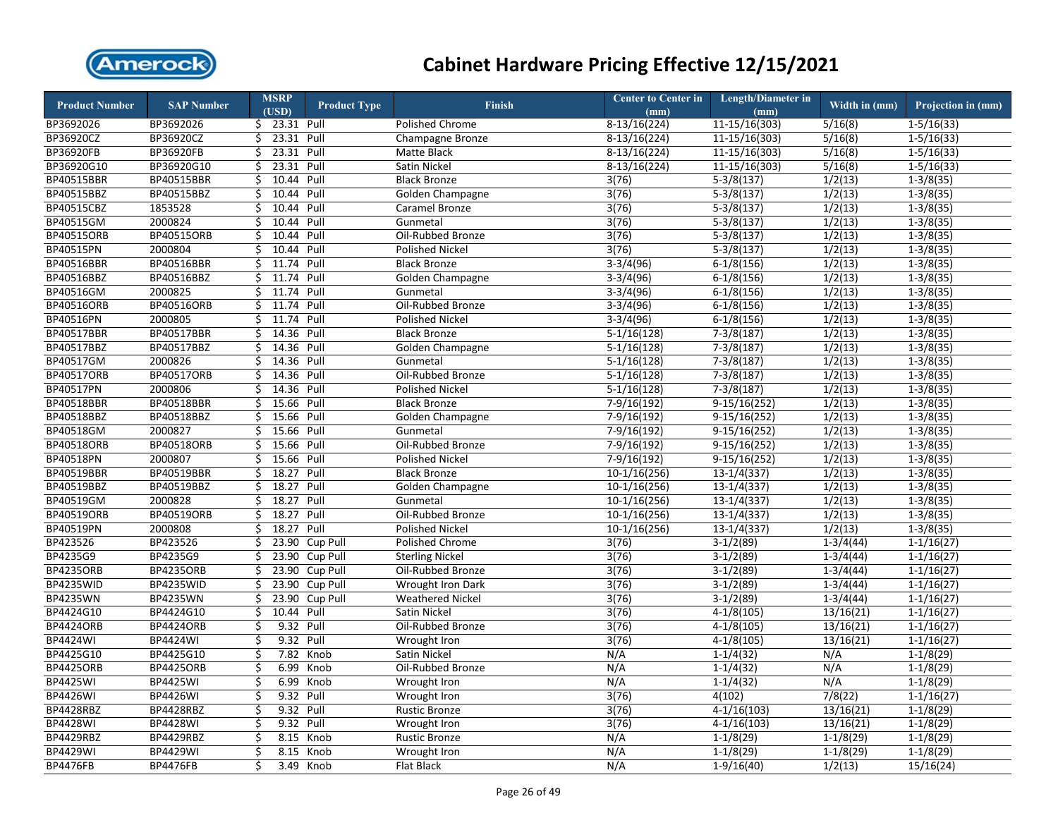# Cabinet Hardware Pricing Effective 12/15/2021

| Product Number | SAP Number | MSRP (USD) | Product Type | Finish | Center to Center in (mm) | Length/Diameter in (mm) | Width in (mm) | Projection in (mm) |
|---|---|---|---|---|---|---|---|---|
| BP3692026 | BP3692026 | $ 23.31 | Pull | Polished Chrome | 8-13/16(224) | 11-15/16(303) | 5/16(8) | 1-5/16(33) |
| BP36920CZ | BP36920CZ | $ 23.31 | Pull | Champagne Bronze | 8-13/16(224) | 11-15/16(303) | 5/16(8) | 1-5/16(33) |
| BP36920FB | BP36920FB | $ 23.31 | Pull | Matte Black | 8-13/16(224) | 11-15/16(303) | 5/16(8) | 1-5/16(33) |
| BP36920G10 | BP36920G10 | $ 23.31 | Pull | Satin Nickel | 8-13/16(224) | 11-15/16(303) | 5/16(8) | 1-5/16(33) |
| BP40515BBR | BP40515BBR | $ 10.44 | Pull | Black Bronze | 3(76) | 5-3/8(137) | 1/2(13) | 1-3/8(35) |
| BP40515BBZ | BP40515BBZ | $ 10.44 | Pull | Golden Champagne | 3(76) | 5-3/8(137) | 1/2(13) | 1-3/8(35) |
| BP40515CBZ | 1853528 | $ 10.44 | Pull | Caramel Bronze | 3(76) | 5-3/8(137) | 1/2(13) | 1-3/8(35) |
| BP40515GM | 2000824 | $ 10.44 | Pull | Gunmetal | 3(76) | 5-3/8(137) | 1/2(13) | 1-3/8(35) |
| BP40515ORB | BP40515ORB | $ 10.44 | Pull | Oil-Rubbed Bronze | 3(76) | 5-3/8(137) | 1/2(13) | 1-3/8(35) |
| BP40515PN | 2000804 | $ 10.44 | Pull | Polished Nickel | 3(76) | 5-3/8(137) | 1/2(13) | 1-3/8(35) |
| BP40516BBR | BP40516BBR | $ 11.74 | Pull | Black Bronze | 3-3/4(96) | 6-1/8(156) | 1/2(13) | 1-3/8(35) |
| BP40516BBZ | BP40516BBZ | $ 11.74 | Pull | Golden Champagne | 3-3/4(96) | 6-1/8(156) | 1/2(13) | 1-3/8(35) |
| BP40516GM | 2000825 | $ 11.74 | Pull | Gunmetal | 3-3/4(96) | 6-1/8(156) | 1/2(13) | 1-3/8(35) |
| BP40516ORB | BP40516ORB | $ 11.74 | Pull | Oil-Rubbed Bronze | 3-3/4(96) | 6-1/8(156) | 1/2(13) | 1-3/8(35) |
| BP40516PN | 2000805 | $ 11.74 | Pull | Polished Nickel | 3-3/4(96) | 6-1/8(156) | 1/2(13) | 1-3/8(35) |
| BP40517BBR | BP40517BBR | $ 14.36 | Pull | Black Bronze | 5-1/16(128) | 7-3/8(187) | 1/2(13) | 1-3/8(35) |
| BP40517BBZ | BP40517BBZ | $ 14.36 | Pull | Golden Champagne | 5-1/16(128) | 7-3/8(187) | 1/2(13) | 1-3/8(35) |
| BP40517GM | 2000826 | $ 14.36 | Pull | Gunmetal | 5-1/16(128) | 7-3/8(187) | 1/2(13) | 1-3/8(35) |
| BP40517ORB | BP40517ORB | $ 14.36 | Pull | Oil-Rubbed Bronze | 5-1/16(128) | 7-3/8(187) | 1/2(13) | 1-3/8(35) |
| BP40517PN | 2000806 | $ 14.36 | Pull | Polished Nickel | 5-1/16(128) | 7-3/8(187) | 1/2(13) | 1-3/8(35) |
| BP40518BBR | BP40518BBR | $ 15.66 | Pull | Black Bronze | 7-9/16(192) | 9-15/16(252) | 1/2(13) | 1-3/8(35) |
| BP40518BBZ | BP40518BBZ | $ 15.66 | Pull | Golden Champagne | 7-9/16(192) | 9-15/16(252) | 1/2(13) | 1-3/8(35) |
| BP40518GM | 2000827 | $ 15.66 | Pull | Gunmetal | 7-9/16(192) | 9-15/16(252) | 1/2(13) | 1-3/8(35) |
| BP40518ORB | BP40518ORB | $ 15.66 | Pull | Oil-Rubbed Bronze | 7-9/16(192) | 9-15/16(252) | 1/2(13) | 1-3/8(35) |
| BP40518PN | 2000807 | $ 15.66 | Pull | Polished Nickel | 7-9/16(192) | 9-15/16(252) | 1/2(13) | 1-3/8(35) |
| BP40519BBR | BP40519BBR | $ 18.27 | Pull | Black Bronze | 10-1/16(256) | 13-1/4(337) | 1/2(13) | 1-3/8(35) |
| BP40519BBZ | BP40519BBZ | $ 18.27 | Pull | Golden Champagne | 10-1/16(256) | 13-1/4(337) | 1/2(13) | 1-3/8(35) |
| BP40519GM | 2000828 | $ 18.27 | Pull | Gunmetal | 10-1/16(256) | 13-1/4(337) | 1/2(13) | 1-3/8(35) |
| BP40519ORB | BP40519ORB | $ 18.27 | Pull | Oil-Rubbed Bronze | 10-1/16(256) | 13-1/4(337) | 1/2(13) | 1-3/8(35) |
| BP40519PN | 2000808 | $ 18.27 | Pull | Polished Nickel | 10-1/16(256) | 13-1/4(337) | 1/2(13) | 1-3/8(35) |
| BP423526 | BP423526 | $ 23.90 | Cup Pull | Polished Chrome | 3(76) | 3-1/2(89) | 1-3/4(44) | 1-1/16(27) |
| BP4235G9 | BP4235G9 | $ 23.90 | Cup Pull | Sterling Nickel | 3(76) | 3-1/2(89) | 1-3/4(44) | 1-1/16(27) |
| BP4235ORB | BP4235ORB | $ 23.90 | Cup Pull | Oil-Rubbed Bronze | 3(76) | 3-1/2(89) | 1-3/4(44) | 1-1/16(27) |
| BP4235WID | BP4235WID | $ 23.90 | Cup Pull | Wrought Iron Dark | 3(76) | 3-1/2(89) | 1-3/4(44) | 1-1/16(27) |
| BP4235WN | BP4235WN | $ 23.90 | Cup Pull | Weathered Nickel | 3(76) | 3-1/2(89) | 1-3/4(44) | 1-1/16(27) |
| BP4424G10 | BP4424G10 | $ 10.44 | Pull | Satin Nickel | 3(76) | 4-1/8(105) | 13/16(21) | 1-1/16(27) |
| BP4424ORB | BP4424ORB | $ 9.32 | Pull | Oil-Rubbed Bronze | 3(76) | 4-1/8(105) | 13/16(21) | 1-1/16(27) |
| BP4424WI | BP4424WI | $ 9.32 | Pull | Wrought Iron | 3(76) | 4-1/8(105) | 13/16(21) | 1-1/16(27) |
| BP4425G10 | BP4425G10 | $ 7.82 | Knob | Satin Nickel | N/A | 1-1/4(32) | N/A | 1-1/8(29) |
| BP4425ORB | BP4425ORB | $ 6.99 | Knob | Oil-Rubbed Bronze | N/A | 1-1/4(32) | N/A | 1-1/8(29) |
| BP4425WI | BP4425WI | $ 6.99 | Knob | Wrought Iron | N/A | 1-1/4(32) | N/A | 1-1/8(29) |
| BP4426WI | BP4426WI | $ 9.32 | Pull | Wrought Iron | 3(76) | 4(102) | 7/8(22) | 1-1/16(27) |
| BP4428RBZ | BP4428RBZ | $ 9.32 | Pull | Rustic Bronze | 3(76) | 4-1/16(103) | 13/16(21) | 1-1/8(29) |
| BP4428WI | BP4428WI | $ 9.32 | Pull | Wrought Iron | 3(76) | 4-1/16(103) | 13/16(21) | 1-1/8(29) |
| BP4429RBZ | BP4429RBZ | $ 8.15 | Knob | Rustic Bronze | N/A | 1-1/8(29) | 1-1/8(29) | 1-1/8(29) |
| BP4429WI | BP4429WI | $ 8.15 | Knob | Wrought Iron | N/A | 1-1/8(29) | 1-1/8(29) | 1-1/8(29) |
| BP4476FB | BP4476FB | $ 3.49 | Knob | Flat Black | N/A | 1-9/16(40) | 1/2(13) | 15/16(24) |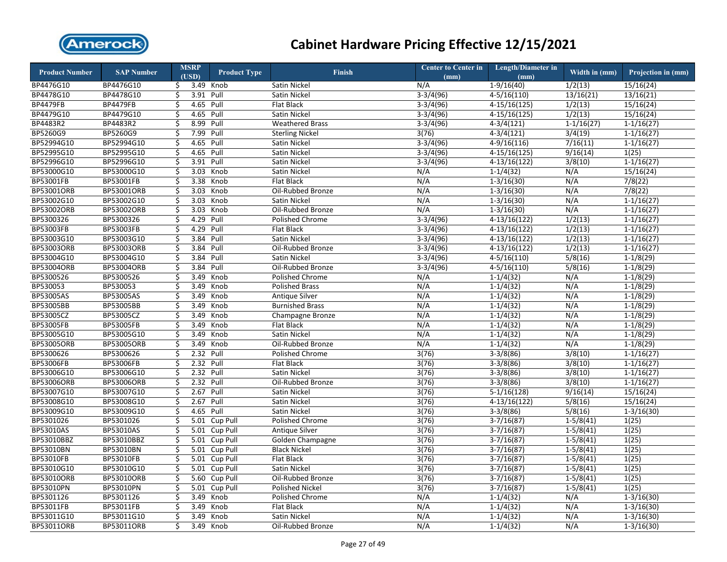# Cabinet Hardware Pricing Effective 12/15/2021

| Product Number | SAP Number | MSRP (USD) | Product Type | Finish | Center to Center in (mm) | Length/Diameter in (mm) | Width in (mm) | Projection in (mm) |
|---|---|---|---|---|---|---|---|---|
| BP4476G10 | BP4476G10 | $ 3.49 | Knob | Satin Nickel | N/A | 1-9/16(40) | 1/2(13) | 15/16(24) |
| BP4478G10 | BP4478G10 | $ 3.91 | Pull | Satin Nickel | 3-3/4(96) | 4-5/16(110) | 13/16(21) | 13/16(21) |
| BP4479FB | BP4479FB | $ 4.65 | Pull | Flat Black | 3-3/4(96) | 4-15/16(125) | 1/2(13) | 15/16(24) |
| BP4479G10 | BP4479G10 | $ 4.65 | Pull | Satin Nickel | 3-3/4(96) | 4-15/16(125) | 1/2(13) | 15/16(24) |
| BP4483R2 | BP4483R2 | $ 8.99 | Pull | Weathered Brass | 3-3/4(96) | 4-3/4(121) | 1-1/16(27) | 1-1/16(27) |
| BP5260G9 | BP5260G9 | $ 7.99 | Pull | Sterling Nickel | 3(76) | 4-3/4(121) | 3/4(19) | 1-1/16(27) |
| BP52994G10 | BP52994G10 | $ 4.65 | Pull | Satin Nickel | 3-3/4(96) | 4-9/16(116) | 7/16(11) | 1-1/16(27) |
| BP52995G10 | BP52995G10 | $ 4.65 | Pull | Satin Nickel | 3-3/4(96) | 4-15/16(125) | 9/16(14) | 1(25) |
| BP52996G10 | BP52996G10 | $ 3.91 | Pull | Satin Nickel | 3-3/4(96) | 4-13/16(122) | 3/8(10) | 1-1/16(27) |
| BP53000G10 | BP53000G10 | $ 3.03 | Knob | Satin Nickel | N/A | 1-1/4(32) | N/A | 15/16(24) |
| BP53001FB | BP53001FB | $ 3.38 | Knob | Flat Black | N/A | 1-3/16(30) | N/A | 7/8(22) |
| BP53001ORB | BP53001ORB | $ 3.03 | Knob | Oil-Rubbed Bronze | N/A | 1-3/16(30) | N/A | 7/8(22) |
| BP53002G10 | BP53002G10 | $ 3.03 | Knob | Satin Nickel | N/A | 1-3/16(30) | N/A | 1-1/16(27) |
| BP53002ORB | BP53002ORB | $ 3.03 | Knob | Oil-Rubbed Bronze | N/A | 1-3/16(30) | N/A | 1-1/16(27) |
| BP5300326 | BP5300326 | $ 4.29 | Pull | Polished Chrome | 3-3/4(96) | 4-13/16(122) | 1/2(13) | 1-1/16(27) |
| BP53003FB | BP53003FB | $ 4.29 | Pull | Flat Black | 3-3/4(96) | 4-13/16(122) | 1/2(13) | 1-1/16(27) |
| BP53003G10 | BP53003G10 | $ 3.84 | Pull | Satin Nickel | 3-3/4(96) | 4-13/16(122) | 1/2(13) | 1-1/16(27) |
| BP53003ORB | BP53003ORB | $ 3.84 | Pull | Oil-Rubbed Bronze | 3-3/4(96) | 4-13/16(122) | 1/2(13) | 1-1/16(27) |
| BP53004G10 | BP53004G10 | $ 3.84 | Pull | Satin Nickel | 3-3/4(96) | 4-5/16(110) | 5/8(16) | 1-1/8(29) |
| BP53004ORB | BP53004ORB | $ 3.84 | Pull | Oil-Rubbed Bronze | 3-3/4(96) | 4-5/16(110) | 5/8(16) | 1-1/8(29) |
| BP5300526 | BP5300526 | $ 3.49 | Knob | Polished Chrome | N/A | 1-1/4(32) | N/A | 1-1/8(29) |
| BP530053 | BP530053 | $ 3.49 | Knob | Polished Brass | N/A | 1-1/4(32) | N/A | 1-1/8(29) |
| BP53005AS | BP53005AS | $ 3.49 | Knob | Antique Silver | N/A | 1-1/4(32) | N/A | 1-1/8(29) |
| BP53005BB | BP53005BB | $ 3.49 | Knob | Burnished Brass | N/A | 1-1/4(32) | N/A | 1-1/8(29) |
| BP53005CZ | BP53005CZ | $ 3.49 | Knob | Champagne Bronze | N/A | 1-1/4(32) | N/A | 1-1/8(29) |
| BP53005FB | BP53005FB | $ 3.49 | Knob | Flat Black | N/A | 1-1/4(32) | N/A | 1-1/8(29) |
| BP53005G10 | BP53005G10 | $ 3.49 | Knob | Satin Nickel | N/A | 1-1/4(32) | N/A | 1-1/8(29) |
| BP53005ORB | BP53005ORB | $ 3.49 | Knob | Oil-Rubbed Bronze | N/A | 1-1/4(32) | N/A | 1-1/8(29) |
| BP5300626 | BP5300626 | $ 2.32 | Pull | Polished Chrome | 3(76) | 3-3/8(86) | 3/8(10) | 1-1/16(27) |
| BP53006FB | BP53006FB | $ 2.32 | Pull | Flat Black | 3(76) | 3-3/8(86) | 3/8(10) | 1-1/16(27) |
| BP53006G10 | BP53006G10 | $ 2.32 | Pull | Satin Nickel | 3(76) | 3-3/8(86) | 3/8(10) | 1-1/16(27) |
| BP53006ORB | BP53006ORB | $ 2.32 | Pull | Oil-Rubbed Bronze | 3(76) | 3-3/8(86) | 3/8(10) | 1-1/16(27) |
| BP53007G10 | BP53007G10 | $ 2.67 | Pull | Satin Nickel | 3(76) | 5-1/16(128) | 9/16(14) | 15/16(24) |
| BP53008G10 | BP53008G10 | $ 2.67 | Pull | Satin Nickel | 3(76) | 4-13/16(122) | 5/8(16) | 15/16(24) |
| BP53009G10 | BP53009G10 | $ 4.65 | Pull | Satin Nickel | 3(76) | 3-3/8(86) | 5/8(16) | 1-3/16(30) |
| BP5301026 | BP5301026 | $ 5.01 | Cup Pull | Polished Chrome | 3(76) | 3-7/16(87) | 1-5/8(41) | 1(25) |
| BP53010AS | BP53010AS | $ 5.01 | Cup Pull | Antique Silver | 3(76) | 3-7/16(87) | 1-5/8(41) | 1(25) |
| BP53010BBZ | BP53010BBZ | $ 5.01 | Cup Pull | Golden Champagne | 3(76) | 3-7/16(87) | 1-5/8(41) | 1(25) |
| BP53010BN | BP53010BN | $ 5.01 | Cup Pull | Black Nickel | 3(76) | 3-7/16(87) | 1-5/8(41) | 1(25) |
| BP53010FB | BP53010FB | $ 5.01 | Cup Pull | Flat Black | 3(76) | 3-7/16(87) | 1-5/8(41) | 1(25) |
| BP53010G10 | BP53010G10 | $ 5.01 | Cup Pull | Satin Nickel | 3(76) | 3-7/16(87) | 1-5/8(41) | 1(25) |
| BP53010ORB | BP53010ORB | $ 5.60 | Cup Pull | Oil-Rubbed Bronze | 3(76) | 3-7/16(87) | 1-5/8(41) | 1(25) |
| BP53010PN | BP53010PN | $ 5.01 | Cup Pull | Polished Nickel | 3(76) | 3-7/16(87) | 1-5/8(41) | 1(25) |
| BP5301126 | BP5301126 | $ 3.49 | Knob | Polished Chrome | N/A | 1-1/4(32) | N/A | 1-3/16(30) |
| BP53011FB | BP53011FB | $ 3.49 | Knob | Flat Black | N/A | 1-1/4(32) | N/A | 1-3/16(30) |
| BP53011G10 | BP53011G10 | $ 3.49 | Knob | Satin Nickel | N/A | 1-1/4(32) | N/A | 1-3/16(30) |
| BP53011ORB | BP53011ORB | $ 3.49 | Knob | Oil-Rubbed Bronze | N/A | 1-1/4(32) | N/A | 1-3/16(30) |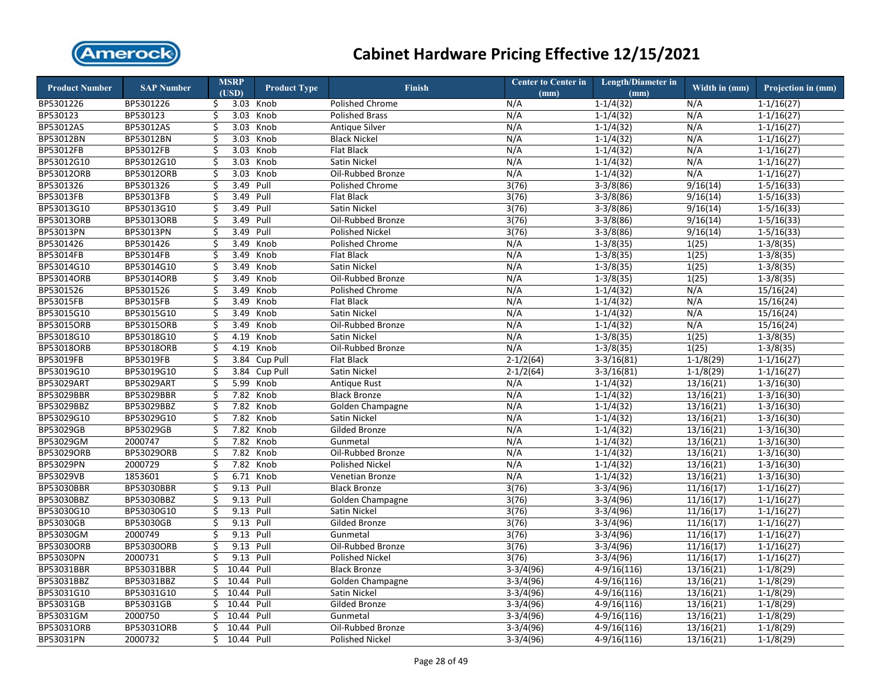# Cabinet Hardware Pricing Effective 12/15/2021

| Product Number | SAP Number | MSRP (USD) | Product Type | Finish | Center to Center in (mm) | Length/Diameter in (mm) | Width in (mm) | Projection in (mm) |
|---|---|---|---|---|---|---|---|---|
| BP5301226 | BP5301226 | $ 3.03 | Knob | Polished Chrome | N/A | 1-1/4(32) | N/A | 1-1/16(27) |
| BP530123 | BP530123 | $ 3.03 | Knob | Polished Brass | N/A | 1-1/4(32) | N/A | 1-1/16(27) |
| BP53012AS | BP53012AS | $ 3.03 | Knob | Antique Silver | N/A | 1-1/4(32) | N/A | 1-1/16(27) |
| BP53012BN | BP53012BN | $ 3.03 | Knob | Black Nickel | N/A | 1-1/4(32) | N/A | 1-1/16(27) |
| BP53012FB | BP53012FB | $ 3.03 | Knob | Flat Black | N/A | 1-1/4(32) | N/A | 1-1/16(27) |
| BP53012G10 | BP53012G10 | $ 3.03 | Knob | Satin Nickel | N/A | 1-1/4(32) | N/A | 1-1/16(27) |
| BP53012ORB | BP53012ORB | $ 3.03 | Knob | Oil-Rubbed Bronze | N/A | 1-1/4(32) | N/A | 1-1/16(27) |
| BP5301326 | BP5301326 | $ 3.49 | Pull | Polished Chrome | 3(76) | 3-3/8(86) | 9/16(14) | 1-5/16(33) |
| BP53013FB | BP53013FB | $ 3.49 | Pull | Flat Black | 3(76) | 3-3/8(86) | 9/16(14) | 1-5/16(33) |
| BP53013G10 | BP53013G10 | $ 3.49 | Pull | Satin Nickel | 3(76) | 3-3/8(86) | 9/16(14) | 1-5/16(33) |
| BP53013ORB | BP53013ORB | $ 3.49 | Pull | Oil-Rubbed Bronze | 3(76) | 3-3/8(86) | 9/16(14) | 1-5/16(33) |
| BP53013PN | BP53013PN | $ 3.49 | Pull | Polished Nickel | 3(76) | 3-3/8(86) | 9/16(14) | 1-5/16(33) |
| BP5301426 | BP5301426 | $ 3.49 | Knob | Polished Chrome | N/A | 1-3/8(35) | 1(25) | 1-3/8(35) |
| BP53014FB | BP53014FB | $ 3.49 | Knob | Flat Black | N/A | 1-3/8(35) | 1(25) | 1-3/8(35) |
| BP53014G10 | BP53014G10 | $ 3.49 | Knob | Satin Nickel | N/A | 1-3/8(35) | 1(25) | 1-3/8(35) |
| BP53014ORB | BP53014ORB | $ 3.49 | Knob | Oil-Rubbed Bronze | N/A | 1-3/8(35) | 1(25) | 1-3/8(35) |
| BP5301526 | BP5301526 | $ 3.49 | Knob | Polished Chrome | N/A | 1-1/4(32) | N/A | 15/16(24) |
| BP53015FB | BP53015FB | $ 3.49 | Knob | Flat Black | N/A | 1-1/4(32) | N/A | 15/16(24) |
| BP53015G10 | BP53015G10 | $ 3.49 | Knob | Satin Nickel | N/A | 1-1/4(32) | N/A | 15/16(24) |
| BP53015ORB | BP53015ORB | $ 3.49 | Knob | Oil-Rubbed Bronze | N/A | 1-1/4(32) | N/A | 15/16(24) |
| BP53018G10 | BP53018G10 | $ 4.19 | Knob | Satin Nickel | N/A | 1-3/8(35) | 1(25) | 1-3/8(35) |
| BP53018ORB | BP53018ORB | $ 4.19 | Knob | Oil-Rubbed Bronze | N/A | 1-3/8(35) | 1(25) | 1-3/8(35) |
| BP53019FB | BP53019FB | $ 3.84 | Cup Pull | Flat Black | 2-1/2(64) | 3-3/16(81) | 1-1/8(29) | 1-1/16(27) |
| BP53019G10 | BP53019G10 | $ 3.84 | Cup Pull | Satin Nickel | 2-1/2(64) | 3-3/16(81) | 1-1/8(29) | 1-1/16(27) |
| BP53029ART | BP53029ART | $ 5.99 | Knob | Antique Rust | N/A | 1-1/4(32) | 13/16(21) | 1-3/16(30) |
| BP53029BBR | BP53029BBR | $ 7.82 | Knob | Black Bronze | N/A | 1-1/4(32) | 13/16(21) | 1-3/16(30) |
| BP53029BBZ | BP53029BBZ | $ 7.82 | Knob | Golden Champagne | N/A | 1-1/4(32) | 13/16(21) | 1-3/16(30) |
| BP53029G10 | BP53029G10 | $ 7.82 | Knob | Satin Nickel | N/A | 1-1/4(32) | 13/16(21) | 1-3/16(30) |
| BP53029GB | BP53029GB | $ 7.82 | Knob | Gilded Bronze | N/A | 1-1/4(32) | 13/16(21) | 1-3/16(30) |
| BP53029GM | 2000747 | $ 7.82 | Knob | Gunmetal | N/A | 1-1/4(32) | 13/16(21) | 1-3/16(30) |
| BP53029ORB | BP53029ORB | $ 7.82 | Knob | Oil-Rubbed Bronze | N/A | 1-1/4(32) | 13/16(21) | 1-3/16(30) |
| BP53029PN | 2000729 | $ 7.82 | Knob | Polished Nickel | N/A | 1-1/4(32) | 13/16(21) | 1-3/16(30) |
| BP53029VB | 1853601 | $ 6.71 | Knob | Venetian Bronze | N/A | 1-1/4(32) | 13/16(21) | 1-3/16(30) |
| BP53030BBR | BP53030BBR | $ 9.13 | Pull | Black Bronze | 3(76) | 3-3/4(96) | 11/16(17) | 1-1/16(27) |
| BP53030BBZ | BP53030BBZ | $ 9.13 | Pull | Golden Champagne | 3(76) | 3-3/4(96) | 11/16(17) | 1-1/16(27) |
| BP53030G10 | BP53030G10 | $ 9.13 | Pull | Satin Nickel | 3(76) | 3-3/4(96) | 11/16(17) | 1-1/16(27) |
| BP53030GB | BP53030GB | $ 9.13 | Pull | Gilded Bronze | 3(76) | 3-3/4(96) | 11/16(17) | 1-1/16(27) |
| BP53030GM | 2000749 | $ 9.13 | Pull | Gunmetal | 3(76) | 3-3/4(96) | 11/16(17) | 1-1/16(27) |
| BP53030ORB | BP53030ORB | $ 9.13 | Pull | Oil-Rubbed Bronze | 3(76) | 3-3/4(96) | 11/16(17) | 1-1/16(27) |
| BP53030PN | 2000731 | $ 9.13 | Pull | Polished Nickel | 3(76) | 3-3/4(96) | 11/16(17) | 1-1/16(27) |
| BP53031BBR | BP53031BBR | $ 10.44 | Pull | Black Bronze | 3-3/4(96) | 4-9/16(116) | 13/16(21) | 1-1/8(29) |
| BP53031BBZ | BP53031BBZ | $ 10.44 | Pull | Golden Champagne | 3-3/4(96) | 4-9/16(116) | 13/16(21) | 1-1/8(29) |
| BP53031G10 | BP53031G10 | $ 10.44 | Pull | Satin Nickel | 3-3/4(96) | 4-9/16(116) | 13/16(21) | 1-1/8(29) |
| BP53031GB | BP53031GB | $ 10.44 | Pull | Gilded Bronze | 3-3/4(96) | 4-9/16(116) | 13/16(21) | 1-1/8(29) |
| BP53031GM | 2000750 | $ 10.44 | Pull | Gunmetal | 3-3/4(96) | 4-9/16(116) | 13/16(21) | 1-1/8(29) |
| BP53031ORB | BP53031ORB | $ 10.44 | Pull | Oil-Rubbed Bronze | 3-3/4(96) | 4-9/16(116) | 13/16(21) | 1-1/8(29) |
| BP53031PN | 2000732 | $ 10.44 | Pull | Polished Nickel | 3-3/4(96) | 4-9/16(116) | 13/16(21) | 1-1/8(29) |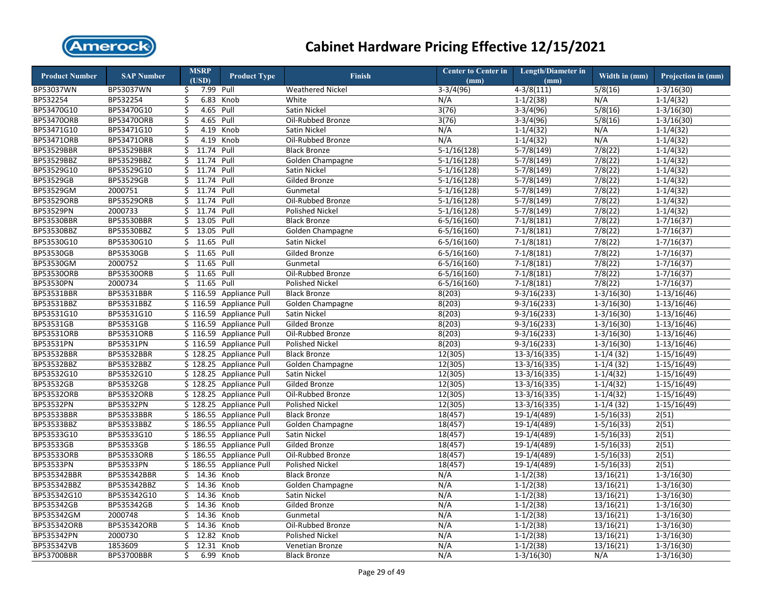# Cabinet Hardware Pricing Effective 12/15/2021

| Product Number | SAP Number | MSRP (USD) | Product Type | Finish | Center to Center in (mm) | Length/Diameter in (mm) | Width in (mm) | Projection in (mm) |
|---|---|---|---|---|---|---|---|---|
| BP53037WN | BP53037WN | $ 7.99 | Pull | Weathered Nickel | 3-3/4(96) | 4-3/8(111) | 5/8(16) | 1-3/16(30) |
| BP532254 | BP532254 | $ 6.83 | Knob | White | N/A | 1-1/2(38) | N/A | 1-1/4(32) |
| BP53470G10 | BP53470G10 | $ 4.65 | Pull | Satin Nickel | 3(76) | 3-3/4(96) | 5/8(16) | 1-3/16(30) |
| BP53470ORB | BP53470ORB | $ 4.65 | Pull | Oil-Rubbed Bronze | 3(76) | 3-3/4(96) | 5/8(16) | 1-3/16(30) |
| BP53471G10 | BP53471G10 | $ 4.19 | Knob | Satin Nickel | N/A | 1-1/4(32) | N/A | 1-1/4(32) |
| BP53471ORB | BP53471ORB | $ 4.19 | Knob | Oil-Rubbed Bronze | N/A | 1-1/4(32) | N/A | 1-1/4(32) |
| BP53529BBR | BP53529BBR | $ 11.74 | Pull | Black Bronze | 5-1/16(128) | 5-7/8(149) | 7/8(22) | 1-1/4(32) |
| BP53529BBZ | BP53529BBZ | $ 11.74 | Pull | Golden Champagne | 5-1/16(128) | 5-7/8(149) | 7/8(22) | 1-1/4(32) |
| BP53529G10 | BP53529G10 | $ 11.74 | Pull | Satin Nickel | 5-1/16(128) | 5-7/8(149) | 7/8(22) | 1-1/4(32) |
| BP53529GB | BP53529GB | $ 11.74 | Pull | Gilded Bronze | 5-1/16(128) | 5-7/8(149) | 7/8(22) | 1-1/4(32) |
| BP53529GM | 2000751 | $ 11.74 | Pull | Gunmetal | 5-1/16(128) | 5-7/8(149) | 7/8(22) | 1-1/4(32) |
| BP53529ORB | BP53529ORB | $ 11.74 | Pull | Oil-Rubbed Bronze | 5-1/16(128) | 5-7/8(149) | 7/8(22) | 1-1/4(32) |
| BP53529PN | 2000733 | $ 11.74 | Pull | Polished Nickel | 5-1/16(128) | 5-7/8(149) | 7/8(22) | 1-1/4(32) |
| BP53530BBR | BP53530BBR | $ 13.05 | Pull | Black Bronze | 6-5/16(160) | 7-1/8(181) | 7/8(22) | 1-7/16(37) |
| BP53530BBZ | BP53530BBZ | $ 13.05 | Pull | Golden Champagne | 6-5/16(160) | 7-1/8(181) | 7/8(22) | 1-7/16(37) |
| BP53530G10 | BP53530G10 | $ 11.65 | Pull | Satin Nickel | 6-5/16(160) | 7-1/8(181) | 7/8(22) | 1-7/16(37) |
| BP53530GB | BP53530GB | $ 11.65 | Pull | Gilded Bronze | 6-5/16(160) | 7-1/8(181) | 7/8(22) | 1-7/16(37) |
| BP53530GM | 2000752 | $ 11.65 | Pull | Gunmetal | 6-5/16(160) | 7-1/8(181) | 7/8(22) | 1-7/16(37) |
| BP53530ORB | BP53530ORB | $ 11.65 | Pull | Oil-Rubbed Bronze | 6-5/16(160) | 7-1/8(181) | 7/8(22) | 1-7/16(37) |
| BP53530PN | 2000734 | $ 11.65 | Pull | Polished Nickel | 6-5/16(160) | 7-1/8(181) | 7/8(22) | 1-7/16(37) |
| BP53531BBR | BP53531BBR | $ 116.59 | Appliance Pull | Black Bronze | 8(203) | 9-3/16(233) | 1-3/16(30) | 1-13/16(46) |
| BP53531BBZ | BP53531BBZ | $ 116.59 | Appliance Pull | Golden Champagne | 8(203) | 9-3/16(233) | 1-3/16(30) | 1-13/16(46) |
| BP53531G10 | BP53531G10 | $ 116.59 | Appliance Pull | Satin Nickel | 8(203) | 9-3/16(233) | 1-3/16(30) | 1-13/16(46) |
| BP53531GB | BP53531GB | $ 116.59 | Appliance Pull | Gilded Bronze | 8(203) | 9-3/16(233) | 1-3/16(30) | 1-13/16(46) |
| BP53531ORB | BP53531ORB | $ 116.59 | Appliance Pull | Oil-Rubbed Bronze | 8(203) | 9-3/16(233) | 1-3/16(30) | 1-13/16(46) |
| BP53531PN | BP53531PN | $ 116.59 | Appliance Pull | Polished Nickel | 8(203) | 9-3/16(233) | 1-3/16(30) | 1-13/16(46) |
| BP53532BBR | BP53532BBR | $ 128.25 | Appliance Pull | Black Bronze | 12(305) | 13-3/16(335) | 1-1/4 (32) | 1-15/16(49) |
| BP53532BBZ | BP53532BBZ | $ 128.25 | Appliance Pull | Golden Champagne | 12(305) | 13-3/16(335) | 1-1/4 (32) | 1-15/16(49) |
| BP53532G10 | BP53532G10 | $ 128.25 | Appliance Pull | Satin Nickel | 12(305) | 13-3/16(335) | 1-1/4(32) | 1-15/16(49) |
| BP53532GB | BP53532GB | $ 128.25 | Appliance Pull | Gilded Bronze | 12(305) | 13-3/16(335) | 1-1/4(32) | 1-15/16(49) |
| BP53532ORB | BP53532ORB | $ 128.25 | Appliance Pull | Oil-Rubbed Bronze | 12(305) | 13-3/16(335) | 1-1/4(32) | 1-15/16(49) |
| BP53532PN | BP53532PN | $ 128.25 | Appliance Pull | Polished Nickel | 12(305) | 13-3/16(335) | 1-1/4 (32) | 1-15/16(49) |
| BP53533BBR | BP53533BBR | $ 186.55 | Appliance Pull | Black Bronze | 18(457) | 19-1/4(489) | 1-5/16(33) | 2(51) |
| BP53533BBZ | BP53533BBZ | $ 186.55 | Appliance Pull | Golden Champagne | 18(457) | 19-1/4(489) | 1-5/16(33) | 2(51) |
| BP53533G10 | BP53533G10 | $ 186.55 | Appliance Pull | Satin Nickel | 18(457) | 19-1/4(489) | 1-5/16(33) | 2(51) |
| BP53533GB | BP53533GB | $ 186.55 | Appliance Pull | Gilded Bronze | 18(457) | 19-1/4(489) | 1-5/16(33) | 2(51) |
| BP53533ORB | BP53533ORB | $ 186.55 | Appliance Pull | Oil-Rubbed Bronze | 18(457) | 19-1/4(489) | 1-5/16(33) | 2(51) |
| BP53533PN | BP53533PN | $ 186.55 | Appliance Pull | Polished Nickel | 18(457) | 19-1/4(489) | 1-5/16(33) | 2(51) |
| BP535342BBR | BP535342BBR | $ 14.36 | Knob | Black Bronze | N/A | 1-1/2(38) | 13/16(21) | 1-3/16(30) |
| BP535342BBZ | BP535342BBZ | $ 14.36 | Knob | Golden Champagne | N/A | 1-1/2(38) | 13/16(21) | 1-3/16(30) |
| BP535342G10 | BP535342G10 | $ 14.36 | Knob | Satin Nickel | N/A | 1-1/2(38) | 13/16(21) | 1-3/16(30) |
| BP535342GB | BP535342GB | $ 14.36 | Knob | Gilded Bronze | N/A | 1-1/2(38) | 13/16(21) | 1-3/16(30) |
| BP535342GM | 2000748 | $ 14.36 | Knob | Gunmetal | N/A | 1-1/2(38) | 13/16(21) | 1-3/16(30) |
| BP535342ORB | BP535342ORB | $ 14.36 | Knob | Oil-Rubbed Bronze | N/A | 1-1/2(38) | 13/16(21) | 1-3/16(30) |
| BP535342PN | 2000730 | $ 12.82 | Knob | Polished Nickel | N/A | 1-1/2(38) | 13/16(21) | 1-3/16(30) |
| BP535342VB | 1853609 | $ 12.31 | Knob | Venetian Bronze | N/A | 1-1/2(38) | 13/16(21) | 1-3/16(30) |
| BP53700BBR | BP53700BBR | $ 6.99 | Knob | Black Bronze | N/A | 1-3/16(30) | N/A | 1-3/16(30) |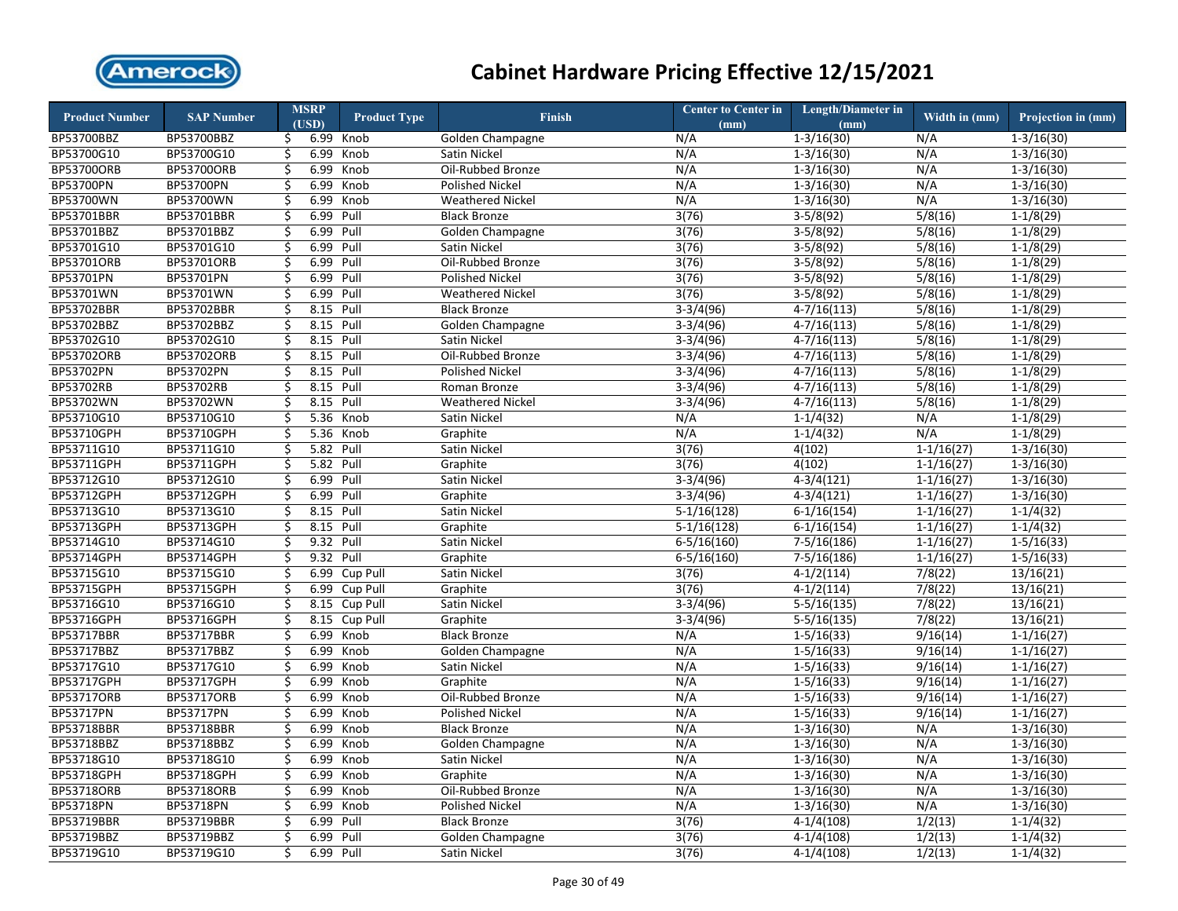# Cabinet Hardware Pricing Effective 12/15/2021

| Product Number | SAP Number | MSRP (USD) | Product Type | Finish | Center to Center in (mm) | Length/Diameter in (mm) | Width in (mm) | Projection in (mm) |
|---|---|---|---|---|---|---|---|---|
| BP53700BBZ | BP53700BBZ | $ 6.99 | Knob | Golden Champagne | N/A | 1-3/16(30) | N/A | 1-3/16(30) |
| BP53700G10 | BP53700G10 | $ 6.99 | Knob | Satin Nickel | N/A | 1-3/16(30) | N/A | 1-3/16(30) |
| BP53700ORB | BP53700ORB | $ 6.99 | Knob | Oil-Rubbed Bronze | N/A | 1-3/16(30) | N/A | 1-3/16(30) |
| BP53700PN | BP53700PN | $ 6.99 | Knob | Polished Nickel | N/A | 1-3/16(30) | N/A | 1-3/16(30) |
| BP53700WN | BP53700WN | $ 6.99 | Knob | Weathered Nickel | N/A | 1-3/16(30) | N/A | 1-3/16(30) |
| BP53701BBR | BP53701BBR | $ 6.99 | Pull | Black Bronze | 3(76) | 3-5/8(92) | 5/8(16) | 1-1/8(29) |
| BP53701BBZ | BP53701BBZ | $ 6.99 | Pull | Golden Champagne | 3(76) | 3-5/8(92) | 5/8(16) | 1-1/8(29) |
| BP53701G10 | BP53701G10 | $ 6.99 | Pull | Satin Nickel | 3(76) | 3-5/8(92) | 5/8(16) | 1-1/8(29) |
| BP53701ORB | BP53701ORB | $ 6.99 | Pull | Oil-Rubbed Bronze | 3(76) | 3-5/8(92) | 5/8(16) | 1-1/8(29) |
| BP53701PN | BP53701PN | $ 6.99 | Pull | Polished Nickel | 3(76) | 3-5/8(92) | 5/8(16) | 1-1/8(29) |
| BP53701WN | BP53701WN | $ 6.99 | Pull | Weathered Nickel | 3(76) | 3-5/8(92) | 5/8(16) | 1-1/8(29) |
| BP53702BBR | BP53702BBR | $ 8.15 | Pull | Black Bronze | 3-3/4(96) | 4-7/16(113) | 5/8(16) | 1-1/8(29) |
| BP53702BBZ | BP53702BBZ | $ 8.15 | Pull | Golden Champagne | 3-3/4(96) | 4-7/16(113) | 5/8(16) | 1-1/8(29) |
| BP53702G10 | BP53702G10 | $ 8.15 | Pull | Satin Nickel | 3-3/4(96) | 4-7/16(113) | 5/8(16) | 1-1/8(29) |
| BP53702ORB | BP53702ORB | $ 8.15 | Pull | Oil-Rubbed Bronze | 3-3/4(96) | 4-7/16(113) | 5/8(16) | 1-1/8(29) |
| BP53702PN | BP53702PN | $ 8.15 | Pull | Polished Nickel | 3-3/4(96) | 4-7/16(113) | 5/8(16) | 1-1/8(29) |
| BP53702RB | BP53702RB | $ 8.15 | Pull | Roman Bronze | 3-3/4(96) | 4-7/16(113) | 5/8(16) | 1-1/8(29) |
| BP53702WN | BP53702WN | $ 8.15 | Pull | Weathered Nickel | 3-3/4(96) | 4-7/16(113) | 5/8(16) | 1-1/8(29) |
| BP53710G10 | BP53710G10 | $ 5.36 | Knob | Satin Nickel | N/A | 1-1/4(32) | N/A | 1-1/8(29) |
| BP53710GPH | BP53710GPH | $ 5.36 | Knob | Graphite | N/A | 1-1/4(32) | N/A | 1-1/8(29) |
| BP53711G10 | BP53711G10 | $ 5.82 | Pull | Satin Nickel | 3(76) | 4(102) | 1-1/16(27) | 1-3/16(30) |
| BP53711GPH | BP53711GPH | $ 5.82 | Pull | Graphite | 3(76) | 4(102) | 1-1/16(27) | 1-3/16(30) |
| BP53712G10 | BP53712G10 | $ 6.99 | Pull | Satin Nickel | 3-3/4(96) | 4-3/4(121) | 1-1/16(27) | 1-3/16(30) |
| BP53712GPH | BP53712GPH | $ 6.99 | Pull | Graphite | 3-3/4(96) | 4-3/4(121) | 1-1/16(27) | 1-3/16(30) |
| BP53713G10 | BP53713G10 | $ 8.15 | Pull | Satin Nickel | 5-1/16(128) | 6-1/16(154) | 1-1/16(27) | 1-1/4(32) |
| BP53713GPH | BP53713GPH | $ 8.15 | Pull | Graphite | 5-1/16(128) | 6-1/16(154) | 1-1/16(27) | 1-1/4(32) |
| BP53714G10 | BP53714G10 | $ 9.32 | Pull | Satin Nickel | 6-5/16(160) | 7-5/16(186) | 1-1/16(27) | 1-5/16(33) |
| BP53714GPH | BP53714GPH | $ 9.32 | Pull | Graphite | 6-5/16(160) | 7-5/16(186) | 1-1/16(27) | 1-5/16(33) |
| BP53715G10 | BP53715G10 | $ 6.99 | Cup Pull | Satin Nickel | 3(76) | 4-1/2(114) | 7/8(22) | 13/16(21) |
| BP53715GPH | BP53715GPH | $ 6.99 | Cup Pull | Graphite | 3(76) | 4-1/2(114) | 7/8(22) | 13/16(21) |
| BP53716G10 | BP53716G10 | $ 8.15 | Cup Pull | Satin Nickel | 3-3/4(96) | 5-5/16(135) | 7/8(22) | 13/16(21) |
| BP53716GPH | BP53716GPH | $ 8.15 | Cup Pull | Graphite | 3-3/4(96) | 5-5/16(135) | 7/8(22) | 13/16(21) |
| BP53717BBR | BP53717BBR | $ 6.99 | Knob | Black Bronze | N/A | 1-5/16(33) | 9/16(14) | 1-1/16(27) |
| BP53717BBZ | BP53717BBZ | $ 6.99 | Knob | Golden Champagne | N/A | 1-5/16(33) | 9/16(14) | 1-1/16(27) |
| BP53717G10 | BP53717G10 | $ 6.99 | Knob | Satin Nickel | N/A | 1-5/16(33) | 9/16(14) | 1-1/16(27) |
| BP53717GPH | BP53717GPH | $ 6.99 | Knob | Graphite | N/A | 1-5/16(33) | 9/16(14) | 1-1/16(27) |
| BP53717ORB | BP53717ORB | $ 6.99 | Knob | Oil-Rubbed Bronze | N/A | 1-5/16(33) | 9/16(14) | 1-1/16(27) |
| BP53717PN | BP53717PN | $ 6.99 | Knob | Polished Nickel | N/A | 1-5/16(33) | 9/16(14) | 1-1/16(27) |
| BP53718BBR | BP53718BBR | $ 6.99 | Knob | Black Bronze | N/A | 1-3/16(30) | N/A | 1-3/16(30) |
| BP53718BBZ | BP53718BBZ | $ 6.99 | Knob | Golden Champagne | N/A | 1-3/16(30) | N/A | 1-3/16(30) |
| BP53718G10 | BP53718G10 | $ 6.99 | Knob | Satin Nickel | N/A | 1-3/16(30) | N/A | 1-3/16(30) |
| BP53718GPH | BP53718GPH | $ 6.99 | Knob | Graphite | N/A | 1-3/16(30) | N/A | 1-3/16(30) |
| BP53718ORB | BP53718ORB | $ 6.99 | Knob | Oil-Rubbed Bronze | N/A | 1-3/16(30) | N/A | 1-3/16(30) |
| BP53718PN | BP53718PN | $ 6.99 | Knob | Polished Nickel | N/A | 1-3/16(30) | N/A | 1-3/16(30) |
| BP53719BBR | BP53719BBR | $ 6.99 | Pull | Black Bronze | 3(76) | 4-1/4(108) | 1/2(13) | 1-1/4(32) |
| BP53719BBZ | BP53719BBZ | $ 6.99 | Pull | Golden Champagne | 3(76) | 4-1/4(108) | 1/2(13) | 1-1/4(32) |
| BP53719G10 | BP53719G10 | $ 6.99 | Pull | Satin Nickel | 3(76) | 4-1/4(108) | 1/2(13) | 1-1/4(32) |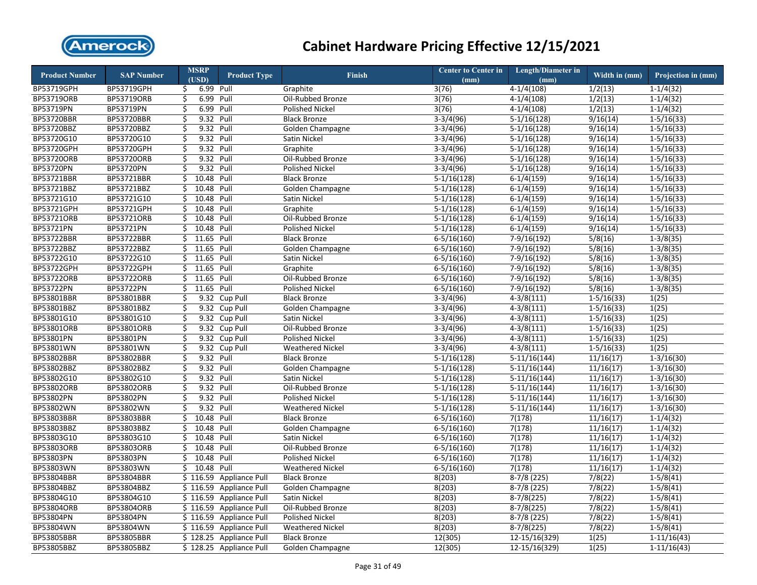# Cabinet Hardware Pricing Effective 12/15/2021

| Product Number | SAP Number | MSRP (USD) | Product Type | Finish | Center to Center in (mm) | Length/Diameter in (mm) | Width in (mm) | Projection in (mm) |
|---|---|---|---|---|---|---|---|---|
| BP53719GPH | BP53719GPH | $ 6.99 | Pull | Graphite | 3(76) | 4-1/4(108) | 1/2(13) | 1-1/4(32) |
| BP53719ORB | BP53719ORB | $ 6.99 | Pull | Oil-Rubbed Bronze | 3(76) | 4-1/4(108) | 1/2(13) | 1-1/4(32) |
| BP53719PN | BP53719PN | $ 6.99 | Pull | Polished Nickel | 3(76) | 4-1/4(108) | 1/2(13) | 1-1/4(32) |
| BP53720BBR | BP53720BBR | $ 9.32 | Pull | Black Bronze | 3-3/4(96) | 5-1/16(128) | 9/16(14) | 1-5/16(33) |
| BP53720BBZ | BP53720BBZ | $ 9.32 | Pull | Golden Champagne | 3-3/4(96) | 5-1/16(128) | 9/16(14) | 1-5/16(33) |
| BP53720G10 | BP53720G10 | $ 9.32 | Pull | Satin Nickel | 3-3/4(96) | 5-1/16(128) | 9/16(14) | 1-5/16(33) |
| BP53720GPH | BP53720GPH | $ 9.32 | Pull | Graphite | 3-3/4(96) | 5-1/16(128) | 9/16(14) | 1-5/16(33) |
| BP53720ORB | BP53720ORB | $ 9.32 | Pull | Oil-Rubbed Bronze | 3-3/4(96) | 5-1/16(128) | 9/16(14) | 1-5/16(33) |
| BP53720PN | BP53720PN | $ 9.32 | Pull | Polished Nickel | 3-3/4(96) | 5-1/16(128) | 9/16(14) | 1-5/16(33) |
| BP53721BBR | BP53721BBR | $ 10.48 | Pull | Black Bronze | 5-1/16(128) | 6-1/4(159) | 9/16(14) | 1-5/16(33) |
| BP53721BBZ | BP53721BBZ | $ 10.48 | Pull | Golden Champagne | 5-1/16(128) | 6-1/4(159) | 9/16(14) | 1-5/16(33) |
| BP53721G10 | BP53721G10 | $ 10.48 | Pull | Satin Nickel | 5-1/16(128) | 6-1/4(159) | 9/16(14) | 1-5/16(33) |
| BP53721GPH | BP53721GPH | $ 10.48 | Pull | Graphite | 5-1/16(128) | 6-1/4(159) | 9/16(14) | 1-5/16(33) |
| BP53721ORB | BP53721ORB | $ 10.48 | Pull | Oil-Rubbed Bronze | 5-1/16(128) | 6-1/4(159) | 9/16(14) | 1-5/16(33) |
| BP53721PN | BP53721PN | $ 10.48 | Pull | Polished Nickel | 5-1/16(128) | 6-1/4(159) | 9/16(14) | 1-5/16(33) |
| BP53722BBR | BP53722BBR | $ 11.65 | Pull | Black Bronze | 6-5/16(160) | 7-9/16(192) | 5/8(16) | 1-3/8(35) |
| BP53722BBZ | BP53722BBZ | $ 11.65 | Pull | Golden Champagne | 6-5/16(160) | 7-9/16(192) | 5/8(16) | 1-3/8(35) |
| BP53722G10 | BP53722G10 | $ 11.65 | Pull | Satin Nickel | 6-5/16(160) | 7-9/16(192) | 5/8(16) | 1-3/8(35) |
| BP53722GPH | BP53722GPH | $ 11.65 | Pull | Graphite | 6-5/16(160) | 7-9/16(192) | 5/8(16) | 1-3/8(35) |
| BP53722ORB | BP53722ORB | $ 11.65 | Pull | Oil-Rubbed Bronze | 6-5/16(160) | 7-9/16(192) | 5/8(16) | 1-3/8(35) |
| BP53722PN | BP53722PN | $ 11.65 | Pull | Polished Nickel | 6-5/16(160) | 7-9/16(192) | 5/8(16) | 1-3/8(35) |
| BP53801BBR | BP53801BBR | $ 9.32 | Cup Pull | Black Bronze | 3-3/4(96) | 4-3/8(111) | 1-5/16(33) | 1(25) |
| BP53801BBZ | BP53801BBZ | $ 9.32 | Cup Pull | Golden Champagne | 3-3/4(96) | 4-3/8(111) | 1-5/16(33) | 1(25) |
| BP53801G10 | BP53801G10 | $ 9.32 | Cup Pull | Satin Nickel | 3-3/4(96) | 4-3/8(111) | 1-5/16(33) | 1(25) |
| BP53801ORB | BP53801ORB | $ 9.32 | Cup Pull | Oil-Rubbed Bronze | 3-3/4(96) | 4-3/8(111) | 1-5/16(33) | 1(25) |
| BP53801PN | BP53801PN | $ 9.32 | Cup Pull | Polished Nickel | 3-3/4(96) | 4-3/8(111) | 1-5/16(33) | 1(25) |
| BP53801WN | BP53801WN | $ 9.32 | Cup Pull | Weathered Nickel | 3-3/4(96) | 4-3/8(111) | 1-5/16(33) | 1(25) |
| BP53802BBR | BP53802BBR | $ 9.32 | Pull | Black Bronze | 5-1/16(128) | 5-11/16(144) | 11/16(17) | 1-3/16(30) |
| BP53802BBZ | BP53802BBZ | $ 9.32 | Pull | Golden Champagne | 5-1/16(128) | 5-11/16(144) | 11/16(17) | 1-3/16(30) |
| BP53802G10 | BP53802G10 | $ 9.32 | Pull | Satin Nickel | 5-1/16(128) | 5-11/16(144) | 11/16(17) | 1-3/16(30) |
| BP53802ORB | BP53802ORB | $ 9.32 | Pull | Oil-Rubbed Bronze | 5-1/16(128) | 5-11/16(144) | 11/16(17) | 1-3/16(30) |
| BP53802PN | BP53802PN | $ 9.32 | Pull | Polished Nickel | 5-1/16(128) | 5-11/16(144) | 11/16(17) | 1-3/16(30) |
| BP53802WN | BP53802WN | $ 9.32 | Pull | Weathered Nickel | 5-1/16(128) | 5-11/16(144) | 11/16(17) | 1-3/16(30) |
| BP53803BBR | BP53803BBR | $ 10.48 | Pull | Black Bronze | 6-5/16(160) | 7(178) | 11/16(17) | 1-1/4(32) |
| BP53803BBZ | BP53803BBZ | $ 10.48 | Pull | Golden Champagne | 6-5/16(160) | 7(178) | 11/16(17) | 1-1/4(32) |
| BP53803G10 | BP53803G10 | $ 10.48 | Pull | Satin Nickel | 6-5/16(160) | 7(178) | 11/16(17) | 1-1/4(32) |
| BP53803ORB | BP53803ORB | $ 10.48 | Pull | Oil-Rubbed Bronze | 6-5/16(160) | 7(178) | 11/16(17) | 1-1/4(32) |
| BP53803PN | BP53803PN | $ 10.48 | Pull | Polished Nickel | 6-5/16(160) | 7(178) | 11/16(17) | 1-1/4(32) |
| BP53803WN | BP53803WN | $ 10.48 | Pull | Weathered Nickel | 6-5/16(160) | 7(178) | 11/16(17) | 1-1/4(32) |
| BP53804BBR | BP53804BBR | $ 116.59 | Appliance Pull | Black Bronze | 8(203) | 8-7/8 (225) | 7/8(22) | 1-5/8(41) |
| BP53804BBZ | BP53804BBZ | $ 116.59 | Appliance Pull | Golden Champagne | 8(203) | 8-7/8 (225) | 7/8(22) | 1-5/8(41) |
| BP53804G10 | BP53804G10 | $ 116.59 | Appliance Pull | Satin Nickel | 8(203) | 8-7/8(225) | 7/8(22) | 1-5/8(41) |
| BP53804ORB | BP53804ORB | $ 116.59 | Appliance Pull | Oil-Rubbed Bronze | 8(203) | 8-7/8(225) | 7/8(22) | 1-5/8(41) |
| BP53804PN | BP53804PN | $ 116.59 | Appliance Pull | Polished Nickel | 8(203) | 8-7/8 (225) | 7/8(22) | 1-5/8(41) |
| BP53804WN | BP53804WN | $ 116.59 | Appliance Pull | Weathered Nickel | 8(203) | 8-7/8(225) | 7/8(22) | 1-5/8(41) |
| BP53805BBR | BP53805BBR | $ 128.25 | Appliance Pull | Black Bronze | 12(305) | 12-15/16(329) | 1(25) | 1-11/16(43) |
| BP53805BBZ | BP53805BBZ | $ 128.25 | Appliance Pull | Golden Champagne | 12(305) | 12-15/16(329) | 1(25) | 1-11/16(43) |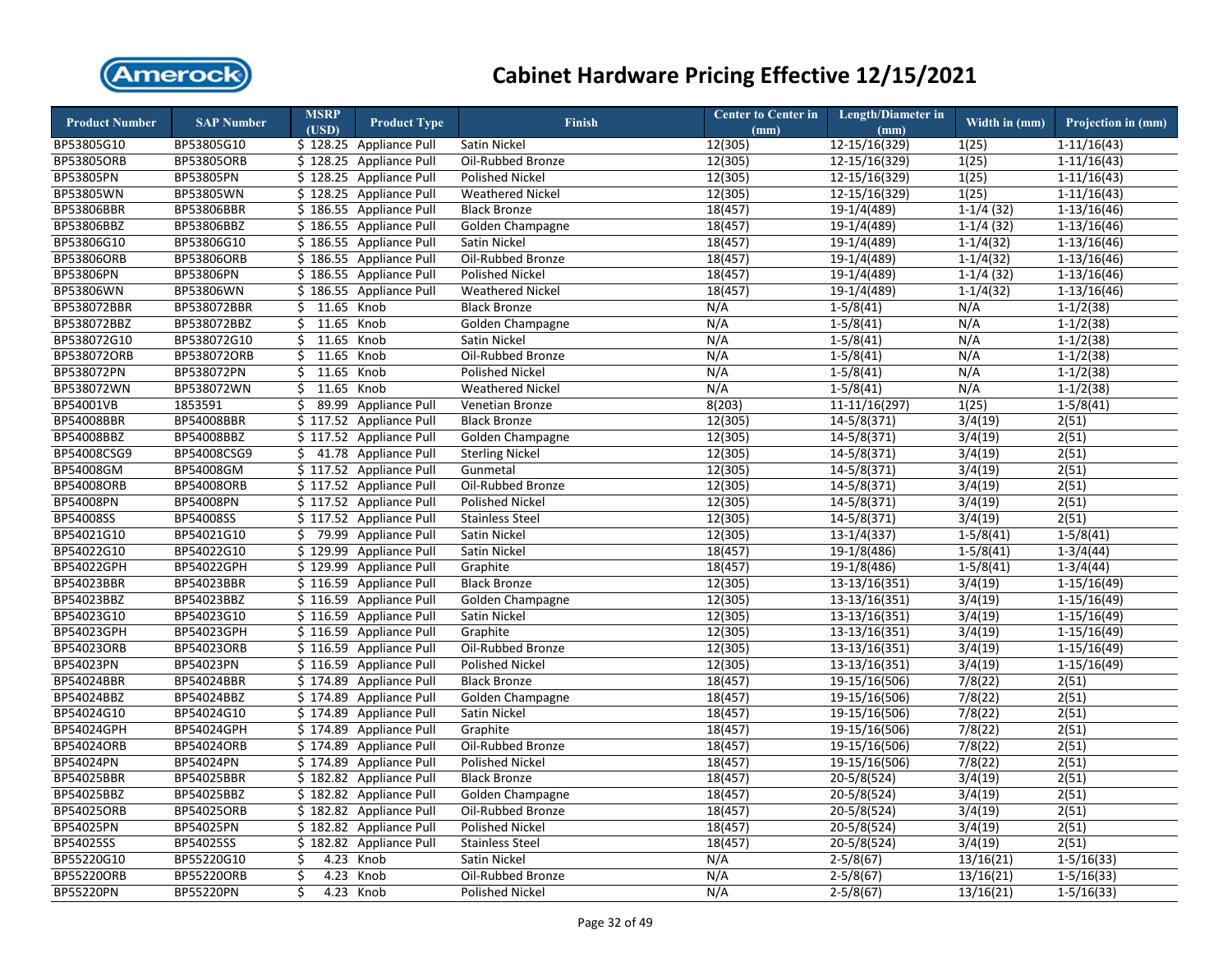# Cabinet Hardware Pricing Effective 12/15/2021

| Product Number | SAP Number | MSRP (USD) | Product Type | Finish | Center to Center in (mm) | Length/Diameter in (mm) | Width in (mm) | Projection in (mm) |
|---|---|---|---|---|---|---|---|---|
| BP53805G10 | BP53805G10 | $ 128.25 | Appliance Pull | Satin Nickel | 12(305) | 12-15/16(329) | 1(25) | 1-11/16(43) |
| BP53805ORB | BP53805ORB | $ 128.25 | Appliance Pull | Oil-Rubbed Bronze | 12(305) | 12-15/16(329) | 1(25) | 1-11/16(43) |
| BP53805PN | BP53805PN | $ 128.25 | Appliance Pull | Polished Nickel | 12(305) | 12-15/16(329) | 1(25) | 1-11/16(43) |
| BP53805WN | BP53805WN | $ 128.25 | Appliance Pull | Weathered Nickel | 12(305) | 12-15/16(329) | 1(25) | 1-11/16(43) |
| BP53806BBR | BP53806BBR | $ 186.55 | Appliance Pull | Black Bronze | 18(457) | 19-1/4(489) | 1-1/4 (32) | 1-13/16(46) |
| BP53806BBZ | BP53806BBZ | $ 186.55 | Appliance Pull | Golden Champagne | 18(457) | 19-1/4(489) | 1-1/4 (32) | 1-13/16(46) |
| BP53806G10 | BP53806G10 | $ 186.55 | Appliance Pull | Satin Nickel | 18(457) | 19-1/4(489) | 1-1/4(32) | 1-13/16(46) |
| BP53806ORB | BP53806ORB | $ 186.55 | Appliance Pull | Oil-Rubbed Bronze | 18(457) | 19-1/4(489) | 1-1/4(32) | 1-13/16(46) |
| BP53806PN | BP53806PN | $ 186.55 | Appliance Pull | Polished Nickel | 18(457) | 19-1/4(489) | 1-1/4 (32) | 1-13/16(46) |
| BP53806WN | BP53806WN | $ 186.55 | Appliance Pull | Weathered Nickel | 18(457) | 19-1/4(489) | 1-1/4(32) | 1-13/16(46) |
| BP538072BBR | BP538072BBR | $ 11.65 | Knob | Black Bronze | N/A | 1-5/8(41) | N/A | 1-1/2(38) |
| BP538072BBZ | BP538072BBZ | $ 11.65 | Knob | Golden Champagne | N/A | 1-5/8(41) | N/A | 1-1/2(38) |
| BP538072G10 | BP538072G10 | $ 11.65 | Knob | Satin Nickel | N/A | 1-5/8(41) | N/A | 1-1/2(38) |
| BP538072ORB | BP538072ORB | $ 11.65 | Knob | Oil-Rubbed Bronze | N/A | 1-5/8(41) | N/A | 1-1/2(38) |
| BP538072PN | BP538072PN | $ 11.65 | Knob | Polished Nickel | N/A | 1-5/8(41) | N/A | 1-1/2(38) |
| BP538072WN | BP538072WN | $ 11.65 | Knob | Weathered Nickel | N/A | 1-5/8(41) | N/A | 1-1/2(38) |
| BP54001VB | 1853591 | $ 89.99 | Appliance Pull | Venetian Bronze | 8(203) | 11-11/16(297) | 1(25) | 1-5/8(41) |
| BP54008BBR | BP54008BBR | $ 117.52 | Appliance Pull | Black Bronze | 12(305) | 14-5/8(371) | 3/4(19) | 2(51) |
| BP54008BBZ | BP54008BBZ | $ 117.52 | Appliance Pull | Golden Champagne | 12(305) | 14-5/8(371) | 3/4(19) | 2(51) |
| BP54008CSG9 | BP54008CSG9 | $ 41.78 | Appliance Pull | Sterling Nickel | 12(305) | 14-5/8(371) | 3/4(19) | 2(51) |
| BP54008GM | BP54008GM | $ 117.52 | Appliance Pull | Gunmetal | 12(305) | 14-5/8(371) | 3/4(19) | 2(51) |
| BP54008ORB | BP54008ORB | $ 117.52 | Appliance Pull | Oil-Rubbed Bronze | 12(305) | 14-5/8(371) | 3/4(19) | 2(51) |
| BP54008PN | BP54008PN | $ 117.52 | Appliance Pull | Polished Nickel | 12(305) | 14-5/8(371) | 3/4(19) | 2(51) |
| BP54008SS | BP54008SS | $ 117.52 | Appliance Pull | Stainless Steel | 12(305) | 14-5/8(371) | 3/4(19) | 2(51) |
| BP54021G10 | BP54021G10 | $ 79.99 | Appliance Pull | Satin Nickel | 12(305) | 13-1/4(337) | 1-5/8(41) | 1-5/8(41) |
| BP54022G10 | BP54022G10 | $ 129.99 | Appliance Pull | Satin Nickel | 18(457) | 19-1/8(486) | 1-5/8(41) | 1-3/4(44) |
| BP54022GPH | BP54022GPH | $ 129.99 | Appliance Pull | Graphite | 18(457) | 19-1/8(486) | 1-5/8(41) | 1-3/4(44) |
| BP54023BBR | BP54023BBR | $ 116.59 | Appliance Pull | Black Bronze | 12(305) | 13-13/16(351) | 3/4(19) | 1-15/16(49) |
| BP54023BBZ | BP54023BBZ | $ 116.59 | Appliance Pull | Golden Champagne | 12(305) | 13-13/16(351) | 3/4(19) | 1-15/16(49) |
| BP54023G10 | BP54023G10 | $ 116.59 | Appliance Pull | Satin Nickel | 12(305) | 13-13/16(351) | 3/4(19) | 1-15/16(49) |
| BP54023GPH | BP54023GPH | $ 116.59 | Appliance Pull | Graphite | 12(305) | 13-13/16(351) | 3/4(19) | 1-15/16(49) |
| BP54023ORB | BP54023ORB | $ 116.59 | Appliance Pull | Oil-Rubbed Bronze | 12(305) | 13-13/16(351) | 3/4(19) | 1-15/16(49) |
| BP54023PN | BP54023PN | $ 116.59 | Appliance Pull | Polished Nickel | 12(305) | 13-13/16(351) | 3/4(19) | 1-15/16(49) |
| BP54024BBR | BP54024BBR | $ 174.89 | Appliance Pull | Black Bronze | 18(457) | 19-15/16(506) | 7/8(22) | 2(51) |
| BP54024BBZ | BP54024BBZ | $ 174.89 | Appliance Pull | Golden Champagne | 18(457) | 19-15/16(506) | 7/8(22) | 2(51) |
| BP54024G10 | BP54024G10 | $ 174.89 | Appliance Pull | Satin Nickel | 18(457) | 19-15/16(506) | 7/8(22) | 2(51) |
| BP54024GPH | BP54024GPH | $ 174.89 | Appliance Pull | Graphite | 18(457) | 19-15/16(506) | 7/8(22) | 2(51) |
| BP54024ORB | BP54024ORB | $ 174.89 | Appliance Pull | Oil-Rubbed Bronze | 18(457) | 19-15/16(506) | 7/8(22) | 2(51) |
| BP54024PN | BP54024PN | $ 174.89 | Appliance Pull | Polished Nickel | 18(457) | 19-15/16(506) | 7/8(22) | 2(51) |
| BP54025BBR | BP54025BBR | $ 182.82 | Appliance Pull | Black Bronze | 18(457) | 20-5/8(524) | 3/4(19) | 2(51) |
| BP54025BBZ | BP54025BBZ | $ 182.82 | Appliance Pull | Golden Champagne | 18(457) | 20-5/8(524) | 3/4(19) | 2(51) |
| BP54025ORB | BP54025ORB | $ 182.82 | Appliance Pull | Oil-Rubbed Bronze | 18(457) | 20-5/8(524) | 3/4(19) | 2(51) |
| BP54025PN | BP54025PN | $ 182.82 | Appliance Pull | Polished Nickel | 18(457) | 20-5/8(524) | 3/4(19) | 2(51) |
| BP54025SS | BP54025SS | $ 182.82 | Appliance Pull | Stainless Steel | 18(457) | 20-5/8(524) | 3/4(19) | 2(51) |
| BP55220G10 | BP55220G10 | $ 4.23 | Knob | Satin Nickel | N/A | 2-5/8(67) | 13/16(21) | 1-5/16(33) |
| BP55220ORB | BP55220ORB | $ 4.23 | Knob | Oil-Rubbed Bronze | N/A | 2-5/8(67) | 13/16(21) | 1-5/16(33) |
| BP55220PN | BP55220PN | $ 4.23 | Knob | Polished Nickel | N/A | 2-5/8(67) | 13/16(21) | 1-5/16(33) |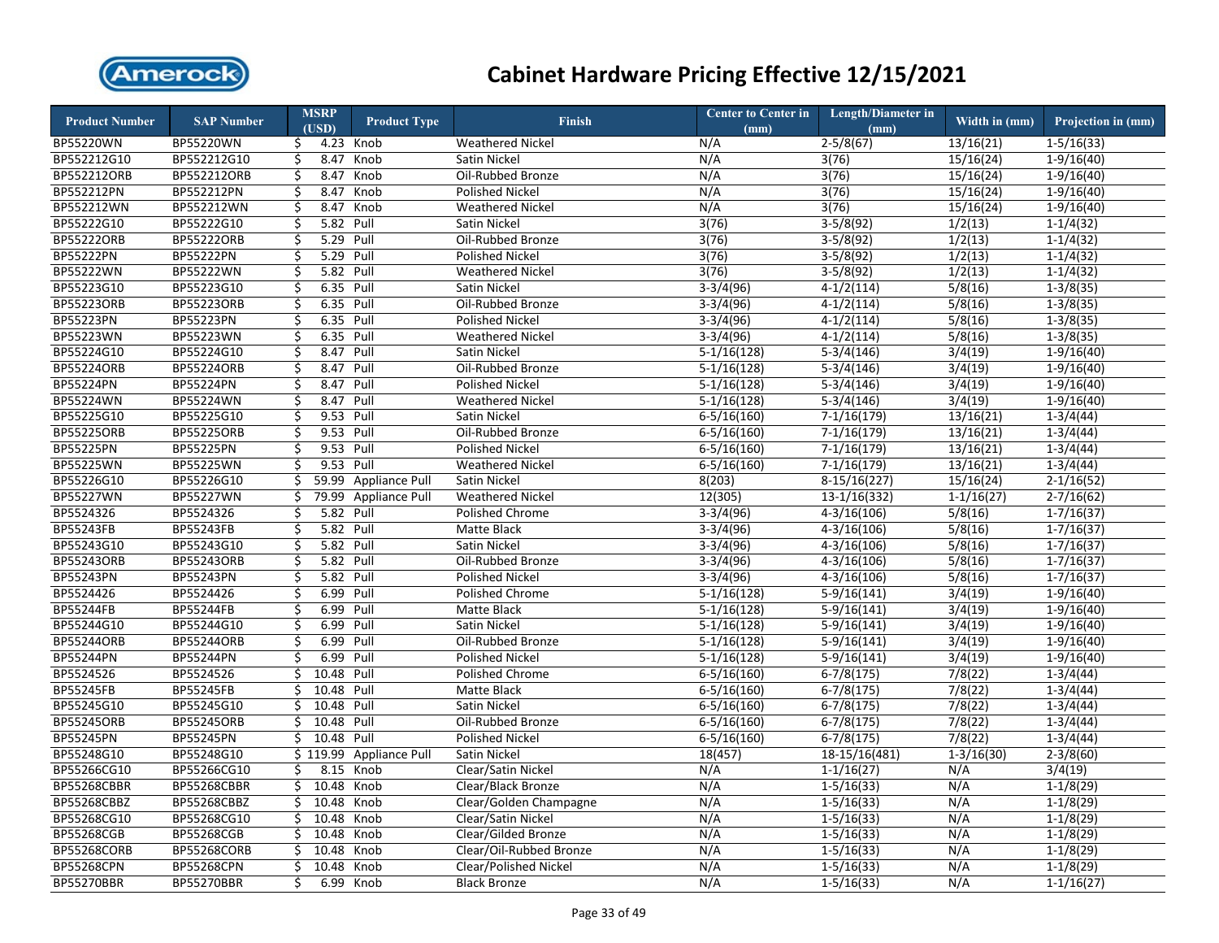# Cabinet Hardware Pricing Effective 12/15/2021

| Product Number | SAP Number | MSRP (USD) | Product Type | Finish | Center to Center in (mm) | Length/Diameter in (mm) | Width in (mm) | Projection in (mm) |
|---|---|---|---|---|---|---|---|---|
| BP55220WN | BP55220WN | $ 4.23 | Knob | Weathered Nickel | N/A | 2-5/8(67) | 13/16(21) | 1-5/16(33) |
| BP552212G10 | BP552212G10 | $ 8.47 | Knob | Satin Nickel | N/A | 3(76) | 15/16(24) | 1-9/16(40) |
| BP552212ORB | BP552212ORB | $ 8.47 | Knob | Oil-Rubbed Bronze | N/A | 3(76) | 15/16(24) | 1-9/16(40) |
| BP552212PN | BP552212PN | $ 8.47 | Knob | Polished Nickel | N/A | 3(76) | 15/16(24) | 1-9/16(40) |
| BP552212WN | BP552212WN | $ 8.47 | Knob | Weathered Nickel | N/A | 3(76) | 15/16(24) | 1-9/16(40) |
| BP55222G10 | BP55222G10 | $ 5.82 | Pull | Satin Nickel | 3(76) | 3-5/8(92) | 1/2(13) | 1-1/4(32) |
| BP55222ORB | BP55222ORB | $ 5.29 | Pull | Oil-Rubbed Bronze | 3(76) | 3-5/8(92) | 1/2(13) | 1-1/4(32) |
| BP55222PN | BP55222PN | $ 5.29 | Pull | Polished Nickel | 3(76) | 3-5/8(92) | 1/2(13) | 1-1/4(32) |
| BP55222WN | BP55222WN | $ 5.82 | Pull | Weathered Nickel | 3(76) | 3-5/8(92) | 1/2(13) | 1-1/4(32) |
| BP55223G10 | BP55223G10 | $ 6.35 | Pull | Satin Nickel | 3-3/4(96) | 4-1/2(114) | 5/8(16) | 1-3/8(35) |
| BP55223ORB | BP55223ORB | $ 6.35 | Pull | Oil-Rubbed Bronze | 3-3/4(96) | 4-1/2(114) | 5/8(16) | 1-3/8(35) |
| BP55223PN | BP55223PN | $ 6.35 | Pull | Polished Nickel | 3-3/4(96) | 4-1/2(114) | 5/8(16) | 1-3/8(35) |
| BP55223WN | BP55223WN | $ 6.35 | Pull | Weathered Nickel | 3-3/4(96) | 4-1/2(114) | 5/8(16) | 1-3/8(35) |
| BP55224G10 | BP55224G10 | $ 8.47 | Pull | Satin Nickel | 5-1/16(128) | 5-3/4(146) | 3/4(19) | 1-9/16(40) |
| BP55224ORB | BP55224ORB | $ 8.47 | Pull | Oil-Rubbed Bronze | 5-1/16(128) | 5-3/4(146) | 3/4(19) | 1-9/16(40) |
| BP55224PN | BP55224PN | $ 8.47 | Pull | Polished Nickel | 5-1/16(128) | 5-3/4(146) | 3/4(19) | 1-9/16(40) |
| BP55224WN | BP55224WN | $ 8.47 | Pull | Weathered Nickel | 5-1/16(128) | 5-3/4(146) | 3/4(19) | 1-9/16(40) |
| BP55225G10 | BP55225G10 | $ 9.53 | Pull | Satin Nickel | 6-5/16(160) | 7-1/16(179) | 13/16(21) | 1-3/4(44) |
| BP55225ORB | BP55225ORB | $ 9.53 | Pull | Oil-Rubbed Bronze | 6-5/16(160) | 7-1/16(179) | 13/16(21) | 1-3/4(44) |
| BP55225PN | BP55225PN | $ 9.53 | Pull | Polished Nickel | 6-5/16(160) | 7-1/16(179) | 13/16(21) | 1-3/4(44) |
| BP55225WN | BP55225WN | $ 9.53 | Pull | Weathered Nickel | 6-5/16(160) | 7-1/16(179) | 13/16(21) | 1-3/4(44) |
| BP55226G10 | BP55226G10 | $ 59.99 | Appliance Pull | Satin Nickel | 8(203) | 8-15/16(227) | 15/16(24) | 2-1/16(52) |
| BP55227WN | BP55227WN | $ 79.99 | Appliance Pull | Weathered Nickel | 12(305) | 13-1/16(332) | 1-1/16(27) | 2-7/16(62) |
| BP5524326 | BP5524326 | $ 5.82 | Pull | Polished Chrome | 3-3/4(96) | 4-3/16(106) | 5/8(16) | 1-7/16(37) |
| BP55243FB | BP55243FB | $ 5.82 | Pull | Matte Black | 3-3/4(96) | 4-3/16(106) | 5/8(16) | 1-7/16(37) |
| BP55243G10 | BP55243G10 | $ 5.82 | Pull | Satin Nickel | 3-3/4(96) | 4-3/16(106) | 5/8(16) | 1-7/16(37) |
| BP55243ORB | BP55243ORB | $ 5.82 | Pull | Oil-Rubbed Bronze | 3-3/4(96) | 4-3/16(106) | 5/8(16) | 1-7/16(37) |
| BP55243PN | BP55243PN | $ 5.82 | Pull | Polished Nickel | 3-3/4(96) | 4-3/16(106) | 5/8(16) | 1-7/16(37) |
| BP5524426 | BP5524426 | $ 6.99 | Pull | Polished Chrome | 5-1/16(128) | 5-9/16(141) | 3/4(19) | 1-9/16(40) |
| BP55244FB | BP55244FB | $ 6.99 | Pull | Matte Black | 5-1/16(128) | 5-9/16(141) | 3/4(19) | 1-9/16(40) |
| BP55244G10 | BP55244G10 | $ 6.99 | Pull | Satin Nickel | 5-1/16(128) | 5-9/16(141) | 3/4(19) | 1-9/16(40) |
| BP55244ORB | BP55244ORB | $ 6.99 | Pull | Oil-Rubbed Bronze | 5-1/16(128) | 5-9/16(141) | 3/4(19) | 1-9/16(40) |
| BP55244PN | BP55244PN | $ 6.99 | Pull | Polished Nickel | 5-1/16(128) | 5-9/16(141) | 3/4(19) | 1-9/16(40) |
| BP5524526 | BP5524526 | $ 10.48 | Pull | Polished Chrome | 6-5/16(160) | 6-7/8(175) | 7/8(22) | 1-3/4(44) |
| BP55245FB | BP55245FB | $ 10.48 | Pull | Matte Black | 6-5/16(160) | 6-7/8(175) | 7/8(22) | 1-3/4(44) |
| BP55245G10 | BP55245G10 | $ 10.48 | Pull | Satin Nickel | 6-5/16(160) | 6-7/8(175) | 7/8(22) | 1-3/4(44) |
| BP55245ORB | BP55245ORB | $ 10.48 | Pull | Oil-Rubbed Bronze | 6-5/16(160) | 6-7/8(175) | 7/8(22) | 1-3/4(44) |
| BP55245PN | BP55245PN | $ 10.48 | Pull | Polished Nickel | 6-5/16(160) | 6-7/8(175) | 7/8(22) | 1-3/4(44) |
| BP55248G10 | BP55248G10 | $ 119.99 | Appliance Pull | Satin Nickel | 18(457) | 18-15/16(481) | 1-3/16(30) | 2-3/8(60) |
| BP55266CG10 | BP55266CG10 | $ 8.15 | Knob | Clear/Satin Nickel | N/A | 1-1/16(27) | N/A | 3/4(19) |
| BP55268CBBR | BP55268CBBR | $ 10.48 | Knob | Clear/Black Bronze | N/A | 1-5/16(33) | N/A | 1-1/8(29) |
| BP55268CBBZ | BP55268CBBZ | $ 10.48 | Knob | Clear/Golden Champagne | N/A | 1-5/16(33) | N/A | 1-1/8(29) |
| BP55268CG10 | BP55268CG10 | $ 10.48 | Knob | Clear/Satin Nickel | N/A | 1-5/16(33) | N/A | 1-1/8(29) |
| BP55268CGB | BP55268CGB | $ 10.48 | Knob | Clear/Gilded Bronze | N/A | 1-5/16(33) | N/A | 1-1/8(29) |
| BP55268CORB | BP55268CORB | $ 10.48 | Knob | Clear/Oil-Rubbed Bronze | N/A | 1-5/16(33) | N/A | 1-1/8(29) |
| BP55268CPN | BP55268CPN | $ 10.48 | Knob | Clear/Polished Nickel | N/A | 1-5/16(33) | N/A | 1-1/8(29) |
| BP55270BBR | BP55270BBR | $ 6.99 | Knob | Black Bronze | N/A | 1-5/16(33) | N/A | 1-1/16(27) |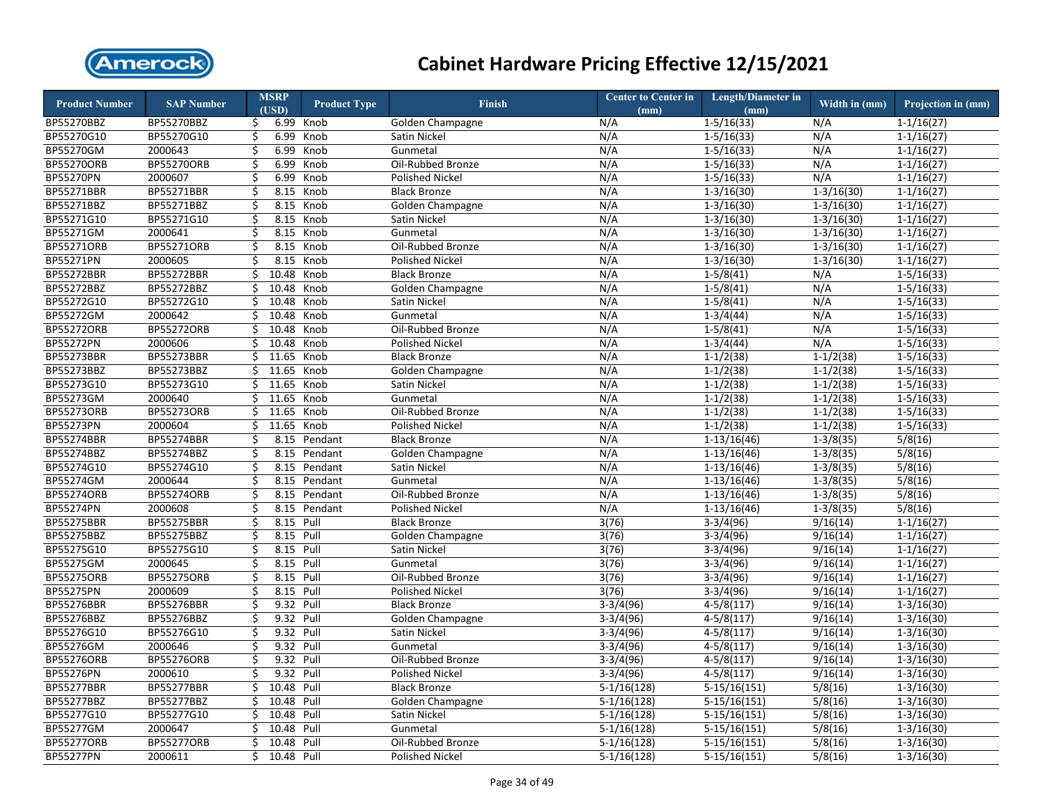# Cabinet Hardware Pricing Effective 12/15/2021

| Product Number | SAP Number | MSRP (USD) | Product Type | Finish | Center to Center in (mm) | Length/Diameter in (mm) | Width in (mm) | Projection in (mm) |
|---|---|---|---|---|---|---|---|---|
| BP55270BBZ | BP55270BBZ | $ 6.99 | Knob | Golden Champagne | N/A | 1-5/16(33) | N/A | 1-1/16(27) |
| BP55270G10 | BP55270G10 | $ 6.99 | Knob | Satin Nickel | N/A | 1-5/16(33) | N/A | 1-1/16(27) |
| BP55270GM | 2000643 | $ 6.99 | Knob | Gunmetal | N/A | 1-5/16(33) | N/A | 1-1/16(27) |
| BP55270ORB | BP55270ORB | $ 6.99 | Knob | Oil-Rubbed Bronze | N/A | 1-5/16(33) | N/A | 1-1/16(27) |
| BP55270PN | 2000607 | $ 6.99 | Knob | Polished Nickel | N/A | 1-5/16(33) | N/A | 1-1/16(27) |
| BP55271BBR | BP55271BBR | $ 8.15 | Knob | Black Bronze | N/A | 1-3/16(30) | 1-3/16(30) | 1-1/16(27) |
| BP55271BBZ | BP55271BBZ | $ 8.15 | Knob | Golden Champagne | N/A | 1-3/16(30) | 1-3/16(30) | 1-1/16(27) |
| BP55271G10 | BP55271G10 | $ 8.15 | Knob | Satin Nickel | N/A | 1-3/16(30) | 1-3/16(30) | 1-1/16(27) |
| BP55271GM | 2000641 | $ 8.15 | Knob | Gunmetal | N/A | 1-3/16(30) | 1-3/16(30) | 1-1/16(27) |
| BP55271ORB | BP55271ORB | $ 8.15 | Knob | Oil-Rubbed Bronze | N/A | 1-3/16(30) | 1-3/16(30) | 1-1/16(27) |
| BP55271PN | 2000605 | $ 8.15 | Knob | Polished Nickel | N/A | 1-3/16(30) | 1-3/16(30) | 1-1/16(27) |
| BP55272BBR | BP55272BBR | $ 10.48 | Knob | Black Bronze | N/A | 1-5/8(41) | N/A | 1-5/16(33) |
| BP55272BBZ | BP55272BBZ | $ 10.48 | Knob | Golden Champagne | N/A | 1-5/8(41) | N/A | 1-5/16(33) |
| BP55272G10 | BP55272G10 | $ 10.48 | Knob | Satin Nickel | N/A | 1-5/8(41) | N/A | 1-5/16(33) |
| BP55272GM | 2000642 | $ 10.48 | Knob | Gunmetal | N/A | 1-3/4(44) | N/A | 1-5/16(33) |
| BP55272ORB | BP55272ORB | $ 10.48 | Knob | Oil-Rubbed Bronze | N/A | 1-5/8(41) | N/A | 1-5/16(33) |
| BP55272PN | 2000606 | $ 10.48 | Knob | Polished Nickel | N/A | 1-3/4(44) | N/A | 1-5/16(33) |
| BP55273BBR | BP55273BBR | $ 11.65 | Knob | Black Bronze | N/A | 1-1/2(38) | 1-1/2(38) | 1-5/16(33) |
| BP55273BBZ | BP55273BBZ | $ 11.65 | Knob | Golden Champagne | N/A | 1-1/2(38) | 1-1/2(38) | 1-5/16(33) |
| BP55273G10 | BP55273G10 | $ 11.65 | Knob | Satin Nickel | N/A | 1-1/2(38) | 1-1/2(38) | 1-5/16(33) |
| BP55273GM | 2000640 | $ 11.65 | Knob | Gunmetal | N/A | 1-1/2(38) | 1-1/2(38) | 1-5/16(33) |
| BP55273ORB | BP55273ORB | $ 11.65 | Knob | Oil-Rubbed Bronze | N/A | 1-1/2(38) | 1-1/2(38) | 1-5/16(33) |
| BP55273PN | 2000604 | $ 11.65 | Knob | Polished Nickel | N/A | 1-1/2(38) | 1-1/2(38) | 1-5/16(33) |
| BP55274BBR | BP55274BBR | $ 8.15 | Pendant | Black Bronze | N/A | 1-13/16(46) | 1-3/8(35) | 5/8(16) |
| BP55274BBZ | BP55274BBZ | $ 8.15 | Pendant | Golden Champagne | N/A | 1-13/16(46) | 1-3/8(35) | 5/8(16) |
| BP55274G10 | BP55274G10 | $ 8.15 | Pendant | Satin Nickel | N/A | 1-13/16(46) | 1-3/8(35) | 5/8(16) |
| BP55274GM | 2000644 | $ 8.15 | Pendant | Gunmetal | N/A | 1-13/16(46) | 1-3/8(35) | 5/8(16) |
| BP55274ORB | BP55274ORB | $ 8.15 | Pendant | Oil-Rubbed Bronze | N/A | 1-13/16(46) | 1-3/8(35) | 5/8(16) |
| BP55274PN | 2000608 | $ 8.15 | Pendant | Polished Nickel | N/A | 1-13/16(46) | 1-3/8(35) | 5/8(16) |
| BP55275BBR | BP55275BBR | $ 8.15 | Pull | Black Bronze | 3(76) | 3-3/4(96) | 9/16(14) | 1-1/16(27) |
| BP55275BBZ | BP55275BBZ | $ 8.15 | Pull | Golden Champagne | 3(76) | 3-3/4(96) | 9/16(14) | 1-1/16(27) |
| BP55275G10 | BP55275G10 | $ 8.15 | Pull | Satin Nickel | 3(76) | 3-3/4(96) | 9/16(14) | 1-1/16(27) |
| BP55275GM | 2000645 | $ 8.15 | Pull | Gunmetal | 3(76) | 3-3/4(96) | 9/16(14) | 1-1/16(27) |
| BP55275ORB | BP55275ORB | $ 8.15 | Pull | Oil-Rubbed Bronze | 3(76) | 3-3/4(96) | 9/16(14) | 1-1/16(27) |
| BP55275PN | 2000609 | $ 8.15 | Pull | Polished Nickel | 3(76) | 3-3/4(96) | 9/16(14) | 1-1/16(27) |
| BP55276BBR | BP55276BBR | $ 9.32 | Pull | Black Bronze | 3-3/4(96) | 4-5/8(117) | 9/16(14) | 1-3/16(30) |
| BP55276BBZ | BP55276BBZ | $ 9.32 | Pull | Golden Champagne | 3-3/4(96) | 4-5/8(117) | 9/16(14) | 1-3/16(30) |
| BP55276G10 | BP55276G10 | $ 9.32 | Pull | Satin Nickel | 3-3/4(96) | 4-5/8(117) | 9/16(14) | 1-3/16(30) |
| BP55276GM | 2000646 | $ 9.32 | Pull | Gunmetal | 3-3/4(96) | 4-5/8(117) | 9/16(14) | 1-3/16(30) |
| BP55276ORB | BP55276ORB | $ 9.32 | Pull | Oil-Rubbed Bronze | 3-3/4(96) | 4-5/8(117) | 9/16(14) | 1-3/16(30) |
| BP55276PN | 2000610 | $ 9.32 | Pull | Polished Nickel | 3-3/4(96) | 4-5/8(117) | 9/16(14) | 1-3/16(30) |
| BP55277BBR | BP55277BBR | $ 10.48 | Pull | Black Bronze | 5-1/16(128) | 5-15/16(151) | 5/8(16) | 1-3/16(30) |
| BP55277BBZ | BP55277BBZ | $ 10.48 | Pull | Golden Champagne | 5-1/16(128) | 5-15/16(151) | 5/8(16) | 1-3/16(30) |
| BP55277G10 | BP55277G10 | $ 10.48 | Pull | Satin Nickel | 5-1/16(128) | 5-15/16(151) | 5/8(16) | 1-3/16(30) |
| BP55277GM | 2000647 | $ 10.48 | Pull | Gunmetal | 5-1/16(128) | 5-15/16(151) | 5/8(16) | 1-3/16(30) |
| BP55277ORB | BP55277ORB | $ 10.48 | Pull | Oil-Rubbed Bronze | 5-1/16(128) | 5-15/16(151) | 5/8(16) | 1-3/16(30) |
| BP55277PN | 2000611 | $ 10.48 | Pull | Polished Nickel | 5-1/16(128) | 5-15/16(151) | 5/8(16) | 1-3/16(30) |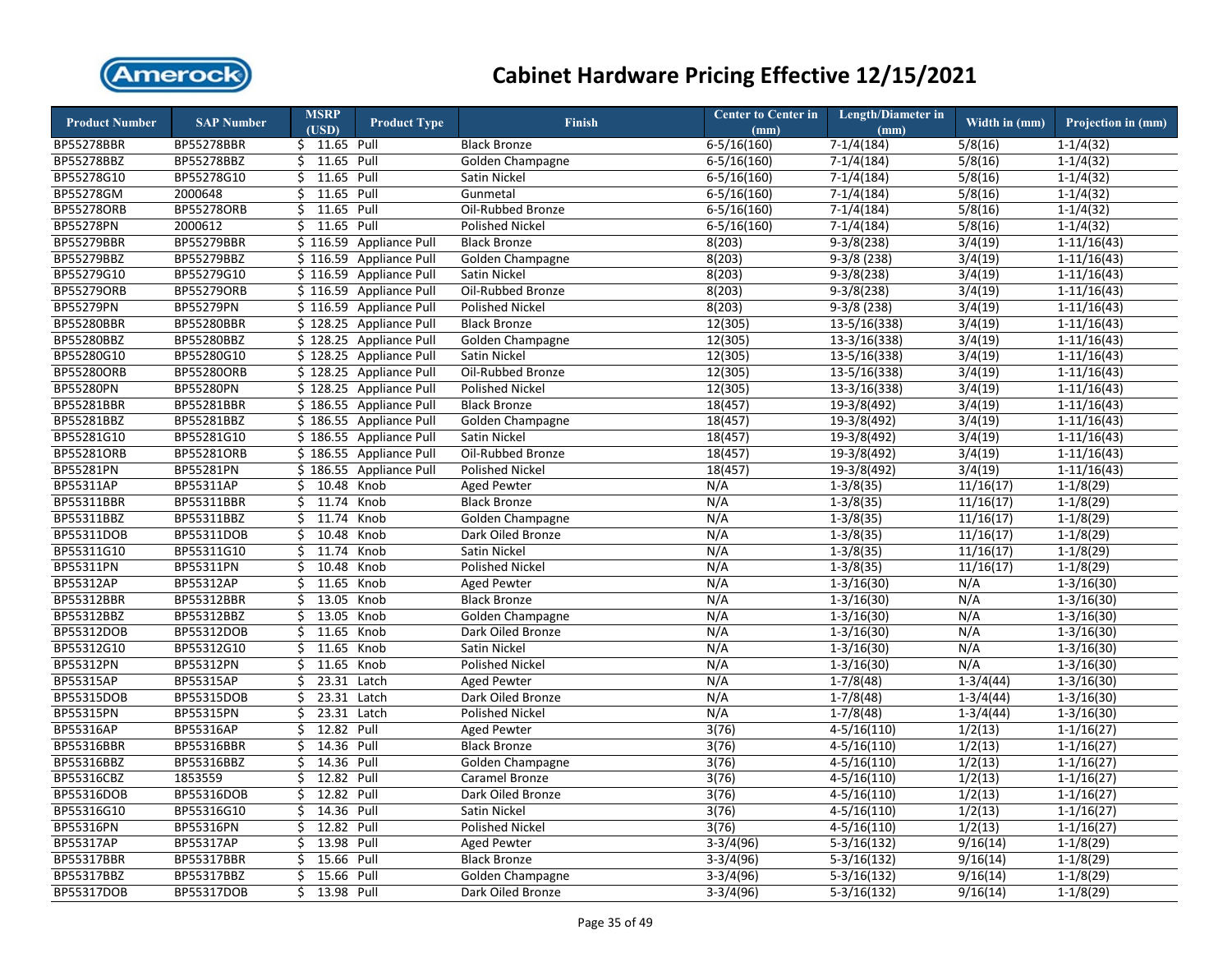# Cabinet Hardware Pricing Effective 12/15/2021

| Product Number | SAP Number | MSRP (USD) | Product Type | Finish | Center to Center in (mm) | Length/Diameter in (mm) | Width in (mm) | Projection in (mm) |
|---|---|---|---|---|---|---|---|---|
| BP55278BBR | BP55278BBR | $ 11.65 | Pull | Black Bronze | 6-5/16(160) | 7-1/4(184) | 5/8(16) | 1-1/4(32) |
| BP55278BBZ | BP55278BBZ | $ 11.65 | Pull | Golden Champagne | 6-5/16(160) | 7-1/4(184) | 5/8(16) | 1-1/4(32) |
| BP55278G10 | BP55278G10 | $ 11.65 | Pull | Satin Nickel | 6-5/16(160) | 7-1/4(184) | 5/8(16) | 1-1/4(32) |
| BP55278GM | 2000648 | $ 11.65 | Pull | Gunmetal | 6-5/16(160) | 7-1/4(184) | 5/8(16) | 1-1/4(32) |
| BP55278ORB | BP55278ORB | $ 11.65 | Pull | Oil-Rubbed Bronze | 6-5/16(160) | 7-1/4(184) | 5/8(16) | 1-1/4(32) |
| BP55278PN | 2000612 | $ 11.65 | Pull | Polished Nickel | 6-5/16(160) | 7-1/4(184) | 5/8(16) | 1-1/4(32) |
| BP55279BBR | BP55279BBR | $ 116.59 | Appliance Pull | Black Bronze | 8(203) | 9-3/8(238) | 3/4(19) | 1-11/16(43) |
| BP55279BBZ | BP55279BBZ | $ 116.59 | Appliance Pull | Golden Champagne | 8(203) | 9-3/8 (238) | 3/4(19) | 1-11/16(43) |
| BP55279G10 | BP55279G10 | $ 116.59 | Appliance Pull | Satin Nickel | 8(203) | 9-3/8(238) | 3/4(19) | 1-11/16(43) |
| BP55279ORB | BP55279ORB | $ 116.59 | Appliance Pull | Oil-Rubbed Bronze | 8(203) | 9-3/8(238) | 3/4(19) | 1-11/16(43) |
| BP55279PN | BP55279PN | $ 116.59 | Appliance Pull | Polished Nickel | 8(203) | 9-3/8 (238) | 3/4(19) | 1-11/16(43) |
| BP55280BBR | BP55280BBR | $ 128.25 | Appliance Pull | Black Bronze | 12(305) | 13-5/16(338) | 3/4(19) | 1-11/16(43) |
| BP55280BBZ | BP55280BBZ | $ 128.25 | Appliance Pull | Golden Champagne | 12(305) | 13-3/16(338) | 3/4(19) | 1-11/16(43) |
| BP55280G10 | BP55280G10 | $ 128.25 | Appliance Pull | Satin Nickel | 12(305) | 13-5/16(338) | 3/4(19) | 1-11/16(43) |
| BP55280ORB | BP55280ORB | $ 128.25 | Appliance Pull | Oil-Rubbed Bronze | 12(305) | 13-5/16(338) | 3/4(19) | 1-11/16(43) |
| BP55280PN | BP55280PN | $ 128.25 | Appliance Pull | Polished Nickel | 12(305) | 13-3/16(338) | 3/4(19) | 1-11/16(43) |
| BP55281BBR | BP55281BBR | $ 186.55 | Appliance Pull | Black Bronze | 18(457) | 19-3/8(492) | 3/4(19) | 1-11/16(43) |
| BP55281BBZ | BP55281BBZ | $ 186.55 | Appliance Pull | Golden Champagne | 18(457) | 19-3/8(492) | 3/4(19) | 1-11/16(43) |
| BP55281G10 | BP55281G10 | $ 186.55 | Appliance Pull | Satin Nickel | 18(457) | 19-3/8(492) | 3/4(19) | 1-11/16(43) |
| BP55281ORB | BP55281ORB | $ 186.55 | Appliance Pull | Oil-Rubbed Bronze | 18(457) | 19-3/8(492) | 3/4(19) | 1-11/16(43) |
| BP55281PN | BP55281PN | $ 186.55 | Appliance Pull | Polished Nickel | 18(457) | 19-3/8(492) | 3/4(19) | 1-11/16(43) |
| BP55311AP | BP55311AP | $ 10.48 | Knob | Aged Pewter | N/A | 1-3/8(35) | 11/16(17) | 1-1/8(29) |
| BP55311BBR | BP55311BBR | $ 11.74 | Knob | Black Bronze | N/A | 1-3/8(35) | 11/16(17) | 1-1/8(29) |
| BP55311BBZ | BP55311BBZ | $ 11.74 | Knob | Golden Champagne | N/A | 1-3/8(35) | 11/16(17) | 1-1/8(29) |
| BP55311DOB | BP55311DOB | $ 10.48 | Knob | Dark Oiled Bronze | N/A | 1-3/8(35) | 11/16(17) | 1-1/8(29) |
| BP55311G10 | BP55311G10 | $ 11.74 | Knob | Satin Nickel | N/A | 1-3/8(35) | 11/16(17) | 1-1/8(29) |
| BP55311PN | BP55311PN | $ 10.48 | Knob | Polished Nickel | N/A | 1-3/8(35) | 11/16(17) | 1-1/8(29) |
| BP55312AP | BP55312AP | $ 11.65 | Knob | Aged Pewter | N/A | 1-3/16(30) | N/A | 1-3/16(30) |
| BP55312BBR | BP55312BBR | $ 13.05 | Knob | Black Bronze | N/A | 1-3/16(30) | N/A | 1-3/16(30) |
| BP55312BBZ | BP55312BBZ | $ 13.05 | Knob | Golden Champagne | N/A | 1-3/16(30) | N/A | 1-3/16(30) |
| BP55312DOB | BP55312DOB | $ 11.65 | Knob | Dark Oiled Bronze | N/A | 1-3/16(30) | N/A | 1-3/16(30) |
| BP55312G10 | BP55312G10 | $ 11.65 | Knob | Satin Nickel | N/A | 1-3/16(30) | N/A | 1-3/16(30) |
| BP55312PN | BP55312PN | $ 11.65 | Knob | Polished Nickel | N/A | 1-3/16(30) | N/A | 1-3/16(30) |
| BP55315AP | BP55315AP | $ 23.31 | Latch | Aged Pewter | N/A | 1-7/8(48) | 1-3/4(44) | 1-3/16(30) |
| BP55315DOB | BP55315DOB | $ 23.31 | Latch | Dark Oiled Bronze | N/A | 1-7/8(48) | 1-3/4(44) | 1-3/16(30) |
| BP55315PN | BP55315PN | $ 23.31 | Latch | Polished Nickel | N/A | 1-7/8(48) | 1-3/4(44) | 1-3/16(30) |
| BP55316AP | BP55316AP | $ 12.82 | Pull | Aged Pewter | 3(76) | 4-5/16(110) | 1/2(13) | 1-1/16(27) |
| BP55316BBR | BP55316BBR | $ 14.36 | Pull | Black Bronze | 3(76) | 4-5/16(110) | 1/2(13) | 1-1/16(27) |
| BP55316BBZ | BP55316BBZ | $ 14.36 | Pull | Golden Champagne | 3(76) | 4-5/16(110) | 1/2(13) | 1-1/16(27) |
| BP55316CBZ | 1853559 | $ 12.82 | Pull | Caramel Bronze | 3(76) | 4-5/16(110) | 1/2(13) | 1-1/16(27) |
| BP55316DOB | BP55316DOB | $ 12.82 | Pull | Dark Oiled Bronze | 3(76) | 4-5/16(110) | 1/2(13) | 1-1/16(27) |
| BP55316G10 | BP55316G10 | $ 14.36 | Pull | Satin Nickel | 3(76) | 4-5/16(110) | 1/2(13) | 1-1/16(27) |
| BP55316PN | BP55316PN | $ 12.82 | Pull | Polished Nickel | 3(76) | 4-5/16(110) | 1/2(13) | 1-1/16(27) |
| BP55317AP | BP55317AP | $ 13.98 | Pull | Aged Pewter | 3-3/4(96) | 5-3/16(132) | 9/16(14) | 1-1/8(29) |
| BP55317BBR | BP55317BBR | $ 15.66 | Pull | Black Bronze | 3-3/4(96) | 5-3/16(132) | 9/16(14) | 1-1/8(29) |
| BP55317BBZ | BP55317BBZ | $ 15.66 | Pull | Golden Champagne | 3-3/4(96) | 5-3/16(132) | 9/16(14) | 1-1/8(29) |
| BP55317DOB | BP55317DOB | $ 13.98 | Pull | Dark Oiled Bronze | 3-3/4(96) | 5-3/16(132) | 9/16(14) | 1-1/8(29) |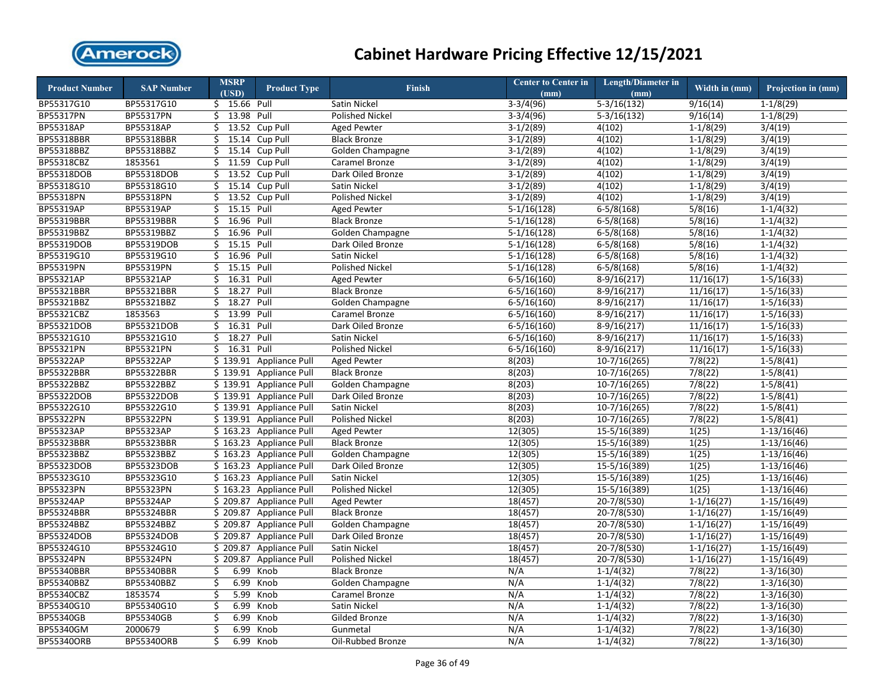# Cabinet Hardware Pricing Effective 12/15/2021

| Product Number | SAP Number | MSRP (USD) | Product Type | Finish | Center to Center in (mm) | Length/Diameter in (mm) | Width in (mm) | Projection in (mm) |
|---|---|---|---|---|---|---|---|---|
| BP55317G10 | BP55317G10 | $ 15.66 | Pull | Satin Nickel | 3-3/4(96) | 5-3/16(132) | 9/16(14) | 1-1/8(29) |
| BP55317PN | BP55317PN | $ 13.98 | Pull | Polished Nickel | 3-3/4(96) | 5-3/16(132) | 9/16(14) | 1-1/8(29) |
| BP55318AP | BP55318AP | $ 13.52 | Cup Pull | Aged Pewter | 3-1/2(89) | 4(102) | 1-1/8(29) | 3/4(19) |
| BP55318BBR | BP55318BBR | $ 15.14 | Cup Pull | Black Bronze | 3-1/2(89) | 4(102) | 1-1/8(29) | 3/4(19) |
| BP55318BBZ | BP55318BBZ | $ 15.14 | Cup Pull | Golden Champagne | 3-1/2(89) | 4(102) | 1-1/8(29) | 3/4(19) |
| BP55318CBZ | 1853561 | $ 11.59 | Cup Pull | Caramel Bronze | 3-1/2(89) | 4(102) | 1-1/8(29) | 3/4(19) |
| BP55318DOB | BP55318DOB | $ 13.52 | Cup Pull | Dark Oiled Bronze | 3-1/2(89) | 4(102) | 1-1/8(29) | 3/4(19) |
| BP55318G10 | BP55318G10 | $ 15.14 | Cup Pull | Satin Nickel | 3-1/2(89) | 4(102) | 1-1/8(29) | 3/4(19) |
| BP55318PN | BP55318PN | $ 13.52 | Cup Pull | Polished Nickel | 3-1/2(89) | 4(102) | 1-1/8(29) | 3/4(19) |
| BP55319AP | BP55319AP | $ 15.15 | Pull | Aged Pewter | 5-1/16(128) | 6-5/8(168) | 5/8(16) | 1-1/4(32) |
| BP55319BBR | BP55319BBR | $ 16.96 | Pull | Black Bronze | 5-1/16(128) | 6-5/8(168) | 5/8(16) | 1-1/4(32) |
| BP55319BBZ | BP55319BBZ | $ 16.96 | Pull | Golden Champagne | 5-1/16(128) | 6-5/8(168) | 5/8(16) | 1-1/4(32) |
| BP55319DOB | BP55319DOB | $ 15.15 | Pull | Dark Oiled Bronze | 5-1/16(128) | 6-5/8(168) | 5/8(16) | 1-1/4(32) |
| BP55319G10 | BP55319G10 | $ 16.96 | Pull | Satin Nickel | 5-1/16(128) | 6-5/8(168) | 5/8(16) | 1-1/4(32) |
| BP55319PN | BP55319PN | $ 15.15 | Pull | Polished Nickel | 5-1/16(128) | 6-5/8(168) | 5/8(16) | 1-1/4(32) |
| BP55321AP | BP55321AP | $ 16.31 | Pull | Aged Pewter | 6-5/16(160) | 8-9/16(217) | 11/16(17) | 1-5/16(33) |
| BP55321BBR | BP55321BBR | $ 18.27 | Pull | Black Bronze | 6-5/16(160) | 8-9/16(217) | 11/16(17) | 1-5/16(33) |
| BP55321BBZ | BP55321BBZ | $ 18.27 | Pull | Golden Champagne | 6-5/16(160) | 8-9/16(217) | 11/16(17) | 1-5/16(33) |
| BP55321CBZ | 1853563 | $ 13.99 | Pull | Caramel Bronze | 6-5/16(160) | 8-9/16(217) | 11/16(17) | 1-5/16(33) |
| BP55321DOB | BP55321DOB | $ 16.31 | Pull | Dark Oiled Bronze | 6-5/16(160) | 8-9/16(217) | 11/16(17) | 1-5/16(33) |
| BP55321G10 | BP55321G10 | $ 18.27 | Pull | Satin Nickel | 6-5/16(160) | 8-9/16(217) | 11/16(17) | 1-5/16(33) |
| BP55321PN | BP55321PN | $ 16.31 | Pull | Polished Nickel | 6-5/16(160) | 8-9/16(217) | 11/16(17) | 1-5/16(33) |
| BP55322AP | BP55322AP | $ 139.91 | Appliance Pull | Aged Pewter | 8(203) | 10-7/16(265) | 7/8(22) | 1-5/8(41) |
| BP55322BBR | BP55322BBR | $ 139.91 | Appliance Pull | Black Bronze | 8(203) | 10-7/16(265) | 7/8(22) | 1-5/8(41) |
| BP55322BBZ | BP55322BBZ | $ 139.91 | Appliance Pull | Golden Champagne | 8(203) | 10-7/16(265) | 7/8(22) | 1-5/8(41) |
| BP55322DOB | BP55322DOB | $ 139.91 | Appliance Pull | Dark Oiled Bronze | 8(203) | 10-7/16(265) | 7/8(22) | 1-5/8(41) |
| BP55322G10 | BP55322G10 | $ 139.91 | Appliance Pull | Satin Nickel | 8(203) | 10-7/16(265) | 7/8(22) | 1-5/8(41) |
| BP55322PN | BP55322PN | $ 139.91 | Appliance Pull | Polished Nickel | 8(203) | 10-7/16(265) | 7/8(22) | 1-5/8(41) |
| BP55323AP | BP55323AP | $ 163.23 | Appliance Pull | Aged Pewter | 12(305) | 15-5/16(389) | 1(25) | 1-13/16(46) |
| BP55323BBR | BP55323BBR | $ 163.23 | Appliance Pull | Black Bronze | 12(305) | 15-5/16(389) | 1(25) | 1-13/16(46) |
| BP55323BBZ | BP55323BBZ | $ 163.23 | Appliance Pull | Golden Champagne | 12(305) | 15-5/16(389) | 1(25) | 1-13/16(46) |
| BP55323DOB | BP55323DOB | $ 163.23 | Appliance Pull | Dark Oiled Bronze | 12(305) | 15-5/16(389) | 1(25) | 1-13/16(46) |
| BP55323G10 | BP55323G10 | $ 163.23 | Appliance Pull | Satin Nickel | 12(305) | 15-5/16(389) | 1(25) | 1-13/16(46) |
| BP55323PN | BP55323PN | $ 163.23 | Appliance Pull | Polished Nickel | 12(305) | 15-5/16(389) | 1(25) | 1-13/16(46) |
| BP55324AP | BP55324AP | $ 209.87 | Appliance Pull | Aged Pewter | 18(457) | 20-7/8(530) | 1-1/16(27) | 1-15/16(49) |
| BP55324BBR | BP55324BBR | $ 209.87 | Appliance Pull | Black Bronze | 18(457) | 20-7/8(530) | 1-1/16(27) | 1-15/16(49) |
| BP55324BBZ | BP55324BBZ | $ 209.87 | Appliance Pull | Golden Champagne | 18(457) | 20-7/8(530) | 1-1/16(27) | 1-15/16(49) |
| BP55324DOB | BP55324DOB | $ 209.87 | Appliance Pull | Dark Oiled Bronze | 18(457) | 20-7/8(530) | 1-1/16(27) | 1-15/16(49) |
| BP55324G10 | BP55324G10 | $ 209.87 | Appliance Pull | Satin Nickel | 18(457) | 20-7/8(530) | 1-1/16(27) | 1-15/16(49) |
| BP55324PN | BP55324PN | $ 209.87 | Appliance Pull | Polished Nickel | 18(457) | 20-7/8(530) | 1-1/16(27) | 1-15/16(49) |
| BP55340BBR | BP55340BBR | $ 6.99 | Knob | Black Bronze | N/A | 1-1/4(32) | 7/8(22) | 1-3/16(30) |
| BP55340BBZ | BP55340BBZ | $ 6.99 | Knob | Golden Champagne | N/A | 1-1/4(32) | 7/8(22) | 1-3/16(30) |
| BP55340CBZ | 1853574 | $ 5.99 | Knob | Caramel Bronze | N/A | 1-1/4(32) | 7/8(22) | 1-3/16(30) |
| BP55340G10 | BP55340G10 | $ 6.99 | Knob | Satin Nickel | N/A | 1-1/4(32) | 7/8(22) | 1-3/16(30) |
| BP55340GB | BP55340GB | $ 6.99 | Knob | Gilded Bronze | N/A | 1-1/4(32) | 7/8(22) | 1-3/16(30) |
| BP55340GM | 2000679 | $ 6.99 | Knob | Gunmetal | N/A | 1-1/4(32) | 7/8(22) | 1-3/16(30) |
| BP55340ORB | BP55340ORB | $ 6.99 | Knob | Oil-Rubbed Bronze | N/A | 1-1/4(32) | 7/8(22) | 1-3/16(30) |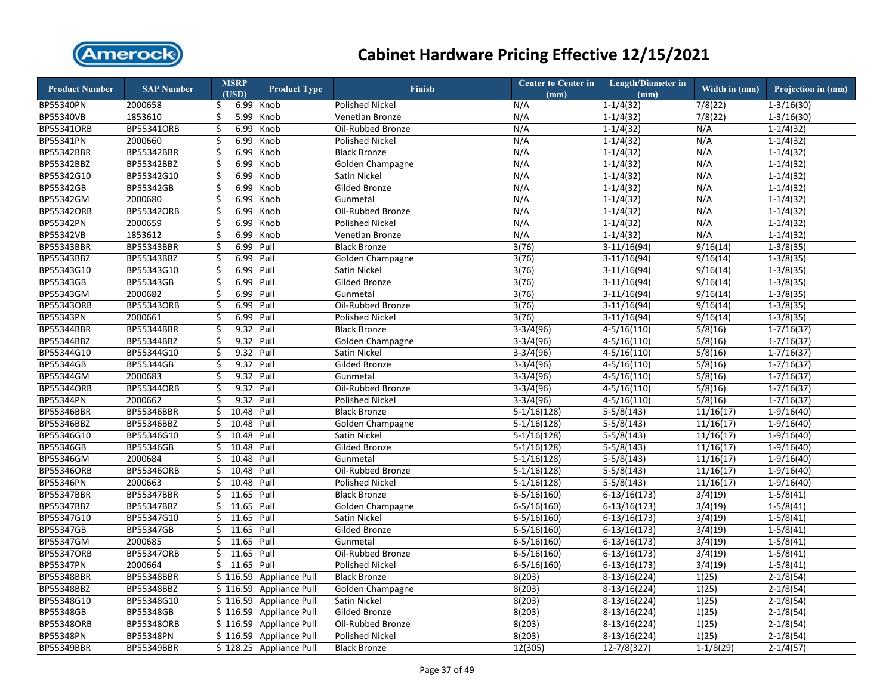# Cabinet Hardware Pricing Effective 12/15/2021

| Product Number | SAP Number | MSRP (USD) | Product Type | Finish | Center to Center in (mm) | Length/Diameter in (mm) | Width in (mm) | Projection in (mm) |
|---|---|---|---|---|---|---|---|---|
| BP55340PN | 2000658 | $ 6.99 | Knob | Polished Nickel | N/A | 1-1/4(32) | 7/8(22) | 1-3/16(30) |
| BP55340VB | 1853610 | $ 5.99 | Knob | Venetian Bronze | N/A | 1-1/4(32) | 7/8(22) | 1-3/16(30) |
| BP55341ORB | BP55341ORB | $ 6.99 | Knob | Oil-Rubbed Bronze | N/A | 1-1/4(32) | N/A | 1-1/4(32) |
| BP55341PN | 2000660 | $ 6.99 | Knob | Polished Nickel | N/A | 1-1/4(32) | N/A | 1-1/4(32) |
| BP55342BBR | BP55342BBR | $ 6.99 | Knob | Black Bronze | N/A | 1-1/4(32) | N/A | 1-1/4(32) |
| BP55342BBZ | BP55342BBZ | $ 6.99 | Knob | Golden Champagne | N/A | 1-1/4(32) | N/A | 1-1/4(32) |
| BP55342G10 | BP55342G10 | $ 6.99 | Knob | Satin Nickel | N/A | 1-1/4(32) | N/A | 1-1/4(32) |
| BP55342GB | BP55342GB | $ 6.99 | Knob | Gilded Bronze | N/A | 1-1/4(32) | N/A | 1-1/4(32) |
| BP55342GM | 2000680 | $ 6.99 | Knob | Gunmetal | N/A | 1-1/4(32) | N/A | 1-1/4(32) |
| BP55342ORB | BP55342ORB | $ 6.99 | Knob | Oil-Rubbed Bronze | N/A | 1-1/4(32) | N/A | 1-1/4(32) |
| BP55342PN | 2000659 | $ 6.99 | Knob | Polished Nickel | N/A | 1-1/4(32) | N/A | 1-1/4(32) |
| BP55342VB | 1853612 | $ 6.99 | Knob | Venetian Bronze | N/A | 1-1/4(32) | N/A | 1-1/4(32) |
| BP55343BBR | BP55343BBR | $ 6.99 | Pull | Black Bronze | 3(76) | 3-11/16(94) | 9/16(14) | 1-3/8(35) |
| BP55343BBZ | BP55343BBZ | $ 6.99 | Pull | Golden Champagne | 3(76) | 3-11/16(94) | 9/16(14) | 1-3/8(35) |
| BP55343G10 | BP55343G10 | $ 6.99 | Pull | Satin Nickel | 3(76) | 3-11/16(94) | 9/16(14) | 1-3/8(35) |
| BP55343GB | BP55343GB | $ 6.99 | Pull | Gilded Bronze | 3(76) | 3-11/16(94) | 9/16(14) | 1-3/8(35) |
| BP55343GM | 2000682 | $ 6.99 | Pull | Gunmetal | 3(76) | 3-11/16(94) | 9/16(14) | 1-3/8(35) |
| BP55343ORB | BP55343ORB | $ 6.99 | Pull | Oil-Rubbed Bronze | 3(76) | 3-11/16(94) | 9/16(14) | 1-3/8(35) |
| BP55343PN | 2000661 | $ 6.99 | Pull | Polished Nickel | 3(76) | 3-11/16(94) | 9/16(14) | 1-3/8(35) |
| BP55344BBR | BP55344BBR | $ 9.32 | Pull | Black Bronze | 3-3/4(96) | 4-5/16(110) | 5/8(16) | 1-7/16(37) |
| BP55344BBZ | BP55344BBZ | $ 9.32 | Pull | Golden Champagne | 3-3/4(96) | 4-5/16(110) | 5/8(16) | 1-7/16(37) |
| BP55344G10 | BP55344G10 | $ 9.32 | Pull | Satin Nickel | 3-3/4(96) | 4-5/16(110) | 5/8(16) | 1-7/16(37) |
| BP55344GB | BP55344GB | $ 9.32 | Pull | Gilded Bronze | 3-3/4(96) | 4-5/16(110) | 5/8(16) | 1-7/16(37) |
| BP55344GM | 2000683 | $ 9.32 | Pull | Gunmetal | 3-3/4(96) | 4-5/16(110) | 5/8(16) | 1-7/16(37) |
| BP55344ORB | BP55344ORB | $ 9.32 | Pull | Oil-Rubbed Bronze | 3-3/4(96) | 4-5/16(110) | 5/8(16) | 1-7/16(37) |
| BP55344PN | 2000662 | $ 9.32 | Pull | Polished Nickel | 3-3/4(96) | 4-5/16(110) | 5/8(16) | 1-7/16(37) |
| BP55346BBR | BP55346BBR | $ 10.48 | Pull | Black Bronze | 5-1/16(128) | 5-5/8(143) | 11/16(17) | 1-9/16(40) |
| BP55346BBZ | BP55346BBZ | $ 10.48 | Pull | Golden Champagne | 5-1/16(128) | 5-5/8(143) | 11/16(17) | 1-9/16(40) |
| BP55346G10 | BP55346G10 | $ 10.48 | Pull | Satin Nickel | 5-1/16(128) | 5-5/8(143) | 11/16(17) | 1-9/16(40) |
| BP55346GB | BP55346GB | $ 10.48 | Pull | Gilded Bronze | 5-1/16(128) | 5-5/8(143) | 11/16(17) | 1-9/16(40) |
| BP55346GM | 2000684 | $ 10.48 | Pull | Gunmetal | 5-1/16(128) | 5-5/8(143) | 11/16(17) | 1-9/16(40) |
| BP55346ORB | BP55346ORB | $ 10.48 | Pull | Oil-Rubbed Bronze | 5-1/16(128) | 5-5/8(143) | 11/16(17) | 1-9/16(40) |
| BP55346PN | 2000663 | $ 10.48 | Pull | Polished Nickel | 5-1/16(128) | 5-5/8(143) | 11/16(17) | 1-9/16(40) |
| BP55347BBR | BP55347BBR | $ 11.65 | Pull | Black Bronze | 6-5/16(160) | 6-13/16(173) | 3/4(19) | 1-5/8(41) |
| BP55347BBZ | BP55347BBZ | $ 11.65 | Pull | Golden Champagne | 6-5/16(160) | 6-13/16(173) | 3/4(19) | 1-5/8(41) |
| BP55347G10 | BP55347G10 | $ 11.65 | Pull | Satin Nickel | 6-5/16(160) | 6-13/16(173) | 3/4(19) | 1-5/8(41) |
| BP55347GB | BP55347GB | $ 11.65 | Pull | Gilded Bronze | 6-5/16(160) | 6-13/16(173) | 3/4(19) | 1-5/8(41) |
| BP55347GM | 2000685 | $ 11.65 | Pull | Gunmetal | 6-5/16(160) | 6-13/16(173) | 3/4(19) | 1-5/8(41) |
| BP55347ORB | BP55347ORB | $ 11.65 | Pull | Oil-Rubbed Bronze | 6-5/16(160) | 6-13/16(173) | 3/4(19) | 1-5/8(41) |
| BP55347PN | 2000664 | $ 11.65 | Pull | Polished Nickel | 6-5/16(160) | 6-13/16(173) | 3/4(19) | 1-5/8(41) |
| BP55348BBR | BP55348BBR | $ 116.59 | Appliance Pull | Black Bronze | 8(203) | 8-13/16(224) | 1(25) | 2-1/8(54) |
| BP55348BBZ | BP55348BBZ | $ 116.59 | Appliance Pull | Golden Champagne | 8(203) | 8-13/16(224) | 1(25) | 2-1/8(54) |
| BP55348G10 | BP55348G10 | $ 116.59 | Appliance Pull | Satin Nickel | 8(203) | 8-13/16(224) | 1(25) | 2-1/8(54) |
| BP55348GB | BP55348GB | $ 116.59 | Appliance Pull | Gilded Bronze | 8(203) | 8-13/16(224) | 1(25) | 2-1/8(54) |
| BP55348ORB | BP55348ORB | $ 116.59 | Appliance Pull | Oil-Rubbed Bronze | 8(203) | 8-13/16(224) | 1(25) | 2-1/8(54) |
| BP55348PN | BP55348PN | $ 116.59 | Appliance Pull | Polished Nickel | 8(203) | 8-13/16(224) | 1(25) | 2-1/8(54) |
| BP55349BBR | BP55349BBR | $ 128.25 | Appliance Pull | Black Bronze | 12(305) | 12-7/8(327) | 1-1/8(29) | 2-1/4(57) |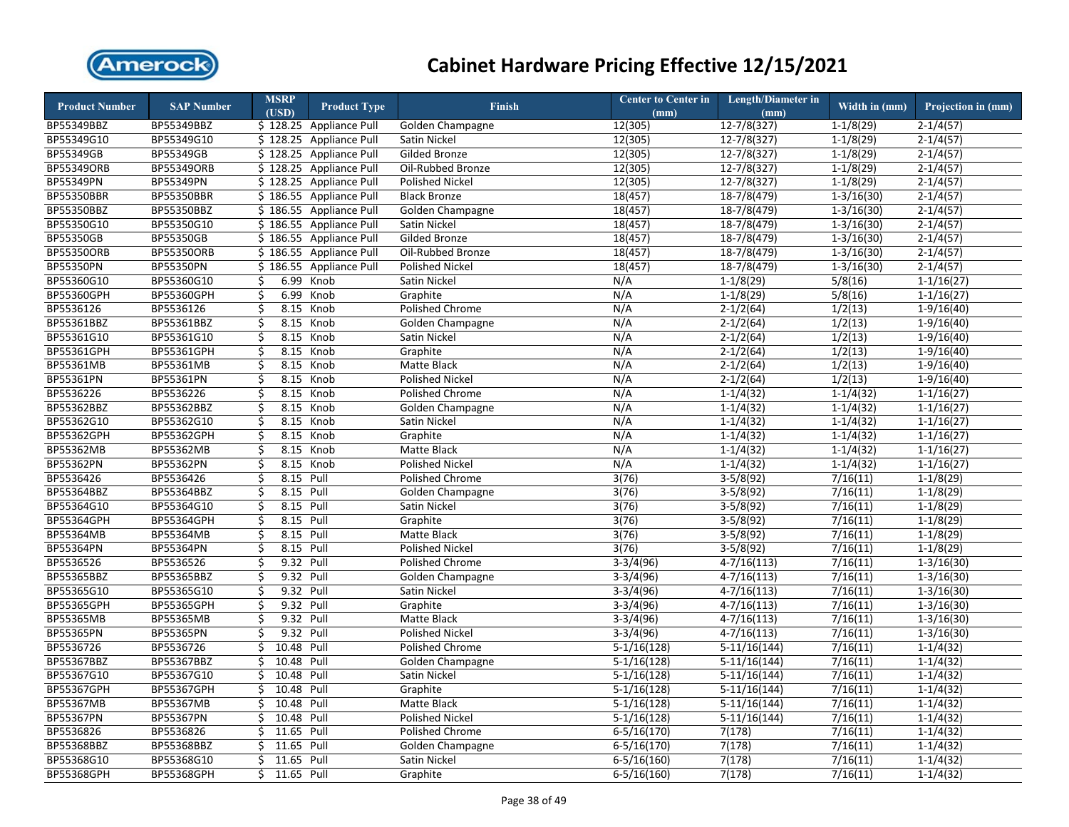# Cabinet Hardware Pricing Effective 12/15/2021

| Product Number | SAP Number | MSRP (USD) | Product Type | Finish | Center to Center in (mm) | Length/Diameter in (mm) | Width in (mm) | Projection in (mm) |
|---|---|---|---|---|---|---|---|---|
| BP55349BBZ | BP55349BBZ | $ 128.25 | Appliance Pull | Golden Champagne | 12(305) | 12-7/8(327) | 1-1/8(29) | 2-1/4(57) |
| BP55349G10 | BP55349G10 | $ 128.25 | Appliance Pull | Satin Nickel | 12(305) | 12-7/8(327) | 1-1/8(29) | 2-1/4(57) |
| BP55349GB | BP55349GB | $ 128.25 | Appliance Pull | Gilded Bronze | 12(305) | 12-7/8(327) | 1-1/8(29) | 2-1/4(57) |
| BP55349ORB | BP55349ORB | $ 128.25 | Appliance Pull | Oil-Rubbed Bronze | 12(305) | 12-7/8(327) | 1-1/8(29) | 2-1/4(57) |
| BP55349PN | BP55349PN | $ 128.25 | Appliance Pull | Polished Nickel | 12(305) | 12-7/8(327) | 1-1/8(29) | 2-1/4(57) |
| BP55350BBR | BP55350BBR | $ 186.55 | Appliance Pull | Black Bronze | 18(457) | 18-7/8(479) | 1-3/16(30) | 2-1/4(57) |
| BP55350BBZ | BP55350BBZ | $ 186.55 | Appliance Pull | Golden Champagne | 18(457) | 18-7/8(479) | 1-3/16(30) | 2-1/4(57) |
| BP55350G10 | BP55350G10 | $ 186.55 | Appliance Pull | Satin Nickel | 18(457) | 18-7/8(479) | 1-3/16(30) | 2-1/4(57) |
| BP55350GB | BP55350GB | $ 186.55 | Appliance Pull | Gilded Bronze | 18(457) | 18-7/8(479) | 1-3/16(30) | 2-1/4(57) |
| BP55350ORB | BP55350ORB | $ 186.55 | Appliance Pull | Oil-Rubbed Bronze | 18(457) | 18-7/8(479) | 1-3/16(30) | 2-1/4(57) |
| BP55350PN | BP55350PN | $ 186.55 | Appliance Pull | Polished Nickel | 18(457) | 18-7/8(479) | 1-3/16(30) | 2-1/4(57) |
| BP55360G10 | BP55360G10 | $ 6.99 | Knob | Satin Nickel | N/A | 1-1/8(29) | 5/8(16) | 1-1/16(27) |
| BP55360GPH | BP55360GPH | $ 6.99 | Knob | Graphite | N/A | 1-1/8(29) | 5/8(16) | 1-1/16(27) |
| BP5536126 | BP5536126 | $ 8.15 | Knob | Polished Chrome | N/A | 2-1/2(64) | 1/2(13) | 1-9/16(40) |
| BP55361BBZ | BP55361BBZ | $ 8.15 | Knob | Golden Champagne | N/A | 2-1/2(64) | 1/2(13) | 1-9/16(40) |
| BP55361G10 | BP55361G10 | $ 8.15 | Knob | Satin Nickel | N/A | 2-1/2(64) | 1/2(13) | 1-9/16(40) |
| BP55361GPH | BP55361GPH | $ 8.15 | Knob | Graphite | N/A | 2-1/2(64) | 1/2(13) | 1-9/16(40) |
| BP55361MB | BP55361MB | $ 8.15 | Knob | Matte Black | N/A | 2-1/2(64) | 1/2(13) | 1-9/16(40) |
| BP55361PN | BP55361PN | $ 8.15 | Knob | Polished Nickel | N/A | 2-1/2(64) | 1/2(13) | 1-9/16(40) |
| BP5536226 | BP5536226 | $ 8.15 | Knob | Polished Chrome | N/A | 1-1/4(32) | 1-1/4(32) | 1-1/16(27) |
| BP55362BBZ | BP55362BBZ | $ 8.15 | Knob | Golden Champagne | N/A | 1-1/4(32) | 1-1/4(32) | 1-1/16(27) |
| BP55362G10 | BP55362G10 | $ 8.15 | Knob | Satin Nickel | N/A | 1-1/4(32) | 1-1/4(32) | 1-1/16(27) |
| BP55362GPH | BP55362GPH | $ 8.15 | Knob | Graphite | N/A | 1-1/4(32) | 1-1/4(32) | 1-1/16(27) |
| BP55362MB | BP55362MB | $ 8.15 | Knob | Matte Black | N/A | 1-1/4(32) | 1-1/4(32) | 1-1/16(27) |
| BP55362PN | BP55362PN | $ 8.15 | Knob | Polished Nickel | N/A | 1-1/4(32) | 1-1/4(32) | 1-1/16(27) |
| BP5536426 | BP5536426 | $ 8.15 | Pull | Polished Chrome | 3(76) | 3-5/8(92) | 7/16(11) | 1-1/8(29) |
| BP55364BBZ | BP55364BBZ | $ 8.15 | Pull | Golden Champagne | 3(76) | 3-5/8(92) | 7/16(11) | 1-1/8(29) |
| BP55364G10 | BP55364G10 | $ 8.15 | Pull | Satin Nickel | 3(76) | 3-5/8(92) | 7/16(11) | 1-1/8(29) |
| BP55364GPH | BP55364GPH | $ 8.15 | Pull | Graphite | 3(76) | 3-5/8(92) | 7/16(11) | 1-1/8(29) |
| BP55364MB | BP55364MB | $ 8.15 | Pull | Matte Black | 3(76) | 3-5/8(92) | 7/16(11) | 1-1/8(29) |
| BP55364PN | BP55364PN | $ 8.15 | Pull | Polished Nickel | 3(76) | 3-5/8(92) | 7/16(11) | 1-1/8(29) |
| BP5536526 | BP5536526 | $ 9.32 | Pull | Polished Chrome | 3-3/4(96) | 4-7/16(113) | 7/16(11) | 1-3/16(30) |
| BP55365BBZ | BP55365BBZ | $ 9.32 | Pull | Golden Champagne | 3-3/4(96) | 4-7/16(113) | 7/16(11) | 1-3/16(30) |
| BP55365G10 | BP55365G10 | $ 9.32 | Pull | Satin Nickel | 3-3/4(96) | 4-7/16(113) | 7/16(11) | 1-3/16(30) |
| BP55365GPH | BP55365GPH | $ 9.32 | Pull | Graphite | 3-3/4(96) | 4-7/16(113) | 7/16(11) | 1-3/16(30) |
| BP55365MB | BP55365MB | $ 9.32 | Pull | Matte Black | 3-3/4(96) | 4-7/16(113) | 7/16(11) | 1-3/16(30) |
| BP55365PN | BP55365PN | $ 9.32 | Pull | Polished Nickel | 3-3/4(96) | 4-7/16(113) | 7/16(11) | 1-3/16(30) |
| BP5536726 | BP5536726 | $ 10.48 | Pull | Polished Chrome | 5-1/16(128) | 5-11/16(144) | 7/16(11) | 1-1/4(32) |
| BP55367BBZ | BP55367BBZ | $ 10.48 | Pull | Golden Champagne | 5-1/16(128) | 5-11/16(144) | 7/16(11) | 1-1/4(32) |
| BP55367G10 | BP55367G10 | $ 10.48 | Pull | Satin Nickel | 5-1/16(128) | 5-11/16(144) | 7/16(11) | 1-1/4(32) |
| BP55367GPH | BP55367GPH | $ 10.48 | Pull | Graphite | 5-1/16(128) | 5-11/16(144) | 7/16(11) | 1-1/4(32) |
| BP55367MB | BP55367MB | $ 10.48 | Pull | Matte Black | 5-1/16(128) | 5-11/16(144) | 7/16(11) | 1-1/4(32) |
| BP55367PN | BP55367PN | $ 10.48 | Pull | Polished Nickel | 5-1/16(128) | 5-11/16(144) | 7/16(11) | 1-1/4(32) |
| BP5536826 | BP5536826 | $ 11.65 | Pull | Polished Chrome | 6-5/16(170) | 7(178) | 7/16(11) | 1-1/4(32) |
| BP55368BBZ | BP55368BBZ | $ 11.65 | Pull | Golden Champagne | 6-5/16(170) | 7(178) | 7/16(11) | 1-1/4(32) |
| BP55368G10 | BP55368G10 | $ 11.65 | Pull | Satin Nickel | 6-5/16(160) | 7(178) | 7/16(11) | 1-1/4(32) |
| BP55368GPH | BP55368GPH | $ 11.65 | Pull | Graphite | 6-5/16(160) | 7(178) | 7/16(11) | 1-1/4(32) |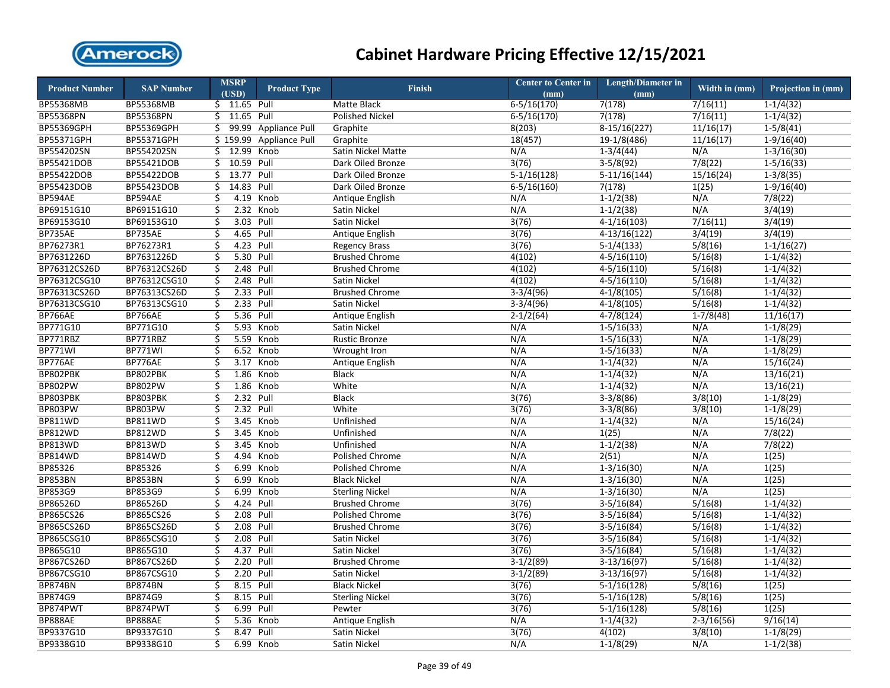# Cabinet Hardware Pricing Effective 12/15/2021

| Product Number | SAP Number | MSRP (USD) | Product Type | Finish | Center to Center in (mm) | Length/Diameter in (mm) | Width in (mm) | Projection in (mm) |
|---|---|---|---|---|---|---|---|---|
| BP55368MB | BP55368MB | $ 11.65 | Pull | Matte Black | 6-5/16(170) | 7(178) | 7/16(11) | 1-1/4(32) |
| BP55368PN | BP55368PN | $ 11.65 | Pull | Polished Nickel | 6-5/16(170) | 7(178) | 7/16(11) | 1-1/4(32) |
| BP55369GPH | BP55369GPH | $ 99.99 | Appliance Pull | Graphite | 8(203) | 8-15/16(227) | 11/16(17) | 1-5/8(41) |
| BP55371GPH | BP55371GPH | $ 159.99 | Appliance Pull | Graphite | 18(457) | 19-1/8(486) | 11/16(17) | 1-9/16(40) |
| BP554202SN | BP554202SN | $ 12.99 | Knob | Satin Nickel Matte | N/A | 1-3/4(44) | N/A | 1-3/16(30) |
| BP55421DOB | BP55421DOB | $ 10.59 | Pull | Dark Oiled Bronze | 3(76) | 3-5/8(92) | 7/8(22) | 1-5/16(33) |
| BP55422DOB | BP55422DOB | $ 13.77 | Pull | Dark Oiled Bronze | 5-1/16(128) | 5-11/16(144) | 15/16(24) | 1-3/8(35) |
| BP55423DOB | BP55423DOB | $ 14.83 | Pull | Dark Oiled Bronze | 6-5/16(160) | 7(178) | 1(25) | 1-9/16(40) |
| BP594AE | BP594AE | $ 4.19 | Knob | Antique English | N/A | 1-1/2(38) | N/A | 7/8(22) |
| BP69151G10 | BP69151G10 | $ 2.32 | Knob | Satin Nickel | N/A | 1-1/2(38) | N/A | 3/4(19) |
| BP69153G10 | BP69153G10 | $ 3.03 | Pull | Satin Nickel | 3(76) | 4-1/16(103) | 7/16(11) | 3/4(19) |
| BP735AE | BP735AE | $ 4.65 | Pull | Antique English | 3(76) | 4-13/16(122) | 3/4(19) | 3/4(19) |
| BP76273R1 | BP76273R1 | $ 4.23 | Pull | Regency Brass | 3(76) | 5-1/4(133) | 5/8(16) | 1-1/16(27) |
| BP7631226D | BP7631226D | $ 5.30 | Pull | Brushed Chrome | 4(102) | 4-5/16(110) | 5/16(8) | 1-1/4(32) |
| BP76312CS26D | BP76312CS26D | $ 2.48 | Pull | Brushed Chrome | 4(102) | 4-5/16(110) | 5/16(8) | 1-1/4(32) |
| BP76312CSG10 | BP76312CSG10 | $ 2.48 | Pull | Satin Nickel | 4(102) | 4-5/16(110) | 5/16(8) | 1-1/4(32) |
| BP76313CS26D | BP76313CS26D | $ 2.33 | Pull | Brushed Chrome | 3-3/4(96) | 4-1/8(105) | 5/16(8) | 1-1/4(32) |
| BP76313CSG10 | BP76313CSG10 | $ 2.33 | Pull | Satin Nickel | 3-3/4(96) | 4-1/8(105) | 5/16(8) | 1-1/4(32) |
| BP766AE | BP766AE | $ 5.36 | Pull | Antique English | 2-1/2(64) | 4-7/8(124) | 1-7/8(48) | 11/16(17) |
| BP771G10 | BP771G10 | $ 5.93 | Knob | Satin Nickel | N/A | 1-5/16(33) | N/A | 1-1/8(29) |
| BP771RBZ | BP771RBZ | $ 5.59 | Knob | Rustic Bronze | N/A | 1-5/16(33) | N/A | 1-1/8(29) |
| BP771WI | BP771WI | $ 6.52 | Knob | Wrought Iron | N/A | 1-5/16(33) | N/A | 1-1/8(29) |
| BP776AE | BP776AE | $ 3.17 | Knob | Antique English | N/A | 1-1/4(32) | N/A | 15/16(24) |
| BP802PBK | BP802PBK | $ 1.86 | Knob | Black | N/A | 1-1/4(32) | N/A | 13/16(21) |
| BP802PW | BP802PW | $ 1.86 | Knob | White | N/A | 1-1/4(32) | N/A | 13/16(21) |
| BP803PBK | BP803PBK | $ 2.32 | Pull | Black | 3(76) | 3-3/8(86) | 3/8(10) | 1-1/8(29) |
| BP803PW | BP803PW | $ 2.32 | Pull | White | 3(76) | 3-3/8(86) | 3/8(10) | 1-1/8(29) |
| BP811WD | BP811WD | $ 3.45 | Knob | Unfinished | N/A | 1-1/4(32) | N/A | 15/16(24) |
| BP812WD | BP812WD | $ 3.45 | Knob | Unfinished | N/A | 1(25) | N/A | 7/8(22) |
| BP813WD | BP813WD | $ 3.45 | Knob | Unfinished | N/A | 1-1/2(38) | N/A | 7/8(22) |
| BP814WD | BP814WD | $ 4.94 | Knob | Polished Chrome | N/A | 2(51) | N/A | 1(25) |
| BP85326 | BP85326 | $ 6.99 | Knob | Polished Chrome | N/A | 1-3/16(30) | N/A | 1(25) |
| BP853BN | BP853BN | $ 6.99 | Knob | Black Nickel | N/A | 1-3/16(30) | N/A | 1(25) |
| BP853G9 | BP853G9 | $ 6.99 | Knob | Sterling Nickel | N/A | 1-3/16(30) | N/A | 1(25) |
| BP86526D | BP86526D | $ 4.24 | Pull | Brushed Chrome | 3(76) | 3-5/16(84) | 5/16(8) | 1-1/4(32) |
| BP865CS26 | BP865CS26 | $ 2.08 | Pull | Polished Chrome | 3(76) | 3-5/16(84) | 5/16(8) | 1-1/4(32) |
| BP865CS26D | BP865CS26D | $ 2.08 | Pull | Brushed Chrome | 3(76) | 3-5/16(84) | 5/16(8) | 1-1/4(32) |
| BP865CSG10 | BP865CSG10 | $ 2.08 | Pull | Satin Nickel | 3(76) | 3-5/16(84) | 5/16(8) | 1-1/4(32) |
| BP865G10 | BP865G10 | $ 4.37 | Pull | Satin Nickel | 3(76) | 3-5/16(84) | 5/16(8) | 1-1/4(32) |
| BP867CS26D | BP867CS26D | $ 2.20 | Pull | Brushed Chrome | 3-1/2(89) | 3-13/16(97) | 5/16(8) | 1-1/4(32) |
| BP867CSG10 | BP867CSG10 | $ 2.20 | Pull | Satin Nickel | 3-1/2(89) | 3-13/16(97) | 5/16(8) | 1-1/4(32) |
| BP874BN | BP874BN | $ 8.15 | Pull | Black Nickel | 3(76) | 5-1/16(128) | 5/8(16) | 1(25) |
| BP874G9 | BP874G9 | $ 8.15 | Pull | Sterling Nickel | 3(76) | 5-1/16(128) | 5/8(16) | 1(25) |
| BP874PWT | BP874PWT | $ 6.99 | Pull | Pewter | 3(76) | 5-1/16(128) | 5/8(16) | 1(25) |
| BP888AE | BP888AE | $ 5.36 | Knob | Antique English | N/A | 1-1/4(32) | 2-3/16(56) | 9/16(14) |
| BP9337G10 | BP9337G10 | $ 8.47 | Pull | Satin Nickel | 3(76) | 4(102) | 3/8(10) | 1-1/8(29) |
| BP9338G10 | BP9338G10 | $ 6.99 | Knob | Satin Nickel | N/A | 1-1/8(29) | N/A | 1-1/2(38) |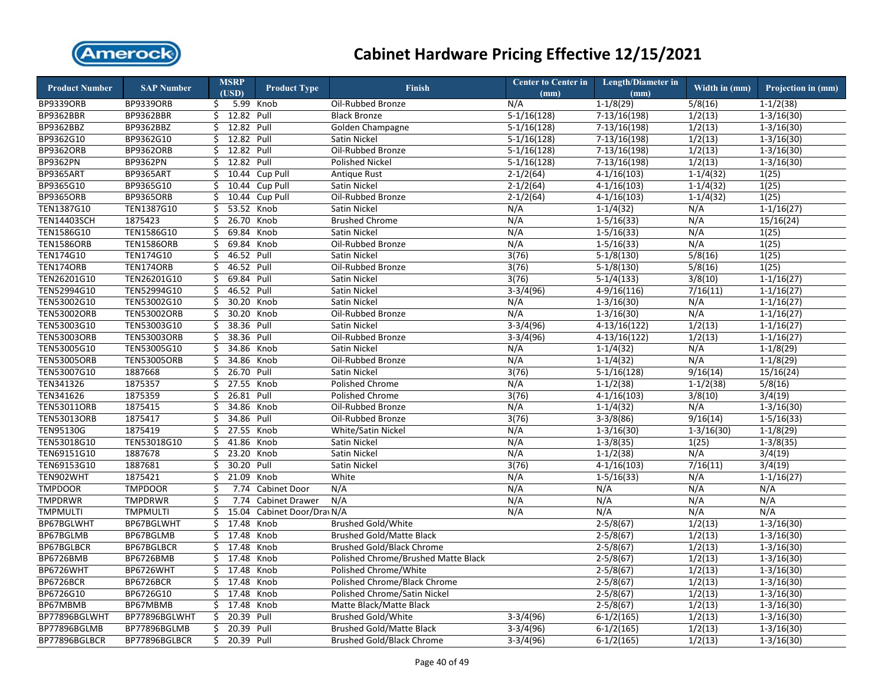# Cabinet Hardware Pricing Effective 12/15/2021

| Product Number | SAP Number | MSRP (USD) | Product Type | Finish | Center to Center in (mm) | Length/Diameter in (mm) | Width in (mm) | Projection in (mm) |
|---|---|---|---|---|---|---|---|---|
| BP9339ORB | BP9339ORB | $ 5.99 | Knob | Oil-Rubbed Bronze | N/A | 1-1/8(29) | 5/8(16) | 1-1/2(38) |
| BP9362BBR | BP9362BBR | $ 12.82 | Pull | Black Bronze | 5-1/16(128) | 7-13/16(198) | 1/2(13) | 1-3/16(30) |
| BP9362BBZ | BP9362BBZ | $ 12.82 | Pull | Golden Champagne | 5-1/16(128) | 7-13/16(198) | 1/2(13) | 1-3/16(30) |
| BP9362G10 | BP9362G10 | $ 12.82 | Pull | Satin Nickel | 5-1/16(128) | 7-13/16(198) | 1/2(13) | 1-3/16(30) |
| BP9362ORB | BP9362ORB | $ 12.82 | Pull | Oil-Rubbed Bronze | 5-1/16(128) | 7-13/16(198) | 1/2(13) | 1-3/16(30) |
| BP9362PN | BP9362PN | $ 12.82 | Pull | Polished Nickel | 5-1/16(128) | 7-13/16(198) | 1/2(13) | 1-3/16(30) |
| BP9365ART | BP9365ART | $ 10.44 | Cup Pull | Antique Rust | 2-1/2(64) | 4-1/16(103) | 1-1/4(32) | 1(25) |
| BP9365G10 | BP9365G10 | $ 10.44 | Cup Pull | Satin Nickel | 2-1/2(64) | 4-1/16(103) | 1-1/4(32) | 1(25) |
| BP9365ORB | BP9365ORB | $ 10.44 | Cup Pull | Oil-Rubbed Bronze | 2-1/2(64) | 4-1/16(103) | 1-1/4(32) | 1(25) |
| TEN1387G10 | TEN1387G10 | $ 53.52 | Knob | Satin Nickel | N/A | 1-1/4(32) | N/A | 1-1/16(27) |
| TEN14403SCH | 1875423 | $ 26.70 | Knob | Brushed Chrome | N/A | 1-5/16(33) | N/A | 15/16(24) |
| TEN1586G10 | TEN1586G10 | $ 69.84 | Knob | Satin Nickel | N/A | 1-5/16(33) | N/A | 1(25) |
| TEN1586ORB | TEN1586ORB | $ 69.84 | Knob | Oil-Rubbed Bronze | N/A | 1-5/16(33) | N/A | 1(25) |
| TEN174G10 | TEN174G10 | $ 46.52 | Pull | Satin Nickel | 3(76) | 5-1/8(130) | 5/8(16) | 1(25) |
| TEN174ORB | TEN174ORB | $ 46.52 | Pull | Oil-Rubbed Bronze | 3(76) | 5-1/8(130) | 5/8(16) | 1(25) |
| TEN26201G10 | TEN26201G10 | $ 69.84 | Pull | Satin Nickel | 3(76) | 5-1/4(133) | 3/8(10) | 1-1/16(27) |
| TEN52994G10 | TEN52994G10 | $ 46.52 | Pull | Satin Nickel | 3-3/4(96) | 4-9/16(116) | 7/16(11) | 1-1/16(27) |
| TEN53002G10 | TEN53002G10 | $ 30.20 | Knob | Satin Nickel | N/A | 1-3/16(30) | N/A | 1-1/16(27) |
| TEN53002ORB | TEN53002ORB | $ 30.20 | Knob | Oil-Rubbed Bronze | N/A | 1-3/16(30) | N/A | 1-1/16(27) |
| TEN53003G10 | TEN53003G10 | $ 38.36 | Pull | Satin Nickel | 3-3/4(96) | 4-13/16(122) | 1/2(13) | 1-1/16(27) |
| TEN53003ORB | TEN53003ORB | $ 38.36 | Pull | Oil-Rubbed Bronze | 3-3/4(96) | 4-13/16(122) | 1/2(13) | 1-1/16(27) |
| TEN53005G10 | TEN53005G10 | $ 34.86 | Knob | Satin Nickel | N/A | 1-1/4(32) | N/A | 1-1/8(29) |
| TEN53005ORB | TEN53005ORB | $ 34.86 | Knob | Oil-Rubbed Bronze | N/A | 1-1/4(32) | N/A | 1-1/8(29) |
| TEN53007G10 | 1887668 | $ 26.70 | Pull | Satin Nickel | 3(76) | 5-1/16(128) | 9/16(14) | 15/16(24) |
| TEN341326 | 1875357 | $ 27.55 | Knob | Polished Chrome | N/A | 1-1/2(38) | 1-1/2(38) | 5/8(16) |
| TEN341626 | 1875359 | $ 26.81 | Pull | Polished Chrome | 3(76) | 4-1/16(103) | 3/8(10) | 3/4(19) |
| TEN53011ORB | 1875415 | $ 34.86 | Knob | Oil-Rubbed Bronze | N/A | 1-1/4(32) | N/A | 1-3/16(30) |
| TEN53013ORB | 1875417 | $ 34.86 | Pull | Oil-Rubbed Bronze | 3(76) | 3-3/8(86) | 9/16(14) | 1-5/16(33) |
| TEN95130G | 1875419 | $ 27.55 | Knob | White/Satin Nickel | N/A | 1-3/16(30) | 1-3/16(30) | 1-1/8(29) |
| TEN53018G10 | TEN53018G10 | $ 41.86 | Knob | Satin Nickel | N/A | 1-3/8(35) | 1(25) | 1-3/8(35) |
| TEN69151G10 | 1887678 | $ 23.20 | Knob | Satin Nickel | N/A | 1-1/2(38) | N/A | 3/4(19) |
| TEN69153G10 | 1887681 | $ 30.20 | Pull | Satin Nickel | 3(76) | 4-1/16(103) | 7/16(11) | 3/4(19) |
| TEN902WHT | 1875421 | $ 21.09 | Knob | White | N/A | 1-5/16(33) | N/A | 1-1/16(27) |
| TMPDOOR | TMPDOOR | $ 7.74 | Cabinet Door | N/A | N/A | N/A | N/A | N/A |
| TMPDRWR | TMPDRWR | $ 7.74 | Cabinet Drawer | N/A | N/A | N/A | N/A | N/A |
| TMPMULTI | TMPMULTI | $ 15.04 | Cabinet Door/Dra | N/A | N/A | N/A | N/A | N/A |
| BP67BGLWHT | BP67BGLWHT | $ 17.48 | Knob | Brushed Gold/White | | 2-5/8(67) | 1/2(13) | 1-3/16(30) |
| BP67BGLMB | BP67BGLMB | $ 17.48 | Knob | Brushed Gold/Matte Black | | 2-5/8(67) | 1/2(13) | 1-3/16(30) |
| BP67BGLBCR | BP67BGLBCR | $ 17.48 | Knob | Brushed Gold/Black Chrome | | 2-5/8(67) | 1/2(13) | 1-3/16(30) |
| BP6726BMB | BP6726BMB | $ 17.48 | Knob | Polished Chrome/Brushed Matte Black | | 2-5/8(67) | 1/2(13) | 1-3/16(30) |
| BP6726WHT | BP6726WHT | $ 17.48 | Knob | Polished Chrome/White | | 2-5/8(67) | 1/2(13) | 1-3/16(30) |
| BP6726BCR | BP6726BCR | $ 17.48 | Knob | Polished Chrome/Black Chrome | | 2-5/8(67) | 1/2(13) | 1-3/16(30) |
| BP6726G10 | BP6726G10 | $ 17.48 | Knob | Polished Chrome/Satin Nickel | | 2-5/8(67) | 1/2(13) | 1-3/16(30) |
| BP67MBMB | BP67MBMB | $ 17.48 | Knob | Matte Black/Matte Black | | 2-5/8(67) | 1/2(13) | 1-3/16(30) |
| BP77896BGLWHT | BP77896BGLWHT | $ 20.39 | Pull | Brushed Gold/White | 3-3/4(96) | 6-1/2(165) | 1/2(13) | 1-3/16(30) |
| BP77896BGLMB | BP77896BGLMB | $ 20.39 | Pull | Brushed Gold/Matte Black | 3-3/4(96) | 6-1/2(165) | 1/2(13) | 1-3/16(30) |
| BP77896BGLBCR | BP77896BGLBCR | $ 20.39 | Pull | Brushed Gold/Black Chrome | 3-3/4(96) | 6-1/2(165) | 1/2(13) | 1-3/16(30) |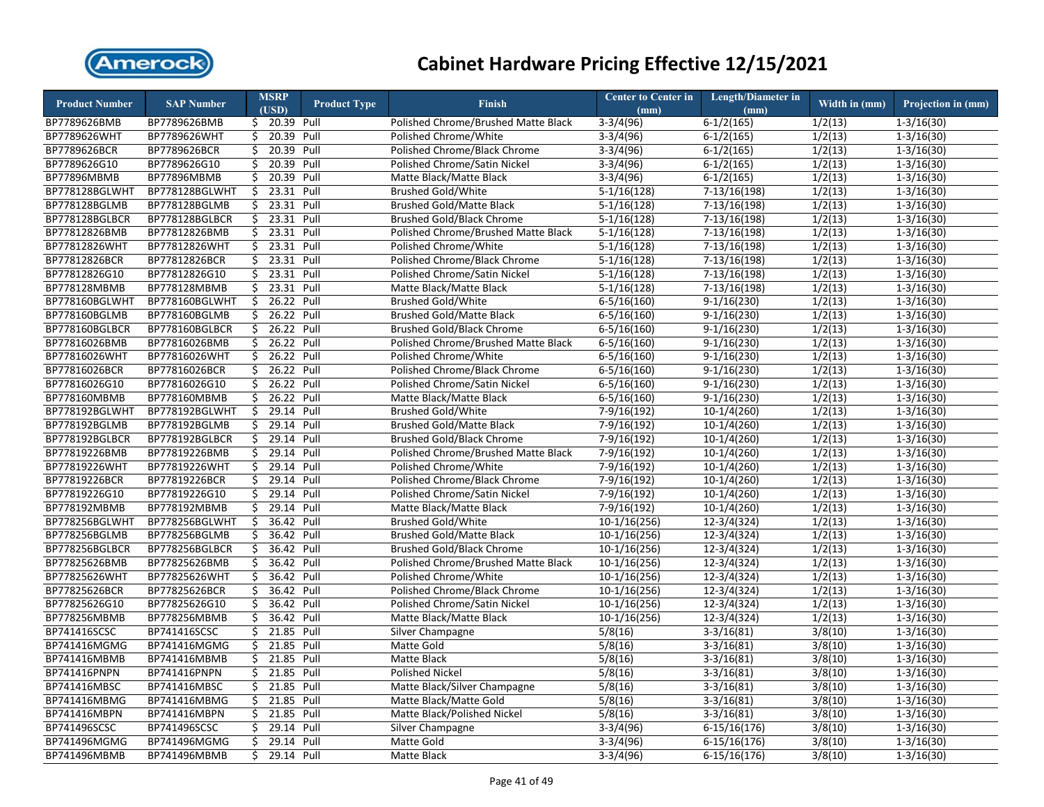# Cabinet Hardware Pricing Effective 12/15/2021

| Product Number | SAP Number | MSRP (USD) | Product Type | Finish | Center to Center in (mm) | Length/Diameter in (mm) | Width in (mm) | Projection in (mm) |
|---|---|---|---|---|---|---|---|---|
| BP7789626BMB | BP7789626BMB | $ 20.39 | Pull | Polished Chrome/Brushed Matte Black | 3-3/4(96) | 6-1/2(165) | 1/2(13) | 1-3/16(30) |
| BP7789626WHT | BP7789626WHT | $ 20.39 | Pull | Polished Chrome/White | 3-3/4(96) | 6-1/2(165) | 1/2(13) | 1-3/16(30) |
| BP7789626BCR | BP7789626BCR | $ 20.39 | Pull | Polished Chrome/Black Chrome | 3-3/4(96) | 6-1/2(165) | 1/2(13) | 1-3/16(30) |
| BP7789626G10 | BP7789626G10 | $ 20.39 | Pull | Polished Chrome/Satin Nickel | 3-3/4(96) | 6-1/2(165) | 1/2(13) | 1-3/16(30) |
| BP77896MBMB | BP77896MBMB | $ 20.39 | Pull | Matte Black/Matte Black | 3-3/4(96) | 6-1/2(165) | 1/2(13) | 1-3/16(30) |
| BP778128BGLWHT | BP778128BGLWHT | $ 23.31 | Pull | Brushed Gold/White | 5-1/16(128) | 7-13/16(198) | 1/2(13) | 1-3/16(30) |
| BP778128BGLMB | BP778128BGLMB | $ 23.31 | Pull | Brushed Gold/Matte Black | 5-1/16(128) | 7-13/16(198) | 1/2(13) | 1-3/16(30) |
| BP778128BGLBCR | BP778128BGLBCR | $ 23.31 | Pull | Brushed Gold/Black Chrome | 5-1/16(128) | 7-13/16(198) | 1/2(13) | 1-3/16(30) |
| BP77812826BMB | BP77812826BMB | $ 23.31 | Pull | Polished Chrome/Brushed Matte Black | 5-1/16(128) | 7-13/16(198) | 1/2(13) | 1-3/16(30) |
| BP77812826WHT | BP77812826WHT | $ 23.31 | Pull | Polished Chrome/White | 5-1/16(128) | 7-13/16(198) | 1/2(13) | 1-3/16(30) |
| BP77812826BCR | BP77812826BCR | $ 23.31 | Pull | Polished Chrome/Black Chrome | 5-1/16(128) | 7-13/16(198) | 1/2(13) | 1-3/16(30) |
| BP77812826G10 | BP77812826G10 | $ 23.31 | Pull | Polished Chrome/Satin Nickel | 5-1/16(128) | 7-13/16(198) | 1/2(13) | 1-3/16(30) |
| BP778128MBMB | BP778128MBMB | $ 23.31 | Pull | Matte Black/Matte Black | 5-1/16(128) | 7-13/16(198) | 1/2(13) | 1-3/16(30) |
| BP778160BGLWHT | BP778160BGLWHT | $ 26.22 | Pull | Brushed Gold/White | 6-5/16(160) | 9-1/16(230) | 1/2(13) | 1-3/16(30) |
| BP778160BGLMB | BP778160BGLMB | $ 26.22 | Pull | Brushed Gold/Matte Black | 6-5/16(160) | 9-1/16(230) | 1/2(13) | 1-3/16(30) |
| BP778160BGLBCR | BP778160BGLBCR | $ 26.22 | Pull | Brushed Gold/Black Chrome | 6-5/16(160) | 9-1/16(230) | 1/2(13) | 1-3/16(30) |
| BP77816026BMB | BP77816026BMB | $ 26.22 | Pull | Polished Chrome/Brushed Matte Black | 6-5/16(160) | 9-1/16(230) | 1/2(13) | 1-3/16(30) |
| BP77816026WHT | BP77816026WHT | $ 26.22 | Pull | Polished Chrome/White | 6-5/16(160) | 9-1/16(230) | 1/2(13) | 1-3/16(30) |
| BP77816026BCR | BP77816026BCR | $ 26.22 | Pull | Polished Chrome/Black Chrome | 6-5/16(160) | 9-1/16(230) | 1/2(13) | 1-3/16(30) |
| BP77816026G10 | BP77816026G10 | $ 26.22 | Pull | Polished Chrome/Satin Nickel | 6-5/16(160) | 9-1/16(230) | 1/2(13) | 1-3/16(30) |
| BP778160MBMB | BP778160MBMB | $ 26.22 | Pull | Matte Black/Matte Black | 6-5/16(160) | 9-1/16(230) | 1/2(13) | 1-3/16(30) |
| BP778192BGLWHT | BP778192BGLWHT | $ 29.14 | Pull | Brushed Gold/White | 7-9/16(192) | 10-1/4(260) | 1/2(13) | 1-3/16(30) |
| BP778192BGLMB | BP778192BGLMB | $ 29.14 | Pull | Brushed Gold/Matte Black | 7-9/16(192) | 10-1/4(260) | 1/2(13) | 1-3/16(30) |
| BP778192BGLBCR | BP778192BGLBCR | $ 29.14 | Pull | Brushed Gold/Black Chrome | 7-9/16(192) | 10-1/4(260) | 1/2(13) | 1-3/16(30) |
| BP77819226BMB | BP77819226BMB | $ 29.14 | Pull | Polished Chrome/Brushed Matte Black | 7-9/16(192) | 10-1/4(260) | 1/2(13) | 1-3/16(30) |
| BP77819226WHT | BP77819226WHT | $ 29.14 | Pull | Polished Chrome/White | 7-9/16(192) | 10-1/4(260) | 1/2(13) | 1-3/16(30) |
| BP77819226BCR | BP77819226BCR | $ 29.14 | Pull | Polished Chrome/Black Chrome | 7-9/16(192) | 10-1/4(260) | 1/2(13) | 1-3/16(30) |
| BP77819226G10 | BP77819226G10 | $ 29.14 | Pull | Polished Chrome/Satin Nickel | 7-9/16(192) | 10-1/4(260) | 1/2(13) | 1-3/16(30) |
| BP778192MBMB | BP778192MBMB | $ 29.14 | Pull | Matte Black/Matte Black | 7-9/16(192) | 10-1/4(260) | 1/2(13) | 1-3/16(30) |
| BP778256BGLWHT | BP778256BGLWHT | $ 36.42 | Pull | Brushed Gold/White | 10-1/16(256) | 12-3/4(324) | 1/2(13) | 1-3/16(30) |
| BP778256BGLMB | BP778256BGLMB | $ 36.42 | Pull | Brushed Gold/Matte Black | 10-1/16(256) | 12-3/4(324) | 1/2(13) | 1-3/16(30) |
| BP778256BGLBCR | BP778256BGLBCR | $ 36.42 | Pull | Brushed Gold/Black Chrome | 10-1/16(256) | 12-3/4(324) | 1/2(13) | 1-3/16(30) |
| BP77825626BMB | BP77825626BMB | $ 36.42 | Pull | Polished Chrome/Brushed Matte Black | 10-1/16(256) | 12-3/4(324) | 1/2(13) | 1-3/16(30) |
| BP77825626WHT | BP77825626WHT | $ 36.42 | Pull | Polished Chrome/White | 10-1/16(256) | 12-3/4(324) | 1/2(13) | 1-3/16(30) |
| BP77825626BCR | BP77825626BCR | $ 36.42 | Pull | Polished Chrome/Black Chrome | 10-1/16(256) | 12-3/4(324) | 1/2(13) | 1-3/16(30) |
| BP77825626G10 | BP77825626G10 | $ 36.42 | Pull | Polished Chrome/Satin Nickel | 10-1/16(256) | 12-3/4(324) | 1/2(13) | 1-3/16(30) |
| BP778256MBMB | BP778256MBMB | $ 36.42 | Pull | Matte Black/Matte Black | 10-1/16(256) | 12-3/4(324) | 1/2(13) | 1-3/16(30) |
| BP741416SCSC | BP741416SCSC | $ 21.85 | Pull | Silver Champagne | 5/8(16) | 3-3/16(81) | 3/8(10) | 1-3/16(30) |
| BP741416MGMG | BP741416MGMG | $ 21.85 | Pull | Matte Gold | 5/8(16) | 3-3/16(81) | 3/8(10) | 1-3/16(30) |
| BP741416MBMB | BP741416MBMB | $ 21.85 | Pull | Matte Black | 5/8(16) | 3-3/16(81) | 3/8(10) | 1-3/16(30) |
| BP741416PNPN | BP741416PNPN | $ 21.85 | Pull | Polished Nickel | 5/8(16) | 3-3/16(81) | 3/8(10) | 1-3/16(30) |
| BP741416MBSC | BP741416MBSC | $ 21.85 | Pull | Matte Black/Silver Champagne | 5/8(16) | 3-3/16(81) | 3/8(10) | 1-3/16(30) |
| BP741416MBMG | BP741416MBMG | $ 21.85 | Pull | Matte Black/Matte Gold | 5/8(16) | 3-3/16(81) | 3/8(10) | 1-3/16(30) |
| BP741416MBPN | BP741416MBPN | $ 21.85 | Pull | Matte Black/Polished Nickel | 5/8(16) | 3-3/16(81) | 3/8(10) | 1-3/16(30) |
| BP741496SCSC | BP741496SCSC | $ 29.14 | Pull | Silver Champagne | 3-3/4(96) | 6-15/16(176) | 3/8(10) | 1-3/16(30) |
| BP741496MGMG | BP741496MGMG | $ 29.14 | Pull | Matte Gold | 3-3/4(96) | 6-15/16(176) | 3/8(10) | 1-3/16(30) |
| BP741496MBMB | BP741496MBMB | $ 29.14 | Pull | Matte Black | 3-3/4(96) | 6-15/16(176) | 3/8(10) | 1-3/16(30) |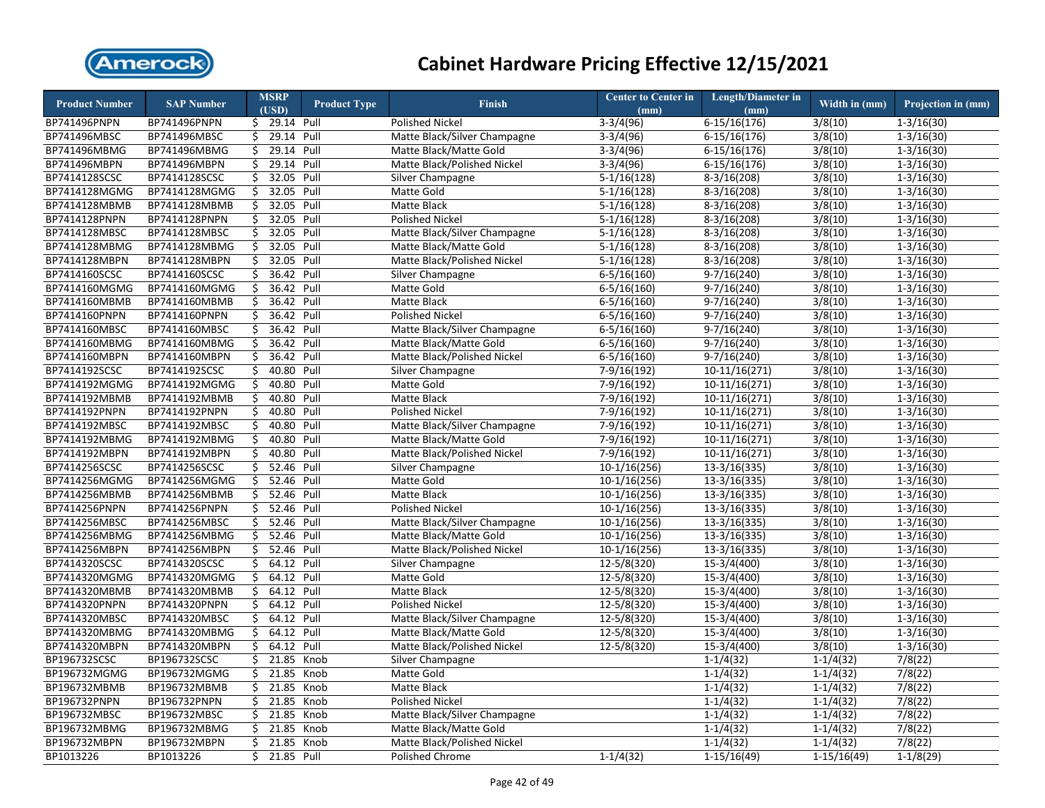# Cabinet Hardware Pricing Effective 12/15/2021

| Product Number | SAP Number | MSRP (USD) | Product Type | Finish | Center to Center in (mm) | Length/Diameter in (mm) | Width in (mm) | Projection in (mm) |
|---|---|---|---|---|---|---|---|---|
| BP741496PNPN | BP741496PNPN | $ 29.14 | Pull | Polished Nickel | 3-3/4(96) | 6-15/16(176) | 3/8(10) | 1-3/16(30) |
| BP741496MBSC | BP741496MBSC | $ 29.14 | Pull | Matte Black/Silver Champagne | 3-3/4(96) | 6-15/16(176) | 3/8(10) | 1-3/16(30) |
| BP741496MBMG | BP741496MBMG | $ 29.14 | Pull | Matte Black/Matte Gold | 3-3/4(96) | 6-15/16(176) | 3/8(10) | 1-3/16(30) |
| BP741496MBPN | BP741496MBPN | $ 29.14 | Pull | Matte Black/Polished Nickel | 3-3/4(96) | 6-15/16(176) | 3/8(10) | 1-3/16(30) |
| BP7414128SCSC | BP7414128SCSC | $ 32.05 | Pull | Silver Champagne | 5-1/16(128) | 8-3/16(208) | 3/8(10) | 1-3/16(30) |
| BP7414128MGMG | BP7414128MGMG | $ 32.05 | Pull | Matte Gold | 5-1/16(128) | 8-3/16(208) | 3/8(10) | 1-3/16(30) |
| BP7414128MBMB | BP7414128MBMB | $ 32.05 | Pull | Matte Black | 5-1/16(128) | 8-3/16(208) | 3/8(10) | 1-3/16(30) |
| BP7414128PNPN | BP7414128PNPN | $ 32.05 | Pull | Polished Nickel | 5-1/16(128) | 8-3/16(208) | 3/8(10) | 1-3/16(30) |
| BP7414128MBSC | BP7414128MBSC | $ 32.05 | Pull | Matte Black/Silver Champagne | 5-1/16(128) | 8-3/16(208) | 3/8(10) | 1-3/16(30) |
| BP7414128MBMG | BP7414128MBMG | $ 32.05 | Pull | Matte Black/Matte Gold | 5-1/16(128) | 8-3/16(208) | 3/8(10) | 1-3/16(30) |
| BP7414128MBPN | BP7414128MBPN | $ 32.05 | Pull | Matte Black/Polished Nickel | 5-1/16(128) | 8-3/16(208) | 3/8(10) | 1-3/16(30) |
| BP7414160SCSC | BP7414160SCSC | $ 36.42 | Pull | Silver Champagne | 6-5/16(160) | 9-7/16(240) | 3/8(10) | 1-3/16(30) |
| BP7414160MGMG | BP7414160MGMG | $ 36.42 | Pull | Matte Gold | 6-5/16(160) | 9-7/16(240) | 3/8(10) | 1-3/16(30) |
| BP7414160MBMB | BP7414160MBMB | $ 36.42 | Pull | Matte Black | 6-5/16(160) | 9-7/16(240) | 3/8(10) | 1-3/16(30) |
| BP7414160PNPN | BP7414160PNPN | $ 36.42 | Pull | Polished Nickel | 6-5/16(160) | 9-7/16(240) | 3/8(10) | 1-3/16(30) |
| BP7414160MBSC | BP7414160MBSC | $ 36.42 | Pull | Matte Black/Silver Champagne | 6-5/16(160) | 9-7/16(240) | 3/8(10) | 1-3/16(30) |
| BP7414160MBMG | BP7414160MBMG | $ 36.42 | Pull | Matte Black/Matte Gold | 6-5/16(160) | 9-7/16(240) | 3/8(10) | 1-3/16(30) |
| BP7414160MBPN | BP7414160MBPN | $ 36.42 | Pull | Matte Black/Polished Nickel | 6-5/16(160) | 9-7/16(240) | 3/8(10) | 1-3/16(30) |
| BP7414192SCSC | BP7414192SCSC | $ 40.80 | Pull | Silver Champagne | 7-9/16(192) | 10-11/16(271) | 3/8(10) | 1-3/16(30) |
| BP7414192MGMG | BP7414192MGMG | $ 40.80 | Pull | Matte Gold | 7-9/16(192) | 10-11/16(271) | 3/8(10) | 1-3/16(30) |
| BP7414192MBMB | BP7414192MBMB | $ 40.80 | Pull | Matte Black | 7-9/16(192) | 10-11/16(271) | 3/8(10) | 1-3/16(30) |
| BP7414192PNPN | BP7414192PNPN | $ 40.80 | Pull | Polished Nickel | 7-9/16(192) | 10-11/16(271) | 3/8(10) | 1-3/16(30) |
| BP7414192MBSC | BP7414192MBSC | $ 40.80 | Pull | Matte Black/Silver Champagne | 7-9/16(192) | 10-11/16(271) | 3/8(10) | 1-3/16(30) |
| BP7414192MBMG | BP7414192MBMG | $ 40.80 | Pull | Matte Black/Matte Gold | 7-9/16(192) | 10-11/16(271) | 3/8(10) | 1-3/16(30) |
| BP7414192MBPN | BP7414192MBPN | $ 40.80 | Pull | Matte Black/Polished Nickel | 7-9/16(192) | 10-11/16(271) | 3/8(10) | 1-3/16(30) |
| BP7414256SCSC | BP7414256SCSC | $ 52.46 | Pull | Silver Champagne | 10-1/16(256) | 13-3/16(335) | 3/8(10) | 1-3/16(30) |
| BP7414256MGMG | BP7414256MGMG | $ 52.46 | Pull | Matte Gold | 10-1/16(256) | 13-3/16(335) | 3/8(10) | 1-3/16(30) |
| BP7414256MBMB | BP7414256MBMB | $ 52.46 | Pull | Matte Black | 10-1/16(256) | 13-3/16(335) | 3/8(10) | 1-3/16(30) |
| BP7414256PNPN | BP7414256PNPN | $ 52.46 | Pull | Polished Nickel | 10-1/16(256) | 13-3/16(335) | 3/8(10) | 1-3/16(30) |
| BP7414256MBSC | BP7414256MBSC | $ 52.46 | Pull | Matte Black/Silver Champagne | 10-1/16(256) | 13-3/16(335) | 3/8(10) | 1-3/16(30) |
| BP7414256MBMG | BP7414256MBMG | $ 52.46 | Pull | Matte Black/Matte Gold | 10-1/16(256) | 13-3/16(335) | 3/8(10) | 1-3/16(30) |
| BP7414256MBPN | BP7414256MBPN | $ 52.46 | Pull | Matte Black/Polished Nickel | 10-1/16(256) | 13-3/16(335) | 3/8(10) | 1-3/16(30) |
| BP7414320SCSC | BP7414320SCSC | $ 64.12 | Pull | Silver Champagne | 12-5/8(320) | 15-3/4(400) | 3/8(10) | 1-3/16(30) |
| BP7414320MGMG | BP7414320MGMG | $ 64.12 | Pull | Matte Gold | 12-5/8(320) | 15-3/4(400) | 3/8(10) | 1-3/16(30) |
| BP7414320MBMB | BP7414320MBMB | $ 64.12 | Pull | Matte Black | 12-5/8(320) | 15-3/4(400) | 3/8(10) | 1-3/16(30) |
| BP7414320PNPN | BP7414320PNPN | $ 64.12 | Pull | Polished Nickel | 12-5/8(320) | 15-3/4(400) | 3/8(10) | 1-3/16(30) |
| BP7414320MBSC | BP7414320MBSC | $ 64.12 | Pull | Matte Black/Silver Champagne | 12-5/8(320) | 15-3/4(400) | 3/8(10) | 1-3/16(30) |
| BP7414320MBMG | BP7414320MBMG | $ 64.12 | Pull | Matte Black/Matte Gold | 12-5/8(320) | 15-3/4(400) | 3/8(10) | 1-3/16(30) |
| BP7414320MBPN | BP7414320MBPN | $ 64.12 | Pull | Matte Black/Polished Nickel | 12-5/8(320) | 15-3/4(400) | 3/8(10) | 1-3/16(30) |
| BP196732SCSC | BP196732SCSC | $ 21.85 | Knob | Silver Champagne | | 1-1/4(32) | 1-1/4(32) | 7/8(22) |
| BP196732MGMG | BP196732MGMG | $ 21.85 | Knob | Matte Gold | | 1-1/4(32) | 1-1/4(32) | 7/8(22) |
| BP196732MBMB | BP196732MBMB | $ 21.85 | Knob | Matte Black | | 1-1/4(32) | 1-1/4(32) | 7/8(22) |
| BP196732PNPN | BP196732PNPN | $ 21.85 | Knob | Polished Nickel | | 1-1/4(32) | 1-1/4(32) | 7/8(22) |
| BP196732MBSC | BP196732MBSC | $ 21.85 | Knob | Matte Black/Silver Champagne | | 1-1/4(32) | 1-1/4(32) | 7/8(22) |
| BP196732MBMG | BP196732MBMG | $ 21.85 | Knob | Matte Black/Matte Gold | | 1-1/4(32) | 1-1/4(32) | 7/8(22) |
| BP196732MBPN | BP196732MBPN | $ 21.85 | Knob | Matte Black/Polished Nickel | | 1-1/4(32) | 1-1/4(32) | 7/8(22) |
| BP1013226 | BP1013226 | $ 21.85 | Pull | Polished Chrome | 1-1/4(32) | 1-15/16(49) | 1-15/16(49) | 1-1/8(29) |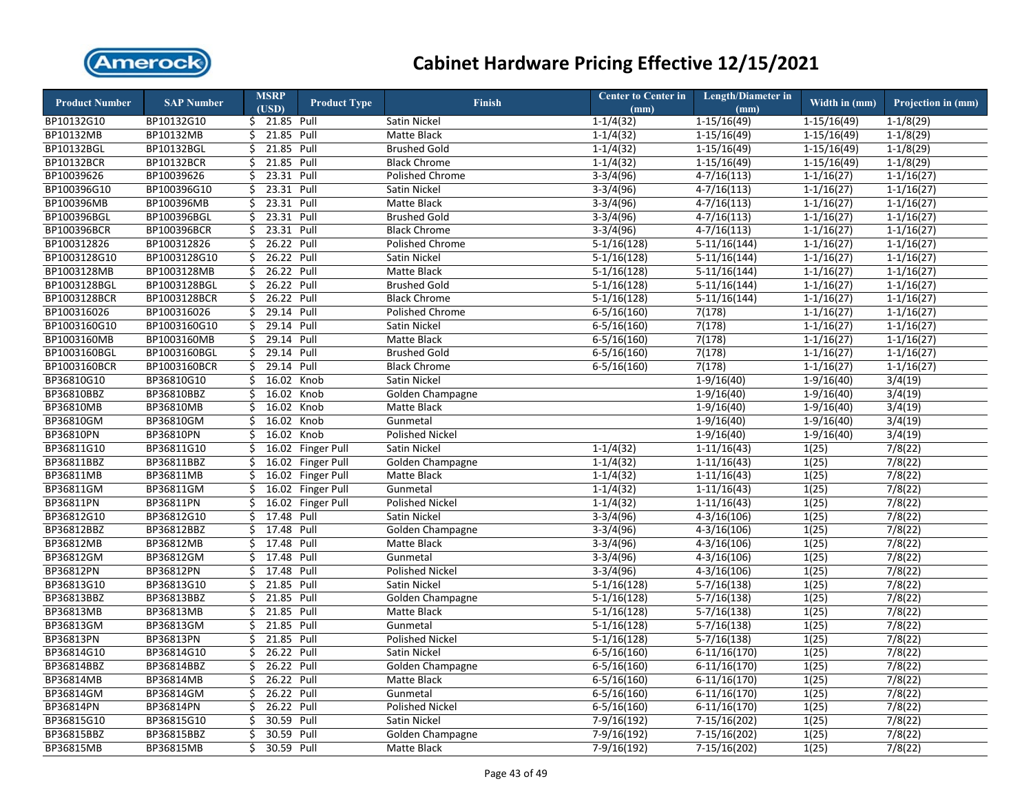# Cabinet Hardware Pricing Effective 12/15/2021

| Product Number | SAP Number | MSRP (USD) | Product Type | Finish | Center to Center in (mm) | Length/Diameter in (mm) | Width in (mm) | Projection in (mm) |
|---|---|---|---|---|---|---|---|---|
| BP10132G10 | BP10132G10 | $ 21.85 | Pull | Satin Nickel | 1-1/4(32) | 1-15/16(49) | 1-15/16(49) | 1-1/8(29) |
| BP10132MB | BP10132MB | $ 21.85 | Pull | Matte Black | 1-1/4(32) | 1-15/16(49) | 1-15/16(49) | 1-1/8(29) |
| BP10132BGL | BP10132BGL | $ 21.85 | Pull | Brushed Gold | 1-1/4(32) | 1-15/16(49) | 1-15/16(49) | 1-1/8(29) |
| BP10132BCR | BP10132BCR | $ 21.85 | Pull | Black Chrome | 1-1/4(32) | 1-15/16(49) | 1-15/16(49) | 1-1/8(29) |
| BP10039626 | BP10039626 | $ 23.31 | Pull | Polished Chrome | 3-3/4(96) | 4-7/16(113) | 1-1/16(27) | 1-1/16(27) |
| BP100396G10 | BP100396G10 | $ 23.31 | Pull | Satin Nickel | 3-3/4(96) | 4-7/16(113) | 1-1/16(27) | 1-1/16(27) |
| BP100396MB | BP100396MB | $ 23.31 | Pull | Matte Black | 3-3/4(96) | 4-7/16(113) | 1-1/16(27) | 1-1/16(27) |
| BP100396BGL | BP100396BGL | $ 23.31 | Pull | Brushed Gold | 3-3/4(96) | 4-7/16(113) | 1-1/16(27) | 1-1/16(27) |
| BP100396BCR | BP100396BCR | $ 23.31 | Pull | Black Chrome | 3-3/4(96) | 4-7/16(113) | 1-1/16(27) | 1-1/16(27) |
| BP100312826 | BP100312826 | $ 26.22 | Pull | Polished Chrome | 5-1/16(128) | 5-11/16(144) | 1-1/16(27) | 1-1/16(27) |
| BP1003128G10 | BP1003128G10 | $ 26.22 | Pull | Satin Nickel | 5-1/16(128) | 5-11/16(144) | 1-1/16(27) | 1-1/16(27) |
| BP1003128MB | BP1003128MB | $ 26.22 | Pull | Matte Black | 5-1/16(128) | 5-11/16(144) | 1-1/16(27) | 1-1/16(27) |
| BP1003128BGL | BP1003128BGL | $ 26.22 | Pull | Brushed Gold | 5-1/16(128) | 5-11/16(144) | 1-1/16(27) | 1-1/16(27) |
| BP1003128BCR | BP1003128BCR | $ 26.22 | Pull | Black Chrome | 5-1/16(128) | 5-11/16(144) | 1-1/16(27) | 1-1/16(27) |
| BP100316026 | BP100316026 | $ 29.14 | Pull | Polished Chrome | 6-5/16(160) | 7(178) | 1-1/16(27) | 1-1/16(27) |
| BP1003160G10 | BP1003160G10 | $ 29.14 | Pull | Satin Nickel | 6-5/16(160) | 7(178) | 1-1/16(27) | 1-1/16(27) |
| BP1003160MB | BP1003160MB | $ 29.14 | Pull | Matte Black | 6-5/16(160) | 7(178) | 1-1/16(27) | 1-1/16(27) |
| BP1003160BGL | BP1003160BGL | $ 29.14 | Pull | Brushed Gold | 6-5/16(160) | 7(178) | 1-1/16(27) | 1-1/16(27) |
| BP1003160BCR | BP1003160BCR | $ 29.14 | Pull | Black Chrome | 6-5/16(160) | 7(178) | 1-1/16(27) | 1-1/16(27) |
| BP36810G10 | BP36810G10 | $ 16.02 | Knob | Satin Nickel | | 1-9/16(40) | 1-9/16(40) | 3/4(19) |
| BP36810BBZ | BP36810BBZ | $ 16.02 | Knob | Golden Champagne | | 1-9/16(40) | 1-9/16(40) | 3/4(19) |
| BP36810MB | BP36810MB | $ 16.02 | Knob | Matte Black | | 1-9/16(40) | 1-9/16(40) | 3/4(19) |
| BP36810GM | BP36810GM | $ 16.02 | Knob | Gunmetal | | 1-9/16(40) | 1-9/16(40) | 3/4(19) |
| BP36810PN | BP36810PN | $ 16.02 | Knob | Polished Nickel | | 1-9/16(40) | 1-9/16(40) | 3/4(19) |
| BP36811G10 | BP36811G10 | $ 16.02 | Finger Pull | Satin Nickel | 1-1/4(32) | 1-11/16(43) | 1(25) | 7/8(22) |
| BP36811BBZ | BP36811BBZ | $ 16.02 | Finger Pull | Golden Champagne | 1-1/4(32) | 1-11/16(43) | 1(25) | 7/8(22) |
| BP36811MB | BP36811MB | $ 16.02 | Finger Pull | Matte Black | 1-1/4(32) | 1-11/16(43) | 1(25) | 7/8(22) |
| BP36811GM | BP36811GM | $ 16.02 | Finger Pull | Gunmetal | 1-1/4(32) | 1-11/16(43) | 1(25) | 7/8(22) |
| BP36811PN | BP36811PN | $ 16.02 | Finger Pull | Polished Nickel | 1-1/4(32) | 1-11/16(43) | 1(25) | 7/8(22) |
| BP36812G10 | BP36812G10 | $ 17.48 | Pull | Satin Nickel | 3-3/4(96) | 4-3/16(106) | 1(25) | 7/8(22) |
| BP36812BBZ | BP36812BBZ | $ 17.48 | Pull | Golden Champagne | 3-3/4(96) | 4-3/16(106) | 1(25) | 7/8(22) |
| BP36812MB | BP36812MB | $ 17.48 | Pull | Matte Black | 3-3/4(96) | 4-3/16(106) | 1(25) | 7/8(22) |
| BP36812GM | BP36812GM | $ 17.48 | Pull | Gunmetal | 3-3/4(96) | 4-3/16(106) | 1(25) | 7/8(22) |
| BP36812PN | BP36812PN | $ 17.48 | Pull | Polished Nickel | 3-3/4(96) | 4-3/16(106) | 1(25) | 7/8(22) |
| BP36813G10 | BP36813G10 | $ 21.85 | Pull | Satin Nickel | 5-1/16(128) | 5-7/16(138) | 1(25) | 7/8(22) |
| BP36813BBZ | BP36813BBZ | $ 21.85 | Pull | Golden Champagne | 5-1/16(128) | 5-7/16(138) | 1(25) | 7/8(22) |
| BP36813MB | BP36813MB | $ 21.85 | Pull | Matte Black | 5-1/16(128) | 5-7/16(138) | 1(25) | 7/8(22) |
| BP36813GM | BP36813GM | $ 21.85 | Pull | Gunmetal | 5-1/16(128) | 5-7/16(138) | 1(25) | 7/8(22) |
| BP36813PN | BP36813PN | $ 21.85 | Pull | Polished Nickel | 5-1/16(128) | 5-7/16(138) | 1(25) | 7/8(22) |
| BP36814G10 | BP36814G10 | $ 26.22 | Pull | Satin Nickel | 6-5/16(160) | 6-11/16(170) | 1(25) | 7/8(22) |
| BP36814BBZ | BP36814BBZ | $ 26.22 | Pull | Golden Champagne | 6-5/16(160) | 6-11/16(170) | 1(25) | 7/8(22) |
| BP36814MB | BP36814MB | $ 26.22 | Pull | Matte Black | 6-5/16(160) | 6-11/16(170) | 1(25) | 7/8(22) |
| BP36814GM | BP36814GM | $ 26.22 | Pull | Gunmetal | 6-5/16(160) | 6-11/16(170) | 1(25) | 7/8(22) |
| BP36814PN | BP36814PN | $ 26.22 | Pull | Polished Nickel | 6-5/16(160) | 6-11/16(170) | 1(25) | 7/8(22) |
| BP36815G10 | BP36815G10 | $ 30.59 | Pull | Satin Nickel | 7-9/16(192) | 7-15/16(202) | 1(25) | 7/8(22) |
| BP36815BBZ | BP36815BBZ | $ 30.59 | Pull | Golden Champagne | 7-9/16(192) | 7-15/16(202) | 1(25) | 7/8(22) |
| BP36815MB | BP36815MB | $ 30.59 | Pull | Matte Black | 7-9/16(192) | 7-15/16(202) | 1(25) | 7/8(22) |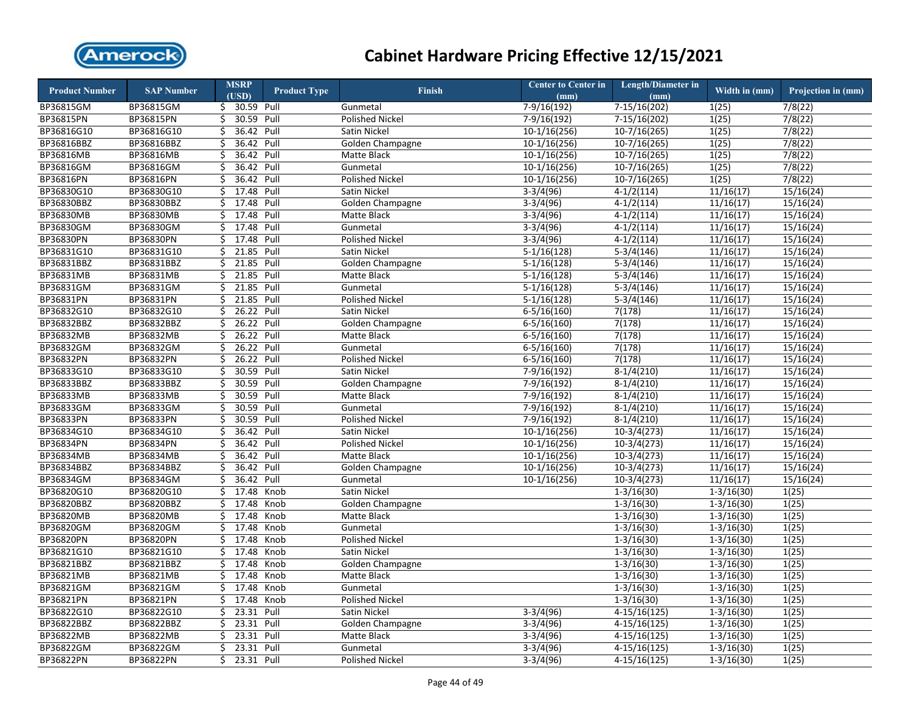# Cabinet Hardware Pricing Effective 12/15/2021

| Product Number | SAP Number | MSRP (USD) | Product Type | Finish | Center to Center in (mm) | Length/Diameter in (mm) | Width in (mm) | Projection in (mm) |
|---|---|---|---|---|---|---|---|---|
| BP36815GM | BP36815GM | $ 30.59 | Pull | Gunmetal | 7-9/16(192) | 7-15/16(202) | 1(25) | 7/8(22) |
| BP36815PN | BP36815PN | $ 30.59 | Pull | Polished Nickel | 7-9/16(192) | 7-15/16(202) | 1(25) | 7/8(22) |
| BP36816G10 | BP36816G10 | $ 36.42 | Pull | Satin Nickel | 10-1/16(256) | 10-7/16(265) | 1(25) | 7/8(22) |
| BP36816BBZ | BP36816BBZ | $ 36.42 | Pull | Golden Champagne | 10-1/16(256) | 10-7/16(265) | 1(25) | 7/8(22) |
| BP36816MB | BP36816MB | $ 36.42 | Pull | Matte Black | 10-1/16(256) | 10-7/16(265) | 1(25) | 7/8(22) |
| BP36816GM | BP36816GM | $ 36.42 | Pull | Gunmetal | 10-1/16(256) | 10-7/16(265) | 1(25) | 7/8(22) |
| BP36816PN | BP36816PN | $ 36.42 | Pull | Polished Nickel | 10-1/16(256) | 10-7/16(265) | 1(25) | 7/8(22) |
| BP36830G10 | BP36830G10 | $ 17.48 | Pull | Satin Nickel | 3-3/4(96) | 4-1/2(114) | 11/16(17) | 15/16(24) |
| BP36830BBZ | BP36830BBZ | $ 17.48 | Pull | Golden Champagne | 3-3/4(96) | 4-1/2(114) | 11/16(17) | 15/16(24) |
| BP36830MB | BP36830MB | $ 17.48 | Pull | Matte Black | 3-3/4(96) | 4-1/2(114) | 11/16(17) | 15/16(24) |
| BP36830GM | BP36830GM | $ 17.48 | Pull | Gunmetal | 3-3/4(96) | 4-1/2(114) | 11/16(17) | 15/16(24) |
| BP36830PN | BP36830PN | $ 17.48 | Pull | Polished Nickel | 3-3/4(96) | 4-1/2(114) | 11/16(17) | 15/16(24) |
| BP36831G10 | BP36831G10 | $ 21.85 | Pull | Satin Nickel | 5-1/16(128) | 5-3/4(146) | 11/16(17) | 15/16(24) |
| BP36831BBZ | BP36831BBZ | $ 21.85 | Pull | Golden Champagne | 5-1/16(128) | 5-3/4(146) | 11/16(17) | 15/16(24) |
| BP36831MB | BP36831MB | $ 21.85 | Pull | Matte Black | 5-1/16(128) | 5-3/4(146) | 11/16(17) | 15/16(24) |
| BP36831GM | BP36831GM | $ 21.85 | Pull | Gunmetal | 5-1/16(128) | 5-3/4(146) | 11/16(17) | 15/16(24) |
| BP36831PN | BP36831PN | $ 21.85 | Pull | Polished Nickel | 5-1/16(128) | 5-3/4(146) | 11/16(17) | 15/16(24) |
| BP36832G10 | BP36832G10 | $ 26.22 | Pull | Satin Nickel | 6-5/16(160) | 7(178) | 11/16(17) | 15/16(24) |
| BP36832BBZ | BP36832BBZ | $ 26.22 | Pull | Golden Champagne | 6-5/16(160) | 7(178) | 11/16(17) | 15/16(24) |
| BP36832MB | BP36832MB | $ 26.22 | Pull | Matte Black | 6-5/16(160) | 7(178) | 11/16(17) | 15/16(24) |
| BP36832GM | BP36832GM | $ 26.22 | Pull | Gunmetal | 6-5/16(160) | 7(178) | 11/16(17) | 15/16(24) |
| BP36832PN | BP36832PN | $ 26.22 | Pull | Polished Nickel | 6-5/16(160) | 7(178) | 11/16(17) | 15/16(24) |
| BP36833G10 | BP36833G10 | $ 30.59 | Pull | Satin Nickel | 7-9/16(192) | 8-1/4(210) | 11/16(17) | 15/16(24) |
| BP36833BBZ | BP36833BBZ | $ 30.59 | Pull | Golden Champagne | 7-9/16(192) | 8-1/4(210) | 11/16(17) | 15/16(24) |
| BP36833MB | BP36833MB | $ 30.59 | Pull | Matte Black | 7-9/16(192) | 8-1/4(210) | 11/16(17) | 15/16(24) |
| BP36833GM | BP36833GM | $ 30.59 | Pull | Gunmetal | 7-9/16(192) | 8-1/4(210) | 11/16(17) | 15/16(24) |
| BP36833PN | BP36833PN | $ 30.59 | Pull | Polished Nickel | 7-9/16(192) | 8-1/4(210) | 11/16(17) | 15/16(24) |
| BP36834G10 | BP36834G10 | $ 36.42 | Pull | Satin Nickel | 10-1/16(256) | 10-3/4(273) | 11/16(17) | 15/16(24) |
| BP36834PN | BP36834PN | $ 36.42 | Pull | Polished Nickel | 10-1/16(256) | 10-3/4(273) | 11/16(17) | 15/16(24) |
| BP36834MB | BP36834MB | $ 36.42 | Pull | Matte Black | 10-1/16(256) | 10-3/4(273) | 11/16(17) | 15/16(24) |
| BP36834BBZ | BP36834BBZ | $ 36.42 | Pull | Golden Champagne | 10-1/16(256) | 10-3/4(273) | 11/16(17) | 15/16(24) |
| BP36834GM | BP36834GM | $ 36.42 | Pull | Gunmetal | 10-1/16(256) | 10-3/4(273) | 11/16(17) | 15/16(24) |
| BP36820G10 | BP36820G10 | $ 17.48 | Knob | Satin Nickel | | 1-3/16(30) | 1-3/16(30) | 1(25) |
| BP36820BBZ | BP36820BBZ | $ 17.48 | Knob | Golden Champagne | | 1-3/16(30) | 1-3/16(30) | 1(25) |
| BP36820MB | BP36820MB | $ 17.48 | Knob | Matte Black | | 1-3/16(30) | 1-3/16(30) | 1(25) |
| BP36820GM | BP36820GM | $ 17.48 | Knob | Gunmetal | | 1-3/16(30) | 1-3/16(30) | 1(25) |
| BP36820PN | BP36820PN | $ 17.48 | Knob | Polished Nickel | | 1-3/16(30) | 1-3/16(30) | 1(25) |
| BP36821G10 | BP36821G10 | $ 17.48 | Knob | Satin Nickel | | 1-3/16(30) | 1-3/16(30) | 1(25) |
| BP36821BBZ | BP36821BBZ | $ 17.48 | Knob | Golden Champagne | | 1-3/16(30) | 1-3/16(30) | 1(25) |
| BP36821MB | BP36821MB | $ 17.48 | Knob | Matte Black | | 1-3/16(30) | 1-3/16(30) | 1(25) |
| BP36821GM | BP36821GM | $ 17.48 | Knob | Gunmetal | | 1-3/16(30) | 1-3/16(30) | 1(25) |
| BP36821PN | BP36821PN | $ 17.48 | Knob | Polished Nickel | | 1-3/16(30) | 1-3/16(30) | 1(25) |
| BP36822G10 | BP36822G10 | $ 23.31 | Pull | Satin Nickel | 3-3/4(96) | 4-15/16(125) | 1-3/16(30) | 1(25) |
| BP36822BBZ | BP36822BBZ | $ 23.31 | Pull | Golden Champagne | 3-3/4(96) | 4-15/16(125) | 1-3/16(30) | 1(25) |
| BP36822MB | BP36822MB | $ 23.31 | Pull | Matte Black | 3-3/4(96) | 4-15/16(125) | 1-3/16(30) | 1(25) |
| BP36822GM | BP36822GM | $ 23.31 | Pull | Gunmetal | 3-3/4(96) | 4-15/16(125) | 1-3/16(30) | 1(25) |
| BP36822PN | BP36822PN | $ 23.31 | Pull | Polished Nickel | 3-3/4(96) | 4-15/16(125) | 1-3/16(30) | 1(25) |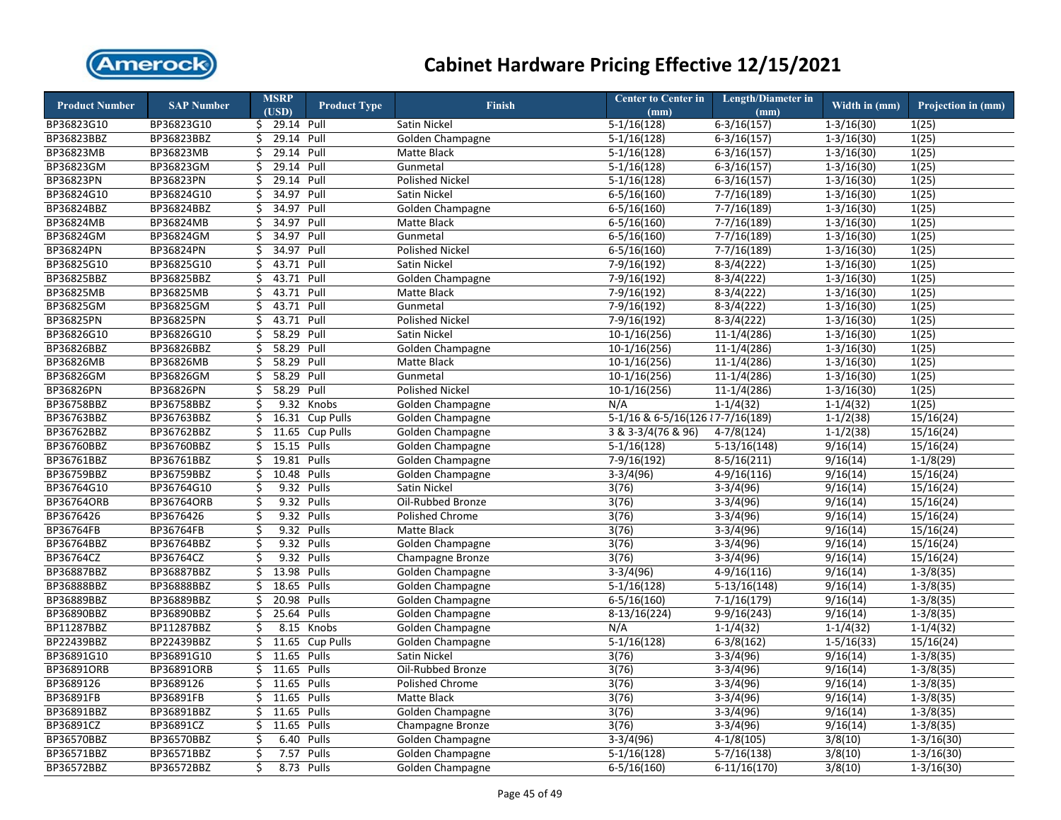# Cabinet Hardware Pricing Effective 12/15/2021

| Product Number | SAP Number | MSRP (USD) | Product Type | Finish | Center to Center in (mm) | Length/Diameter in (mm) | Width in (mm) | Projection in (mm) |
|---|---|---|---|---|---|---|---|---|
| BP36823G10 | BP36823G10 | $ 29.14 | Pull | Satin Nickel | 5-1/16(128) | 6-3/16(157) | 1-3/16(30) | 1(25) |
| BP36823BBZ | BP36823BBZ | $ 29.14 | Pull | Golden Champagne | 5-1/16(128) | 6-3/16(157) | 1-3/16(30) | 1(25) |
| BP36823MB | BP36823MB | $ 29.14 | Pull | Matte Black | 5-1/16(128) | 6-3/16(157) | 1-3/16(30) | 1(25) |
| BP36823GM | BP36823GM | $ 29.14 | Pull | Gunmetal | 5-1/16(128) | 6-3/16(157) | 1-3/16(30) | 1(25) |
| BP36823PN | BP36823PN | $ 29.14 | Pull | Polished Nickel | 5-1/16(128) | 6-3/16(157) | 1-3/16(30) | 1(25) |
| BP36824G10 | BP36824G10 | $ 34.97 | Pull | Satin Nickel | 6-5/16(160) | 7-7/16(189) | 1-3/16(30) | 1(25) |
| BP36824BBZ | BP36824BBZ | $ 34.97 | Pull | Golden Champagne | 6-5/16(160) | 7-7/16(189) | 1-3/16(30) | 1(25) |
| BP36824MB | BP36824MB | $ 34.97 | Pull | Matte Black | 6-5/16(160) | 7-7/16(189) | 1-3/16(30) | 1(25) |
| BP36824GM | BP36824GM | $ 34.97 | Pull | Gunmetal | 6-5/16(160) | 7-7/16(189) | 1-3/16(30) | 1(25) |
| BP36824PN | BP36824PN | $ 34.97 | Pull | Polished Nickel | 6-5/16(160) | 7-7/16(189) | 1-3/16(30) | 1(25) |
| BP36825G10 | BP36825G10 | $ 43.71 | Pull | Satin Nickel | 7-9/16(192) | 8-3/4(222) | 1-3/16(30) | 1(25) |
| BP36825BBZ | BP36825BBZ | $ 43.71 | Pull | Golden Champagne | 7-9/16(192) | 8-3/4(222) | 1-3/16(30) | 1(25) |
| BP36825MB | BP36825MB | $ 43.71 | Pull | Matte Black | 7-9/16(192) | 8-3/4(222) | 1-3/16(30) | 1(25) |
| BP36825GM | BP36825GM | $ 43.71 | Pull | Gunmetal | 7-9/16(192) | 8-3/4(222) | 1-3/16(30) | 1(25) |
| BP36825PN | BP36825PN | $ 43.71 | Pull | Polished Nickel | 7-9/16(192) | 8-3/4(222) | 1-3/16(30) | 1(25) |
| BP36826G10 | BP36826G10 | $ 58.29 | Pull | Satin Nickel | 10-1/16(256) | 11-1/4(286) | 1-3/16(30) | 1(25) |
| BP36826BBZ | BP36826BBZ | $ 58.29 | Pull | Golden Champagne | 10-1/16(256) | 11-1/4(286) | 1-3/16(30) | 1(25) |
| BP36826MB | BP36826MB | $ 58.29 | Pull | Matte Black | 10-1/16(256) | 11-1/4(286) | 1-3/16(30) | 1(25) |
| BP36826GM | BP36826GM | $ 58.29 | Pull | Gunmetal | 10-1/16(256) | 11-1/4(286) | 1-3/16(30) | 1(25) |
| BP36826PN | BP36826PN | $ 58.29 | Pull | Polished Nickel | 10-1/16(256) | 11-1/4(286) | 1-3/16(30) | 1(25) |
| BP36758BBZ | BP36758BBZ | $ 9.32 | Knobs | Golden Champagne | N/A | 1-1/4(32) | 1-1/4(32) | 1(25) |
| BP36763BBZ | BP36763BBZ | $ 16.31 | Cup Pulls | Golden Champagne | 5-1/16 & 6-5/16(126 & | 7-7/16(189) | 1-1/2(38) | 15/16(24) |
| BP36762BBZ | BP36762BBZ | $ 11.65 | Cup Pulls | Golden Champagne | 3 & 3-3/4(76 & 96) | 4-7/8(124) | 1-1/2(38) | 15/16(24) |
| BP36760BBZ | BP36760BBZ | $ 15.15 | Pulls | Golden Champagne | 5-1/16(128) | 5-13/16(148) | 9/16(14) | 15/16(24) |
| BP36761BBZ | BP36761BBZ | $ 19.81 | Pulls | Golden Champagne | 7-9/16(192) | 8-5/16(211) | 9/16(14) | 1-1/8(29) |
| BP36759BBZ | BP36759BBZ | $ 10.48 | Pulls | Golden Champagne | 3-3/4(96) | 4-9/16(116) | 9/16(14) | 15/16(24) |
| BP36764G10 | BP36764G10 | $ 9.32 | Pulls | Satin Nickel | 3(76) | 3-3/4(96) | 9/16(14) | 15/16(24) |
| BP36764ORB | BP36764ORB | $ 9.32 | Pulls | Oil-Rubbed Bronze | 3(76) | 3-3/4(96) | 9/16(14) | 15/16(24) |
| BP3676426 | BP3676426 | $ 9.32 | Pulls | Polished Chrome | 3(76) | 3-3/4(96) | 9/16(14) | 15/16(24) |
| BP36764FB | BP36764FB | $ 9.32 | Pulls | Matte Black | 3(76) | 3-3/4(96) | 9/16(14) | 15/16(24) |
| BP36764BBZ | BP36764BBZ | $ 9.32 | Pulls | Golden Champagne | 3(76) | 3-3/4(96) | 9/16(14) | 15/16(24) |
| BP36764CZ | BP36764CZ | $ 9.32 | Pulls | Champagne Bronze | 3(76) | 3-3/4(96) | 9/16(14) | 15/16(24) |
| BP36887BBZ | BP36887BBZ | $ 13.98 | Pulls | Golden Champagne | 3-3/4(96) | 4-9/16(116) | 9/16(14) | 1-3/8(35) |
| BP36888BBZ | BP36888BBZ | $ 18.65 | Pulls | Golden Champagne | 5-1/16(128) | 5-13/16(148) | 9/16(14) | 1-3/8(35) |
| BP36889BBZ | BP36889BBZ | $ 20.98 | Pulls | Golden Champagne | 6-5/16(160) | 7-1/16(179) | 9/16(14) | 1-3/8(35) |
| BP36890BBZ | BP36890BBZ | $ 25.64 | Pulls | Golden Champagne | 8-13/16(224) | 9-9/16(243) | 9/16(14) | 1-3/8(35) |
| BP11287BBZ | BP11287BBZ | $ 8.15 | Knobs | Golden Champagne | N/A | 1-1/4(32) | 1-1/4(32) | 1-1/4(32) |
| BP22439BBZ | BP22439BBZ | $ 11.65 | Cup Pulls | Golden Champagne | 5-1/16(128) | 6-3/8(162) | 1-5/16(33) | 15/16(24) |
| BP36891G10 | BP36891G10 | $ 11.65 | Pulls | Satin Nickel | 3(76) | 3-3/4(96) | 9/16(14) | 1-3/8(35) |
| BP36891ORB | BP36891ORB | $ 11.65 | Pulls | Oil-Rubbed Bronze | 3(76) | 3-3/4(96) | 9/16(14) | 1-3/8(35) |
| BP3689126 | BP3689126 | $ 11.65 | Pulls | Polished Chrome | 3(76) | 3-3/4(96) | 9/16(14) | 1-3/8(35) |
| BP36891FB | BP36891FB | $ 11.65 | Pulls | Matte Black | 3(76) | 3-3/4(96) | 9/16(14) | 1-3/8(35) |
| BP36891BBZ | BP36891BBZ | $ 11.65 | Pulls | Golden Champagne | 3(76) | 3-3/4(96) | 9/16(14) | 1-3/8(35) |
| BP36891CZ | BP36891CZ | $ 11.65 | Pulls | Champagne Bronze | 3(76) | 3-3/4(96) | 9/16(14) | 1-3/8(35) |
| BP36570BBZ | BP36570BBZ | $ 6.40 | Pulls | Golden Champagne | 3-3/4(96) | 4-1/8(105) | 3/8(10) | 1-3/16(30) |
| BP36571BBZ | BP36571BBZ | $ 7.57 | Pulls | Golden Champagne | 5-1/16(128) | 5-7/16(138) | 3/8(10) | 1-3/16(30) |
| BP36572BBZ | BP36572BBZ | $ 8.73 | Pulls | Golden Champagne | 6-5/16(160) | 6-11/16(170) | 3/8(10) | 1-3/16(30) |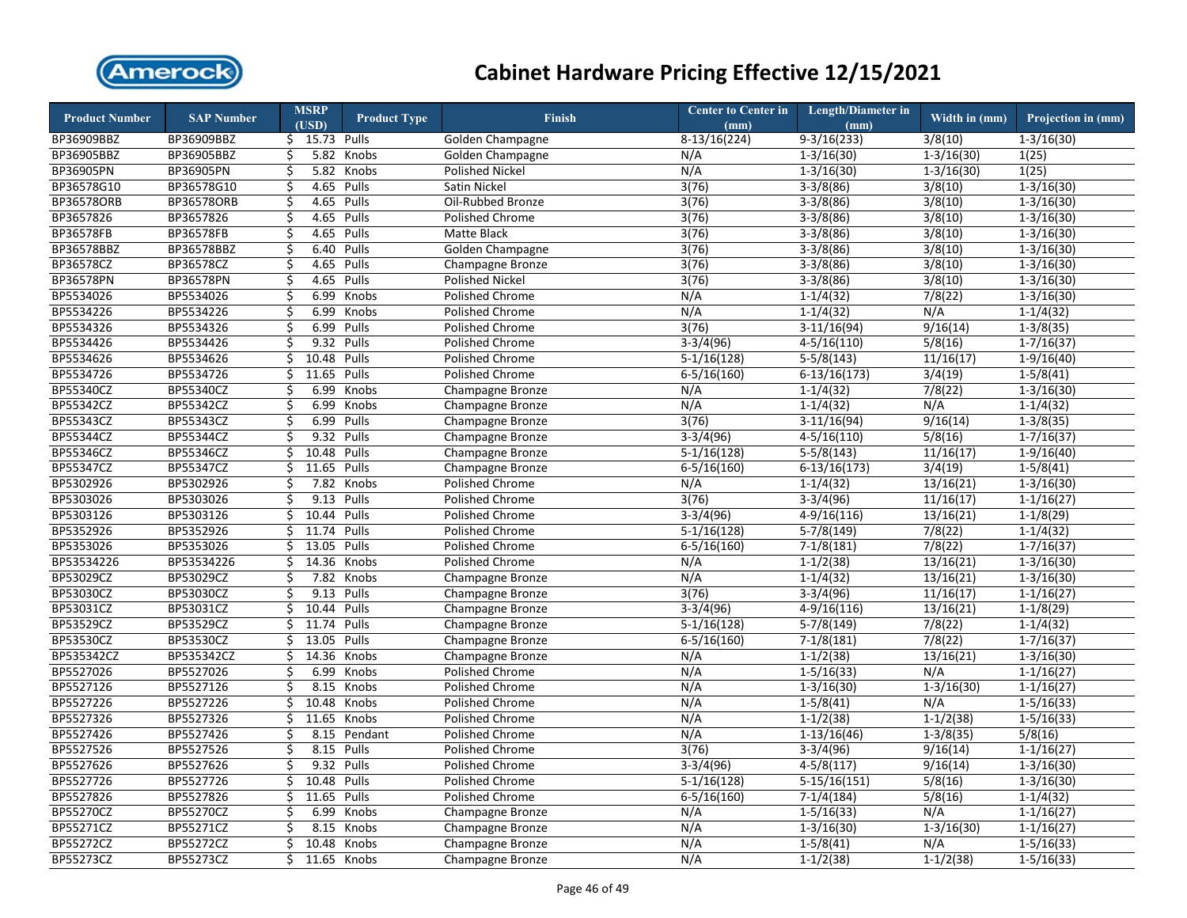# Cabinet Hardware Pricing Effective 12/15/2021

| Product Number | SAP Number | MSRP (USD) | Product Type | Finish | Center to Center in (mm) | Length/Diameter in (mm) | Width in (mm) | Projection in (mm) |
|---|---|---|---|---|---|---|---|---|
| BP36909BBZ | BP36909BBZ | $ 15.73 | Pulls | Golden Champagne | 8-13/16(224) | 9-3/16(233) | 3/8(10) | 1-3/16(30) |
| BP36905BBZ | BP36905BBZ | $ 5.82 | Knobs | Golden Champagne | N/A | 1-3/16(30) | 1-3/16(30) | 1(25) |
| BP36905PN | BP36905PN | $ 5.82 | Knobs | Polished Nickel | N/A | 1-3/16(30) | 1-3/16(30) | 1(25) |
| BP36578G10 | BP36578G10 | $ 4.65 | Pulls | Satin Nickel | 3(76) | 3-3/8(86) | 3/8(10) | 1-3/16(30) |
| BP36578ORB | BP36578ORB | $ 4.65 | Pulls | Oil-Rubbed Bronze | 3(76) | 3-3/8(86) | 3/8(10) | 1-3/16(30) |
| BP3657826 | BP3657826 | $ 4.65 | Pulls | Polished Chrome | 3(76) | 3-3/8(86) | 3/8(10) | 1-3/16(30) |
| BP36578FB | BP36578FB | $ 4.65 | Pulls | Matte Black | 3(76) | 3-3/8(86) | 3/8(10) | 1-3/16(30) |
| BP36578BBZ | BP36578BBZ | $ 6.40 | Pulls | Golden Champagne | 3(76) | 3-3/8(86) | 3/8(10) | 1-3/16(30) |
| BP36578CZ | BP36578CZ | $ 4.65 | Pulls | Champagne Bronze | 3(76) | 3-3/8(86) | 3/8(10) | 1-3/16(30) |
| BP36578PN | BP36578PN | $ 4.65 | Pulls | Polished Nickel | 3(76) | 3-3/8(86) | 3/8(10) | 1-3/16(30) |
| BP5534026 | BP5534026 | $ 6.99 | Knobs | Polished Chrome | N/A | 1-1/4(32) | 7/8(22) | 1-3/16(30) |
| BP5534226 | BP5534226 | $ 6.99 | Knobs | Polished Chrome | N/A | 1-1/4(32) | N/A | 1-1/4(32) |
| BP5534326 | BP5534326 | $ 6.99 | Pulls | Polished Chrome | 3(76) | 3-11/16(94) | 9/16(14) | 1-3/8(35) |
| BP5534426 | BP5534426 | $ 9.32 | Pulls | Polished Chrome | 3-3/4(96) | 4-5/16(110) | 5/8(16) | 1-7/16(37) |
| BP5534626 | BP5534626 | $ 10.48 | Pulls | Polished Chrome | 5-1/16(128) | 5-5/8(143) | 11/16(17) | 1-9/16(40) |
| BP5534726 | BP5534726 | $ 11.65 | Pulls | Polished Chrome | 6-5/16(160) | 6-13/16(173) | 3/4(19) | 1-5/8(41) |
| BP55340CZ | BP55340CZ | $ 6.99 | Knobs | Champagne Bronze | N/A | 1-1/4(32) | 7/8(22) | 1-3/16(30) |
| BP55342CZ | BP55342CZ | $ 6.99 | Knobs | Champagne Bronze | N/A | 1-1/4(32) | N/A | 1-1/4(32) |
| BP55343CZ | BP55343CZ | $ 6.99 | Pulls | Champagne Bronze | 3(76) | 3-11/16(94) | 9/16(14) | 1-3/8(35) |
| BP55344CZ | BP55344CZ | $ 9.32 | Pulls | Champagne Bronze | 3-3/4(96) | 4-5/16(110) | 5/8(16) | 1-7/16(37) |
| BP55346CZ | BP55346CZ | $ 10.48 | Pulls | Champagne Bronze | 5-1/16(128) | 5-5/8(143) | 11/16(17) | 1-9/16(40) |
| BP55347CZ | BP55347CZ | $ 11.65 | Pulls | Champagne Bronze | 6-5/16(160) | 6-13/16(173) | 3/4(19) | 1-5/8(41) |
| BP5302926 | BP5302926 | $ 7.82 | Knobs | Polished Chrome | N/A | 1-1/4(32) | 13/16(21) | 1-3/16(30) |
| BP5303026 | BP5303026 | $ 9.13 | Pulls | Polished Chrome | 3(76) | 3-3/4(96) | 11/16(17) | 1-1/16(27) |
| BP5303126 | BP5303126 | $ 10.44 | Pulls | Polished Chrome | 3-3/4(96) | 4-9/16(116) | 13/16(21) | 1-1/8(29) |
| BP5352926 | BP5352926 | $ 11.74 | Pulls | Polished Chrome | 5-1/16(128) | 5-7/8(149) | 7/8(22) | 1-1/4(32) |
| BP5353026 | BP5353026 | $ 13.05 | Pulls | Polished Chrome | 6-5/16(160) | 7-1/8(181) | 7/8(22) | 1-7/16(37) |
| BP53534226 | BP53534226 | $ 14.36 | Knobs | Polished Chrome | N/A | 1-1/2(38) | 13/16(21) | 1-3/16(30) |
| BP53029CZ | BP53029CZ | $ 7.82 | Knobs | Champagne Bronze | N/A | 1-1/4(32) | 13/16(21) | 1-3/16(30) |
| BP53030CZ | BP53030CZ | $ 9.13 | Pulls | Champagne Bronze | 3(76) | 3-3/4(96) | 11/16(17) | 1-1/16(27) |
| BP53031CZ | BP53031CZ | $ 10.44 | Pulls | Champagne Bronze | 3-3/4(96) | 4-9/16(116) | 13/16(21) | 1-1/8(29) |
| BP53529CZ | BP53529CZ | $ 11.74 | Pulls | Champagne Bronze | 5-1/16(128) | 5-7/8(149) | 7/8(22) | 1-1/4(32) |
| BP53530CZ | BP53530CZ | $ 13.05 | Pulls | Champagne Bronze | 6-5/16(160) | 7-1/8(181) | 7/8(22) | 1-7/16(37) |
| BP535342CZ | BP535342CZ | $ 14.36 | Knobs | Champagne Bronze | N/A | 1-1/2(38) | 13/16(21) | 1-3/16(30) |
| BP5527026 | BP5527026 | $ 6.99 | Knobs | Polished Chrome | N/A | 1-5/16(33) | N/A | 1-1/16(27) |
| BP5527126 | BP5527126 | $ 8.15 | Knobs | Polished Chrome | N/A | 1-3/16(30) | 1-3/16(30) | 1-1/16(27) |
| BP5527226 | BP5527226 | $ 10.48 | Knobs | Polished Chrome | N/A | 1-5/8(41) | N/A | 1-5/16(33) |
| BP5527326 | BP5527326 | $ 11.65 | Knobs | Polished Chrome | N/A | 1-1/2(38) | 1-1/2(38) | 1-5/16(33) |
| BP5527426 | BP5527426 | $ 8.15 | Pendant | Polished Chrome | N/A | 1-13/16(46) | 1-3/8(35) | 5/8(16) |
| BP5527526 | BP5527526 | $ 8.15 | Pulls | Polished Chrome | 3(76) | 3-3/4(96) | 9/16(14) | 1-1/16(27) |
| BP5527626 | BP5527626 | $ 9.32 | Pulls | Polished Chrome | 3-3/4(96) | 4-5/8(117) | 9/16(14) | 1-3/16(30) |
| BP5527726 | BP5527726 | $ 10.48 | Pulls | Polished Chrome | 5-1/16(128) | 5-15/16(151) | 5/8(16) | 1-3/16(30) |
| BP5527826 | BP5527826 | $ 11.65 | Pulls | Polished Chrome | 6-5/16(160) | 7-1/4(184) | 5/8(16) | 1-1/4(32) |
| BP55270CZ | BP55270CZ | $ 6.99 | Knobs | Champagne Bronze | N/A | 1-5/16(33) | N/A | 1-1/16(27) |
| BP55271CZ | BP55271CZ | $ 8.15 | Knobs | Champagne Bronze | N/A | 1-3/16(30) | 1-3/16(30) | 1-1/16(27) |
| BP55272CZ | BP55272CZ | $ 10.48 | Knobs | Champagne Bronze | N/A | 1-5/8(41) | N/A | 1-5/16(33) |
| BP55273CZ | BP55273CZ | $ 11.65 | Knobs | Champagne Bronze | N/A | 1-1/2(38) | 1-1/2(38) | 1-5/16(33) |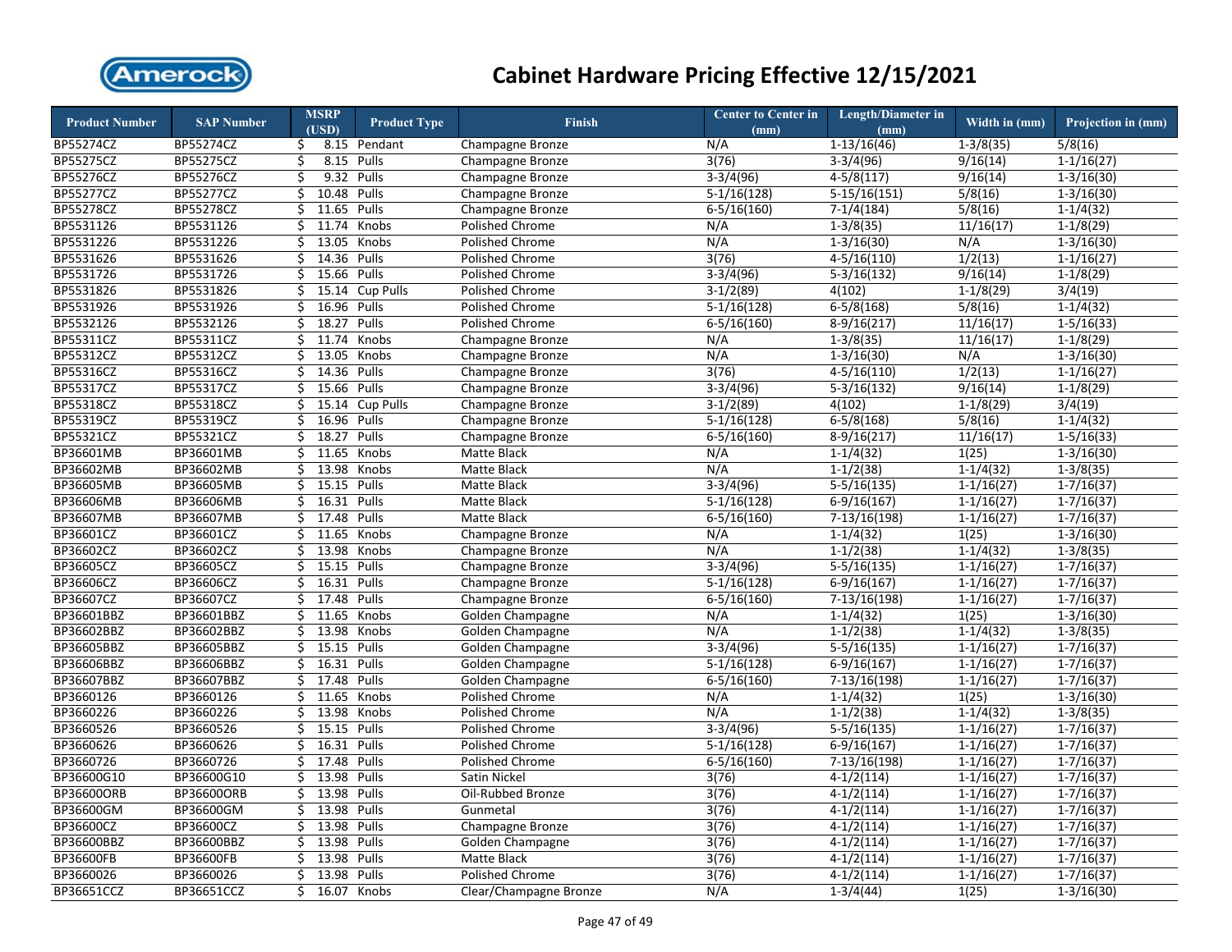# Cabinet Hardware Pricing Effective 12/15/2021

| Product Number | SAP Number | MSRP (USD) | Product Type | Finish | Center to Center in (mm) | Length/Diameter in (mm) | Width in (mm) | Projection in (mm) |
|---|---|---|---|---|---|---|---|---|
| BP55274CZ | BP55274CZ | $ 8.15 | Pendant | Champagne Bronze | N/A | 1-13/16(46) | 1-3/8(35) | 5/8(16) |
| BP55275CZ | BP55275CZ | $ 8.15 | Pulls | Champagne Bronze | 3(76) | 3-3/4(96) | 9/16(14) | 1-1/16(27) |
| BP55276CZ | BP55276CZ | $ 9.32 | Pulls | Champagne Bronze | 3-3/4(96) | 4-5/8(117) | 9/16(14) | 1-3/16(30) |
| BP55277CZ | BP55277CZ | $ 10.48 | Pulls | Champagne Bronze | 5-1/16(128) | 5-15/16(151) | 5/8(16) | 1-3/16(30) |
| BP55278CZ | BP55278CZ | $ 11.65 | Pulls | Champagne Bronze | 6-5/16(160) | 7-1/4(184) | 5/8(16) | 1-1/4(32) |
| BP5531126 | BP5531126 | $ 11.74 | Knobs | Polished Chrome | N/A | 1-3/8(35) | 11/16(17) | 1-1/8(29) |
| BP5531226 | BP5531226 | $ 13.05 | Knobs | Polished Chrome | N/A | 1-3/16(30) | N/A | 1-3/16(30) |
| BP5531626 | BP5531626 | $ 14.36 | Pulls | Polished Chrome | 3(76) | 4-5/16(110) | 1/2(13) | 1-1/16(27) |
| BP5531726 | BP5531726 | $ 15.66 | Pulls | Polished Chrome | 3-3/4(96) | 5-3/16(132) | 9/16(14) | 1-1/8(29) |
| BP5531826 | BP5531826 | $ 15.14 | Cup Pulls | Polished Chrome | 3-1/2(89) | 4(102) | 1-1/8(29) | 3/4(19) |
| BP5531926 | BP5531926 | $ 16.96 | Pulls | Polished Chrome | 5-1/16(128) | 6-5/8(168) | 5/8(16) | 1-1/4(32) |
| BP5532126 | BP5532126 | $ 18.27 | Pulls | Polished Chrome | 6-5/16(160) | 8-9/16(217) | 11/16(17) | 1-5/16(33) |
| BP55311CZ | BP55311CZ | $ 11.74 | Knobs | Champagne Bronze | N/A | 1-3/8(35) | 11/16(17) | 1-1/8(29) |
| BP55312CZ | BP55312CZ | $ 13.05 | Knobs | Champagne Bronze | N/A | 1-3/16(30) | N/A | 1-3/16(30) |
| BP55316CZ | BP55316CZ | $ 14.36 | Pulls | Champagne Bronze | 3(76) | 4-5/16(110) | 1/2(13) | 1-1/16(27) |
| BP55317CZ | BP55317CZ | $ 15.66 | Pulls | Champagne Bronze | 3-3/4(96) | 5-3/16(132) | 9/16(14) | 1-1/8(29) |
| BP55318CZ | BP55318CZ | $ 15.14 | Cup Pulls | Champagne Bronze | 3-1/2(89) | 4(102) | 1-1/8(29) | 3/4(19) |
| BP55319CZ | BP55319CZ | $ 16.96 | Pulls | Champagne Bronze | 5-1/16(128) | 6-5/8(168) | 5/8(16) | 1-1/4(32) |
| BP55321CZ | BP55321CZ | $ 18.27 | Pulls | Champagne Bronze | 6-5/16(160) | 8-9/16(217) | 11/16(17) | 1-5/16(33) |
| BP36601MB | BP36601MB | $ 11.65 | Knobs | Matte Black | N/A | 1-1/4(32) | 1(25) | 1-3/16(30) |
| BP36602MB | BP36602MB | $ 13.98 | Knobs | Matte Black | N/A | 1-1/2(38) | 1-1/4(32) | 1-3/8(35) |
| BP36605MB | BP36605MB | $ 15.15 | Pulls | Matte Black | 3-3/4(96) | 5-5/16(135) | 1-1/16(27) | 1-7/16(37) |
| BP36606MB | BP36606MB | $ 16.31 | Pulls | Matte Black | 5-1/16(128) | 6-9/16(167) | 1-1/16(27) | 1-7/16(37) |
| BP36607MB | BP36607MB | $ 17.48 | Pulls | Matte Black | 6-5/16(160) | 7-13/16(198) | 1-1/16(27) | 1-7/16(37) |
| BP36601CZ | BP36601CZ | $ 11.65 | Knobs | Champagne Bronze | N/A | 1-1/4(32) | 1(25) | 1-3/16(30) |
| BP36602CZ | BP36602CZ | $ 13.98 | Knobs | Champagne Bronze | N/A | 1-1/2(38) | 1-1/4(32) | 1-3/8(35) |
| BP36605CZ | BP36605CZ | $ 15.15 | Pulls | Champagne Bronze | 3-3/4(96) | 5-5/16(135) | 1-1/16(27) | 1-7/16(37) |
| BP36606CZ | BP36606CZ | $ 16.31 | Pulls | Champagne Bronze | 5-1/16(128) | 6-9/16(167) | 1-1/16(27) | 1-7/16(37) |
| BP36607CZ | BP36607CZ | $ 17.48 | Pulls | Champagne Bronze | 6-5/16(160) | 7-13/16(198) | 1-1/16(27) | 1-7/16(37) |
| BP36601BBZ | BP36601BBZ | $ 11.65 | Knobs | Golden Champagne | N/A | 1-1/4(32) | 1(25) | 1-3/16(30) |
| BP36602BBZ | BP36602BBZ | $ 13.98 | Knobs | Golden Champagne | N/A | 1-1/2(38) | 1-1/4(32) | 1-3/8(35) |
| BP36605BBZ | BP36605BBZ | $ 15.15 | Pulls | Golden Champagne | 3-3/4(96) | 5-5/16(135) | 1-1/16(27) | 1-7/16(37) |
| BP36606BBZ | BP36606BBZ | $ 16.31 | Pulls | Golden Champagne | 5-1/16(128) | 6-9/16(167) | 1-1/16(27) | 1-7/16(37) |
| BP36607BBZ | BP36607BBZ | $ 17.48 | Pulls | Golden Champagne | 6-5/16(160) | 7-13/16(198) | 1-1/16(27) | 1-7/16(37) |
| BP3660126 | BP3660126 | $ 11.65 | Knobs | Polished Chrome | N/A | 1-1/4(32) | 1(25) | 1-3/16(30) |
| BP3660226 | BP3660226 | $ 13.98 | Knobs | Polished Chrome | N/A | 1-1/2(38) | 1-1/4(32) | 1-3/8(35) |
| BP3660526 | BP3660526 | $ 15.15 | Pulls | Polished Chrome | 3-3/4(96) | 5-5/16(135) | 1-1/16(27) | 1-7/16(37) |
| BP3660626 | BP3660626 | $ 16.31 | Pulls | Polished Chrome | 5-1/16(128) | 6-9/16(167) | 1-1/16(27) | 1-7/16(37) |
| BP3660726 | BP3660726 | $ 17.48 | Pulls | Polished Chrome | 6-5/16(160) | 7-13/16(198) | 1-1/16(27) | 1-7/16(37) |
| BP36600G10 | BP36600G10 | $ 13.98 | Pulls | Satin Nickel | 3(76) | 4-1/2(114) | 1-1/16(27) | 1-7/16(37) |
| BP36600ORB | BP36600ORB | $ 13.98 | Pulls | Oil-Rubbed Bronze | 3(76) | 4-1/2(114) | 1-1/16(27) | 1-7/16(37) |
| BP36600GM | BP36600GM | $ 13.98 | Pulls | Gunmetal | 3(76) | 4-1/2(114) | 1-1/16(27) | 1-7/16(37) |
| BP36600CZ | BP36600CZ | $ 13.98 | Pulls | Champagne Bronze | 3(76) | 4-1/2(114) | 1-1/16(27) | 1-7/16(37) |
| BP36600BBZ | BP36600BBZ | $ 13.98 | Pulls | Golden Champagne | 3(76) | 4-1/2(114) | 1-1/16(27) | 1-7/16(37) |
| BP36600FB | BP36600FB | $ 13.98 | Pulls | Matte Black | 3(76) | 4-1/2(114) | 1-1/16(27) | 1-7/16(37) |
| BP3660026 | BP3660026 | $ 13.98 | Pulls | Polished Chrome | 3(76) | 4-1/2(114) | 1-1/16(27) | 1-7/16(37) |
| BP36651CCZ | BP36651CCZ | $ 16.07 | Knobs | Clear/Champagne Bronze | N/A | 1-3/4(44) | 1(25) | 1-3/16(30) |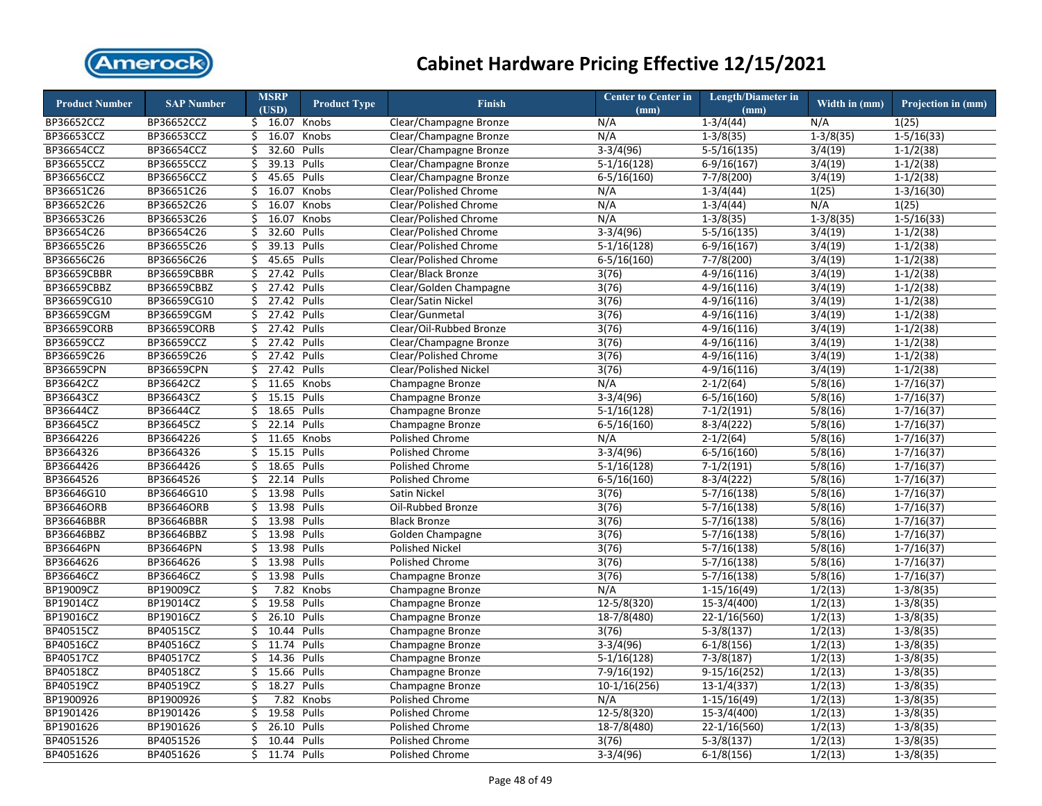# Cabinet Hardware Pricing Effective 12/15/2021

| Product Number | SAP Number | MSRP (USD) | Product Type | Finish | Center to Center in (mm) | Length/Diameter in (mm) | Width in (mm) | Projection in (mm) |
|---|---|---|---|---|---|---|---|---|
| BP36652CCZ | BP36652CCZ | $ 16.07 | Knobs | Clear/Champagne Bronze | N/A | 1-3/4(44) | N/A | 1(25) |
| BP36653CCZ | BP36653CCZ | $ 16.07 | Knobs | Clear/Champagne Bronze | N/A | 1-3/8(35) | 1-3/8(35) | 1-5/16(33) |
| BP36654CCZ | BP36654CCZ | $ 32.60 | Pulls | Clear/Champagne Bronze | 3-3/4(96) | 5-5/16(135) | 3/4(19) | 1-1/2(38) |
| BP36655CCZ | BP36655CCZ | $ 39.13 | Pulls | Clear/Champagne Bronze | 5-1/16(128) | 6-9/16(167) | 3/4(19) | 1-1/2(38) |
| BP36656CCZ | BP36656CCZ | $ 45.65 | Pulls | Clear/Champagne Bronze | 6-5/16(160) | 7-7/8(200) | 3/4(19) | 1-1/2(38) |
| BP36651C26 | BP36651C26 | $ 16.07 | Knobs | Clear/Polished Chrome | N/A | 1-3/4(44) | 1(25) | 1-3/16(30) |
| BP36652C26 | BP36652C26 | $ 16.07 | Knobs | Clear/Polished Chrome | N/A | 1-3/4(44) | N/A | 1(25) |
| BP36653C26 | BP36653C26 | $ 16.07 | Knobs | Clear/Polished Chrome | N/A | 1-3/8(35) | 1-3/8(35) | 1-5/16(33) |
| BP36654C26 | BP36654C26 | $ 32.60 | Pulls | Clear/Polished Chrome | 3-3/4(96) | 5-5/16(135) | 3/4(19) | 1-1/2(38) |
| BP36655C26 | BP36655C26 | $ 39.13 | Pulls | Clear/Polished Chrome | 5-1/16(128) | 6-9/16(167) | 3/4(19) | 1-1/2(38) |
| BP36656C26 | BP36656C26 | $ 45.65 | Pulls | Clear/Polished Chrome | 6-5/16(160) | 7-7/8(200) | 3/4(19) | 1-1/2(38) |
| BP36659CBBR | BP36659CBBR | $ 27.42 | Pulls | Clear/Black Bronze | 3(76) | 4-9/16(116) | 3/4(19) | 1-1/2(38) |
| BP36659CBBZ | BP36659CBBZ | $ 27.42 | Pulls | Clear/Golden Champagne | 3(76) | 4-9/16(116) | 3/4(19) | 1-1/2(38) |
| BP36659CG10 | BP36659CG10 | $ 27.42 | Pulls | Clear/Satin Nickel | 3(76) | 4-9/16(116) | 3/4(19) | 1-1/2(38) |
| BP36659CGM | BP36659CGM | $ 27.42 | Pulls | Clear/Gunmetal | 3(76) | 4-9/16(116) | 3/4(19) | 1-1/2(38) |
| BP36659CORB | BP36659CORB | $ 27.42 | Pulls | Clear/Oil-Rubbed Bronze | 3(76) | 4-9/16(116) | 3/4(19) | 1-1/2(38) |
| BP36659CCZ | BP36659CCZ | $ 27.42 | Pulls | Clear/Champagne Bronze | 3(76) | 4-9/16(116) | 3/4(19) | 1-1/2(38) |
| BP36659C26 | BP36659C26 | $ 27.42 | Pulls | Clear/Polished Chrome | 3(76) | 4-9/16(116) | 3/4(19) | 1-1/2(38) |
| BP36659CPN | BP36659CPN | $ 27.42 | Pulls | Clear/Polished Nickel | 3(76) | 4-9/16(116) | 3/4(19) | 1-1/2(38) |
| BP36642CZ | BP36642CZ | $ 11.65 | Knobs | Champagne Bronze | N/A | 2-1/2(64) | 5/8(16) | 1-7/16(37) |
| BP36643CZ | BP36643CZ | $ 15.15 | Pulls | Champagne Bronze | 3-3/4(96) | 6-5/16(160) | 5/8(16) | 1-7/16(37) |
| BP36644CZ | BP36644CZ | $ 18.65 | Pulls | Champagne Bronze | 5-1/16(128) | 7-1/2(191) | 5/8(16) | 1-7/16(37) |
| BP36645CZ | BP36645CZ | $ 22.14 | Pulls | Champagne Bronze | 6-5/16(160) | 8-3/4(222) | 5/8(16) | 1-7/16(37) |
| BP3664226 | BP3664226 | $ 11.65 | Knobs | Polished Chrome | N/A | 2-1/2(64) | 5/8(16) | 1-7/16(37) |
| BP3664326 | BP3664326 | $ 15.15 | Pulls | Polished Chrome | 3-3/4(96) | 6-5/16(160) | 5/8(16) | 1-7/16(37) |
| BP3664426 | BP3664426 | $ 18.65 | Pulls | Polished Chrome | 5-1/16(128) | 7-1/2(191) | 5/8(16) | 1-7/16(37) |
| BP3664526 | BP3664526 | $ 22.14 | Pulls | Polished Chrome | 6-5/16(160) | 8-3/4(222) | 5/8(16) | 1-7/16(37) |
| BP36646G10 | BP36646G10 | $ 13.98 | Pulls | Satin Nickel | 3(76) | 5-7/16(138) | 5/8(16) | 1-7/16(37) |
| BP36646ORB | BP36646ORB | $ 13.98 | Pulls | Oil-Rubbed Bronze | 3(76) | 5-7/16(138) | 5/8(16) | 1-7/16(37) |
| BP36646BBR | BP36646BBR | $ 13.98 | Pulls | Black Bronze | 3(76) | 5-7/16(138) | 5/8(16) | 1-7/16(37) |
| BP36646BBZ | BP36646BBZ | $ 13.98 | Pulls | Golden Champagne | 3(76) | 5-7/16(138) | 5/8(16) | 1-7/16(37) |
| BP36646PN | BP36646PN | $ 13.98 | Pulls | Polished Nickel | 3(76) | 5-7/16(138) | 5/8(16) | 1-7/16(37) |
| BP3664626 | BP3664626 | $ 13.98 | Pulls | Polished Chrome | 3(76) | 5-7/16(138) | 5/8(16) | 1-7/16(37) |
| BP36646CZ | BP36646CZ | $ 13.98 | Pulls | Champagne Bronze | 3(76) | 5-7/16(138) | 5/8(16) | 1-7/16(37) |
| BP19009CZ | BP19009CZ | $ 7.82 | Knobs | Champagne Bronze | N/A | 1-15/16(49) | 1/2(13) | 1-3/8(35) |
| BP19014CZ | BP19014CZ | $ 19.58 | Pulls | Champagne Bronze | 12-5/8(320) | 15-3/4(400) | 1/2(13) | 1-3/8(35) |
| BP19016CZ | BP19016CZ | $ 26.10 | Pulls | Champagne Bronze | 18-7/8(480) | 22-1/16(560) | 1/2(13) | 1-3/8(35) |
| BP40515CZ | BP40515CZ | $ 10.44 | Pulls | Champagne Bronze | 3(76) | 5-3/8(137) | 1/2(13) | 1-3/8(35) |
| BP40516CZ | BP40516CZ | $ 11.74 | Pulls | Champagne Bronze | 3-3/4(96) | 6-1/8(156) | 1/2(13) | 1-3/8(35) |
| BP40517CZ | BP40517CZ | $ 14.36 | Pulls | Champagne Bronze | 5-1/16(128) | 7-3/8(187) | 1/2(13) | 1-3/8(35) |
| BP40518CZ | BP40518CZ | $ 15.66 | Pulls | Champagne Bronze | 7-9/16(192) | 9-15/16(252) | 1/2(13) | 1-3/8(35) |
| BP40519CZ | BP40519CZ | $ 18.27 | Pulls | Champagne Bronze | 10-1/16(256) | 13-1/4(337) | 1/2(13) | 1-3/8(35) |
| BP1900926 | BP1900926 | $ 7.82 | Knobs | Polished Chrome | N/A | 1-15/16(49) | 1/2(13) | 1-3/8(35) |
| BP1901426 | BP1901426 | $ 19.58 | Pulls | Polished Chrome | 12-5/8(320) | 15-3/4(400) | 1/2(13) | 1-3/8(35) |
| BP1901626 | BP1901626 | $ 26.10 | Pulls | Polished Chrome | 18-7/8(480) | 22-1/16(560) | 1/2(13) | 1-3/8(35) |
| BP4051526 | BP4051526 | $ 10.44 | Pulls | Polished Chrome | 3(76) | 5-3/8(137) | 1/2(13) | 1-3/8(35) |
| BP4051626 | BP4051626 | $ 11.74 | Pulls | Polished Chrome | 3-3/4(96) | 6-1/8(156) | 1/2(13) | 1-3/8(35) |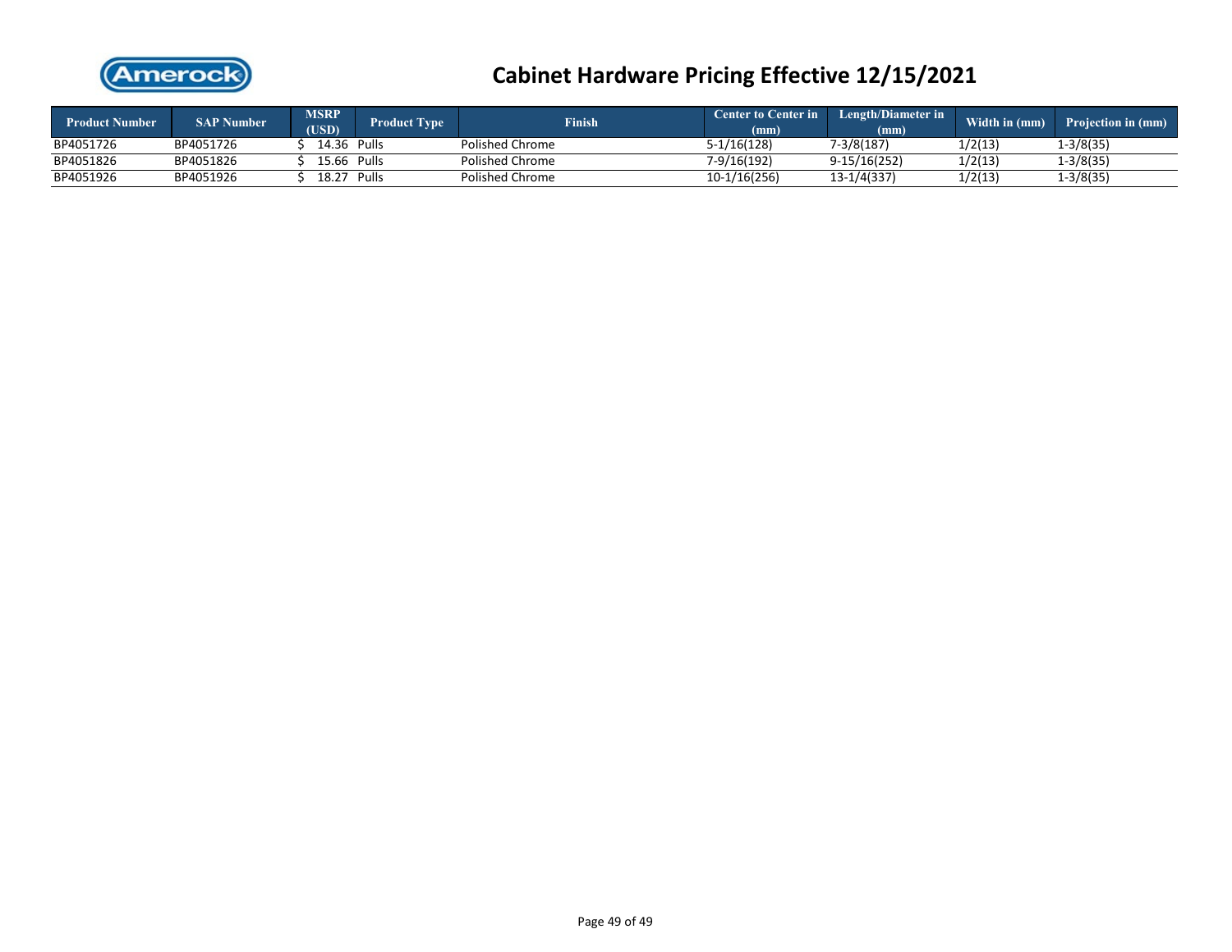# Cabinet Hardware Pricing Effective 12/15/2021

| Product Number | SAP Number | MSRP (USD) | Product Type | Finish | Center to Center in (mm) | Length/Diameter in (mm) | Width in (mm) | Projection in (mm) |
|---|---|---|---|---|---|---|---|---|
| BP4051726 | BP4051726 | $ 14.36 | Pulls | Polished Chrome | 5-1/16(128) | 7-3/8(187) | 1/2(13) | 1-3/8(35) |
| BP4051826 | BP4051826 | $ 15.66 | Pulls | Polished Chrome | 7-9/16(192) | 9-15/16(252) | 1/2(13) | 1-3/8(35) |
| BP4051926 | BP4051926 | $ 18.27 | Pulls | Polished Chrome | 10-1/16(256) | 13-1/4(337) | 1/2(13) | 1-3/8(35) |